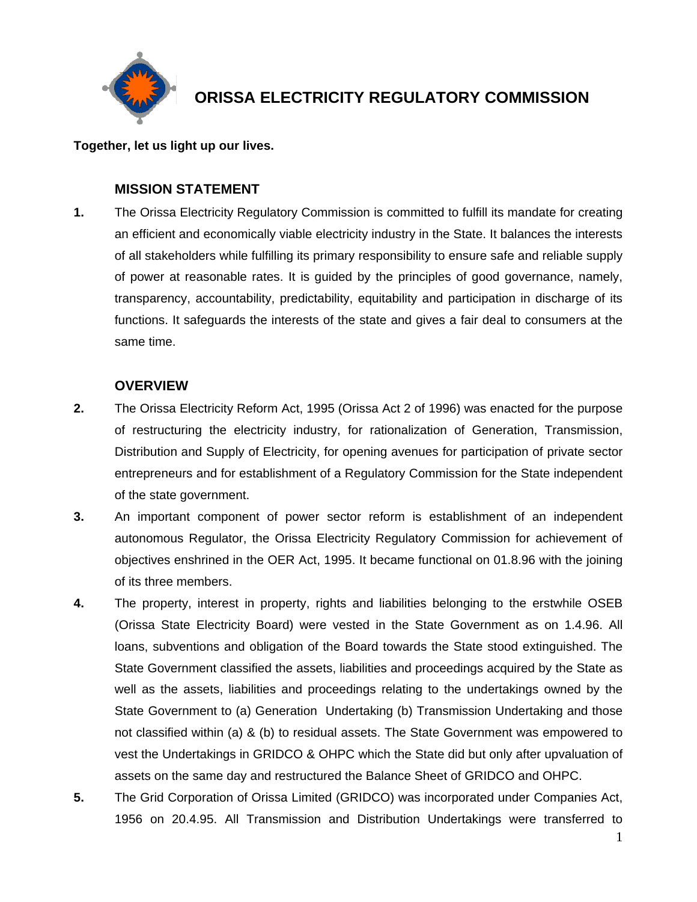# ORISSA ELECTRICITY REGULATORY COMMISSION

**Together, let us light up our lives.**

## MISSION STATEMENT

**1.** The Orissa Electricity Regulatory Commission is committed to fulfill its mandate for creating an efficient and economically viable electricity industry in the State. It balances the interests of all stakeholders while fulfilling its primary responsibility to ensure safe and reliable supply of power at reasonable rates. It is guided by the principles of good governance, namely, transparency, accountability, predictability, equitability and participation in discharge of its functions. It safeguards the interests of the state and gives a fair deal to consumers at the same time.

## OVERVIEW

**2.** The Orissa Electricity Reform Act, 1995 (Orissa Act 2 of 1996) was enacted for the purpose of restructuring the electricity industry, for rationalization of Generation, Transmission, Distribution and Supply of Electricity, for opening avenues for participation of private sector entrepreneurs and for establishment of a Regulatory Commission for the State independent of the state government.

**3.** An important component of power sector reform is establishment of an independent autonomous Regulator, the Orissa Electricity Regulatory Commission for achievement of objectives enshrined in the OER Act, 1995. It became functional on 01.8.96 with the joining of its three members.

**4.** The property, interest in property, rights and liabilities belonging to the erstwhile OSEB (Orissa State Electricity Board) were vested in the State Government as on 1.4.96. All loans, subventions and obligation of the Board towards the State stood extinguished. The State Government classified the assets, liabilities and proceedings acquired by the State as well as the assets, liabilities and proceedings relating to the undertakings owned by the State Government to (a) Generation Undertaking (b) Transmission Undertaking and those not classified within (a) & (b) to residual assets. The State Government was empowered to vest the Undertakings in GRIDCO & OHPC which the State did but only after upvaluation of assets on the same day and restructured the Balance Sheet of GRIDCO and OHPC.

**5.** The Grid Corporation of Orissa Limited (GRIDCO) was incorporated under Companies Act, 1956 on 20.4.95. All Transmission and Distribution Undertakings were transferred to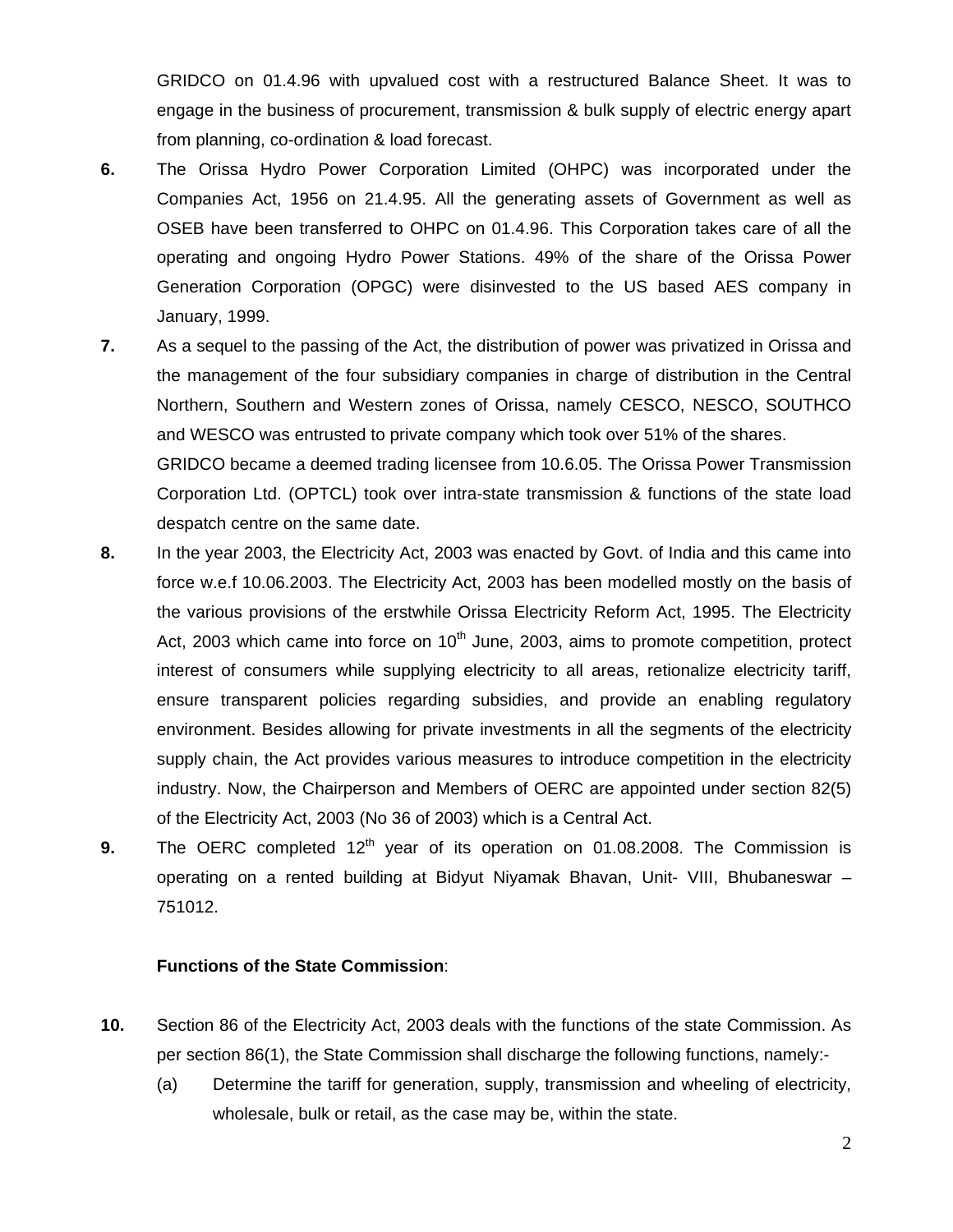GRIDCO on 01.4.96 with upvalued cost with a restructured Balance Sheet. It was to engage in the business of procurement, transmission & bulk supply of electric energy apart from planning, co-ordination & load forecast.

**6.** The Orissa Hydro Power Corporation Limited (OHPC) was incorporated under the Companies Act, 1956 on 21.4.95. All the generating assets of Government as well as OSEB have been transferred to OHPC on 01.4.96. This Corporation takes care of all the operating and ongoing Hydro Power Stations. 49% of the share of the Orissa Power Generation Corporation (OPGC) were disinvested to the US based AES company in January, 1999.

**7.** As a sequel to the passing of the Act, the distribution of power was privatized in Orissa and the management of the four subsidiary companies in charge of distribution in the Central Northern, Southern and Western zones of Orissa, namely CESCO, NESCO, SOUTHCO and WESCO was entrusted to private company which took over 51% of the shares.

GRIDCO became a deemed trading licensee from 10.6.05. The Orissa Power Transmission Corporation Ltd. (OPTCL) took over intra-state transmission & functions of the state load despatch centre on the same date.

**8.** In the year 2003, the Electricity Act, 2003 was enacted by Govt. of India and this came into force w.e.f 10.06.2003. The Electricity Act, 2003 has been modelled mostly on the basis of the various provisions of the erstwhile Orissa Electricity Reform Act, 1995. The Electricity Act, 2003 which came into force on 10th June, 2003, aims to promote competition, protect interest of consumers while supplying electricity to all areas, retionalize electricity tariff, ensure transparent policies regarding subsidies, and provide an enabling regulatory environment. Besides allowing for private investments in all the segments of the electricity supply chain, the Act provides various measures to introduce competition in the electricity industry. Now, the Chairperson and Members of OERC are appointed under section 82(5) of the Electricity Act, 2003 (No 36 of 2003) which is a Central Act.

**9.** The OERC completed 12th year of its operation on 01.08.2008. The Commission is operating on a rented building at Bidyut Niyamak Bhavan, Unit- VIII, Bhubaneswar – 751012.

**Functions of the State Commission**:

**10.** Section 86 of the Electricity Act, 2003 deals with the functions of the state Commission. As per section 86(1), the State Commission shall discharge the following functions, namely:-

(a) Determine the tariff for generation, supply, transmission and wheeling of electricity, wholesale, bulk or retail, as the case may be, within the state.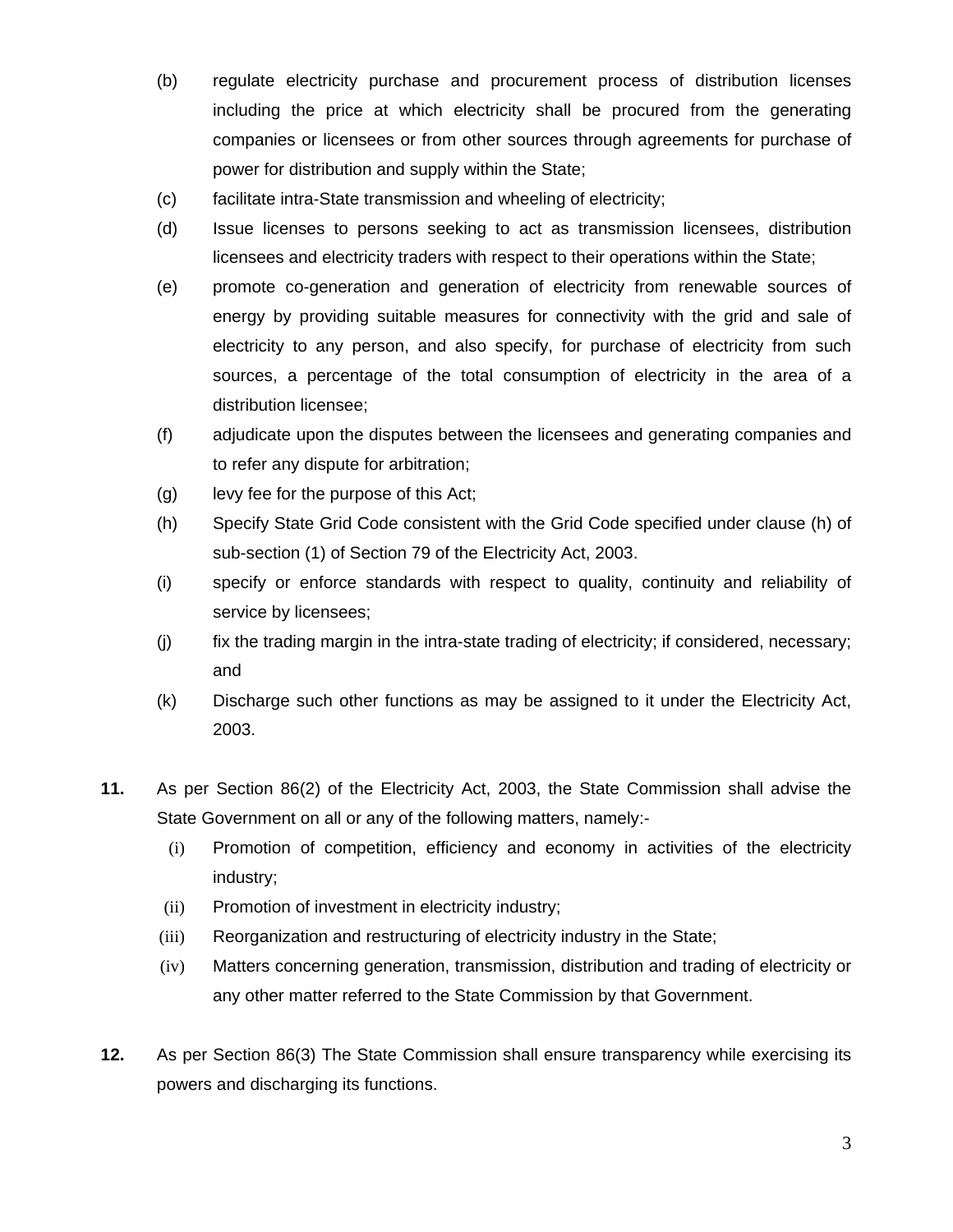(b) regulate electricity purchase and procurement process of distribution licenses including the price at which electricity shall be procured from the generating companies or licensees or from other sources through agreements for purchase of power for distribution and supply within the State;

(c) facilitate intra-State transmission and wheeling of electricity;

(d) Issue licenses to persons seeking to act as transmission licensees, distribution licensees and electricity traders with respect to their operations within the State;

(e) promote co-generation and generation of electricity from renewable sources of energy by providing suitable measures for connectivity with the grid and sale of electricity to any person, and also specify, for purchase of electricity from such sources, a percentage of the total consumption of electricity in the area of a distribution licensee;

(f) adjudicate upon the disputes between the licensees and generating companies and to refer any dispute for arbitration;

(g) levy fee for the purpose of this Act;

(h) Specify State Grid Code consistent with the Grid Code specified under clause (h) of sub-section (1) of Section 79 of the Electricity Act, 2003.

(i) specify or enforce standards with respect to quality, continuity and reliability of service by licensees;

(j) fix the trading margin in the intra-state trading of electricity; if considered, necessary; and

(k) Discharge such other functions as may be assigned to it under the Electricity Act, 2003.

**11.** As per Section 86(2) of the Electricity Act, 2003, the State Commission shall advise the State Government on all or any of the following matters, namely:-

(i) Promotion of competition, efficiency and economy in activities of the electricity industry;

(ii) Promotion of investment in electricity industry;

(iii) Reorganization and restructuring of electricity industry in the State;

(iv) Matters concerning generation, transmission, distribution and trading of electricity or any other matter referred to the State Commission by that Government.

**12.** As per Section 86(3) The State Commission shall ensure transparency while exercising its powers and discharging its functions.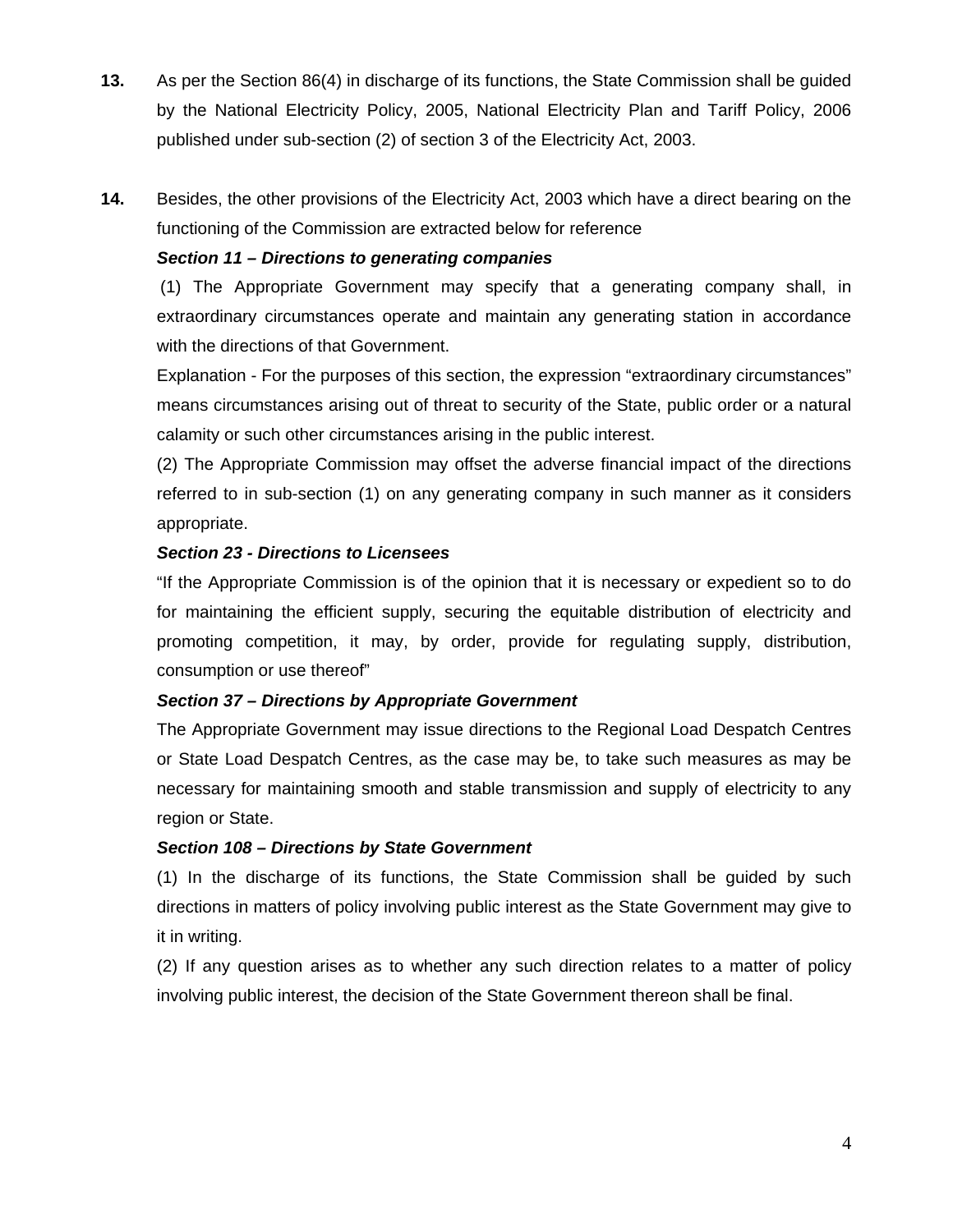**13.** As per the Section 86(4) in discharge of its functions, the State Commission shall be guided by the National Electricity Policy, 2005, National Electricity Plan and Tariff Policy, 2006 published under sub-section (2) of section 3 of the Electricity Act, 2003.

**14.** Besides, the other provisions of the Electricity Act, 2003 which have a direct bearing on the functioning of the Commission are extracted below for reference

***Section 11 – Directions to generating companies***

(1) The Appropriate Government may specify that a generating company shall, in extraordinary circumstances operate and maintain any generating station in accordance with the directions of that Government.

Explanation - For the purposes of this section, the expression "extraordinary circumstances" means circumstances arising out of threat to security of the State, public order or a natural calamity or such other circumstances arising in the public interest.

(2) The Appropriate Commission may offset the adverse financial impact of the directions referred to in sub-section (1) on any generating company in such manner as it considers appropriate.

***Section 23 - Directions to Licensees***

"If the Appropriate Commission is of the opinion that it is necessary or expedient so to do for maintaining the efficient supply, securing the equitable distribution of electricity and promoting competition, it may, by order, provide for regulating supply, distribution, consumption or use thereof"

***Section 37 – Directions by Appropriate Government***

The Appropriate Government may issue directions to the Regional Load Despatch Centres or State Load Despatch Centres, as the case may be, to take such measures as may be necessary for maintaining smooth and stable transmission and supply of electricity to any region or State.

***Section 108 – Directions by State Government***

(1) In the discharge of its functions, the State Commission shall be guided by such directions in matters of policy involving public interest as the State Government may give to it in writing.

(2) If any question arises as to whether any such direction relates to a matter of policy involving public interest, the decision of the State Government thereon shall be final.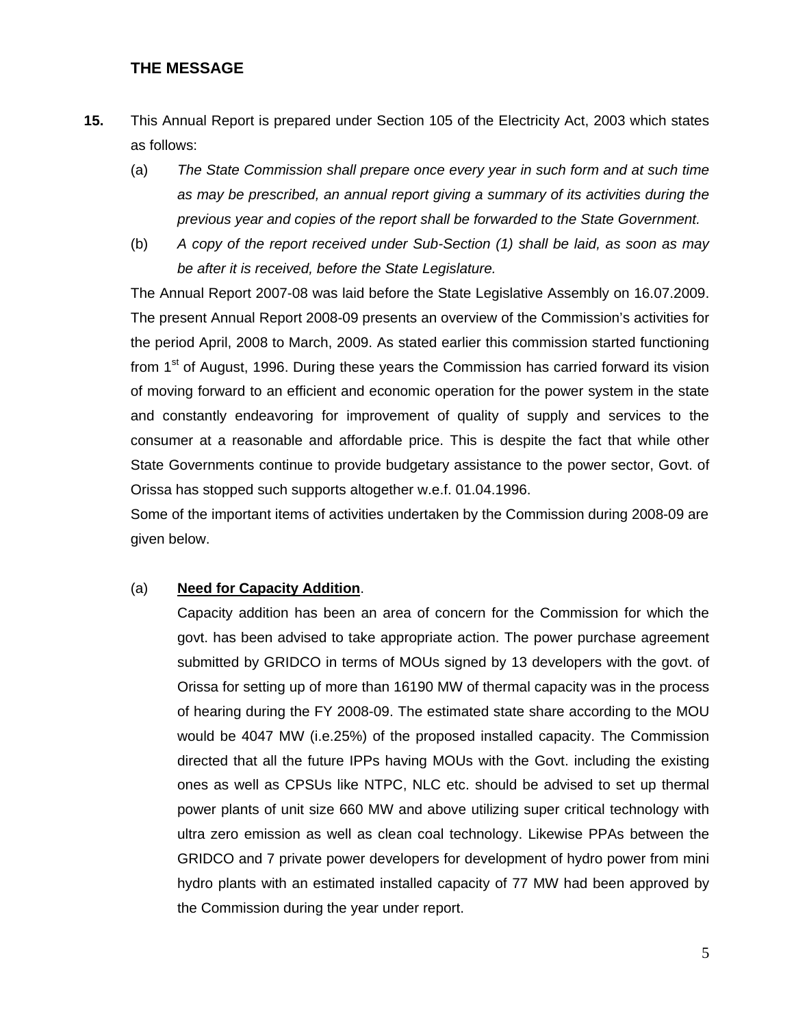## THE MESSAGE

**15.** This Annual Report is prepared under Section 105 of the Electricity Act, 2003 which states as follows:

(a) *The State Commission shall prepare once every year in such form and at such time as may be prescribed, an annual report giving a summary of its activities during the previous year and copies of the report shall be forwarded to the State Government.*

(b) *A copy of the report received under Sub-Section (1) shall be laid, as soon as may be after it is received, before the State Legislature.*

The Annual Report 2007-08 was laid before the State Legislative Assembly on 16.07.2009. The present Annual Report 2008-09 presents an overview of the Commission's activities for the period April, 2008 to March, 2009. As stated earlier this commission started functioning from 1st of August, 1996. During these years the Commission has carried forward its vision of moving forward to an efficient and economic operation for the power system in the state and constantly endeavoring for improvement of quality of supply and services to the consumer at a reasonable and affordable price. This is despite the fact that while other State Governments continue to provide budgetary assistance to the power sector, Govt. of Orissa has stopped such supports altogether w.e.f. 01.04.1996.

Some of the important items of activities undertaken by the Commission during 2008-09 are given below.

(a) **Need for Capacity Addition**.

Capacity addition has been an area of concern for the Commission for which the govt. has been advised to take appropriate action. The power purchase agreement submitted by GRIDCO in terms of MOUs signed by 13 developers with the govt. of Orissa for setting up of more than 16190 MW of thermal capacity was in the process of hearing during the FY 2008-09. The estimated state share according to the MOU would be 4047 MW (i.e.25%) of the proposed installed capacity. The Commission directed that all the future IPPs having MOUs with the Govt. including the existing ones as well as CPSUs like NTPC, NLC etc. should be advised to set up thermal power plants of unit size 660 MW and above utilizing super critical technology with ultra zero emission as well as clean coal technology. Likewise PPAs between the GRIDCO and 7 private power developers for development of hydro power from mini hydro plants with an estimated installed capacity of 77 MW had been approved by the Commission during the year under report.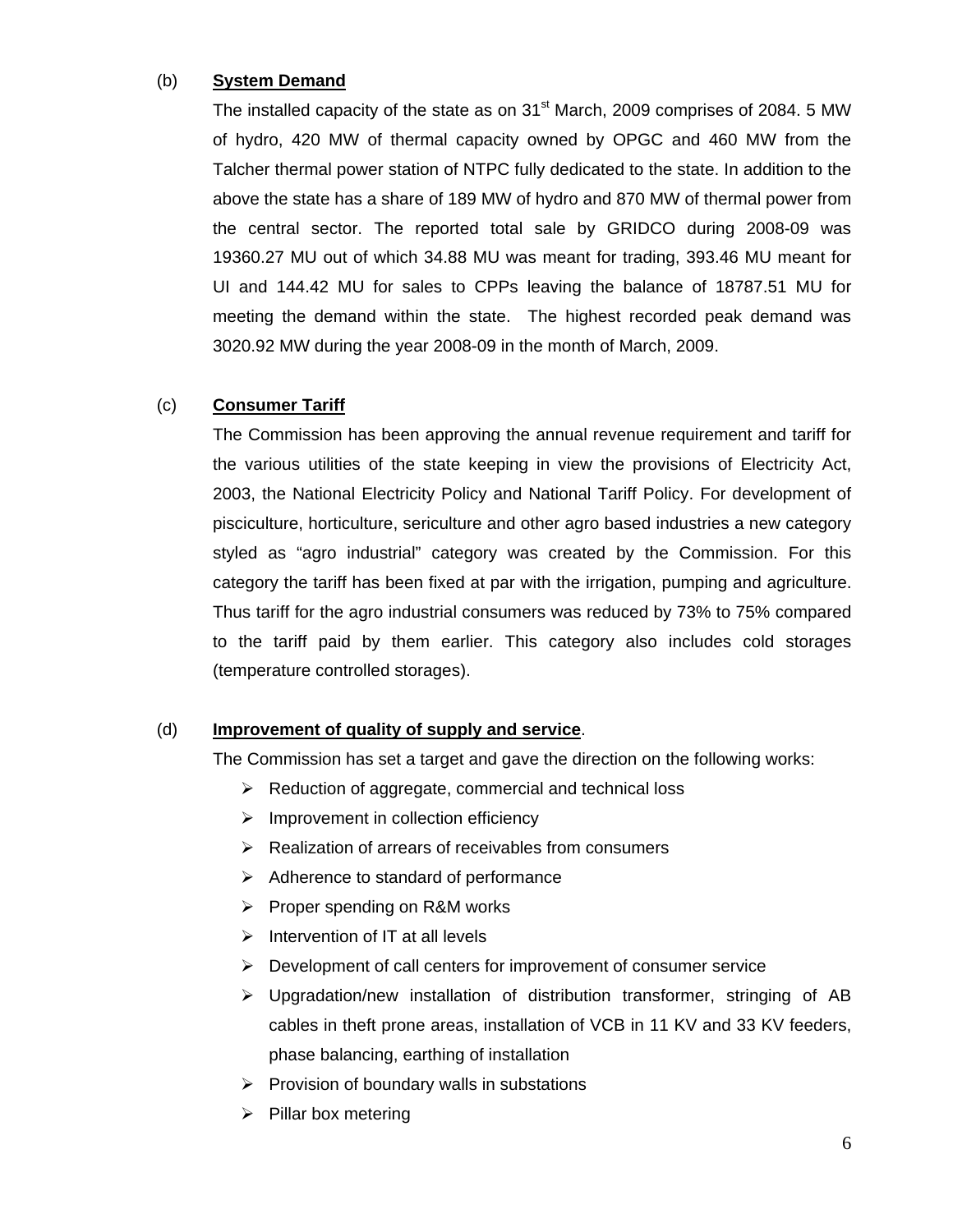(b) **System Demand**

The installed capacity of the state as on 31[st] March, 2009 comprises of 2084. 5 MW of hydro, 420 MW of thermal capacity owned by OPGC and 460 MW from the Talcher thermal power station of NTPC fully dedicated to the state. In addition to the above the state has a share of 189 MW of hydro and 870 MW of thermal power from the central sector. The reported total sale by GRIDCO during 2008-09 was 19360.27 MU out of which 34.88 MU was meant for trading, 393.46 MU meant for UI and 144.42 MU for sales to CPPs leaving the balance of 18787.51 MU for meeting the demand within the state. The highest recorded peak demand was 3020.92 MW during the year 2008-09 in the month of March, 2009.

(c) **Consumer Tariff**

The Commission has been approving the annual revenue requirement and tariff for the various utilities of the state keeping in view the provisions of Electricity Act, 2003, the National Electricity Policy and National Tariff Policy. For development of pisciculture, horticulture, sericulture and other agro based industries a new category styled as "agro industrial" category was created by the Commission. For this category the tariff has been fixed at par with the irrigation, pumping and agriculture. Thus tariff for the agro industrial consumers was reduced by 73% to 75% compared to the tariff paid by them earlier. This category also includes cold storages (temperature controlled storages).

(d) **Improvement of quality of supply and service**.

The Commission has set a target and gave the direction on the following works:

- Reduction of aggregate, commercial and technical loss
- Improvement in collection efficiency
- Realization of arrears of receivables from consumers
- Adherence to standard of performance
- Proper spending on R&M works
- Intervention of IT at all levels
- Development of call centers for improvement of consumer service
- Upgradation/new installation of distribution transformer, stringing of AB cables in theft prone areas, installation of VCB in 11 KV and 33 KV feeders, phase balancing, earthing of installation
- Provision of boundary walls in substations
- Pillar box metering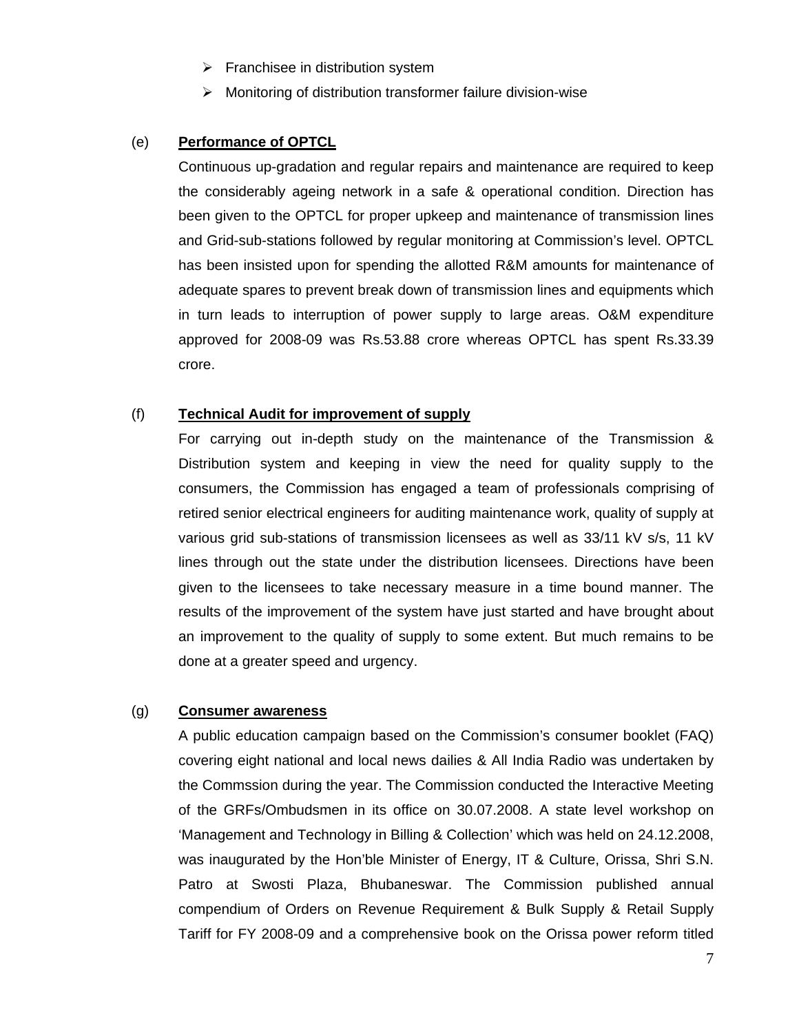- Franchisee in distribution system
- Monitoring of distribution transformer failure division-wise

(e) **Performance of OPTCL**

Continuous up-gradation and regular repairs and maintenance are required to keep the considerably ageing network in a safe & operational condition. Direction has been given to the OPTCL for proper upkeep and maintenance of transmission lines and Grid-sub-stations followed by regular monitoring at Commission's level. OPTCL has been insisted upon for spending the allotted R&M amounts for maintenance of adequate spares to prevent break down of transmission lines and equipments which in turn leads to interruption of power supply to large areas. O&M expenditure approved for 2008-09 was Rs.53.88 crore whereas OPTCL has spent Rs.33.39 crore.

(f) **Technical Audit for improvement of supply**

For carrying out in-depth study on the maintenance of the Transmission & Distribution system and keeping in view the need for quality supply to the consumers, the Commission has engaged a team of professionals comprising of retired senior electrical engineers for auditing maintenance work, quality of supply at various grid sub-stations of transmission licensees as well as 33/11 kV s/s, 11 kV lines through out the state under the distribution licensees. Directions have been given to the licensees to take necessary measure in a time bound manner. The results of the improvement of the system have just started and have brought about an improvement to the quality of supply to some extent. But much remains to be done at a greater speed and urgency.

(g) **Consumer awareness**

A public education campaign based on the Commission's consumer booklet (FAQ) covering eight national and local news dailies & All India Radio was undertaken by the Commssion during the year. The Commission conducted the Interactive Meeting of the GRFs/Ombudsmen in its office on 30.07.2008. A state level workshop on 'Management and Technology in Billing & Collection' which was held on 24.12.2008, was inaugurated by the Hon'ble Minister of Energy, IT & Culture, Orissa, Shri S.N. Patro at Swosti Plaza, Bhubaneswar. The Commission published annual compendium of Orders on Revenue Requirement & Bulk Supply & Retail Supply Tariff for FY 2008-09 and a comprehensive book on the Orissa power reform titled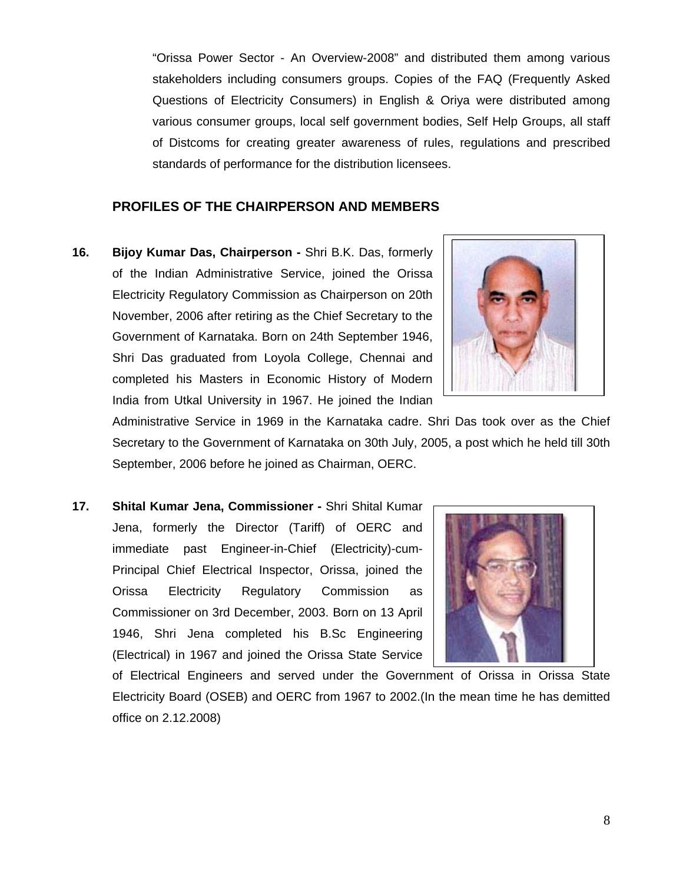"Orissa Power Sector - An Overview-2008" and distributed them among various stakeholders including consumers groups. Copies of the FAQ (Frequently Asked Questions of Electricity Consumers) in English & Oriya were distributed among various consumer groups, local self government bodies, Self Help Groups, all staff of Distcoms for creating greater awareness of rules, regulations and prescribed standards of performance for the distribution licensees.

## PROFILES OF THE CHAIRPERSON AND MEMBERS

**16. Bijoy Kumar Das, Chairperson -** Shri B.K. Das, formerly of the Indian Administrative Service, joined the Orissa Electricity Regulatory Commission as Chairperson on 20th November, 2006 after retiring as the Chief Secretary to the Government of Karnataka. Born on 24th September 1946, Shri Das graduated from Loyola College, Chennai and completed his Masters in Economic History of Modern India from Utkal University in 1967. He joined the Indian Administrative Service in 1969 in the Karnataka cadre. Shri Das took over as the Chief Secretary to the Government of Karnataka on 30th July, 2005, a post which he held till 30th September, 2006 before he joined as Chairman, OERC.

**17. Shital Kumar Jena, Commissioner -** Shri Shital Kumar Jena, formerly the Director (Tariff) of OERC and immediate past Engineer-in-Chief (Electricity)-cum-Principal Chief Electrical Inspector, Orissa, joined the Orissa Electricity Regulatory Commission as Commissioner on 3rd December, 2003. Born on 13 April 1946, Shri Jena completed his B.Sc Engineering (Electrical) in 1967 and joined the Orissa State Service of Electrical Engineers and served under the Government of Orissa in Orissa State Electricity Board (OSEB) and OERC from 1967 to 2002.(In the mean time he has demitted office on 2.12.2008)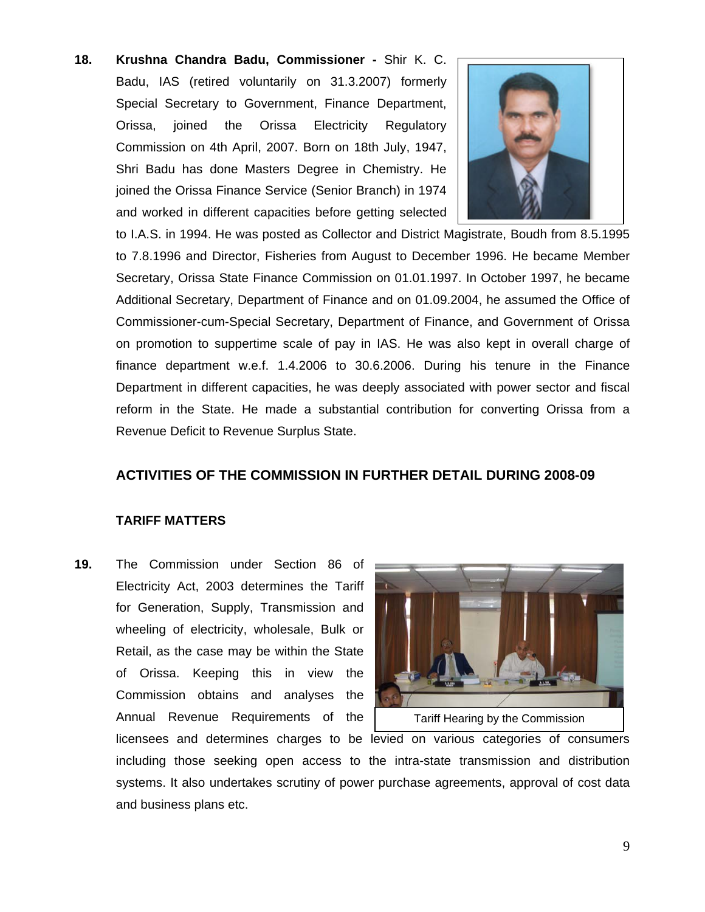**18. Krushna Chandra Badu, Commissioner -** Shir K. C. Badu, IAS (retired voluntarily on 31.3.2007) formerly Special Secretary to Government, Finance Department, Orissa, joined the Orissa Electricity Regulatory Commission on 4th April, 2007. Born on 18th July, 1947, Shri Badu has done Masters Degree in Chemistry. He joined the Orissa Finance Service (Senior Branch) in 1974 and worked in different capacities before getting selected to I.A.S. in 1994. He was posted as Collector and District Magistrate, Boudh from 8.5.1995 to 7.8.1996 and Director, Fisheries from August to December 1996. He became Member Secretary, Orissa State Finance Commission on 01.01.1997. In October 1997, he became Additional Secretary, Department of Finance and on 01.09.2004, he assumed the Office of Commissioner-cum-Special Secretary, Department of Finance, and Government of Orissa on promotion to suppertime scale of pay in IAS. He was also kept in overall charge of finance department w.e.f. 1.4.2006 to 30.6.2006. During his tenure in the Finance Department in different capacities, he was deeply associated with power sector and fiscal reform in the State. He made a substantial contribution for converting Orissa from a Revenue Deficit to Revenue Surplus State.

## ACTIVITIES OF THE COMMISSION IN FURTHER DETAIL DURING 2008-09

### TARIFF MATTERS

**19.** The Commission under Section 86 of Electricity Act, 2003 determines the Tariff for Generation, Supply, Transmission and wheeling of electricity, wholesale, Bulk or Retail, as the case may be within the State of Orissa. Keeping this in view the Commission obtains and analyses the Annual Revenue Requirements of the licensees and determines charges to be levied on various categories of consumers including those seeking open access to the intra-state transmission and distribution systems. It also undertakes scrutiny of power purchase agreements, approval of cost data and business plans etc.

Tariff Hearing by the Commission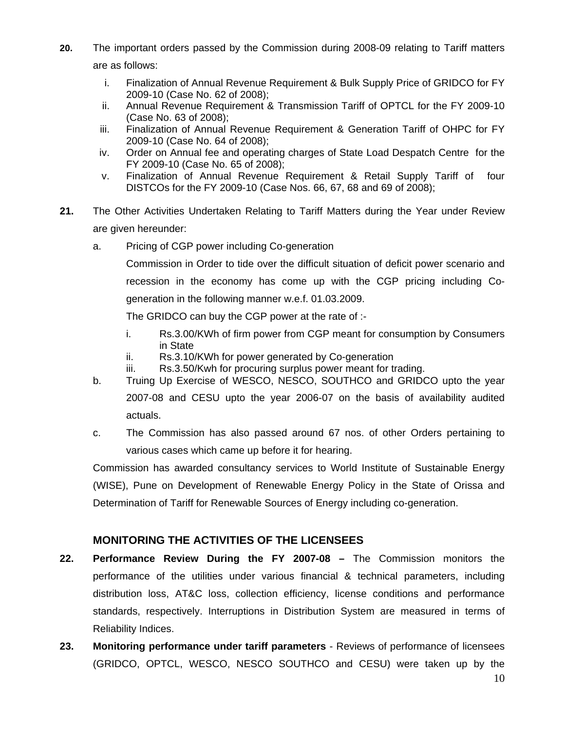**20.** The important orders passed by the Commission during 2008-09 relating to Tariff matters are as follows:

i. Finalization of Annual Revenue Requirement & Bulk Supply Price of GRIDCO for FY 2009-10 (Case No. 62 of 2008);
ii. Annual Revenue Requirement & Transmission Tariff of OPTCL for the FY 2009-10 (Case No. 63 of 2008);
iii. Finalization of Annual Revenue Requirement & Generation Tariff of OHPC for FY 2009-10 (Case No. 64 of 2008);
iv. Order on Annual fee and operating charges of State Load Despatch Centre for the FY 2009-10 (Case No. 65 of 2008);
v. Finalization of Annual Revenue Requirement & Retail Supply Tariff of four DISTCOs for the FY 2009-10 (Case Nos. 66, 67, 68 and 69 of 2008);

**21.** The Other Activities Undertaken Relating to Tariff Matters during the Year under Review are given hereunder:

a. Pricing of CGP power including Co-generation

Commission in Order to tide over the difficult situation of deficit power scenario and recession in the economy has come up with the CGP pricing including Co-generation in the following manner w.e.f. 01.03.2009.

The GRIDCO can buy the CGP power at the rate of :-

i. Rs.3.00/KWh of firm power from CGP meant for consumption by Consumers in State
ii. Rs.3.10/KWh for power generated by Co-generation
iii. Rs.3.50/Kwh for procuring surplus power meant for trading.

b. Truing Up Exercise of WESCO, NESCO, SOUTHCO and GRIDCO upto the year 2007-08 and CESU upto the year 2006-07 on the basis of availability audited actuals.

c. The Commission has also passed around 67 nos. of other Orders pertaining to various cases which came up before it for hearing.

Commission has awarded consultancy services to World Institute of Sustainable Energy (WISE), Pune on Development of Renewable Energy Policy in the State of Orissa and Determination of Tariff for Renewable Sources of Energy including co-generation.

## MONITORING THE ACTIVITIES OF THE LICENSEES

**22.** **Performance Review During the FY 2007-08 –** The Commission monitors the performance of the utilities under various financial & technical parameters, including distribution loss, AT&C loss, collection efficiency, license conditions and performance standards, respectively. Interruptions in Distribution System are measured in terms of Reliability Indices.

**23.** **Monitoring performance under tariff parameters** - Reviews of performance of licensees (GRIDCO, OPTCL, WESCO, NESCO SOUTHCO and CESU) were taken up by the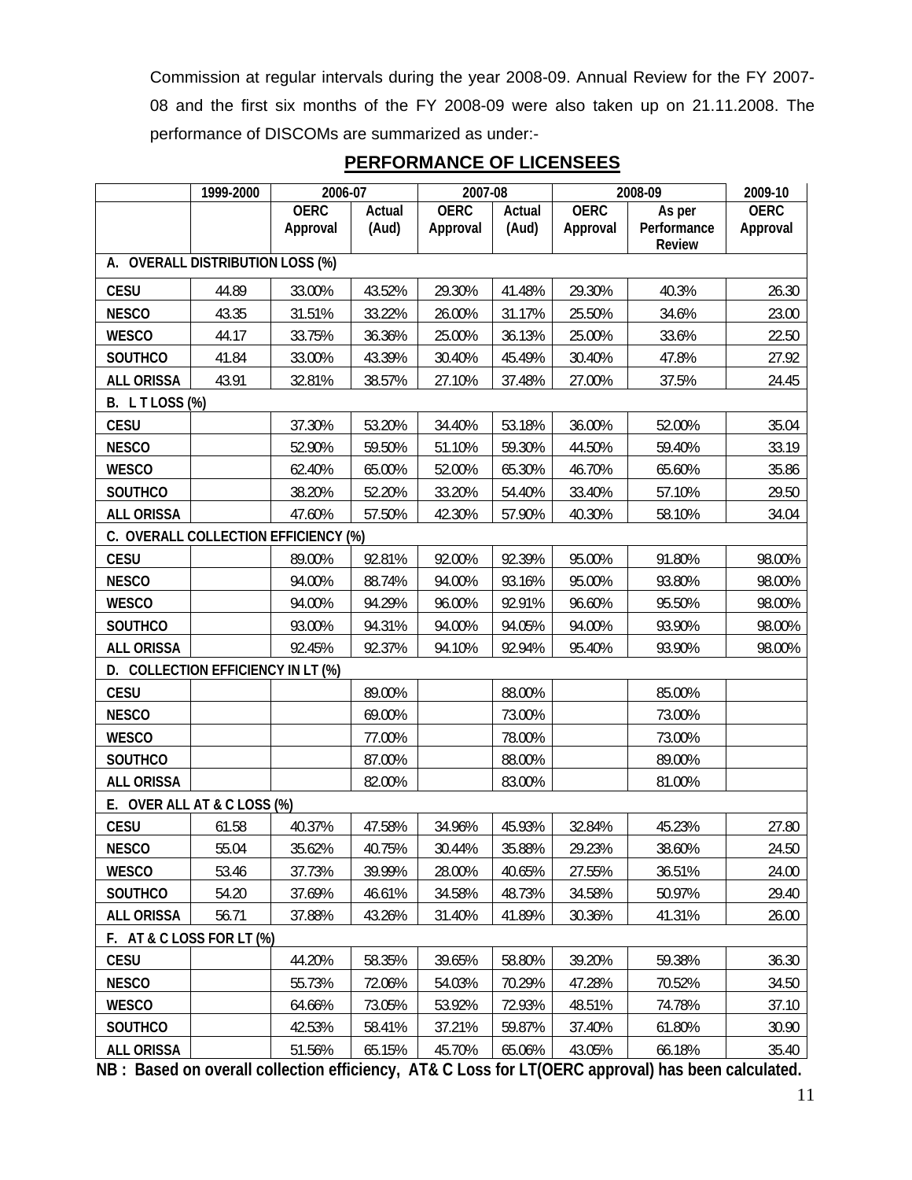Commission at regular intervals during the year 2008-09. Annual Review for the FY 2007-08 and the first six months of the FY 2008-09 were also taken up on 21.11.2008. The performance of DISCOMs are summarized as under:-

## PERFORMANCE OF LICENSEES

| | 1999-2000 | 2006-07 | | 2007-08 | | 2008-09 | | 2009-10 |
|---|---|---|---|---|---|---|---|---|
| | | OERC Approval | Actual (Aud) | OERC Approval | Actual (Aud) | OERC Approval | As per Performance Review | OERC Approval |
| **A. OVERALL DISTRIBUTION LOSS (%)** | | | | | | | | |
| **CESU** | 44.89 | 33.00% | 43.52% | 29.30% | 41.48% | 29.30% | 40.3% | 26.30 |
| **NESCO** | 43.35 | 31.51% | 33.22% | 26.00% | 31.17% | 25.50% | 34.6% | 23.00 |
| **WESCO** | 44.17 | 33.75% | 36.36% | 25.00% | 36.13% | 25.00% | 33.6% | 22.50 |
| **SOUTHCO** | 41.84 | 33.00% | 43.39% | 30.40% | 45.49% | 30.40% | 47.8% | 27.92 |
| **ALL ORISSA** | 43.91 | 32.81% | 38.57% | 27.10% | 37.48% | 27.00% | 37.5% | 24.45 |
| **B. L T LOSS (%)** | | | | | | | | |
| **CESU** | | 37.30% | 53.20% | 34.40% | 53.18% | 36.00% | 52.00% | 35.04 |
| **NESCO** | | 52.90% | 59.50% | 51.10% | 59.30% | 44.50% | 59.40% | 33.19 |
| **WESCO** | | 62.40% | 65.00% | 52.00% | 65.30% | 46.70% | 65.60% | 35.86 |
| **SOUTHCO** | | 38.20% | 52.20% | 33.20% | 54.40% | 33.40% | 57.10% | 29.50 |
| **ALL ORISSA** | | 47.60% | 57.50% | 42.30% | 57.90% | 40.30% | 58.10% | 34.04 |
| **C. OVERALL COLLECTION EFFICIENCY (%)** | | | | | | | | |
| **CESU** | | 89.00% | 92.81% | 92.00% | 92.39% | 95.00% | 91.80% | 98.00% |
| **NESCO** | | 94.00% | 88.74% | 94.00% | 93.16% | 95.00% | 93.80% | 98.00% |
| **WESCO** | | 94.00% | 94.29% | 96.00% | 92.91% | 96.60% | 95.50% | 98.00% |
| **SOUTHCO** | | 93.00% | 94.31% | 94.00% | 94.05% | 94.00% | 93.90% | 98.00% |
| **ALL ORISSA** | | 92.45% | 92.37% | 94.10% | 92.94% | 95.40% | 93.90% | 98.00% |
| **D. COLLECTION EFFICIENCY IN LT (%)** | | | | | | | | |
| **CESU** | | | 89.00% | | 88.00% | | 85.00% | |
| **NESCO** | | | 69.00% | | 73.00% | | 73.00% | |
| **WESCO** | | | 77.00% | | 78.00% | | 73.00% | |
| **SOUTHCO** | | | 87.00% | | 88.00% | | 89.00% | |
| **ALL ORISSA** | | | 82.00% | | 83.00% | | 81.00% | |
| **E. OVER ALL AT & C LOSS (%)** | | | | | | | | |
| **CESU** | 61.58 | 40.37% | 47.58% | 34.96% | 45.93% | 32.84% | 45.23% | 27.80 |
| **NESCO** | 55.04 | 35.62% | 40.75% | 30.44% | 35.88% | 29.23% | 38.60% | 24.50 |
| **WESCO** | 53.46 | 37.73% | 39.99% | 28.00% | 40.65% | 27.55% | 36.51% | 24.00 |
| **SOUTHCO** | 54.20 | 37.69% | 46.61% | 34.58% | 48.73% | 34.58% | 50.97% | 29.40 |
| **ALL ORISSA** | 56.71 | 37.88% | 43.26% | 31.40% | 41.89% | 30.36% | 41.31% | 26.00 |
| **F. AT & C LOSS FOR LT (%)** | | | | | | | | |
| **CESU** | | 44.20% | 58.35% | 39.65% | 58.80% | 39.20% | 59.38% | 36.30 |
| **NESCO** | | 55.73% | 72.06% | 54.03% | 70.29% | 47.28% | 70.52% | 34.50 |
| **WESCO** | | 64.66% | 73.05% | 53.92% | 72.93% | 48.51% | 74.78% | 37.10 |
| **SOUTHCO** | | 42.53% | 58.41% | 37.21% | 59.87% | 37.40% | 61.80% | 30.90 |
| **ALL ORISSA** | | 51.56% | 65.15% | 45.70% | 65.06% | 43.05% | 66.18% | 35.40 |

**NB : Based on overall collection efficiency, AT& C Loss for LT(OERC approval) has been calculated.**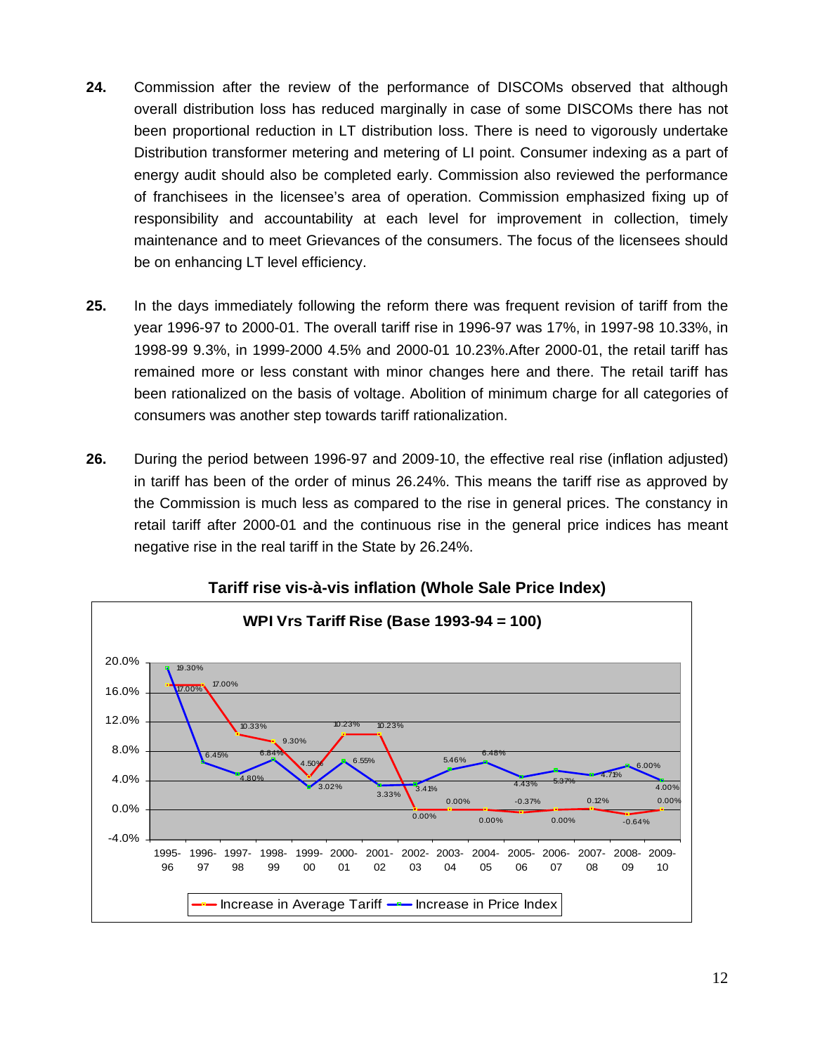**24.** Commission after the review of the performance of DISCOMs observed that although overall distribution loss has reduced marginally in case of some DISCOMs there has not been proportional reduction in LT distribution loss. There is need to vigorously undertake Distribution transformer metering and metering of LI point. Consumer indexing as a part of energy audit should also be completed early. Commission also reviewed the performance of franchisees in the licensee's area of operation. Commission emphasized fixing up of responsibility and accountability at each level for improvement in collection, timely maintenance and to meet Grievances of the consumers. The focus of the licensees should be on enhancing LT level efficiency.

**25.** In the days immediately following the reform there was frequent revision of tariff from the year 1996-97 to 2000-01. The overall tariff rise in 1996-97 was 17%, in 1997-98 10.33%, in 1998-99 9.3%, in 1999-2000 4.5% and 2000-01 10.23%.After 2000-01, the retail tariff has remained more or less constant with minor changes here and there. The retail tariff has been rationalized on the basis of voltage. Abolition of minimum charge for all categories of consumers was another step towards tariff rationalization.

**26.** During the period between 1996-97 and 2009-10, the effective real rise (inflation adjusted) in tariff has been of the order of minus 26.24%. This means the tariff rise as approved by the Commission is much less as compared to the rise in general prices. The constancy in retail tariff after 2000-01 and the continuous rise in the general price indices has meant negative rise in the real tariff in the State by 26.24%.

**Tariff rise vis-à-vis inflation (Whole Sale Price Index)**

**WPI Vrs Tariff Rise (Base 1993-94 = 100)**

| Year | Increase in Average Tariff | Increase in Price Index |
|---|---|---|
| 1995-96 | 17.00% | 19.30% |
| 1996-97 | 17.00% | 6.45% |
| 1997-98 | 10.33% | 4.80% |
| 1998-99 | 9.30% | 6.84% |
| 1999-00 | 4.50% | 3.02% |
| 2000-01 | 10.23% | 6.55% |
| 2001-02 | 10.23% | 3.33% |
| 2002-03 | 0.00% | 3.41% |
| 2003-04 | 0.00% | 5.46% |
| 2004-05 | 0.00% | 6.48% |
| 2005-06 | -0.37% | 4.43% |
| 2006-07 | 0.00% | 5.37% |
| 2007-08 | 0.12% | 4.71% |
| 2008-09 | -0.64% | 6.00% |
| 2009-10 | 0.00% | 4.00% |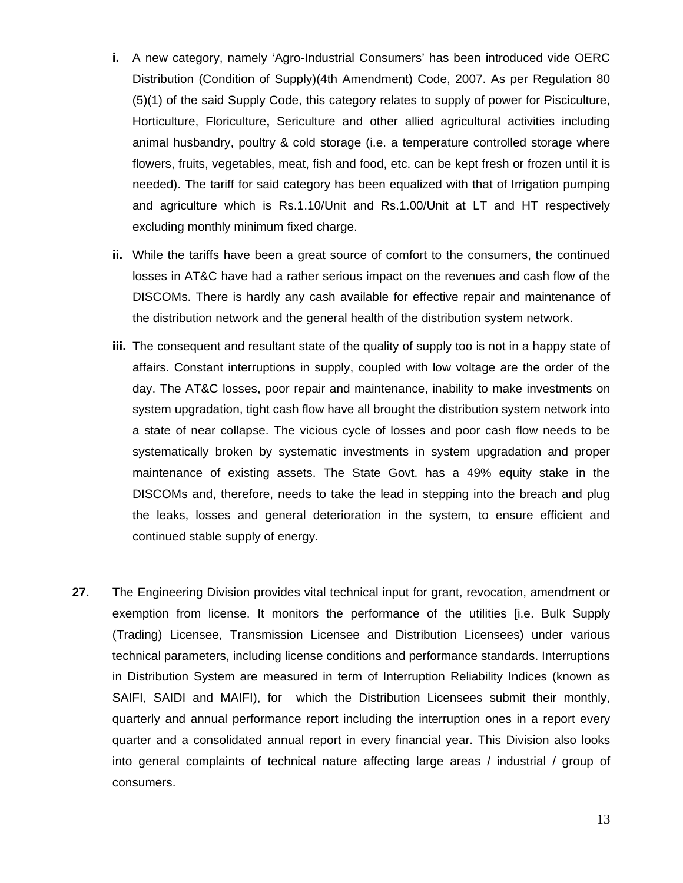- **i.** A new category, namely 'Agro-Industrial Consumers' has been introduced vide OERC Distribution (Condition of Supply)(4th Amendment) Code, 2007. As per Regulation 80 (5)(1) of the said Supply Code, this category relates to supply of power for Pisciculture, Horticulture, Floriculture**,** Sericulture and other allied agricultural activities including animal husbandry, poultry & cold storage (i.e. a temperature controlled storage where flowers, fruits, vegetables, meat, fish and food, etc. can be kept fresh or frozen until it is needed). The tariff for said category has been equalized with that of Irrigation pumping and agriculture which is Rs.1.10/Unit and Rs.1.00/Unit at LT and HT respectively excluding monthly minimum fixed charge.

- **ii.** While the tariffs have been a great source of comfort to the consumers, the continued losses in AT&C have had a rather serious impact on the revenues and cash flow of the DISCOMs. There is hardly any cash available for effective repair and maintenance of the distribution network and the general health of the distribution system network.

- **iii.** The consequent and resultant state of the quality of supply too is not in a happy state of affairs. Constant interruptions in supply, coupled with low voltage are the order of the day. The AT&C losses, poor repair and maintenance, inability to make investments on system upgradation, tight cash flow have all brought the distribution system network into a state of near collapse. The vicious cycle of losses and poor cash flow needs to be systematically broken by systematic investments in system upgradation and proper maintenance of existing assets. The State Govt. has a 49% equity stake in the DISCOMs and, therefore, needs to take the lead in stepping into the breach and plug the leaks, losses and general deterioration in the system, to ensure efficient and continued stable supply of energy.

**27.** The Engineering Division provides vital technical input for grant, revocation, amendment or exemption from license. It monitors the performance of the utilities [i.e. Bulk Supply (Trading) Licensee, Transmission Licensee and Distribution Licensees) under various technical parameters, including license conditions and performance standards. Interruptions in Distribution System are measured in term of Interruption Reliability Indices (known as SAIFI, SAIDI and MAIFI), for which the Distribution Licensees submit their monthly, quarterly and annual performance report including the interruption ones in a report every quarter and a consolidated annual report in every financial year. This Division also looks into general complaints of technical nature affecting large areas / industrial / group of consumers.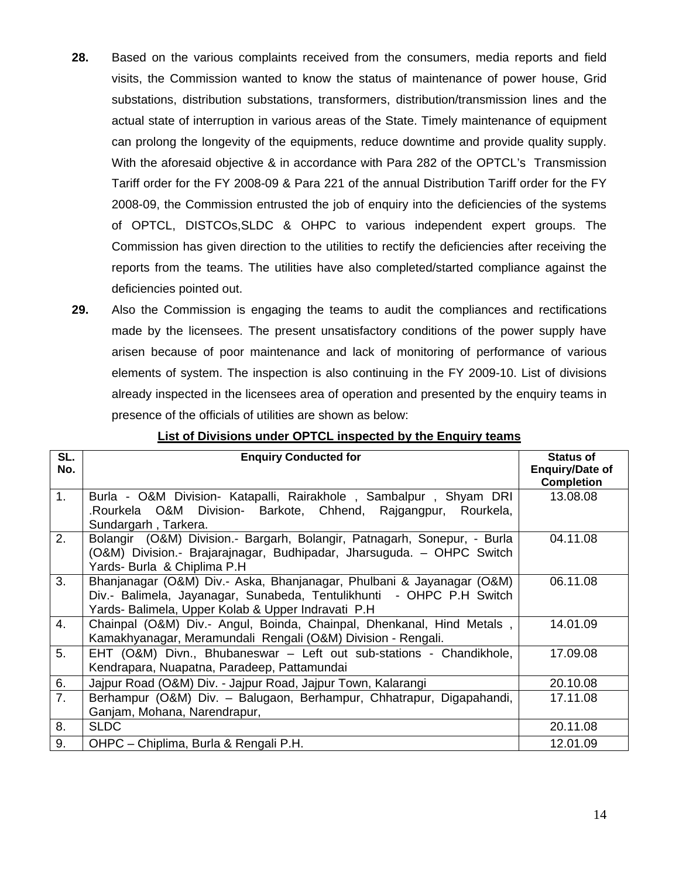**28.** Based on the various complaints received from the consumers, media reports and field visits, the Commission wanted to know the status of maintenance of power house, Grid substations, distribution substations, transformers, distribution/transmission lines and the actual state of interruption in various areas of the State. Timely maintenance of equipment can prolong the longevity of the equipments, reduce downtime and provide quality supply. With the aforesaid objective & in accordance with Para 282 of the OPTCL's Transmission Tariff order for the FY 2008-09 & Para 221 of the annual Distribution Tariff order for the FY 2008-09, the Commission entrusted the job of enquiry into the deficiencies of the systems of OPTCL, DISTCOs,SLDC & OHPC to various independent expert groups. The Commission has given direction to the utilities to rectify the deficiencies after receiving the reports from the teams. The utilities have also completed/started compliance against the deficiencies pointed out.

**29.** Also the Commission is engaging the teams to audit the compliances and rectifications made by the licensees. The present unsatisfactory conditions of the power supply have arisen because of poor maintenance and lack of monitoring of performance of various elements of system. The inspection is also continuing in the FY 2009-10. List of divisions already inspected in the licensees area of operation and presented by the enquiry teams in presence of the officials of utilities are shown as below:

**List of Divisions under OPTCL inspected by the Enquiry teams**

| SL. No. | Enquiry Conducted for | Status of Enquiry/Date of Completion |
|---|---|---|
| 1. | Burla - O&M Division- Katapalli, Rairakhole , Sambalpur , Shyam DRI .Rourkela O&M Division- Barkote, Chhend, Rajgangpur, Rourkela, Sundargarh , Tarkera. | 13.08.08 |
| 2. | Bolangir (O&M) Division.- Bargarh, Bolangir, Patnagarh, Sonepur, - Burla (O&M) Division.- Brajarajnagar, Budhipadar, Jharsuguda. – OHPC Switch Yards- Burla & Chiplima P.H | 04.11.08 |
| 3. | Bhanjanagar (O&M) Div.- Aska, Bhanjanagar, Phulbani & Jayanagar (O&M) Div.- Balimela, Jayanagar, Sunabeda, Tentulikhunti - OHPC P.H Switch Yards- Balimela, Upper Kolab & Upper Indravati P.H | 06.11.08 |
| 4. | Chainpal (O&M) Div.- Angul, Boinda, Chainpal, Dhenkanal, Hind Metals , Kamakhyanagar, Meramundali Rengali (O&M) Division - Rengali. | 14.01.09 |
| 5. | EHT (O&M) Divn., Bhubaneswar – Left out sub-stations - Chandikhole, Kendrapara, Nuapatna, Paradeep, Pattamundai | 17.09.08 |
| 6. | Jajpur Road (O&M) Div. - Jajpur Road, Jajpur Town, Kalarangi | 20.10.08 |
| 7. | Berhampur (O&M) Div. – Balugaon, Berhampur, Chhatrapur, Digapahandi, Ganjam, Mohana, Narendrapur, | 17.11.08 |
| 8. | SLDC | 20.11.08 |
| 9. | OHPC – Chiplima, Burla & Rengali P.H. | 12.01.09 |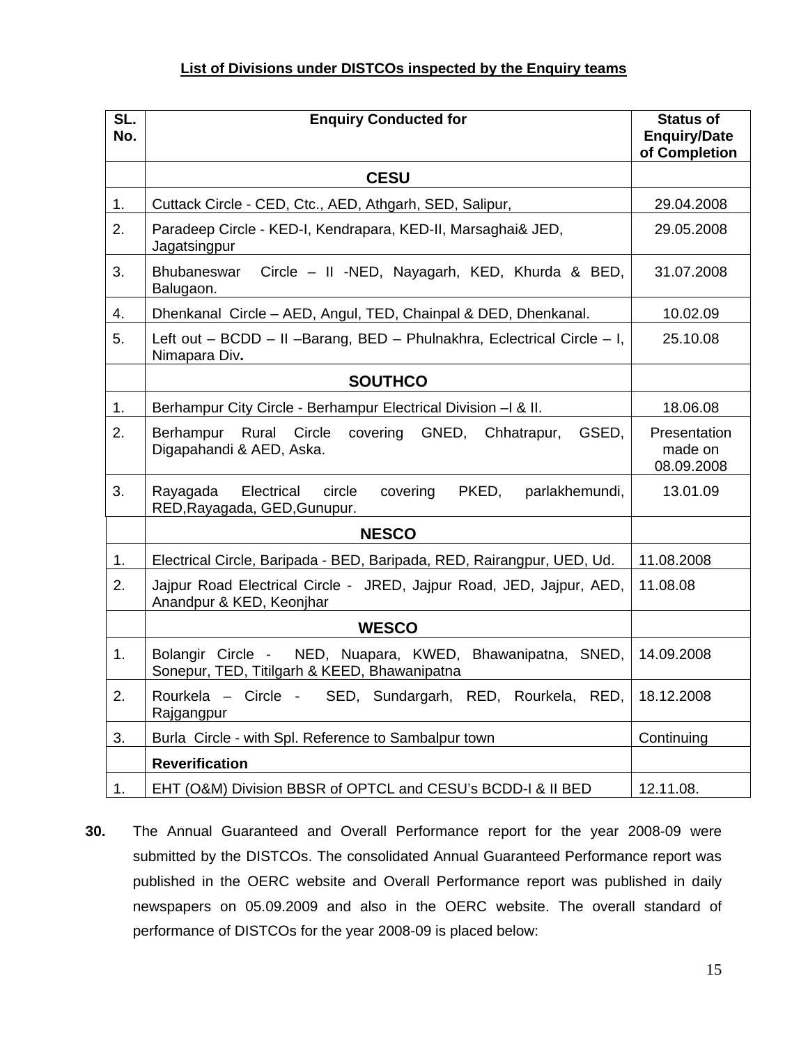**List of Divisions under DISTCOs inspected by the Enquiry teams**

| SL. No. | Enquiry Conducted for | Status of Enquiry/Date of Completion |
|---|---|---|
| | **CESU** | |
| 1. | Cuttack Circle - CED, Ctc., AED, Athgarh, SED, Salipur, | 29.04.2008 |
| 2. | Paradeep Circle - KED-I, Kendrapara, KED-II, Marsaghai& JED, Jagatsingpur | 29.05.2008 |
| 3. | Bhubaneswar Circle – II -NED, Nayagarh, KED, Khurda & BED, Balugaon. | 31.07.2008 |
| 4. | Dhenkanal Circle – AED, Angul, TED, Chainpal & DED, Dhenkanal. | 10.02.09 |
| 5. | Left out – BCDD – II –Barang, BED – Phulnakhra, Eclectrical Circle – I, Nimapara Div**.** | 25.10.08 |
| | **SOUTHCO** | |
| 1. | Berhampur City Circle - Berhampur Electrical Division –I & II. | 18.06.08 |
| 2. | Berhampur Rural Circle covering GNED, Chhatrapur, GSED, Digapahandi & AED, Aska. | Presentation made on 08.09.2008 |
| 3. | Rayagada Electrical circle covering PKED, parlakhemundi, RED,Rayagada, GED,Gunupur. | 13.01.09 |
| | **NESCO** | |
| 1. | Electrical Circle, Baripada - BED, Baripada, RED, Rairangpur, UED, Ud. | 11.08.2008 |
| 2. | Jajpur Road Electrical Circle - JRED, Jajpur Road, JED, Jajpur, AED, Anandpur & KED, Keonjhar | 11.08.08 |
| | **WESCO** | |
| 1. | Bolangir Circle - NED, Nuapara, KWED, Bhawanipatna, SNED, Sonepur, TED, Titilgarh & KEED, Bhawanipatna | 14.09.2008 |
| 2. | Rourkela – Circle - SED, Sundargarh, RED, Rourkela, RED, Rajgangpur | 18.12.2008 |
| 3. | Burla Circle - with Spl. Reference to Sambalpur town | Continuing |
| | **Reverification** | |
| 1. | EHT (O&M) Division BBSR of OPTCL and CESU's BCDD-I & II BED | 12.11.08. |

**30.** The Annual Guaranteed and Overall Performance report for the year 2008-09 were submitted by the DISTCOs. The consolidated Annual Guaranteed Performance report was published in the OERC website and Overall Performance report was published in daily newspapers on 05.09.2009 and also in the OERC website. The overall standard of performance of DISTCOs for the year 2008-09 is placed below: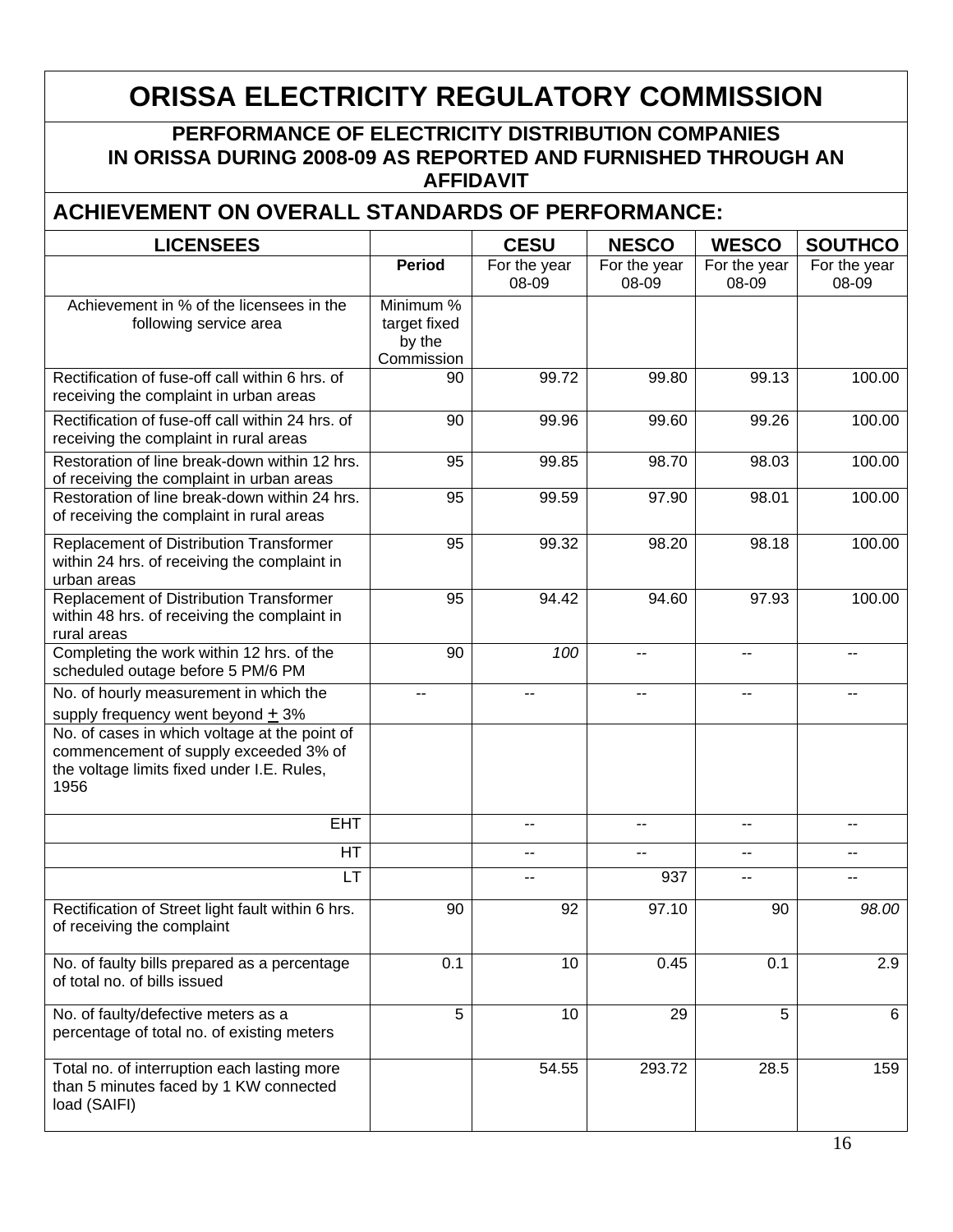# ORISSA ELECTRICITY REGULATORY COMMISSION

## PERFORMANCE OF ELECTRICITY DISTRIBUTION COMPANIES IN ORISSA DURING 2008-09 AS REPORTED AND FURNISHED THROUGH AN AFFIDAVIT

## ACHIEVEMENT ON OVERALL STANDARDS OF PERFORMANCE:

| LICENSEES | | CESU | NESCO | WESCO | SOUTHCO |
|---|---|---|---|---|---|
| | **Period** | For the year 08-09 | For the year 08-09 | For the year 08-09 | For the year 08-09 |
| Achievement in % of the licensees in the following service area | Minimum % target fixed by the Commission | | | | |
| Rectification of fuse-off call within 6 hrs. of receiving the complaint in urban areas | 90 | 99.72 | 99.80 | 99.13 | 100.00 |
| Rectification of fuse-off call within 24 hrs. of receiving the complaint in rural areas | 90 | 99.96 | 99.60 | 99.26 | 100.00 |
| Restoration of line break-down within 12 hrs. of receiving the complaint in urban areas | 95 | 99.85 | 98.70 | 98.03 | 100.00 |
| Restoration of line break-down within 24 hrs. of receiving the complaint in rural areas | 95 | 99.59 | 97.90 | 98.01 | 100.00 |
| Replacement of Distribution Transformer within 24 hrs. of receiving the complaint in urban areas | 95 | 99.32 | 98.20 | 98.18 | 100.00 |
| Replacement of Distribution Transformer within 48 hrs. of receiving the complaint in rural areas | 95 | 94.42 | 94.60 | 97.93 | 100.00 |
| Completing the work within 12 hrs. of the scheduled outage before 5 PM/6 PM | 90 | *100* | -- | -- | -- |
| No. of hourly measurement in which the supply frequency went beyond ± 3% | -- | -- | -- | -- | -- |
| No. of cases in which voltage at the point of commencement of supply exceeded 3% of the voltage limits fixed under I.E. Rules, 1956 | | | | | |
| EHT | | -- | -- | -- | -- |
| HT | | -- | -- | -- | -- |
| LT | | -- | 937 | -- | -- |
| Rectification of Street light fault within 6 hrs. of receiving the complaint | 90 | 92 | 97.10 | 90 | *98.00* |
| No. of faulty bills prepared as a percentage of total no. of bills issued | 0.1 | 10 | 0.45 | 0.1 | 2.9 |
| No. of faulty/defective meters as a percentage of total no. of existing meters | 5 | 10 | 29 | 5 | 6 |
| Total no. of interruption each lasting more than 5 minutes faced by 1 KW connected load (SAIFI) | | 54.55 | 293.72 | 28.5 | 159 |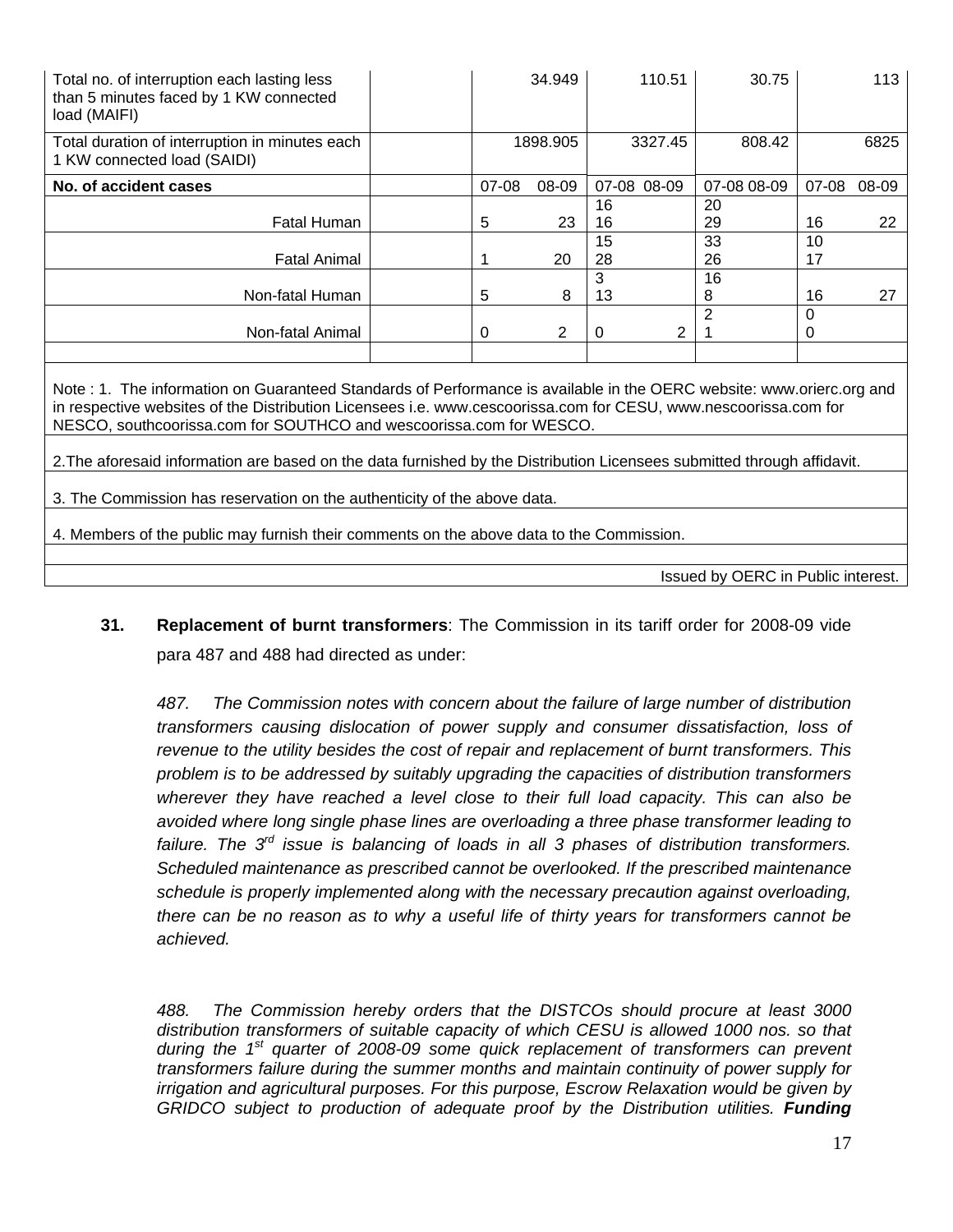| | | | | | |
|---|---|---|---|---|---|
| Total no. of interruption each lasting less than 5 minutes faced by 1 KW connected load (MAIFI) | | 34.949 | 110.51 | 30.75 | 113 |
| Total duration of interruption in minutes each 1 KW connected load (SAIDI) | | 1898.905 | 3327.45 | 808.42 | 6825 |
| **No. of accident cases** | | 07-08 08-09 | 07-08 08-09 | 07-08 08-09 | 07-08 08-09 |
| Fatal Human | | 5 23 | 16 16 | 20 29 | 16 22 |
| Fatal Animal | | 1 20 | 15 28 | 33 26 | 10 17 |
| Non-fatal Human | | 5 8 | 3 13 | 16 8 | 16 27 |
| Non-fatal Animal | | 0 2 | 0 2 | 2 1 | 0 0 |

Note : 1. The information on Guaranteed Standards of Performance is available in the OERC website: www.orierc.org and in respective websites of the Distribution Licensees i.e. www.cescoorissa.com for CESU, www.nescoorissa.com for NESCO, southcoorissa.com for SOUTHCO and wescoorissa.com for WESCO.

2.The aforesaid information are based on the data furnished by the Distribution Licensees submitted through affidavit.

3. The Commission has reservation on the authenticity of the above data.

4. Members of the public may furnish their comments on the above data to the Commission.

Issued by OERC in Public interest.

**31. Replacement of burnt transformers**: The Commission in its tariff order for 2008-09 vide para 487 and 488 had directed as under:

*487. The Commission notes with concern about the failure of large number of distribution transformers causing dislocation of power supply and consumer dissatisfaction, loss of revenue to the utility besides the cost of repair and replacement of burnt transformers. This problem is to be addressed by suitably upgrading the capacities of distribution transformers wherever they have reached a level close to their full load capacity. This can also be avoided where long single phase lines are overloading a three phase transformer leading to failure. The 3rd issue is balancing of loads in all 3 phases of distribution transformers. Scheduled maintenance as prescribed cannot be overlooked. If the prescribed maintenance schedule is properly implemented along with the necessary precaution against overloading, there can be no reason as to why a useful life of thirty years for transformers cannot be achieved.*

*488. The Commission hereby orders that the DISTCOs should procure at least 3000 distribution transformers of suitable capacity of which CESU is allowed 1000 nos. so that during the 1st quarter of 2008-09 some quick replacement of transformers can prevent transformers failure during the summer months and maintain continuity of power supply for irrigation and agricultural purposes. For this purpose, Escrow Relaxation would be given by GRIDCO subject to production of adequate proof by the Distribution utilities.* ***Funding***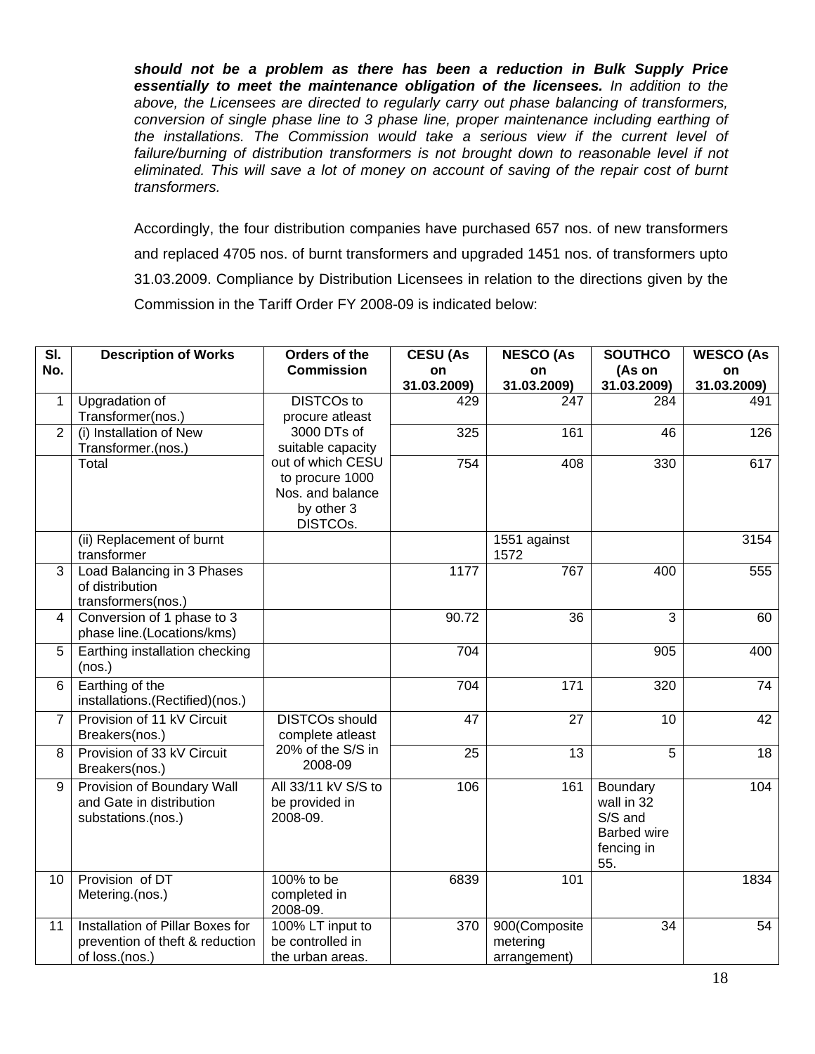***should not be a problem as there has been a reduction in Bulk Supply Price essentially to meet the maintenance obligation of the licensees.*** *In addition to the above, the Licensees are directed to regularly carry out phase balancing of transformers, conversion of single phase line to 3 phase line, proper maintenance including earthing of the installations. The Commission would take a serious view if the current level of failure/burning of distribution transformers is not brought down to reasonable level if not eliminated. This will save a lot of money on account of saving of the repair cost of burnt transformers.*

Accordingly, the four distribution companies have purchased 657 nos. of new transformers and replaced 4705 nos. of burnt transformers and upgraded 1451 nos. of transformers upto 31.03.2009. Compliance by Distribution Licensees in relation to the directions given by the Commission in the Tariff Order FY 2008-09 is indicated below:

| Sl. No. | Description of Works | Orders of the Commission | CESU (As on 31.03.2009) | NESCO (As on 31.03.2009) | SOUTHCO (As on 31.03.2009) | WESCO (As on 31.03.2009) |
|---|---|---|---|---|---|---|
| 1 | Upgradation of Transformer(nos.) | DISTCOs to procure atleast 3000 DTs of suitable capacity out of which CESU to procure 1000 Nos. and balance by other 3 DISTCOs. | 429 | 247 | 284 | 491 |
| 2 | (i) Installation of New Transformer.(nos.) | | 325 | 161 | 46 | 126 |
| | Total | | 754 | 408 | 330 | 617 |
| | (ii) Replacement of burnt transformer | | | 1551 against 1572 | | 3154 |
| 3 | Load Balancing in 3 Phases of distribution transformers(nos.) | | 1177 | 767 | 400 | 555 |
| 4 | Conversion of 1 phase to 3 phase line.(Locations/kms) | | 90.72 | 36 | 3 | 60 |
| 5 | Earthing installation checking (nos.) | | 704 | | 905 | 400 |
| 6 | Earthing of the installations.(Rectified)(nos.) | | 704 | 171 | 320 | 74 |
| 7 | Provision of 11 kV Circuit Breakers(nos.) | DISTCOs should complete atleast 20% of the S/S in 2008-09 | 47 | 27 | 10 | 42 |
| 8 | Provision of 33 kV Circuit Breakers(nos.) | | 25 | 13 | 5 | 18 |
| 9 | Provision of Boundary Wall and Gate in distribution substations.(nos.) | All 33/11 kV S/S to be provided in 2008-09. | 106 | 161 | Boundary wall in 32 S/S and Barbed wire fencing in 55. | 104 |
| 10 | Provision of DT Metering.(nos.) | 100% to be completed in 2008-09. | 6839 | 101 | | 1834 |
| 11 | Installation of Pillar Boxes for prevention of theft & reduction of loss.(nos.) | 100% LT input to be controlled in the urban areas. | 370 | 900(Composite metering arrangement) | 34 | 54 |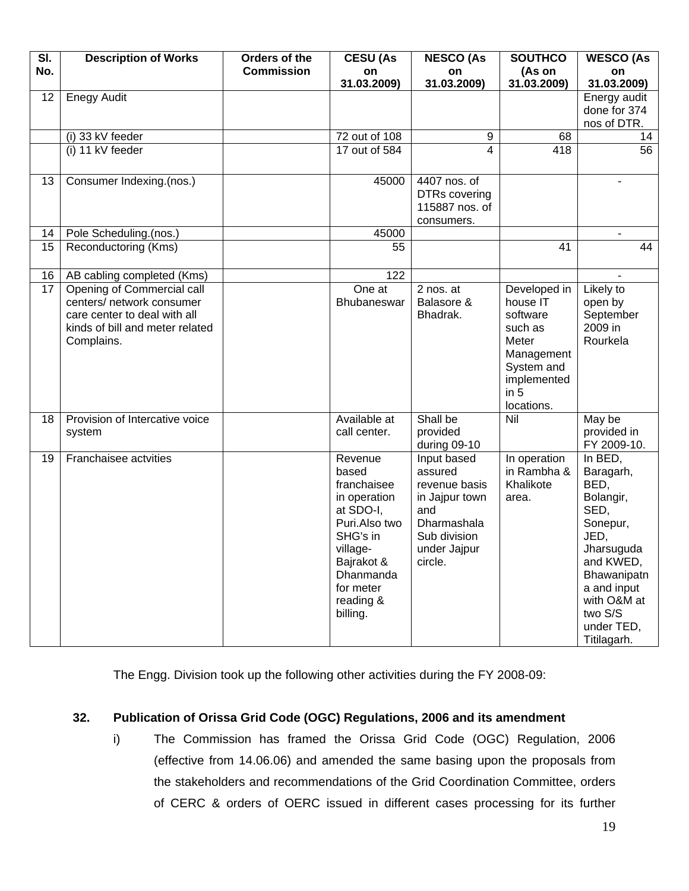| Sl. No. | Description of Works | Orders of the Commission | CESU (As on 31.03.2009) | NESCO (As on 31.03.2009) | SOUTHCO (As on 31.03.2009) | WESCO (As on 31.03.2009) |
|---|---|---|---|---|---|---|
| 12 | Enegy Audit | | | | | Energy audit done for 374 nos of DTR. |
| | (i) 33 kV feeder | | 72 out of 108 | 9 | 68 | 14 |
| | (i) 11 kV feeder | | 17 out of 584 | 4 | 418 | 56 |
| 13 | Consumer Indexing.(nos.) | | 45000 | 4407 nos. of DTRs covering 115887 nos. of consumers. | | - |
| 14 | Pole Scheduling.(nos.) | | 45000 | | | - |
| 15 | Reconductoring (Kms) | | 55 | | 41 | 44 |
| 16 | AB cabling completed (Kms) | | 122 | | | - |
| 17 | Opening of Commercial call centers/ network consumer care center to deal with all kinds of bill and meter related Complains. | | One at Bhubaneswar | 2 nos. at Balasore & Bhadrak. | Developed in house IT software such as Meter Management System and implemented in 5 locations. | Likely to open by September 2009 in Rourkela |
| 18 | Provision of Intercative voice system | | Available at call center. | Shall be provided during 09-10 | Nil | May be provided in FY 2009-10. |
| 19 | Franchaisee actvities | | Revenue based franchaisee in operation at SDO-I, Puri.Also two SHG's in village-Bajrakot & Dhanmanda for meter reading & billing. | Input based assured revenue basis in Jajpur town and Dharmashala Sub division under Jajpur circle. | In operation in Rambha & Khalikote area. | In BED, Baragarh, BED, Bolangir, SED, Sonepur, JED, Jharsuguda and KWED, Bhawanipatna and input with O&M at two S/S under TED, Titilagarh. |

The Engg. Division took up the following other activities during the FY 2008-09:

## 32. Publication of Orissa Grid Code (OGC) Regulations, 2006 and its amendment

i) The Commission has framed the Orissa Grid Code (OGC) Regulation, 2006 (effective from 14.06.06) and amended the same basing upon the proposals from the stakeholders and recommendations of the Grid Coordination Committee, orders of CERC & orders of OERC issued in different cases processing for its further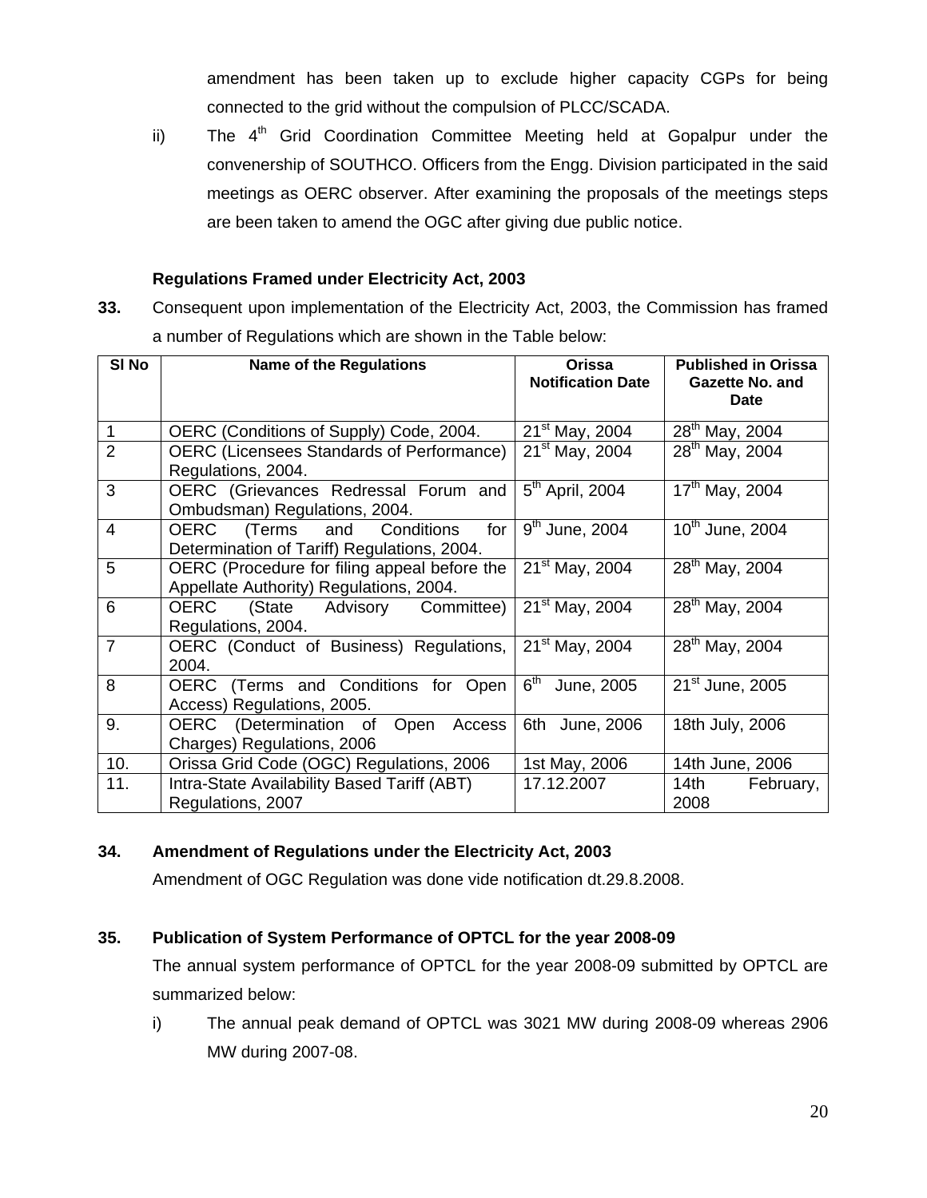amendment has been taken up to exclude higher capacity CGPs for being connected to the grid without the compulsion of PLCC/SCADA.

ii) The 4th Grid Coordination Committee Meeting held at Gopalpur under the convenership of SOUTHCO. Officers from the Engg. Division participated in the said meetings as OERC observer. After examining the proposals of the meetings steps are been taken to amend the OGC after giving due public notice.

**Regulations Framed under Electricity Act, 2003**

**33.** Consequent upon implementation of the Electricity Act, 2003, the Commission has framed a number of Regulations which are shown in the Table below:

| Sl No | Name of the Regulations | Orissa Notification Date | Published in Orissa Gazette No. and Date |
|---|---|---|---|
| 1 | OERC (Conditions of Supply) Code, 2004. | 21st May, 2004 | 28th May, 2004 |
| 2 | OERC (Licensees Standards of Performance) Regulations, 2004. | 21st May, 2004 | 28th May, 2004 |
| 3 | OERC (Grievances Redressal Forum and Ombudsman) Regulations, 2004. | 5th April, 2004 | 17th May, 2004 |
| 4 | OERC (Terms and Conditions for Determination of Tariff) Regulations, 2004. | 9th June, 2004 | 10th June, 2004 |
| 5 | OERC (Procedure for filing appeal before the Appellate Authority) Regulations, 2004. | 21st May, 2004 | 28th May, 2004 |
| 6 | OERC (State Advisory Committee) Regulations, 2004. | 21st May, 2004 | 28th May, 2004 |
| 7 | OERC (Conduct of Business) Regulations, 2004. | 21st May, 2004 | 28th May, 2004 |
| 8 | OERC (Terms and Conditions for Open Access) Regulations, 2005. | 6th June, 2005 | 21st June, 2005 |
| 9. | OERC (Determination of Open Access Charges) Regulations, 2006 | 6th June, 2006 | 18th July, 2006 |
| 10. | Orissa Grid Code (OGC) Regulations, 2006 | 1st May, 2006 | 14th June, 2006 |
| 11. | Intra-State Availability Based Tariff (ABT) Regulations, 2007 | 17.12.2007 | 14th February, 2008 |

**34. Amendment of Regulations under the Electricity Act, 2003**

Amendment of OGC Regulation was done vide notification dt.29.8.2008.

**35. Publication of System Performance of OPTCL for the year 2008-09**

The annual system performance of OPTCL for the year 2008-09 submitted by OPTCL are summarized below:

i) The annual peak demand of OPTCL was 3021 MW during 2008-09 whereas 2906 MW during 2007-08.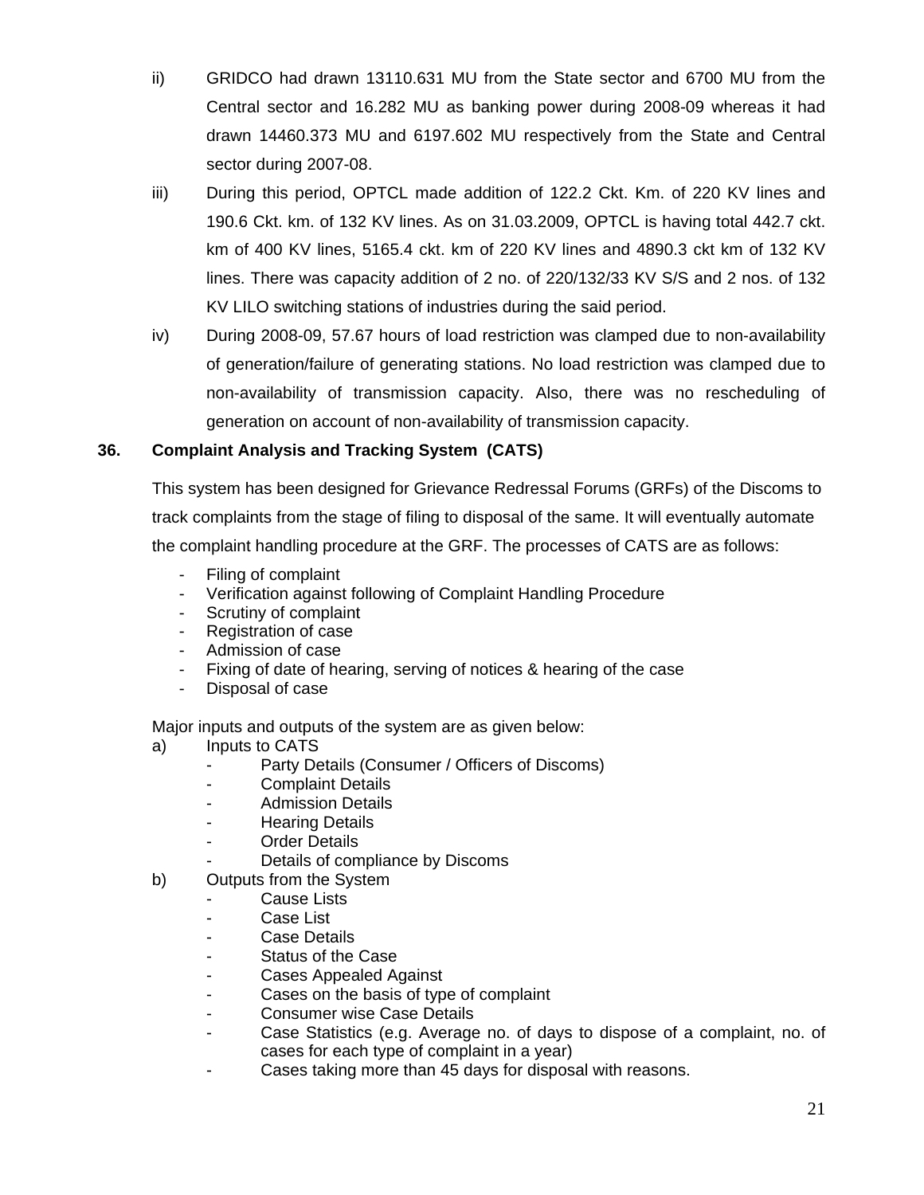ii) GRIDCO had drawn 13110.631 MU from the State sector and 6700 MU from the Central sector and 16.282 MU as banking power during 2008-09 whereas it had drawn 14460.373 MU and 6197.602 MU respectively from the State and Central sector during 2007-08.

iii) During this period, OPTCL made addition of 122.2 Ckt. Km. of 220 KV lines and 190.6 Ckt. km. of 132 KV lines. As on 31.03.2009, OPTCL is having total 442.7 ckt. km of 400 KV lines, 5165.4 ckt. km of 220 KV lines and 4890.3 ckt km of 132 KV lines. There was capacity addition of 2 no. of 220/132/33 KV S/S and 2 nos. of 132 KV LILO switching stations of industries during the said period.

iv) During 2008-09, 57.67 hours of load restriction was clamped due to non-availability of generation/failure of generating stations. No load restriction was clamped due to non-availability of transmission capacity. Also, there was no rescheduling of generation on account of non-availability of transmission capacity.

## 36. Complaint Analysis and Tracking System (CATS)

This system has been designed for Grievance Redressal Forums (GRFs) of the Discoms to track complaints from the stage of filing to disposal of the same. It will eventually automate the complaint handling procedure at the GRF. The processes of CATS are as follows:

- Filing of complaint
- Verification against following of Complaint Handling Procedure
- Scrutiny of complaint
- Registration of case
- Admission of case
- Fixing of date of hearing, serving of notices & hearing of the case
- Disposal of case

Major inputs and outputs of the system are as given below:

a) Inputs to CATS
   - Party Details (Consumer / Officers of Discoms)
   - Complaint Details
   - Admission Details
   - Hearing Details
   - Order Details
   - Details of compliance by Discoms

b) Outputs from the System
   - Cause Lists
   - Case List
   - Case Details
   - Status of the Case
   - Cases Appealed Against
   - Cases on the basis of type of complaint
   - Consumer wise Case Details
   - Case Statistics (e.g. Average no. of days to dispose of a complaint, no. of cases for each type of complaint in a year)
   - Cases taking more than 45 days for disposal with reasons.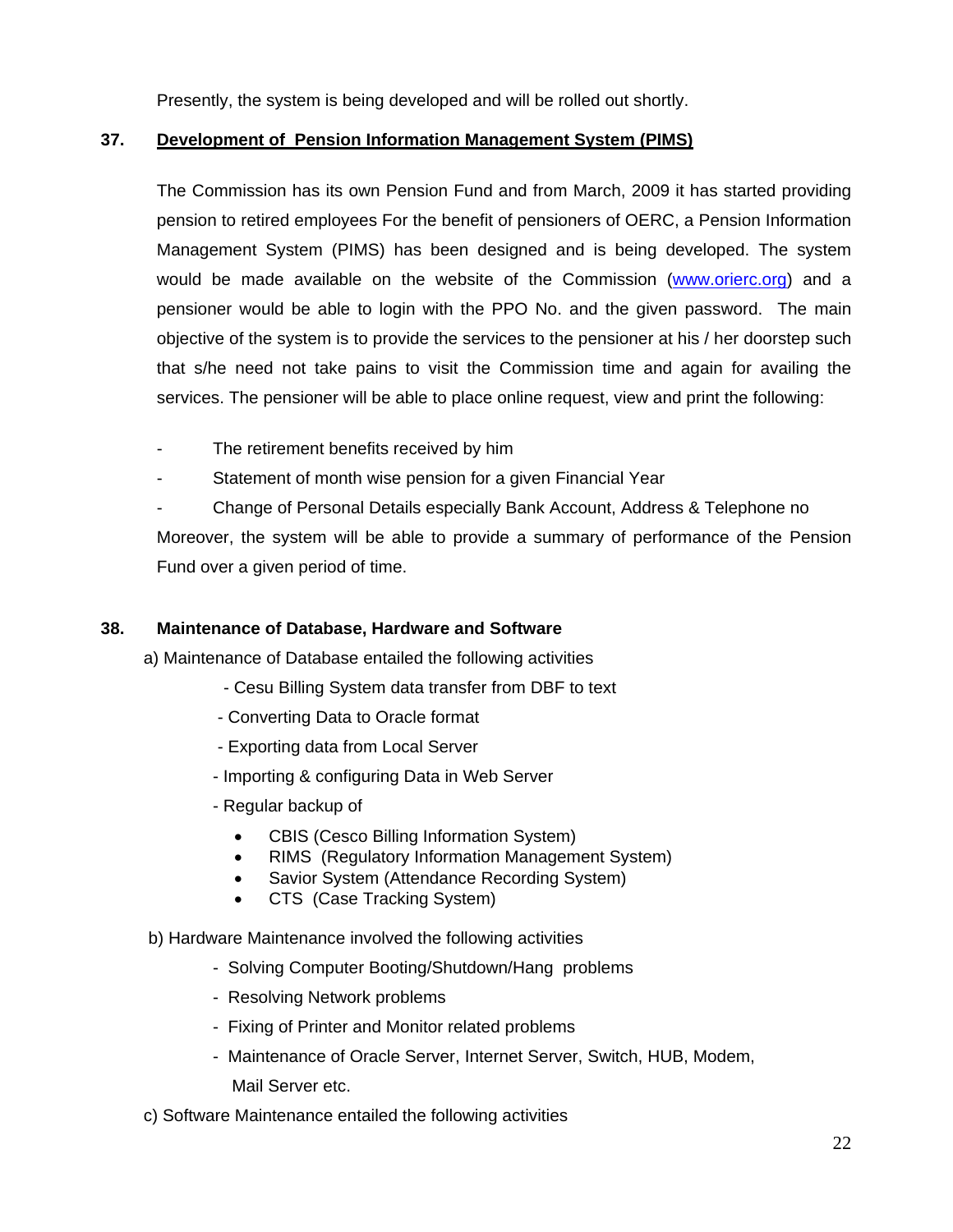Presently, the system is being developed and will be rolled out shortly.

## 37. Development of Pension Information Management System (PIMS)

The Commission has its own Pension Fund and from March, 2009 it has started providing pension to retired employees For the benefit of pensioners of OERC, a Pension Information Management System (PIMS) has been designed and is being developed. The system would be made available on the website of the Commission (www.orierc.org) and a pensioner would be able to login with the PPO No. and the given password. The main objective of the system is to provide the services to the pensioner at his / her doorstep such that s/he need not take pains to visit the Commission time and again for availing the services. The pensioner will be able to place online request, view and print the following:

- The retirement benefits received by him
- Statement of month wise pension for a given Financial Year
- Change of Personal Details especially Bank Account, Address & Telephone no

Moreover, the system will be able to provide a summary of performance of the Pension Fund over a given period of time.

## 38. Maintenance of Database, Hardware and Software

a) Maintenance of Database entailed the following activities

- Cesu Billing System data transfer from DBF to text
- Converting Data to Oracle format
- Exporting data from Local Server
- Importing & configuring Data in Web Server
- Regular backup of
  - CBIS (Cesco Billing Information System)
  - RIMS (Regulatory Information Management System)
  - Savior System (Attendance Recording System)
  - CTS (Case Tracking System)

b) Hardware Maintenance involved the following activities

- Solving Computer Booting/Shutdown/Hang problems
- Resolving Network problems
- Fixing of Printer and Monitor related problems
- Maintenance of Oracle Server, Internet Server, Switch, HUB, Modem, Mail Server etc.

c) Software Maintenance entailed the following activities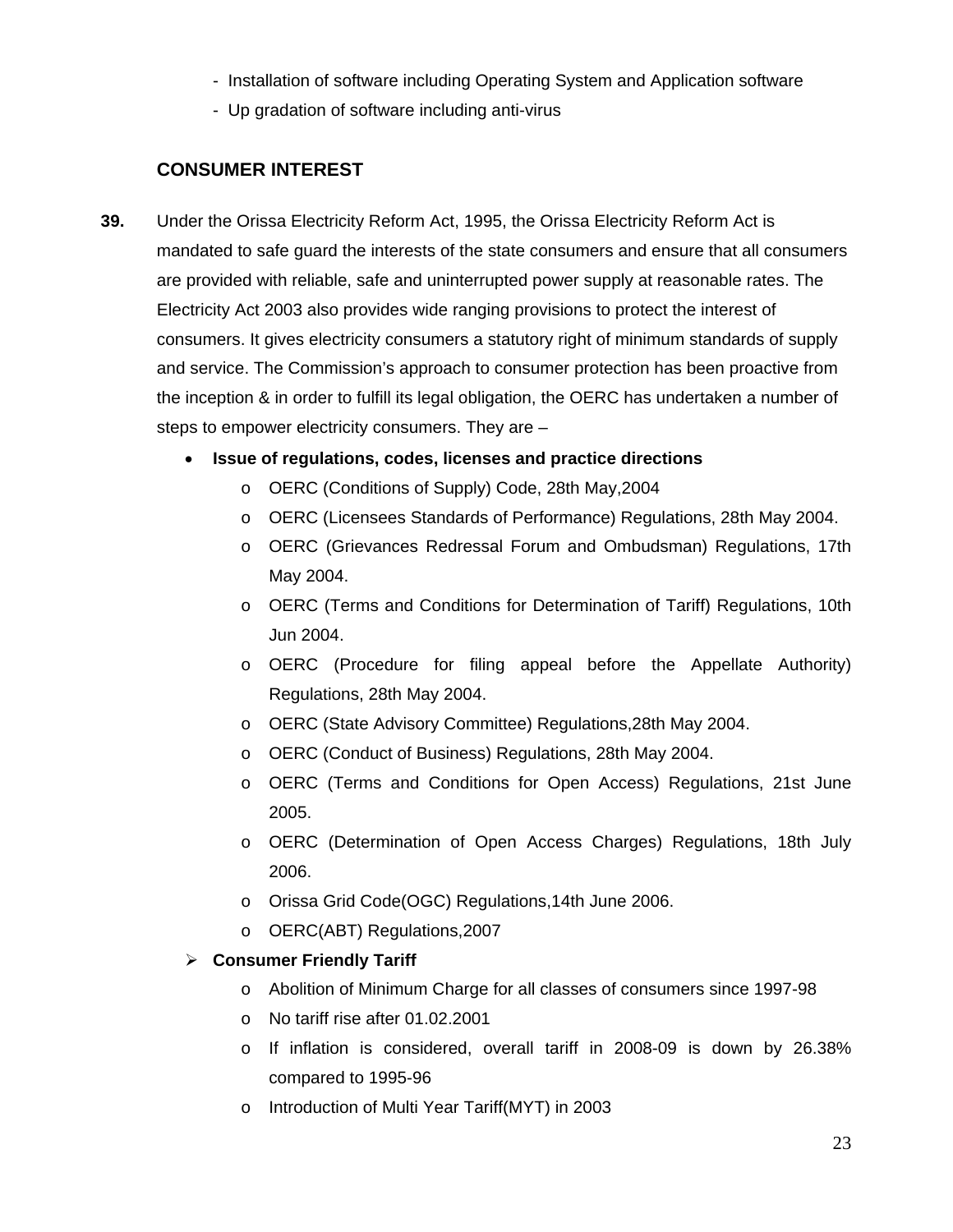- Installation of software including Operating System and Application software
- Up gradation of software including anti-virus

## CONSUMER INTEREST

**39.** Under the Orissa Electricity Reform Act, 1995, the Orissa Electricity Reform Act is mandated to safe guard the interests of the state consumers and ensure that all consumers are provided with reliable, safe and uninterrupted power supply at reasonable rates. The Electricity Act 2003 also provides wide ranging provisions to protect the interest of consumers. It gives electricity consumers a statutory right of minimum standards of supply and service. The Commission's approach to consumer protection has been proactive from the inception & in order to fulfill its legal obligation, the OERC has undertaken a number of steps to empower electricity consumers. They are –

- **Issue of regulations, codes, licenses and practice directions**
  - OERC (Conditions of Supply) Code, 28th May,2004
  - OERC (Licensees Standards of Performance) Regulations, 28th May 2004.
  - OERC (Grievances Redressal Forum and Ombudsman) Regulations, 17th May 2004.
  - OERC (Terms and Conditions for Determination of Tariff) Regulations, 10th Jun 2004.
  - OERC (Procedure for filing appeal before the Appellate Authority) Regulations, 28th May 2004.
  - OERC (State Advisory Committee) Regulations,28th May 2004.
  - OERC (Conduct of Business) Regulations, 28th May 2004.
  - OERC (Terms and Conditions for Open Access) Regulations, 21st June 2005.
  - OERC (Determination of Open Access Charges) Regulations, 18th July 2006.
  - Orissa Grid Code(OGC) Regulations,14th June 2006.
  - OERC(ABT) Regulations,2007
- **Consumer Friendly Tariff**
  - Abolition of Minimum Charge for all classes of consumers since 1997-98
  - No tariff rise after 01.02.2001
  - If inflation is considered, overall tariff in 2008-09 is down by 26.38% compared to 1995-96
  - Introduction of Multi Year Tariff(MYT) in 2003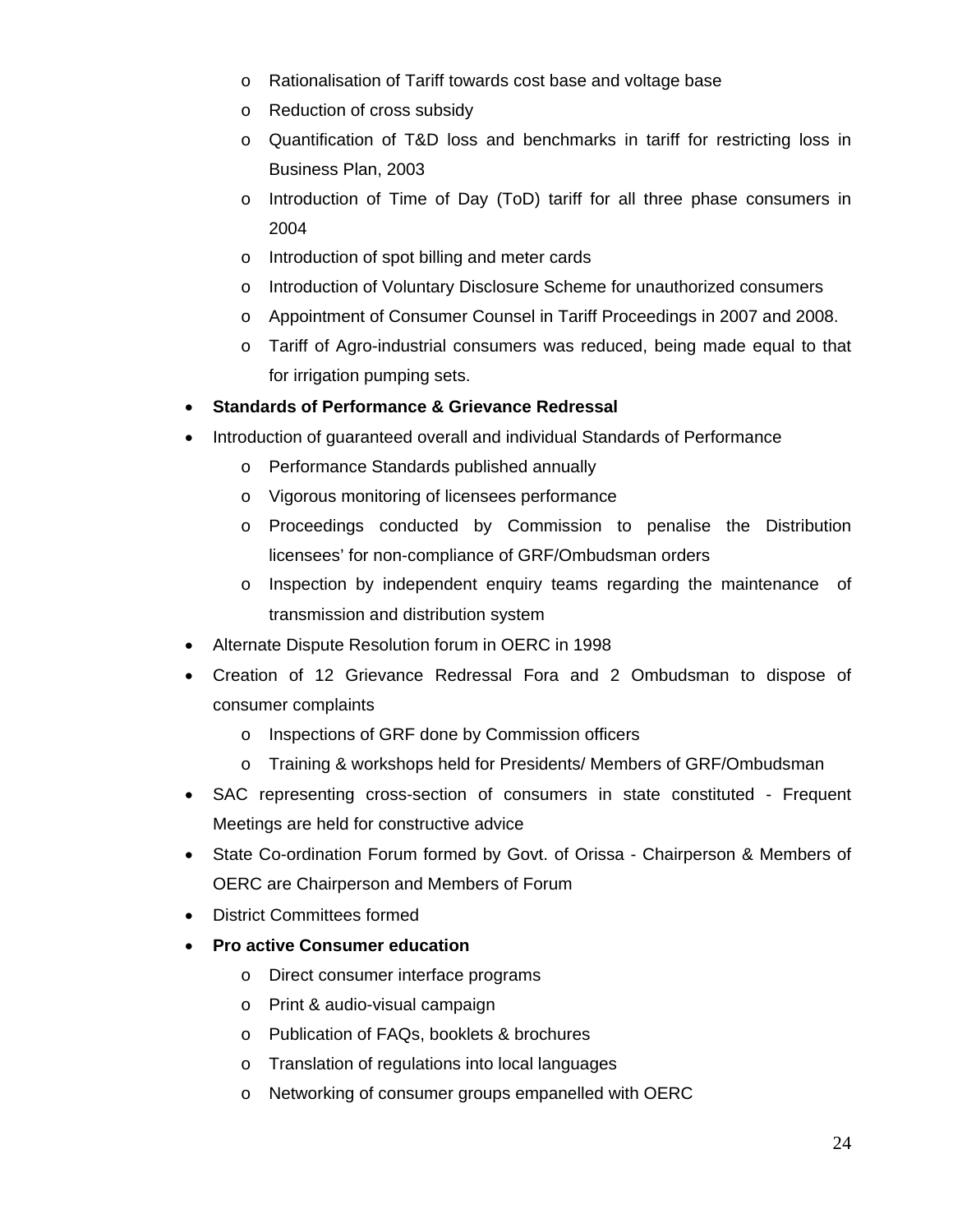- Rationalisation of Tariff towards cost base and voltage base
  - Reduction of cross subsidy
  - Quantification of T&D loss and benchmarks in tariff for restricting loss in Business Plan, 2003
  - Introduction of Time of Day (ToD) tariff for all three phase consumers in 2004
  - Introduction of spot billing and meter cards
  - Introduction of Voluntary Disclosure Scheme for unauthorized consumers
  - Appointment of Consumer Counsel in Tariff Proceedings in 2007 and 2008.
  - Tariff of Agro-industrial consumers was reduced, being made equal to that for irrigation pumping sets.
- **Standards of Performance & Grievance Redressal**
- Introduction of guaranteed overall and individual Standards of Performance
  - Performance Standards published annually
  - Vigorous monitoring of licensees performance
  - Proceedings conducted by Commission to penalise the Distribution licensees' for non-compliance of GRF/Ombudsman orders
  - Inspection by independent enquiry teams regarding the maintenance of transmission and distribution system
- Alternate Dispute Resolution forum in OERC in 1998
- Creation of 12 Grievance Redressal Fora and 2 Ombudsman to dispose of consumer complaints
  - Inspections of GRF done by Commission officers
  - Training & workshops held for Presidents/ Members of GRF/Ombudsman
- SAC representing cross-section of consumers in state constituted - Frequent Meetings are held for constructive advice
- State Co-ordination Forum formed by Govt. of Orissa - Chairperson & Members of OERC are Chairperson and Members of Forum
- District Committees formed
- **Pro active Consumer education**
  - Direct consumer interface programs
  - Print & audio-visual campaign
  - Publication of FAQs, booklets & brochures
  - Translation of regulations into local languages
  - Networking of consumer groups empanelled with OERC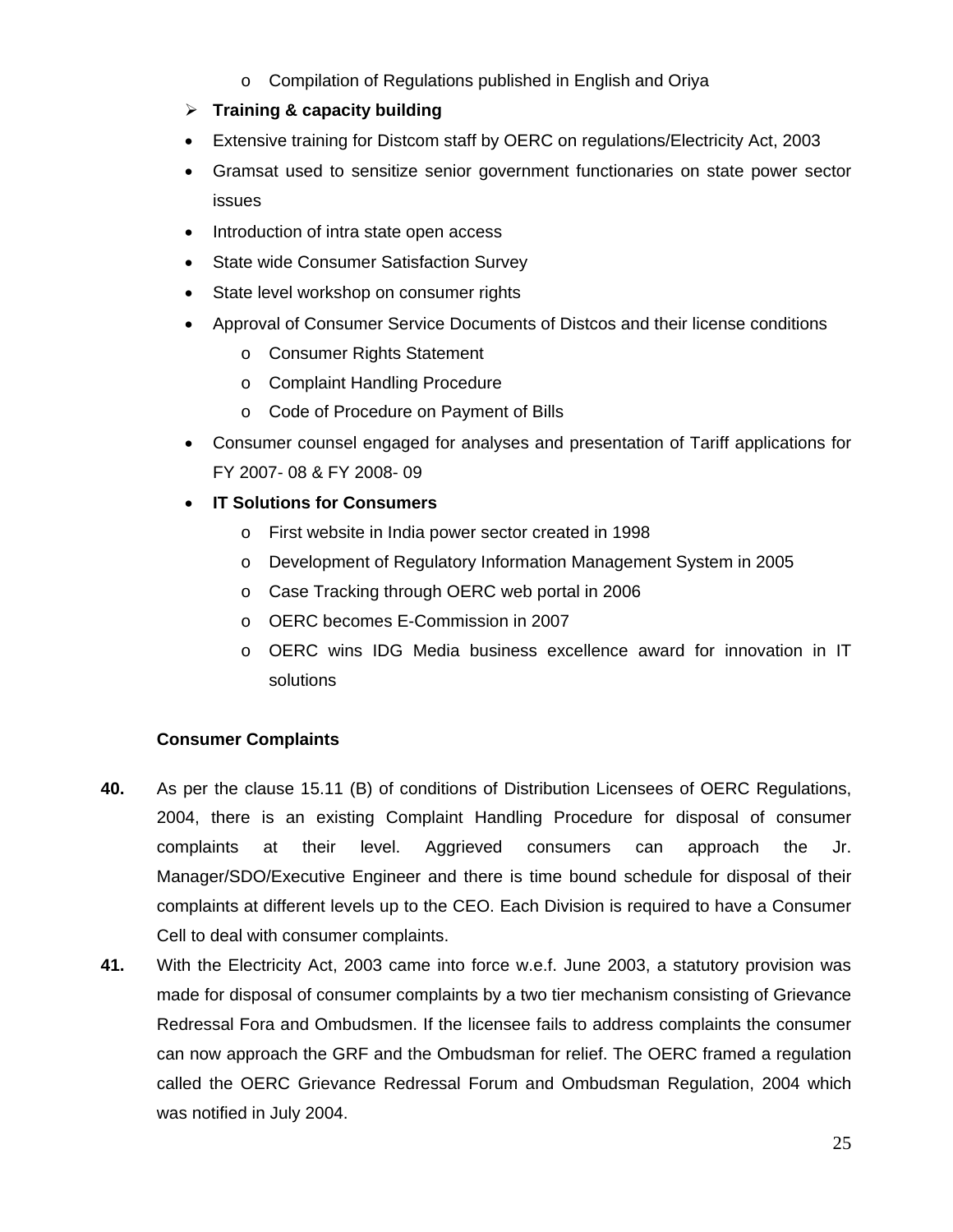- Compilation of Regulations published in English and Oriya

- **Training & capacity building**

- Extensive training for Distcom staff by OERC on regulations/Electricity Act, 2003
- Gramsat used to sensitize senior government functionaries on state power sector issues
- Introduction of intra state open access
- State wide Consumer Satisfaction Survey
- State level workshop on consumer rights
- Approval of Consumer Service Documents of Distcos and their license conditions
  - Consumer Rights Statement
  - Complaint Handling Procedure
  - Code of Procedure on Payment of Bills
- Consumer counsel engaged for analyses and presentation of Tariff applications for FY 2007- 08 & FY 2008- 09
- **IT Solutions for Consumers**
  - First website in India power sector created in 1998
  - Development of Regulatory Information Management System in 2005
  - Case Tracking through OERC web portal in 2006
  - OERC becomes E-Commission in 2007
  - OERC wins IDG Media business excellence award for innovation in IT solutions

**Consumer Complaints**

**40.** As per the clause 15.11 (B) of conditions of Distribution Licensees of OERC Regulations, 2004, there is an existing Complaint Handling Procedure for disposal of consumer complaints at their level. Aggrieved consumers can approach the Jr. Manager/SDO/Executive Engineer and there is time bound schedule for disposal of their complaints at different levels up to the CEO. Each Division is required to have a Consumer Cell to deal with consumer complaints.

**41.** With the Electricity Act, 2003 came into force w.e.f. June 2003, a statutory provision was made for disposal of consumer complaints by a two tier mechanism consisting of Grievance Redressal Fora and Ombudsmen. If the licensee fails to address complaints the consumer can now approach the GRF and the Ombudsman for relief. The OERC framed a regulation called the OERC Grievance Redressal Forum and Ombudsman Regulation, 2004 which was notified in July 2004.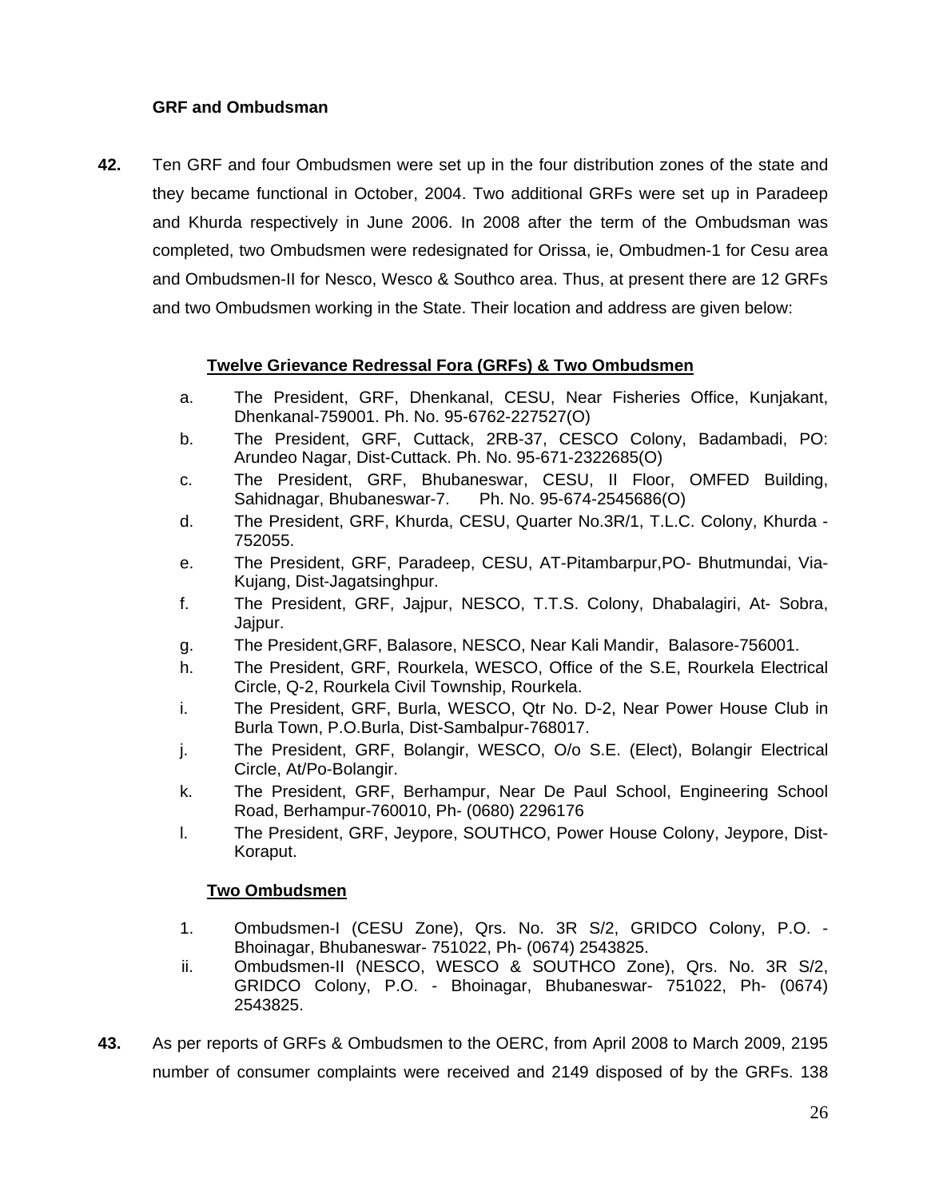**GRF and Ombudsman**

**42.** Ten GRF and four Ombudsmen were set up in the four distribution zones of the state and they became functional in October, 2004. Two additional GRFs were set up in Paradeep and Khurda respectively in June 2006. In 2008 after the term of the Ombudsman was completed, two Ombudsmen were redesignated for Orissa, ie, Ombudmen-1 for Cesu area and Ombudsmen-II for Nesco, Wesco & Southco area. Thus, at present there are 12 GRFs and two Ombudsmen working in the State. Their location and address are given below:

**Twelve Grievance Redressal Fora (GRFs) & Two Ombudsmen**

a. The President, GRF, Dhenkanal, CESU, Near Fisheries Office, Kunjakant, Dhenkanal-759001. Ph. No. 95-6762-227527(O)
b. The President, GRF, Cuttack, 2RB-37, CESCO Colony, Badambadi, PO: Arundeo Nagar, Dist-Cuttack. Ph. No. 95-671-2322685(O)
c. The President, GRF, Bhubaneswar, CESU, II Floor, OMFED Building, Sahidnagar, Bhubaneswar-7. Ph. No. 95-674-2545686(O)
d. The President, GRF, Khurda, CESU, Quarter No.3R/1, T.L.C. Colony, Khurda - 752055.
e. The President, GRF, Paradeep, CESU, AT-Pitambarpur,PO- Bhutmundai, Via-Kujang, Dist-Jagatsinghpur.
f. The President, GRF, Jajpur, NESCO, T.T.S. Colony, Dhabalagiri, At- Sobra, Jajpur.
g. The President,GRF, Balasore, NESCO, Near Kali Mandir, Balasore-756001.
h. The President, GRF, Rourkela, WESCO, Office of the S.E, Rourkela Electrical Circle, Q-2, Rourkela Civil Township, Rourkela.
i. The President, GRF, Burla, WESCO, Qtr No. D-2, Near Power House Club in Burla Town, P.O.Burla, Dist-Sambalpur-768017.
j. The President, GRF, Bolangir, WESCO, O/o S.E. (Elect), Bolangir Electrical Circle, At/Po-Bolangir.
k. The President, GRF, Berhampur, Near De Paul School, Engineering School Road, Berhampur-760010, Ph- (0680) 2296176
l. The President, GRF, Jeypore, SOUTHCO, Power House Colony, Jeypore, Dist-Koraput.

**Two Ombudsmen**

1. Ombudsmen-I (CESU Zone), Qrs. No. 3R S/2, GRIDCO Colony, P.O. - Bhoinagar, Bhubaneswar- 751022, Ph- (0674) 2543825.
ii. Ombudsmen-II (NESCO, WESCO & SOUTHCO Zone), Qrs. No. 3R S/2, GRIDCO Colony, P.O. - Bhoinagar, Bhubaneswar- 751022, Ph- (0674) 2543825.

**43.** As per reports of GRFs & Ombudsmen to the OERC, from April 2008 to March 2009, 2195 number of consumer complaints were received and 2149 disposed of by the GRFs. 138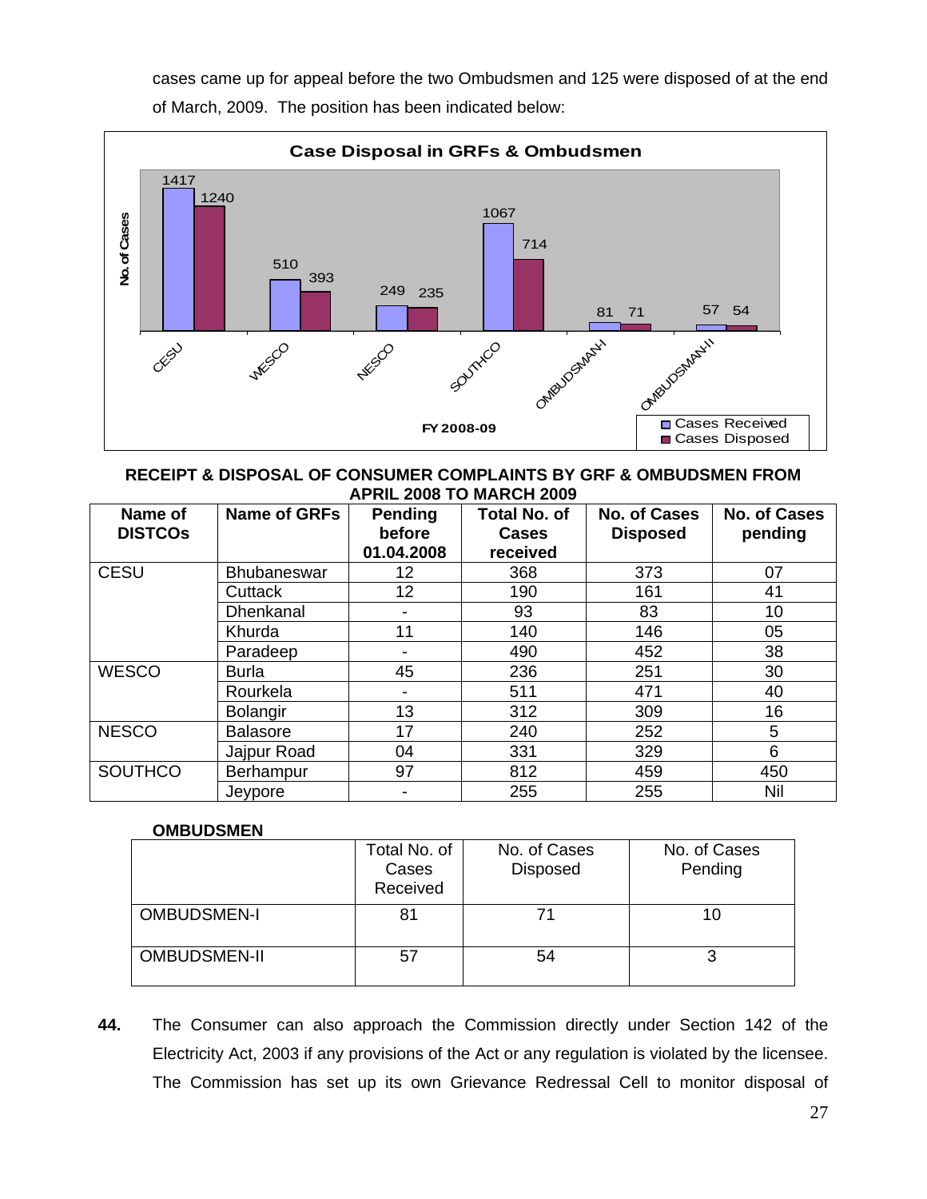cases came up for appeal before the two Ombudsmen and 125 were disposed of at the end of March, 2009. The position has been indicated below:

**Case Disposal in GRFs & Ombudsmen**

FY 2008-09

| | Cases Received | Cases Disposed |
|---|---|---|
| CESU | 1417 | 1240 |
| WESCO | 510 | 393 |
| NESCO | 249 | 235 |
| SOUTHCO | 1067 | 714 |
| OMBUDSMAN-I | 81 | 71 |
| OMBUDSMAN-II | 57 | 54 |

**RECEIPT & DISPOSAL OF CONSUMER COMPLAINTS BY GRF & OMBUDSMEN FROM APRIL 2008 TO MARCH 2009**

| Name of DISTCOs | Name of GRFs | Pending before 01.04.2008 | Total No. of Cases received | No. of Cases Disposed | No. of Cases pending |
|---|---|---|---|---|---|
| CESU | Bhubaneswar | 12 | 368 | 373 | 07 |
| | Cuttack | 12 | 190 | 161 | 41 |
| | Dhenkanal | - | 93 | 83 | 10 |
| | Khurda | 11 | 140 | 146 | 05 |
| | Paradeep | - | 490 | 452 | 38 |
| WESCO | Burla | 45 | 236 | 251 | 30 |
| | Rourkela | - | 511 | 471 | 40 |
| | Bolangir | 13 | 312 | 309 | 16 |
| NESCO | Balasore | 17 | 240 | 252 | 5 |
| | Jajpur Road | 04 | 331 | 329 | 6 |
| SOUTHCO | Berhampur | 97 | 812 | 459 | 450 |
| | Jeypore | - | 255 | 255 | Nil |

**OMBUDSMEN**

| | Total No. of Cases Received | No. of Cases Disposed | No. of Cases Pending |
|---|---|---|---|
| OMBUDSMEN-I | 81 | 71 | 10 |
| OMBUDSMEN-II | 57 | 54 | 3 |

**44.** The Consumer can also approach the Commission directly under Section 142 of the Electricity Act, 2003 if any provisions of the Act or any regulation is violated by the licensee. The Commission has set up its own Grievance Redressal Cell to monitor disposal of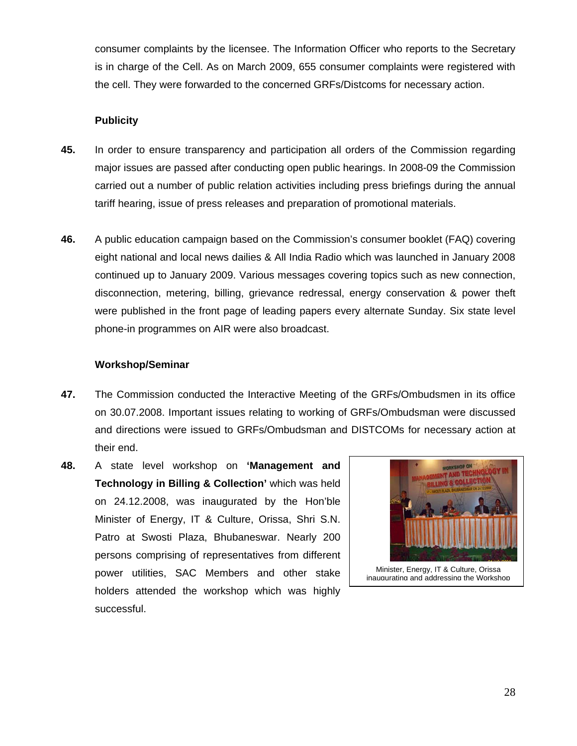consumer complaints by the licensee. The Information Officer who reports to the Secretary is in charge of the Cell. As on March 2009, 655 consumer complaints were registered with the cell. They were forwarded to the concerned GRFs/Distcoms for necessary action.

**Publicity**

**45.** In order to ensure transparency and participation all orders of the Commission regarding major issues are passed after conducting open public hearings. In 2008-09 the Commission carried out a number of public relation activities including press briefings during the annual tariff hearing, issue of press releases and preparation of promotional materials.

**46.** A public education campaign based on the Commission's consumer booklet (FAQ) covering eight national and local news dailies & All India Radio which was launched in January 2008 continued up to January 2009. Various messages covering topics such as new connection, disconnection, metering, billing, grievance redressal, energy conservation & power theft were published in the front page of leading papers every alternate Sunday. Six state level phone-in programmes on AIR were also broadcast.

**Workshop/Seminar**

**47.** The Commission conducted the Interactive Meeting of the GRFs/Ombudsmen in its office on 30.07.2008. Important issues relating to working of GRFs/Ombudsman were discussed and directions were issued to GRFs/Ombudsman and DISTCOMs for necessary action at their end.

**48.** A state level workshop on **'Management and Technology in Billing & Collection'** which was held on 24.12.2008, was inaugurated by the Hon'ble Minister of Energy, IT & Culture, Orissa, Shri S.N. Patro at Swosti Plaza, Bhubaneswar. Nearly 200 persons comprising of representatives from different power utilities, SAC Members and other stake holders attended the workshop which was highly successful.

Minister, Energy, IT & Culture, Orissa inaugurating and addressing the Workshop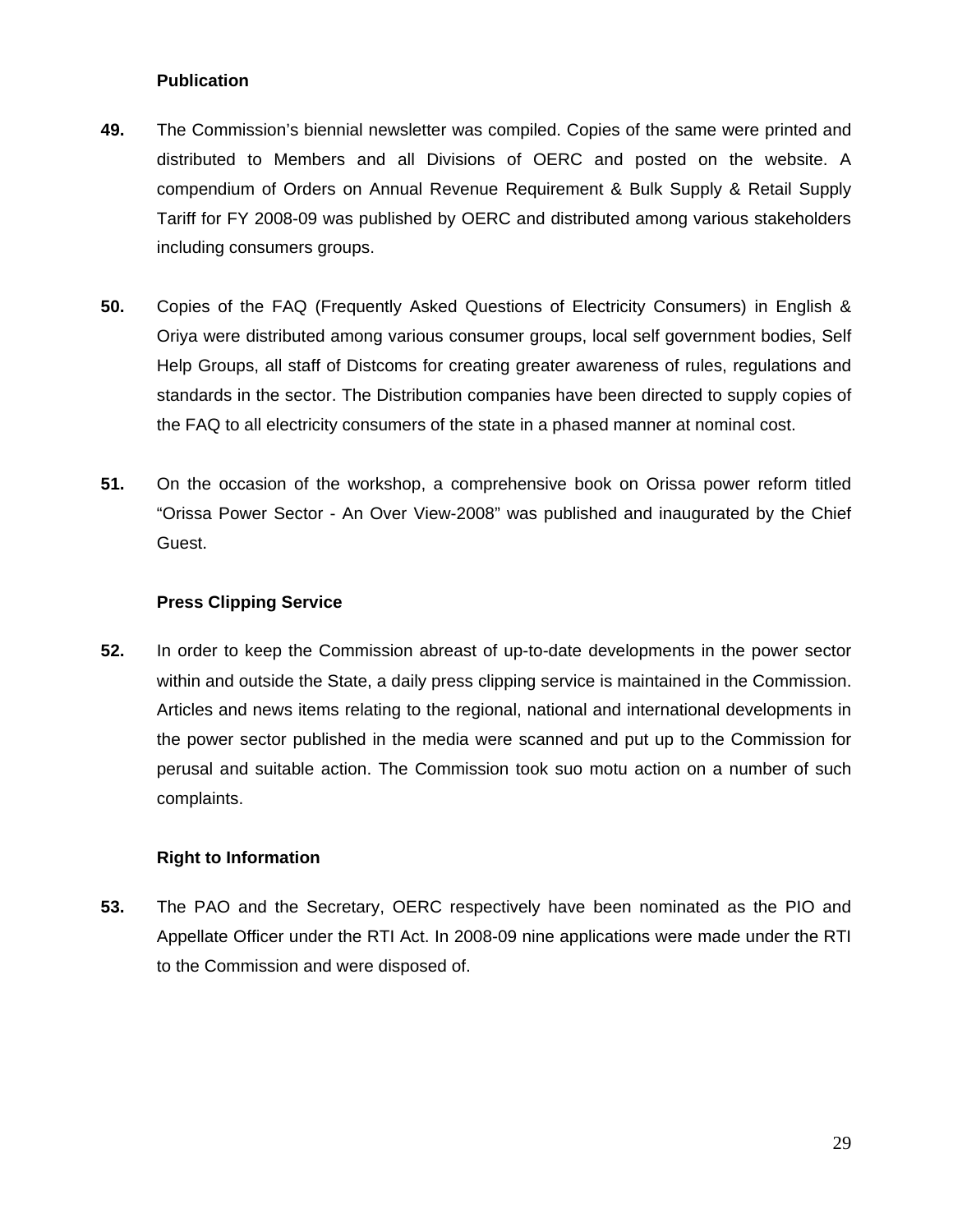### Publication

**49.** The Commission's biennial newsletter was compiled. Copies of the same were printed and distributed to Members and all Divisions of OERC and posted on the website. A compendium of Orders on Annual Revenue Requirement & Bulk Supply & Retail Supply Tariff for FY 2008-09 was published by OERC and distributed among various stakeholders including consumers groups.

**50.** Copies of the FAQ (Frequently Asked Questions of Electricity Consumers) in English & Oriya were distributed among various consumer groups, local self government bodies, Self Help Groups, all staff of Distcoms for creating greater awareness of rules, regulations and standards in the sector. The Distribution companies have been directed to supply copies of the FAQ to all electricity consumers of the state in a phased manner at nominal cost.

**51.** On the occasion of the workshop, a comprehensive book on Orissa power reform titled "Orissa Power Sector - An Over View-2008" was published and inaugurated by the Chief Guest.

### Press Clipping Service

**52.** In order to keep the Commission abreast of up-to-date developments in the power sector within and outside the State, a daily press clipping service is maintained in the Commission. Articles and news items relating to the regional, national and international developments in the power sector published in the media were scanned and put up to the Commission for perusal and suitable action. The Commission took suo motu action on a number of such complaints.

### Right to Information

**53.** The PAO and the Secretary, OERC respectively have been nominated as the PIO and Appellate Officer under the RTI Act. In 2008-09 nine applications were made under the RTI to the Commission and were disposed of.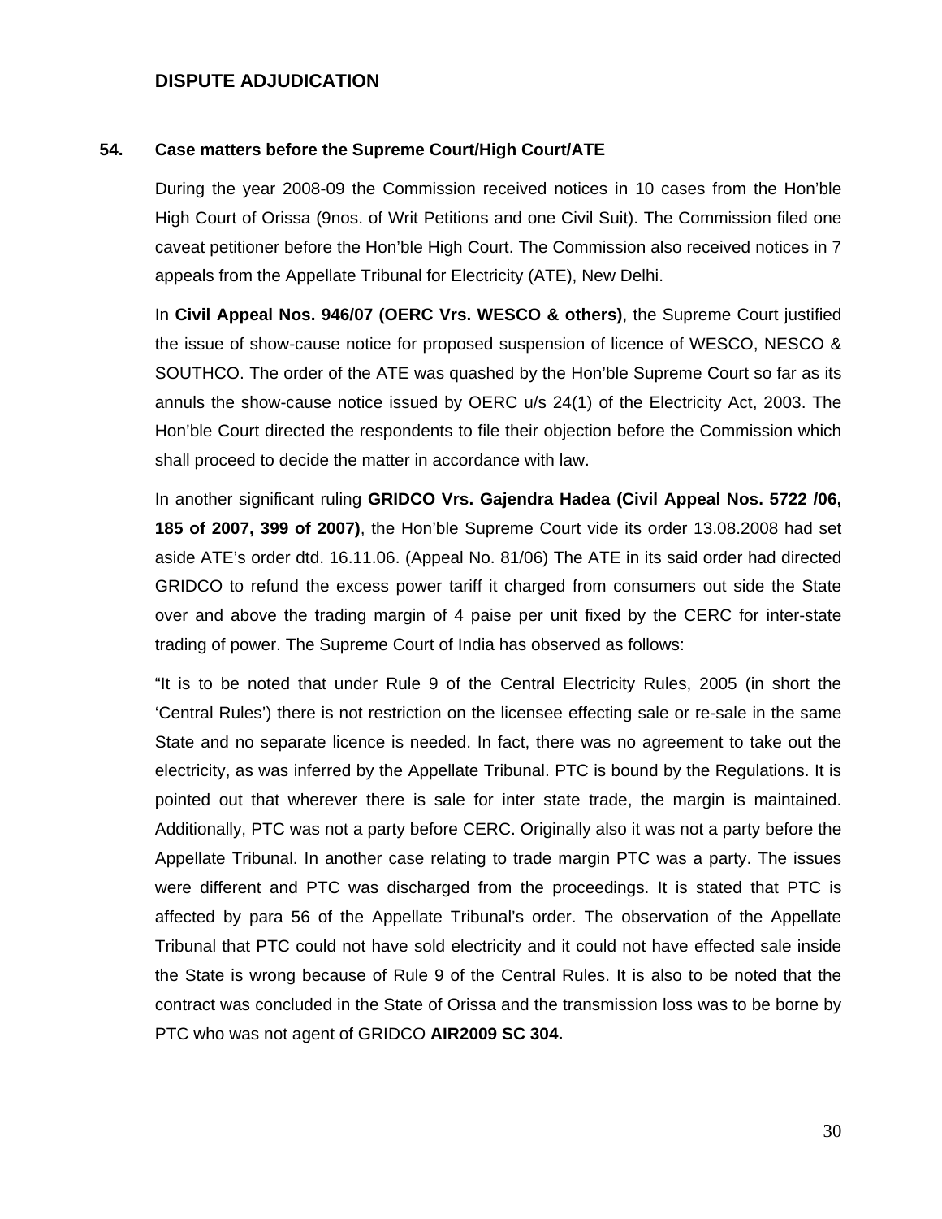## DISPUTE ADJUDICATION

### 54. Case matters before the Supreme Court/High Court/ATE

During the year 2008-09 the Commission received notices in 10 cases from the Hon'ble High Court of Orissa (9nos. of Writ Petitions and one Civil Suit). The Commission filed one caveat petitioner before the Hon'ble High Court. The Commission also received notices in 7 appeals from the Appellate Tribunal for Electricity (ATE), New Delhi.

In **Civil Appeal Nos. 946/07 (OERC Vrs. WESCO & others)**, the Supreme Court justified the issue of show-cause notice for proposed suspension of licence of WESCO, NESCO & SOUTHCO. The order of the ATE was quashed by the Hon'ble Supreme Court so far as its annuls the show-cause notice issued by OERC u/s 24(1) of the Electricity Act, 2003. The Hon'ble Court directed the respondents to file their objection before the Commission which shall proceed to decide the matter in accordance with law.

In another significant ruling **GRIDCO Vrs. Gajendra Hadea (Civil Appeal Nos. 5722 /06, 185 of 2007, 399 of 2007)**, the Hon'ble Supreme Court vide its order 13.08.2008 had set aside ATE's order dtd. 16.11.06. (Appeal No. 81/06) The ATE in its said order had directed GRIDCO to refund the excess power tariff it charged from consumers out side the State over and above the trading margin of 4 paise per unit fixed by the CERC for inter-state trading of power. The Supreme Court of India has observed as follows:

"It is to be noted that under Rule 9 of the Central Electricity Rules, 2005 (in short the 'Central Rules') there is not restriction on the licensee effecting sale or re-sale in the same State and no separate licence is needed. In fact, there was no agreement to take out the electricity, as was inferred by the Appellate Tribunal. PTC is bound by the Regulations. It is pointed out that wherever there is sale for inter state trade, the margin is maintained. Additionally, PTC was not a party before CERC. Originally also it was not a party before the Appellate Tribunal. In another case relating to trade margin PTC was a party. The issues were different and PTC was discharged from the proceedings. It is stated that PTC is affected by para 56 of the Appellate Tribunal's order. The observation of the Appellate Tribunal that PTC could not have sold electricity and it could not have effected sale inside the State is wrong because of Rule 9 of the Central Rules. It is also to be noted that the contract was concluded in the State of Orissa and the transmission loss was to be borne by PTC who was not agent of GRIDCO **AIR2009 SC 304.**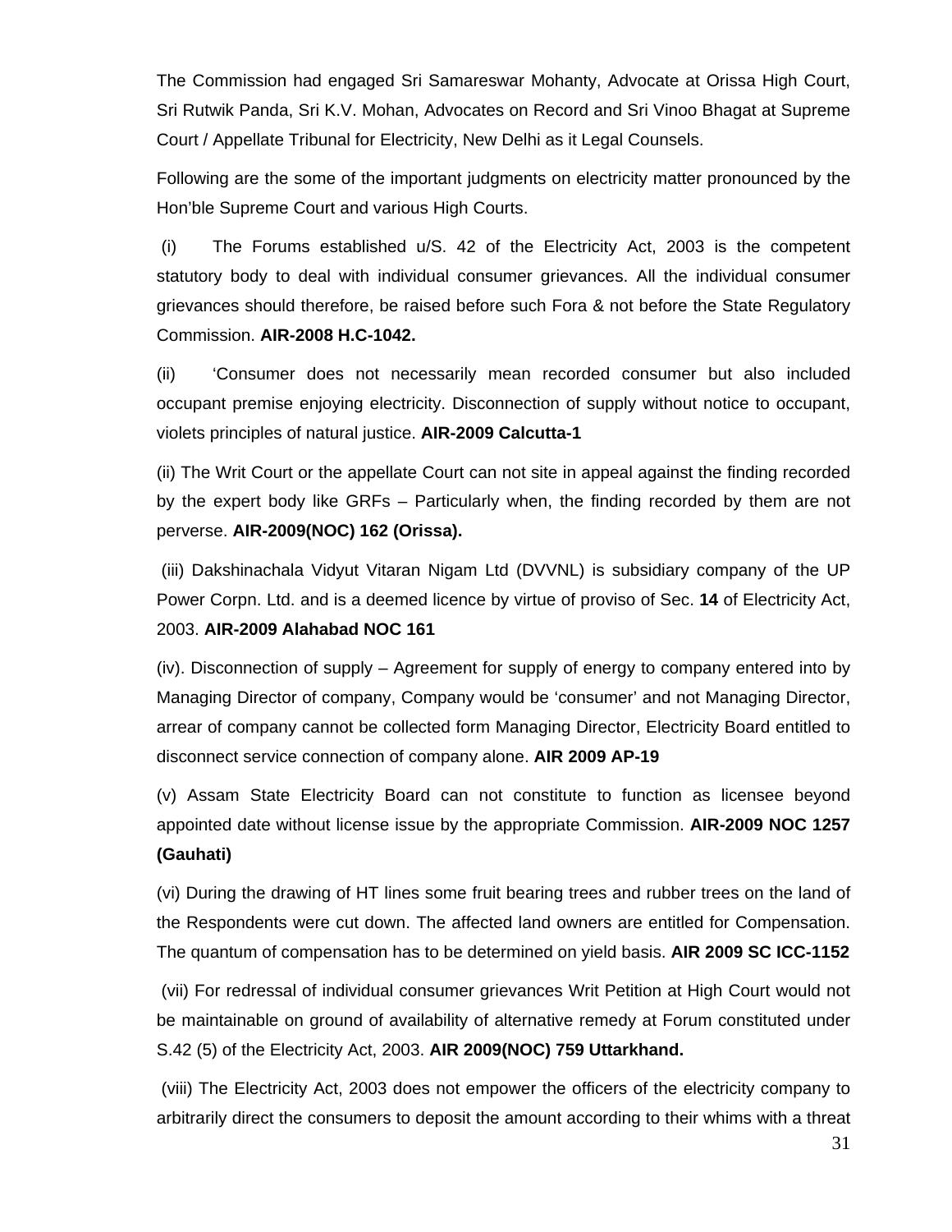The Commission had engaged Sri Samareswar Mohanty, Advocate at Orissa High Court, Sri Rutwik Panda, Sri K.V. Mohan, Advocates on Record and Sri Vinoo Bhagat at Supreme Court / Appellate Tribunal for Electricity, New Delhi as it Legal Counsels.

Following are the some of the important judgments on electricity matter pronounced by the Hon'ble Supreme Court and various High Courts.

(i) The Forums established u/S. 42 of the Electricity Act, 2003 is the competent statutory body to deal with individual consumer grievances. All the individual consumer grievances should therefore, be raised before such Fora & not before the State Regulatory Commission. **AIR-2008 H.C-1042.**

(ii) 'Consumer does not necessarily mean recorded consumer but also included occupant premise enjoying electricity. Disconnection of supply without notice to occupant, violets principles of natural justice. **AIR-2009 Calcutta-1**

(ii) The Writ Court or the appellate Court can not site in appeal against the finding recorded by the expert body like GRFs – Particularly when, the finding recorded by them are not perverse. **AIR-2009(NOC) 162 (Orissa).**

(iii) Dakshinachala Vidyut Vitaran Nigam Ltd (DVVNL) is subsidiary company of the UP Power Corpn. Ltd. and is a deemed licence by virtue of proviso of Sec. **14** of Electricity Act, 2003. **AIR-2009 Alahabad NOC 161**

(iv). Disconnection of supply – Agreement for supply of energy to company entered into by Managing Director of company, Company would be 'consumer' and not Managing Director, arrear of company cannot be collected form Managing Director, Electricity Board entitled to disconnect service connection of company alone. **AIR 2009 AP-19**

(v) Assam State Electricity Board can not constitute to function as licensee beyond appointed date without license issue by the appropriate Commission. **AIR-2009 NOC 1257 (Gauhati)**

(vi) During the drawing of HT lines some fruit bearing trees and rubber trees on the land of the Respondents were cut down. The affected land owners are entitled for Compensation. The quantum of compensation has to be determined on yield basis. **AIR 2009 SC ICC-1152**

(vii) For redressal of individual consumer grievances Writ Petition at High Court would not be maintainable on ground of availability of alternative remedy at Forum constituted under S.42 (5) of the Electricity Act, 2003. **AIR 2009(NOC) 759 Uttarkhand.**

(viii) The Electricity Act, 2003 does not empower the officers of the electricity company to arbitrarily direct the consumers to deposit the amount according to their whims with a threat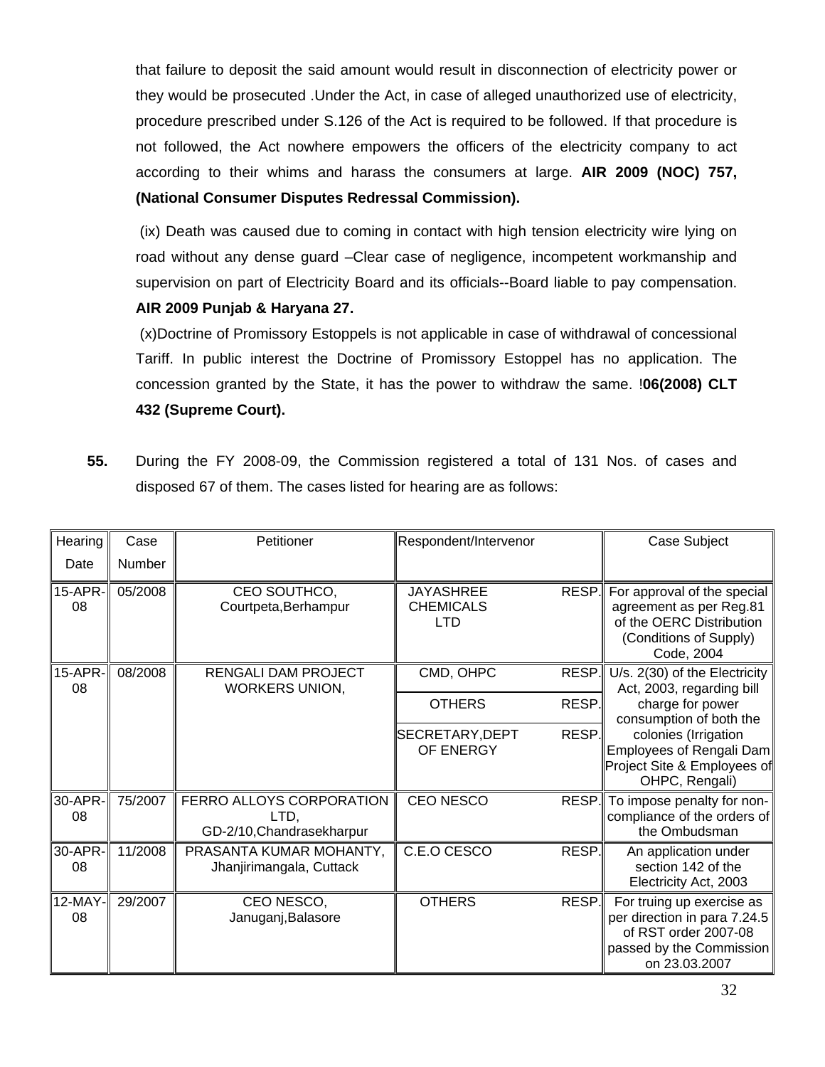that failure to deposit the said amount would result in disconnection of electricity power or they would be prosecuted .Under the Act, in case of alleged unauthorized use of electricity, procedure prescribed under S.126 of the Act is required to be followed. If that procedure is not followed, the Act nowhere empowers the officers of the electricity company to act according to their whims and harass the consumers at large. **AIR 2009 (NOC) 757, (National Consumer Disputes Redressal Commission).**

(ix) Death was caused due to coming in contact with high tension electricity wire lying on road without any dense guard –Clear case of negligence, incompetent workmanship and supervision on part of Electricity Board and its officials--Board liable to pay compensation. **AIR 2009 Punjab & Haryana 27.**

(x)Doctrine of Promissory Estoppels is not applicable in case of withdrawal of concessional Tariff. In public interest the Doctrine of Promissory Estoppel has no application. The concession granted by the State, it has the power to withdraw the same. !**06(2008) CLT 432 (Supreme Court).**

**55.** During the FY 2008-09, the Commission registered a total of 131 Nos. of cases and disposed 67 of them. The cases listed for hearing are as follows:

| Hearing Date | Case Number | Petitioner | Respondent/Intervenor | | Case Subject |
|---|---|---|---|---|---|
| 15-APR-08 | 05/2008 | CEO SOUTHCO, Courtpeta,Berhampur | JAYASHREE CHEMICALS LTD | RESP. | For approval of the special agreement as per Reg.81 of the OERC Distribution (Conditions of Supply) Code, 2004 |
| 15-APR-08 | 08/2008 | RENGALI DAM PROJECT WORKERS UNION, | CMD, OHPC | RESP. | U/s. 2(30) of the Electricity Act, 2003, regarding bill charge for power consumption of both the colonies (Irrigation Employees of Rengali Dam Project Site & Employees of OHPC, Rengali) |
| | | | OTHERS | RESP. | |
| | | | SECRETARY,DEPT OF ENERGY | RESP. | |
| 30-APR-08 | 75/2007 | FERRO ALLOYS CORPORATION LTD, GD-2/10,Chandrasekharpur | CEO NESCO | RESP. | To impose penalty for non-compliance of the orders of the Ombudsman |
| 30-APR-08 | 11/2008 | PRASANTA KUMAR MOHANTY, Jhanjirimangala, Cuttack | C.E.O CESCO | RESP. | An application under section 142 of the Electricity Act, 2003 |
| 12-MAY-08 | 29/2007 | CEO NESCO, Januganj,Balasore | OTHERS | RESP. | For truing up exercise as per direction in para 7.24.5 of RST order 2007-08 passed by the Commission on 23.03.2007 |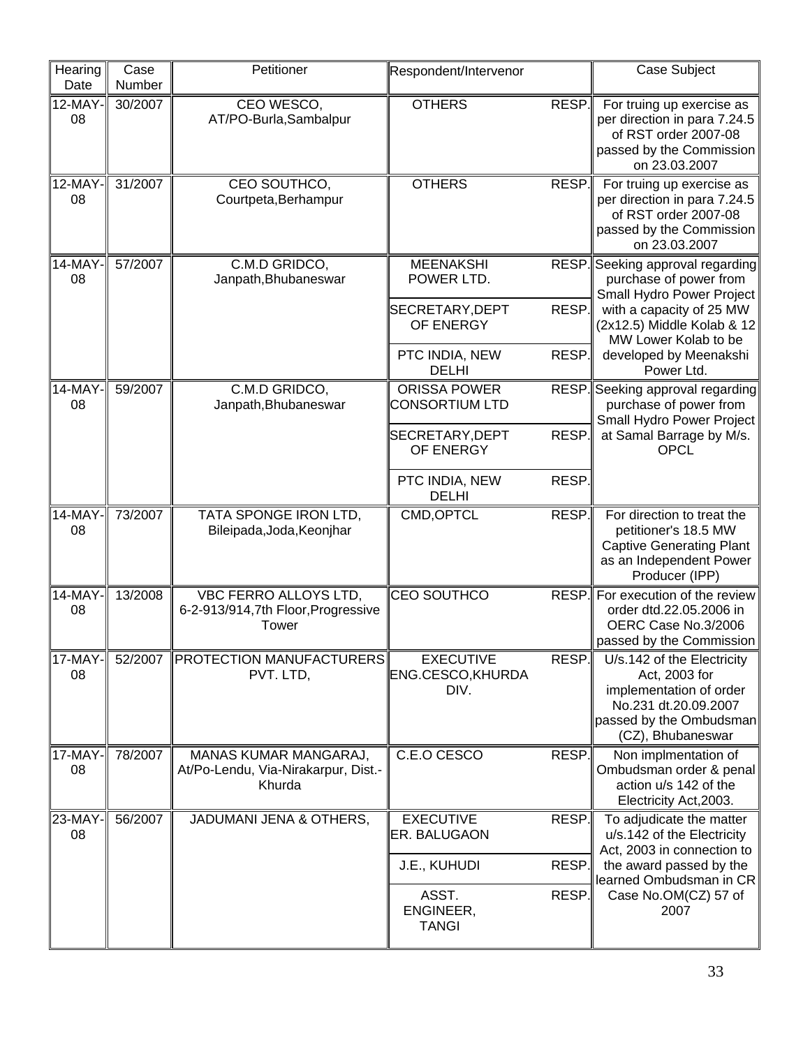| Hearing Date | Case Number | Petitioner | Respondent/Intervenor | | Case Subject |
|---|---|---|---|---|---|
| 12-MAY-08 | 30/2007 | CEO WESCO, AT/PO-Burla,Sambalpur | OTHERS | RESP. | For truing up exercise as per direction in para 7.24.5 of RST order 2007-08 passed by the Commission on 23.03.2007 |
| 12-MAY-08 | 31/2007 | CEO SOUTHCO, Courtpeta,Berhampur | OTHERS | RESP. | For truing up exercise as per direction in para 7.24.5 of RST order 2007-08 passed by the Commission on 23.03.2007 |
| 14-MAY-08 | 57/2007 | C.M.D GRIDCO, Janpath,Bhubaneswar | MEENAKSHI POWER LTD. | RESP. | Seeking approval regarding purchase of power from Small Hydro Power Project with a capacity of 25 MW (2x12.5) Middle Kolab & 12 MW Lower Kolab to be developed by Meenakshi Power Ltd. |
| | | | SECRETARY,DEPT OF ENERGY | RESP. | |
| | | | PTC INDIA, NEW DELHI | RESP. | |
| 14-MAY-08 | 59/2007 | C.M.D GRIDCO, Janpath,Bhubaneswar | ORISSA POWER CONSORTIUM LTD | RESP. | Seeking approval regarding purchase of power from Small Hydro Power Project at Samal Barrage by M/s. OPCL |
| | | | SECRETARY,DEPT OF ENERGY | RESP. | |
| | | | PTC INDIA, NEW DELHI | RESP. | |
| 14-MAY-08 | 73/2007 | TATA SPONGE IRON LTD, Bileipada,Joda,Keonjhar | CMD,OPTCL | RESP. | For direction to treat the petitioner's 18.5 MW Captive Generating Plant as an Independent Power Producer (IPP) |
| 14-MAY-08 | 13/2008 | VBC FERRO ALLOYS LTD, 6-2-913/914,7th Floor,Progressive Tower | CEO SOUTHCO | RESP. | For execution of the review order dtd.22.05.2006 in OERC Case No.3/2006 passed by the Commission |
| 17-MAY-08 | 52/2007 | PROTECTION MANUFACTURERS PVT. LTD, | EXECUTIVE ENG.CESCO,KHURDA DIV. | RESP. | U/s.142 of the Electricity Act, 2003 for implementation of order No.231 dt.20.09.2007 passed by the Ombudsman (CZ), Bhubaneswar |
| 17-MAY-08 | 78/2007 | MANAS KUMAR MANGARAJ, At/Po-Lendu, Via-Nirakarpur, Dist.-Khurda | C.E.O CESCO | RESP. | Non implmentation of Ombudsman order & penal action u/s 142 of the Electricity Act,2003. |
| 23-MAY-08 | 56/2007 | JADUMANI JENA & OTHERS, | EXECUTIVE ER. BALUGAON | RESP. | To adjudicate the matter u/s.142 of the Electricity Act, 2003 in connection to the award passed by the learned Ombudsman in CR Case No.OM(CZ) 57 of 2007 |
| | | | J.E., KUHUDI | RESP. | |
| | | | ASST. ENGINEER, TANGI | RESP. | |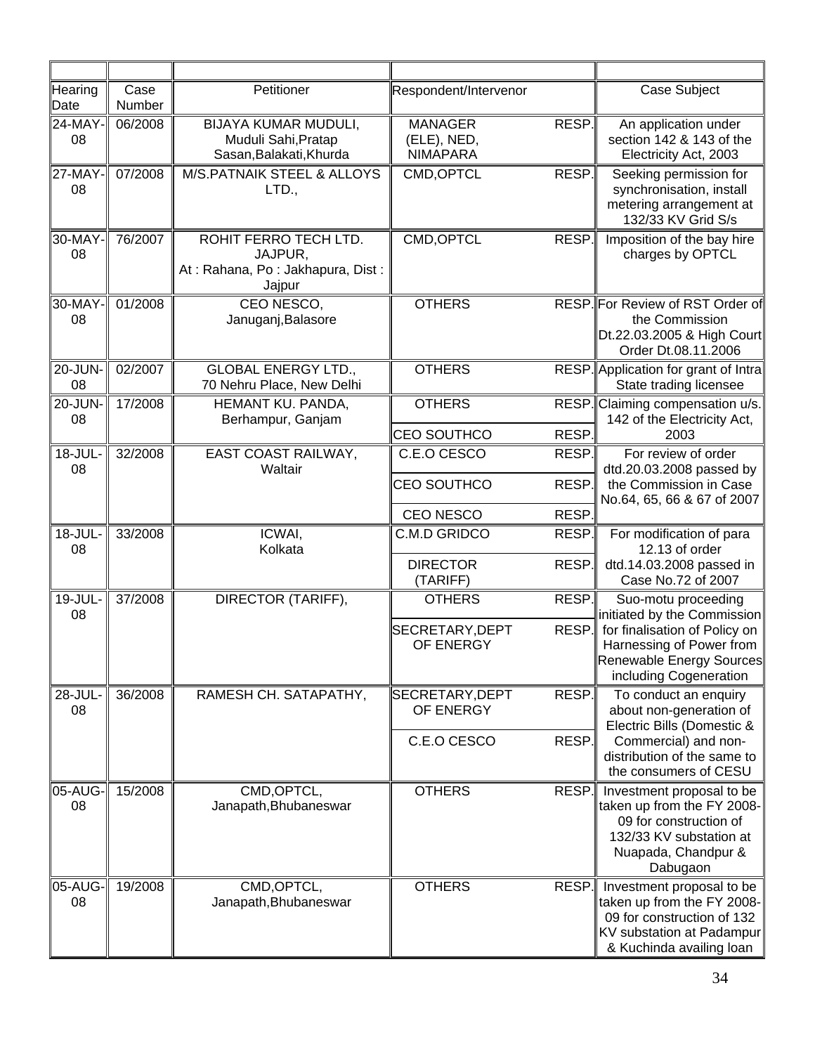| Hearing Date | Case Number | Petitioner | Respondent/Intervenor | | Case Subject |
|---|---|---|---|---|---|
| 24-MAY-08 | 06/2008 | BIJAYA KUMAR MUDULI, Muduli Sahi,Pratap Sasan,Balakati,Khurda | MANAGER (ELE), NED, NIMAPARA | RESP. | An application under section 142 & 143 of the Electricity Act, 2003 |
| 27-MAY-08 | 07/2008 | M/S.PATNAIK STEEL & ALLOYS LTD., | CMD,OPTCL | RESP. | Seeking permission for synchronisation, install metering arrangement at 132/33 KV Grid S/s |
| 30-MAY-08 | 76/2007 | ROHIT FERRO TECH LTD. JAJPUR, At : Rahana, Po : Jakhapura, Dist : Jajpur | CMD,OPTCL | RESP. | Imposition of the bay hire charges by OPTCL |
| 30-MAY-08 | 01/2008 | CEO NESCO, Januganj,Balasore | OTHERS | RESP. | For Review of RST Order of the Commission Dt.22.03.2005 & High Court Order Dt.08.11.2006 |
| 20-JUN-08 | 02/2007 | GLOBAL ENERGY LTD., 70 Nehru Place, New Delhi | OTHERS | RESP. | Application for grant of Intra State trading licensee |
| 20-JUN-08 | 17/2008 | HEMANT KU. PANDA, Berhampur, Ganjam | OTHERS | RESP. | Claiming compensation u/s. 142 of the Electricity Act, 2003 |
| | | | CEO SOUTHCO | RESP. | |
| 18-JUL-08 | 32/2008 | EAST COAST RAILWAY, Waltair | C.E.O CESCO | RESP. | For review of order dtd.20.03.2008 passed by the Commission in Case No.64, 65, 66 & 67 of 2007 |
| | | | CEO SOUTHCO | RESP. | |
| | | | CEO NESCO | RESP. | |
| 18-JUL-08 | 33/2008 | ICWAI, Kolkata | C.M.D GRIDCO | RESP. | For modification of para 12.13 of order dtd.14.03.2008 passed in Case No.72 of 2007 |
| | | | DIRECTOR (TARIFF) | RESP. | |
| 19-JUL-08 | 37/2008 | DIRECTOR (TARIFF), | OTHERS | RESP. | Suo-motu proceeding initiated by the Commission for finalisation of Policy on Harnessing of Power from Renewable Energy Sources including Cogeneration |
| | | | SECRETARY,DEPT OF ENERGY | RESP. | |
| 28-JUL-08 | 36/2008 | RAMESH CH. SATAPATHY, | SECRETARY,DEPT OF ENERGY | RESP. | To conduct an enquiry about non-generation of Electric Bills (Domestic & Commercial) and non-distribution of the same to the consumers of CESU |
| | | | C.E.O CESCO | RESP. | |
| 05-AUG-08 | 15/2008 | CMD,OPTCL, Janapath,Bhubaneswar | OTHERS | RESP. | Investment proposal to be taken up from the FY 2008-09 for construction of 132/33 KV substation at Nuapada, Chandpur & Dabugaon |
| 05-AUG-08 | 19/2008 | CMD,OPTCL, Janapath,Bhubaneswar | OTHERS | RESP. | Investment proposal to be taken up from the FY 2008-09 for construction of 132 KV substation at Padampur & Kuchinda availing loan |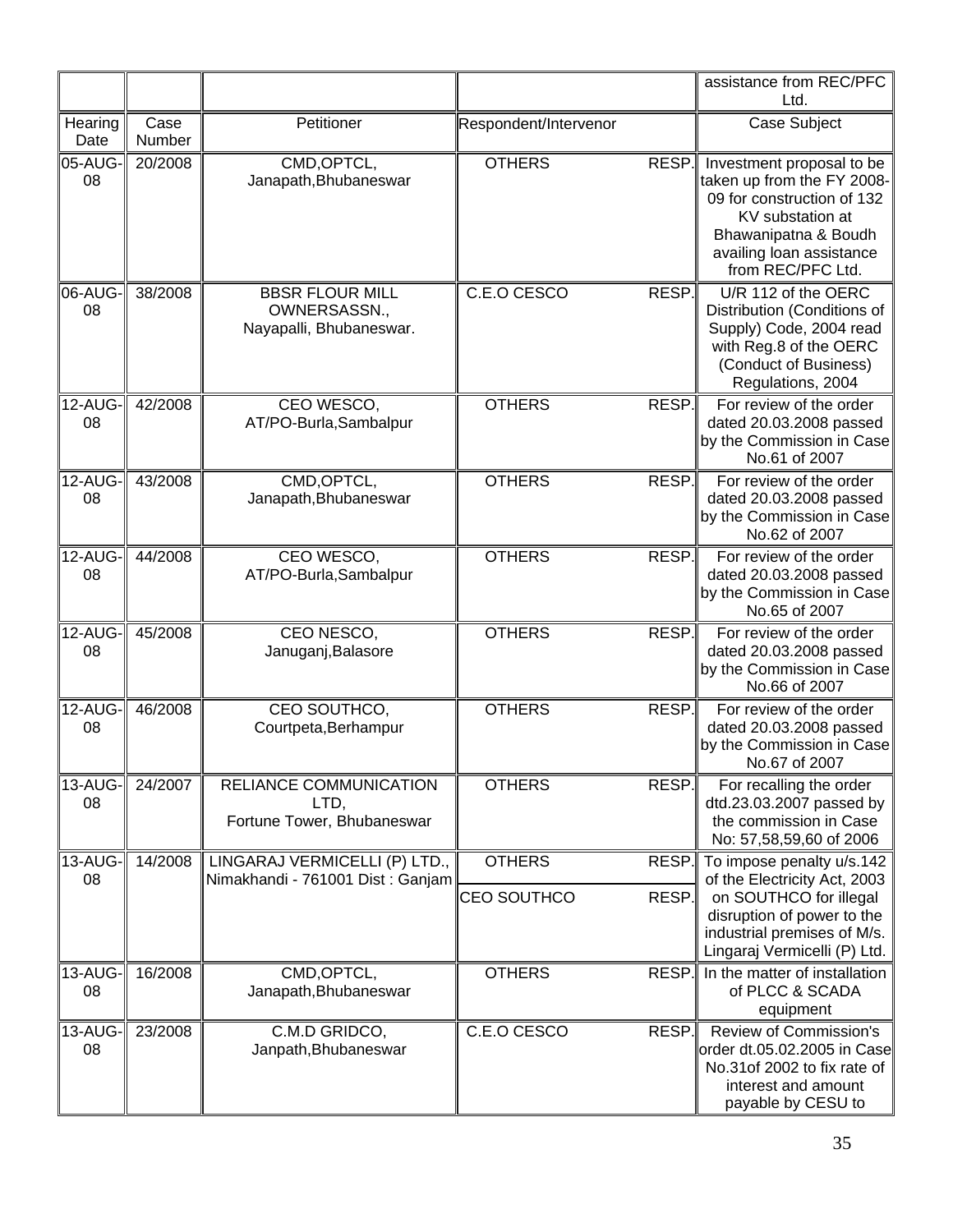| | | | | | assistance from REC/PFC Ltd. |
|---|---|---|---|---|---|
| Hearing Date | Case Number | Petitioner | Respondent/Intervenor | | Case Subject |
| 05-AUG-08 | 20/2008 | CMD,OPTCL, Janapath,Bhubaneswar | OTHERS | RESP. | Investment proposal to be taken up from the FY 2008-09 for construction of 132 KV substation at Bhawanipatna & Boudh availing loan assistance from REC/PFC Ltd. |
| 06-AUG-08 | 38/2008 | BBSR FLOUR MILL OWNERSASSN., Nayapalli, Bhubaneswar. | C.E.O CESCO | RESP. | U/R 112 of the OERC Distribution (Conditions of Supply) Code, 2004 read with Reg.8 of the OERC (Conduct of Business) Regulations, 2004 |
| 12-AUG-08 | 42/2008 | CEO WESCO, AT/PO-Burla,Sambalpur | OTHERS | RESP. | For review of the order dated 20.03.2008 passed by the Commission in Case No.61 of 2007 |
| 12-AUG-08 | 43/2008 | CMD,OPTCL, Janapath,Bhubaneswar | OTHERS | RESP. | For review of the order dated 20.03.2008 passed by the Commission in Case No.62 of 2007 |
| 12-AUG-08 | 44/2008 | CEO WESCO, AT/PO-Burla,Sambalpur | OTHERS | RESP. | For review of the order dated 20.03.2008 passed by the Commission in Case No.65 of 2007 |
| 12-AUG-08 | 45/2008 | CEO NESCO, Januganj,Balasore | OTHERS | RESP. | For review of the order dated 20.03.2008 passed by the Commission in Case No.66 of 2007 |
| 12-AUG-08 | 46/2008 | CEO SOUTHCO, Courtpeta,Berhampur | OTHERS | RESP. | For review of the order dated 20.03.2008 passed by the Commission in Case No.67 of 2007 |
| 13-AUG-08 | 24/2007 | RELIANCE COMMUNICATION LTD, Fortune Tower, Bhubaneswar | OTHERS | RESP. | For recalling the order dtd.23.03.2007 passed by the commission in Case No: 57,58,59,60 of 2006 |
| 13-AUG-08 | 14/2008 | LINGARAJ VERMICELLI (P) LTD., Nimakhandi - 761001 Dist : Ganjam | OTHERS | RESP. | To impose penalty u/s.142 of the Electricity Act, 2003 on SOUTHCO for illegal disruption of power to the industrial premises of M/s. Lingaraj Vermicelli (P) Ltd. |
| | | | CEO SOUTHCO | RESP. | |
| 13-AUG-08 | 16/2008 | CMD,OPTCL, Janapath,Bhubaneswar | OTHERS | RESP. | In the matter of installation of PLCC & SCADA equipment |
| 13-AUG-08 | 23/2008 | C.M.D GRIDCO, Janpath,Bhubaneswar | C.E.O CESCO | RESP. | Review of Commission's order dt.05.02.2005 in Case No.31of 2002 to fix rate of interest and amount payable by CESU to |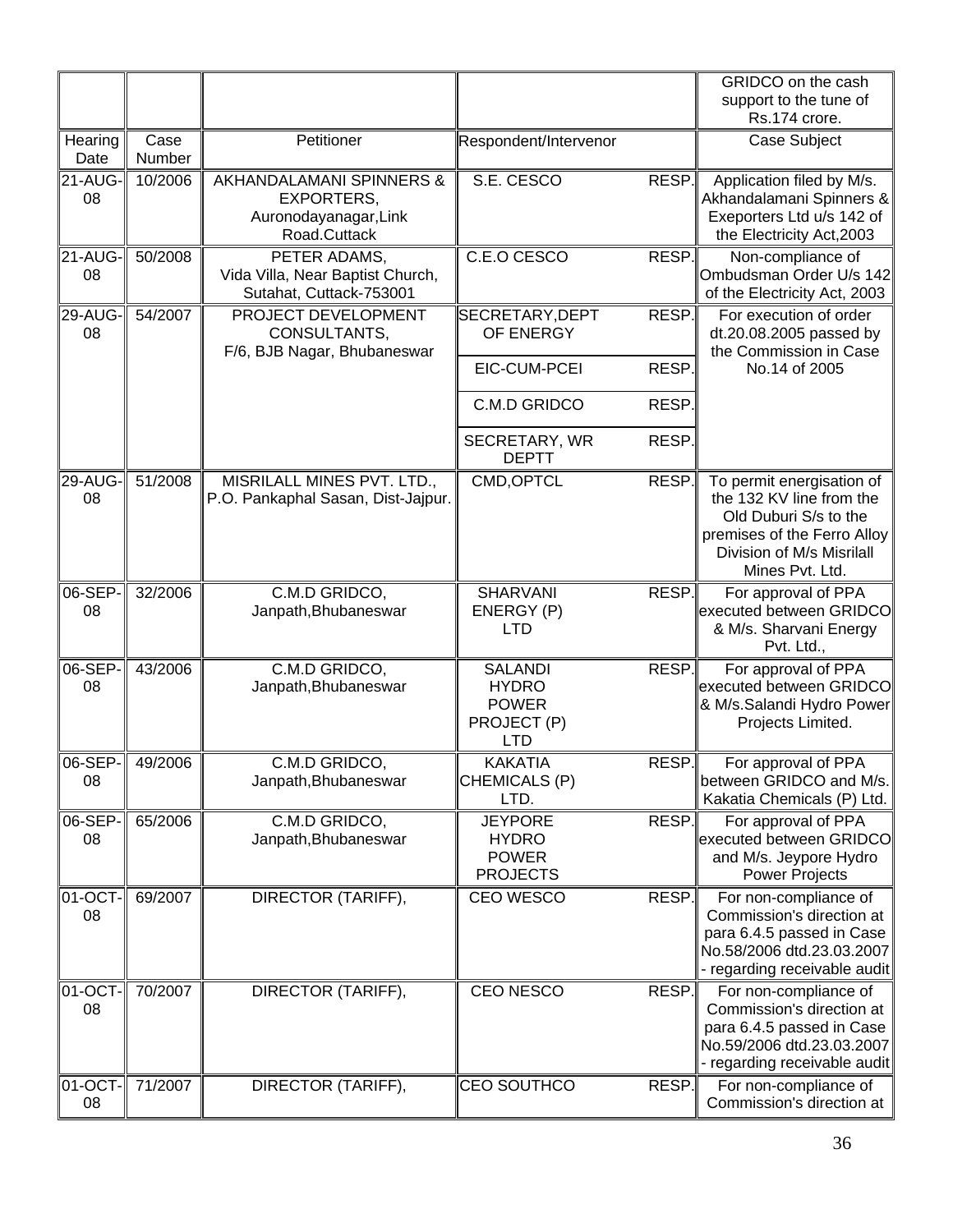| | | | | | GRIDCO on the cash support to the tune of Rs.174 crore. |
|---|---|---|---|---|---|
| Hearing Date | Case Number | Petitioner | Respondent/Intervenor | | Case Subject |
| 21-AUG-08 | 10/2006 | AKHANDALAMANI SPINNERS & EXPORTERS, Auronodayanagar,Link Road.Cuttack | S.E. CESCO | RESP. | Application filed by M/s. Akhandalamani Spinners & Exeporters Ltd u/s 142 of the Electricity Act,2003 |
| 21-AUG-08 | 50/2008 | PETER ADAMS, Vida Villa, Near Baptist Church, Sutahat, Cuttack-753001 | C.E.O CESCO | RESP. | Non-compliance of Ombudsman Order U/s 142 of the Electricity Act, 2003 |
| 29-AUG-08 | 54/2007 | PROJECT DEVELOPMENT CONSULTANTS, F/6, BJB Nagar, Bhubaneswar | SECRETARY,DEPT OF ENERGY | RESP. | For execution of order dt.20.08.2005 passed by the Commission in Case No.14 of 2005 |
| | | | EIC-CUM-PCEI | RESP. | |
| | | | C.M.D GRIDCO | RESP. | |
| | | | SECRETARY, WR DEPTT | RESP. | |
| 29-AUG-08 | 51/2008 | MISRILALL MINES PVT. LTD., P.O. Pankaphal Sasan, Dist-Jajpur. | CMD,OPTCL | RESP. | To permit energisation of the 132 KV line from the Old Duburi S/s to the premises of the Ferro Alloy Division of M/s Misrilall Mines Pvt. Ltd. |
| 06-SEP-08 | 32/2006 | C.M.D GRIDCO, Janpath,Bhubaneswar | SHARVANI ENERGY (P) LTD | RESP. | For approval of PPA executed between GRIDCO & M/s. Sharvani Energy Pvt. Ltd., |
| 06-SEP-08 | 43/2006 | C.M.D GRIDCO, Janpath,Bhubaneswar | SALANDI HYDRO POWER PROJECT (P) LTD | RESP. | For approval of PPA executed between GRIDCO & M/s.Salandi Hydro Power Projects Limited. |
| 06-SEP-08 | 49/2006 | C.M.D GRIDCO, Janpath,Bhubaneswar | KAKATIA CHEMICALS (P) LTD. | RESP. | For approval of PPA between GRIDCO and M/s. Kakatia Chemicals (P) Ltd. |
| 06-SEP-08 | 65/2006 | C.M.D GRIDCO, Janpath,Bhubaneswar | JEYPORE HYDRO POWER PROJECTS | RESP. | For approval of PPA executed between GRIDCO and M/s. Jeypore Hydro Power Projects |
| 01-OCT-08 | 69/2007 | DIRECTOR (TARIFF), | CEO WESCO | RESP. | For non-compliance of Commission's direction at para 6.4.5 passed in Case No.58/2006 dtd.23.03.2007 - regarding receivable audit |
| 01-OCT-08 | 70/2007 | DIRECTOR (TARIFF), | CEO NESCO | RESP. | For non-compliance of Commission's direction at para 6.4.5 passed in Case No.59/2006 dtd.23.03.2007 - regarding receivable audit |
| 01-OCT-08 | 71/2007 | DIRECTOR (TARIFF), | CEO SOUTHCO | RESP. | For non-compliance of Commission's direction at |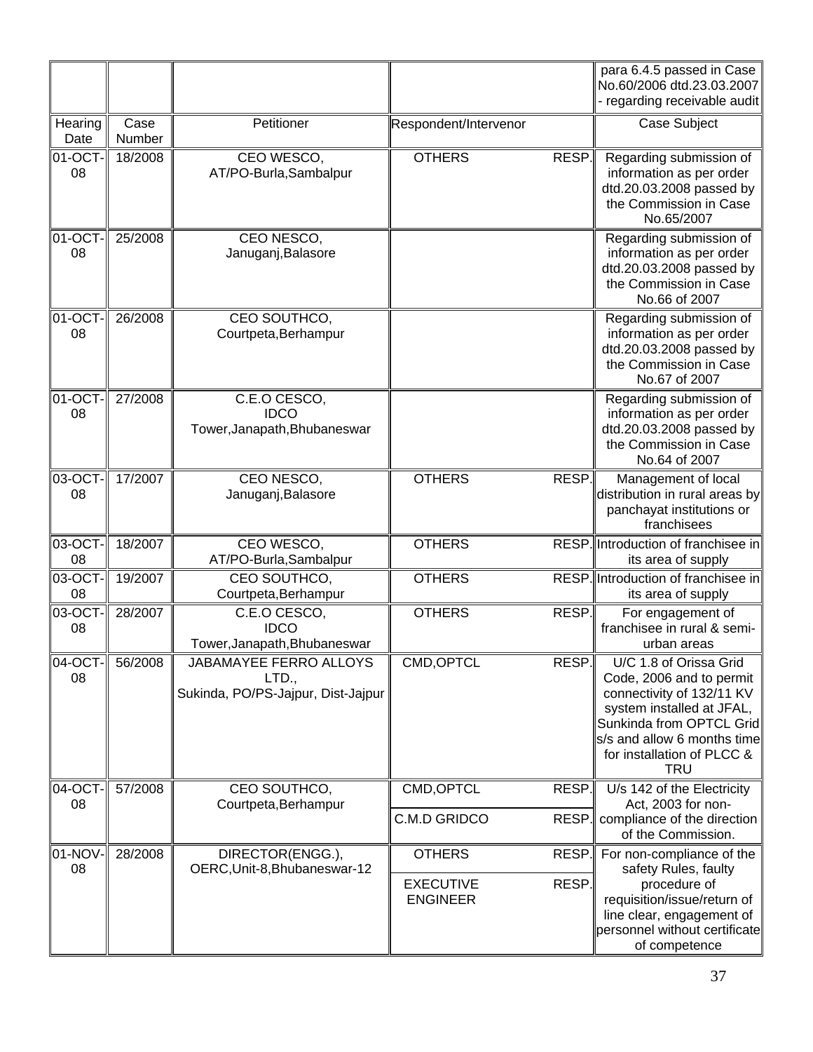| Hearing Date | Case Number | Petitioner | Respondent/Intervenor | | Case Subject |
|---|---|---|---|---|---|
| | | | | | para 6.4.5 passed in Case No.60/2006 dtd.23.03.2007 - regarding receivable audit |
| 01-OCT-08 | 18/2008 | CEO WESCO, AT/PO-Burla,Sambalpur | OTHERS | RESP. | Regarding submission of information as per order dtd.20.03.2008 passed by the Commission in Case No.65/2007 |
| 01-OCT-08 | 25/2008 | CEO NESCO, Januganj,Balasore | | | Regarding submission of information as per order dtd.20.03.2008 passed by the Commission in Case No.66 of 2007 |
| 01-OCT-08 | 26/2008 | CEO SOUTHCO, Courtpeta,Berhampur | | | Regarding submission of information as per order dtd.20.03.2008 passed by the Commission in Case No.67 of 2007 |
| 01-OCT-08 | 27/2008 | C.E.O CESCO, IDCO Tower,Janapath,Bhubaneswar | | | Regarding submission of information as per order dtd.20.03.2008 passed by the Commission in Case No.64 of 2007 |
| 03-OCT-08 | 17/2007 | CEO NESCO, Januganj,Balasore | OTHERS | RESP. | Management of local distribution in rural areas by panchayat institutions or franchisees |
| 03-OCT-08 | 18/2007 | CEO WESCO, AT/PO-Burla,Sambalpur | OTHERS | RESP. | Introduction of franchisee in its area of supply |
| 03-OCT-08 | 19/2007 | CEO SOUTHCO, Courtpeta,Berhampur | OTHERS | RESP. | Introduction of franchisee in its area of supply |
| 03-OCT-08 | 28/2007 | C.E.O CESCO, IDCO Tower,Janapath,Bhubaneswar | OTHERS | RESP. | For engagement of franchisee in rural & semi-urban areas |
| 04-OCT-08 | 56/2008 | JABAMAYEE FERRO ALLOYS LTD., Sukinda, PO/PS-Jajpur, Dist-Jajpur | CMD,OPTCL | RESP. | U/C 1.8 of Orissa Grid Code, 2006 and to permit connectivity of 132/11 KV system installed at JFAL, Sunkinda from OPTCL Grid s/s and allow 6 months time for installation of PLCC & TRU |
| 04-OCT-08 | 57/2008 | CEO SOUTHCO, Courtpeta,Berhampur | CMD,OPTCL | RESP. | U/s 142 of the Electricity Act, 2003 for non-compliance of the direction of the Commission. |
| | | | C.M.D GRIDCO | RESP. | |
| 01-NOV-08 | 28/2008 | DIRECTOR(ENGG.), OERC,Unit-8,Bhubaneswar-12 | OTHERS | RESP. | For non-compliance of the safety Rules, faulty procedure of requisition/issue/return of line clear, engagement of personnel without certificate of competence |
| | | | EXECUTIVE ENGINEER | RESP. | |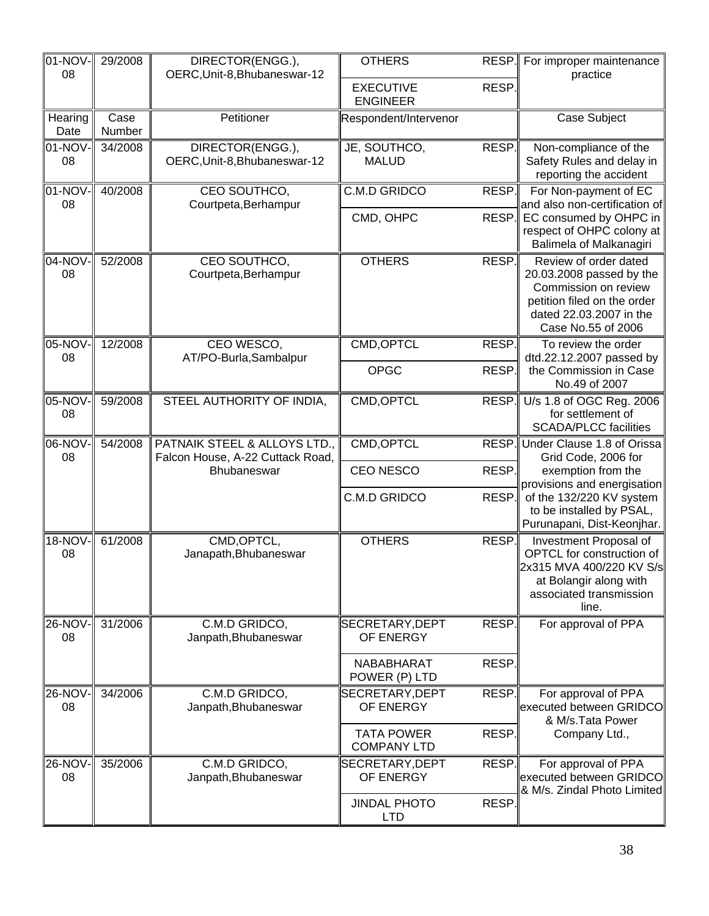| Hearing Date | Case Number | Petitioner | Respondent/Intervenor | | Case Subject |
|---|---|---|---|---|---|
| 01-NOV-08 | 29/2008 | DIRECTOR(ENGG.), OERC,Unit-8,Bhubaneswar-12 | OTHERS | RESP. | For improper maintenance practice |
| | | | EXECUTIVE ENGINEER | RESP. | |
| 01-NOV-08 | 34/2008 | DIRECTOR(ENGG.), OERC,Unit-8,Bhubaneswar-12 | JE, SOUTHCO, MALUD | RESP. | Non-compliance of the Safety Rules and delay in reporting the accident |
| 01-NOV-08 | 40/2008 | CEO SOUTHCO, Courtpeta,Berhampur | C.M.D GRIDCO | RESP. | For Non-payment of EC and also non-certification of EC consumed by OHPC in respect of OHPC colony at Balimela of Malkanagiri |
| | | | CMD, OHPC | RESP. | |
| 04-NOV-08 | 52/2008 | CEO SOUTHCO, Courtpeta,Berhampur | OTHERS | RESP. | Review of order dated 20.03.2008 passed by the Commission on review petition filed on the order dated 22.03.2007 in the Case No.55 of 2006 |
| 05-NOV-08 | 12/2008 | CEO WESCO, AT/PO-Burla,Sambalpur | CMD,OPTCL | RESP. | To review the order dtd.22.12.2007 passed by the Commission in Case No.49 of 2007 |
| | | | OPGC | RESP. | |
| 05-NOV-08 | 59/2008 | STEEL AUTHORITY OF INDIA, | CMD,OPTCL | RESP. | U/s 1.8 of OGC Reg. 2006 for settlement of SCADA/PLCC facilities |
| 06-NOV-08 | 54/2008 | PATNAIK STEEL & ALLOYS LTD., Falcon House, A-22 Cuttack Road, Bhubaneswar | CMD,OPTCL | RESP. | Under Clause 1.8 of Orissa Grid Code, 2006 for exemption from the provisions and energisation of the 132/220 KV system to be installed by PSAL, Purunapani, Dist-Keonjhar. |
| | | | CEO NESCO | RESP. | |
| | | | C.M.D GRIDCO | RESP. | |
| 18-NOV-08 | 61/2008 | CMD,OPTCL, Janapath,Bhubaneswar | OTHERS | RESP. | Investment Proposal of OPTCL for construction of 2x315 MVA 400/220 KV S/s at Bolangir along with associated transmission line. |
| 26-NOV-08 | 31/2006 | C.M.D GRIDCO, Janpath,Bhubaneswar | SECRETARY,DEPT OF ENERGY | RESP. | For approval of PPA |
| | | | NABABHARAT POWER (P) LTD | RESP. | |
| 26-NOV-08 | 34/2006 | C.M.D GRIDCO, Janpath,Bhubaneswar | SECRETARY,DEPT OF ENERGY | RESP. | For approval of PPA executed between GRIDCO & M/s.Tata Power Company Ltd., |
| | | | TATA POWER COMPANY LTD | RESP. | |
| 26-NOV-08 | 35/2006 | C.M.D GRIDCO, Janpath,Bhubaneswar | SECRETARY,DEPT OF ENERGY | RESP. | For approval of PPA executed between GRIDCO & M/s. Zindal Photo Limited |
| | | | JINDAL PHOTO LTD | RESP. | |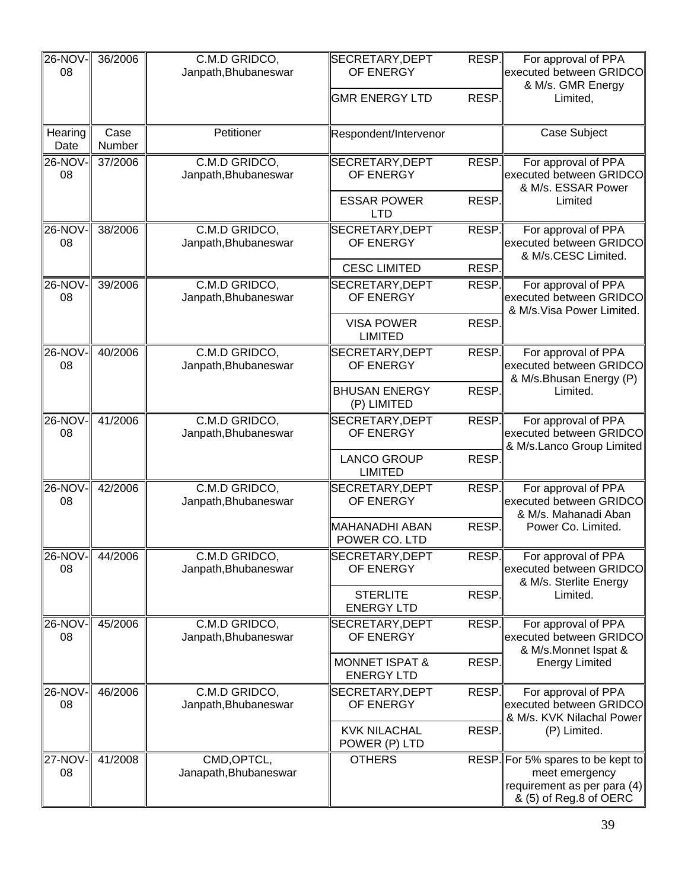| Hearing Date | Case Number | Petitioner | Respondent/Intervenor | | Case Subject |
|---|---|---|---|---|---|
| 26-NOV-08 | 36/2006 | C.M.D GRIDCO, Janpath,Bhubaneswar | SECRETARY,DEPT OF ENERGY | RESP. | For approval of PPA executed between GRIDCO & M/s. GMR Energy Limited, |
| | | | GMR ENERGY LTD | RESP. | |
| 26-NOV-08 | 37/2006 | C.M.D GRIDCO, Janpath,Bhubaneswar | SECRETARY,DEPT OF ENERGY | RESP. | For approval of PPA executed between GRIDCO & M/s. ESSAR Power Limited |
| | | | ESSAR POWER LTD | RESP. | |
| 26-NOV-08 | 38/2006 | C.M.D GRIDCO, Janpath,Bhubaneswar | SECRETARY,DEPT OF ENERGY | RESP. | For approval of PPA executed between GRIDCO & M/s.CESC Limited. |
| | | | CESC LIMITED | RESP. | |
| 26-NOV-08 | 39/2006 | C.M.D GRIDCO, Janpath,Bhubaneswar | SECRETARY,DEPT OF ENERGY | RESP. | For approval of PPA executed between GRIDCO & M/s.Visa Power Limited. |
| | | | VISA POWER LIMITED | RESP. | |
| 26-NOV-08 | 40/2006 | C.M.D GRIDCO, Janpath,Bhubaneswar | SECRETARY,DEPT OF ENERGY | RESP. | For approval of PPA executed between GRIDCO & M/s.Bhusan Energy (P) Limited. |
| | | | BHUSAN ENERGY (P) LIMITED | RESP. | |
| 26-NOV-08 | 41/2006 | C.M.D GRIDCO, Janpath,Bhubaneswar | SECRETARY,DEPT OF ENERGY | RESP. | For approval of PPA executed between GRIDCO & M/s.Lanco Group Limited |
| | | | LANCO GROUP LIMITED | RESP. | |
| 26-NOV-08 | 42/2006 | C.M.D GRIDCO, Janpath,Bhubaneswar | SECRETARY,DEPT OF ENERGY | RESP. | For approval of PPA executed between GRIDCO & M/s. Mahanadi Aban Power Co. Limited. |
| | | | MAHANADHI ABAN POWER CO. LTD | RESP. | |
| 26-NOV-08 | 44/2006 | C.M.D GRIDCO, Janpath,Bhubaneswar | SECRETARY,DEPT OF ENERGY | RESP. | For approval of PPA executed between GRIDCO & M/s. Sterlite Energy Limited. |
| | | | STERLITE ENERGY LTD | RESP. | |
| 26-NOV-08 | 45/2006 | C.M.D GRIDCO, Janpath,Bhubaneswar | SECRETARY,DEPT OF ENERGY | RESP. | For approval of PPA executed between GRIDCO & M/s.Monnet Ispat & Energy Limited |
| | | | MONNET ISPAT & ENERGY LTD | RESP. | |
| 26-NOV-08 | 46/2006 | C.M.D GRIDCO, Janpath,Bhubaneswar | SECRETARY,DEPT OF ENERGY | RESP. | For approval of PPA executed between GRIDCO & M/s. KVK Nilachal Power (P) Limited. |
| | | | KVK NILACHAL POWER (P) LTD | RESP. | |
| 27-NOV-08 | 41/2008 | CMD,OPTCL, Janapath,Bhubaneswar | OTHERS | RESP. | For 5% spares to be kept to meet emergency requirement as per para (4) & (5) of Reg.8 of OERC |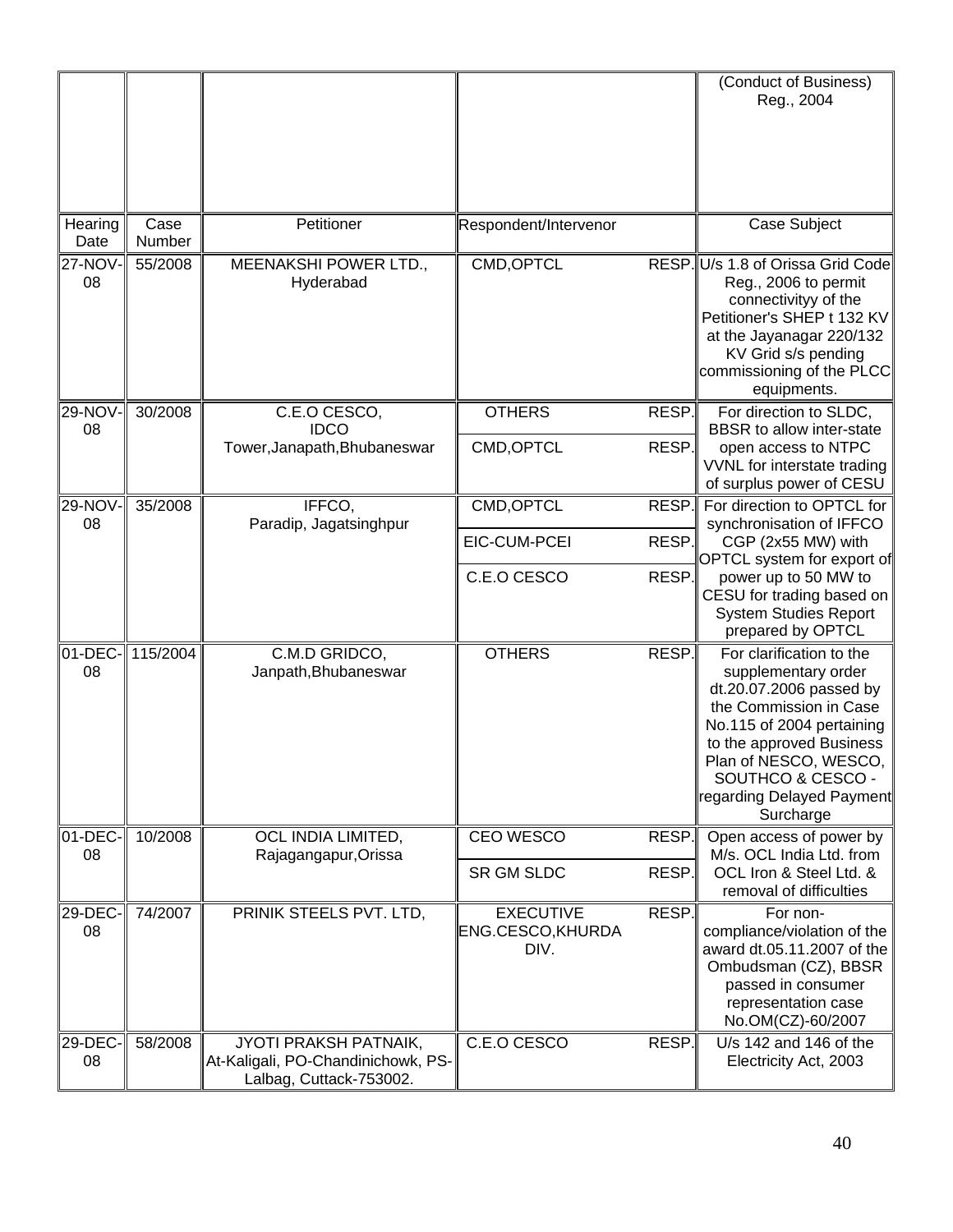| Hearing Date | Case Number | Petitioner | Respondent/Intervenor | | Case Subject |
|---|---|---|---|---|---|
| | | | | | (Conduct of Business) Reg., 2004 |
| 27-NOV-08 | 55/2008 | MEENAKSHI POWER LTD., Hyderabad | CMD,OPTCL | RESP. | U/s 1.8 of Orissa Grid Code Reg., 2006 to permit connectivityy of the Petitioner's SHEP t 132 KV at the Jayanagar 220/132 KV Grid s/s pending commissioning of the PLCC equipments. |
| 29-NOV-08 | 30/2008 | C.E.O CESCO, IDCO Tower,Janapath,Bhubaneswar | OTHERS | RESP. | For direction to SLDC, BBSR to allow inter-state open access to NTPC VVNL for interstate trading of surplus power of CESU |
| | | | CMD,OPTCL | RESP. | |
| 29-NOV-08 | 35/2008 | IFFCO, Paradip, Jagatsinghpur | CMD,OPTCL | RESP. | For direction to OPTCL for synchronisation of IFFCO CGP (2x55 MW) with OPTCL system for export of power up to 50 MW to CESU for trading based on System Studies Report prepared by OPTCL |
| | | | EIC-CUM-PCEI | RESP. | |
| | | | C.E.O CESCO | RESP. | |
| 01-DEC-08 | 115/2004 | C.M.D GRIDCO, Janpath,Bhubaneswar | OTHERS | RESP. | For clarification to the supplementary order dt.20.07.2006 passed by the Commission in Case No.115 of 2004 pertaining to the approved Business Plan of NESCO, WESCO, SOUTHCO & CESCO - regarding Delayed Payment Surcharge |
| 01-DEC-08 | 10/2008 | OCL INDIA LIMITED, Rajagangapur,Orissa | CEO WESCO | RESP. | Open access of power by M/s. OCL India Ltd. from OCL Iron & Steel Ltd. & removal of difficulties |
| | | | SR GM SLDC | RESP. | |
| 29-DEC-08 | 74/2007 | PRINIK STEELS PVT. LTD, | EXECUTIVE ENG.CESCO,KHURDA DIV. | RESP. | For non-compliance/violation of the award dt.05.11.2007 of the Ombudsman (CZ), BBSR passed in consumer representation case No.OM(CZ)-60/2007 |
| 29-DEC-08 | 58/2008 | JYOTI PRAKSH PATNAIK, At-Kaligali, PO-Chandinichowk, PS-Lalbag, Cuttack-753002. | C.E.O CESCO | RESP. | U/s 142 and 146 of the Electricity Act, 2003 |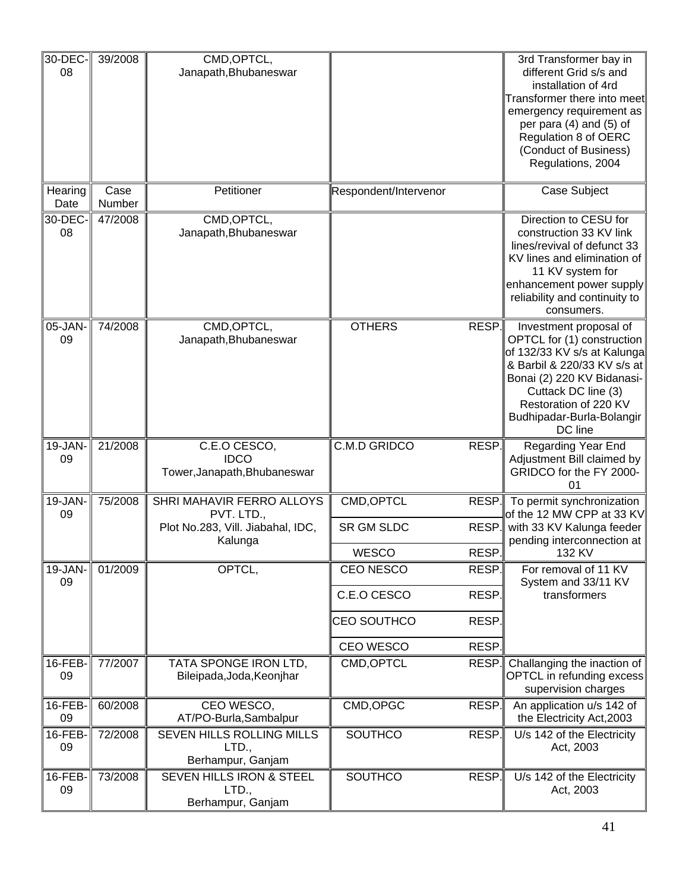| Hearing Date | Case Number | Petitioner | Respondent/Intervenor | | Case Subject |
|---|---|---|---|---|---|
| 30-DEC-08 | 39/2008 | CMD,OPTCL, Janapath,Bhubaneswar | | | 3rd Transformer bay in different Grid s/s and installation of 4rd Transformer there into meet emergency requirement as per para (4) and (5) of Regulation 8 of OERC (Conduct of Business) Regulations, 2004 |
| 30-DEC-08 | 47/2008 | CMD,OPTCL, Janapath,Bhubaneswar | | | Direction to CESU for construction 33 KV link lines/revival of defunct 33 KV lines and elimination of 11 KV system for enhancement power supply reliability and continuity to consumers. |
| 05-JAN-09 | 74/2008 | CMD,OPTCL, Janapath,Bhubaneswar | OTHERS | RESP. | Investment proposal of OPTCL for (1) construction of 132/33 KV s/s at Kalunga & Barbil & 220/33 KV s/s at Bonai (2) 220 KV Bidanasi-Cuttack DC line (3) Restoration of 220 KV Budhipadar-Burla-Bolangir DC line |
| 19-JAN-09 | 21/2008 | C.E.O CESCO, IDCO Tower,Janapath,Bhubaneswar | C.M.D GRIDCO | RESP. | Regarding Year End Adjustment Bill claimed by GRIDCO for the FY 2000-01 |
| 19-JAN-09 | 75/2008 | SHRI MAHAVIR FERRO ALLOYS PVT. LTD., Plot No.283, Vill. Jiabahal, IDC, Kalunga | CMD,OPTCL | RESP. | To permit synchronization of the 12 MW CPP at 33 KV with 33 KV Kalunga feeder pending interconnection at 132 KV |
| | | | SR GM SLDC | RESP. | |
| | | | WESCO | RESP. | |
| 19-JAN-09 | 01/2009 | OPTCL, | CEO NESCO | RESP. | For removal of 11 KV System and 33/11 KV transformers |
| | | | C.E.O CESCO | RESP. | |
| | | | CEO SOUTHCO | RESP. | |
| | | | CEO WESCO | RESP. | |
| 16-FEB-09 | 77/2007 | TATA SPONGE IRON LTD, Bileipada,Joda,Keonjhar | CMD,OPTCL | RESP. | Challanging the inaction of OPTCL in refunding excess supervision charges |
| 16-FEB-09 | 60/2008 | CEO WESCO, AT/PO-Burla,Sambalpur | CMD,OPGC | RESP. | An application u/s 142 of the Electricity Act,2003 |
| 16-FEB-09 | 72/2008 | SEVEN HILLS ROLLING MILLS LTD., Berhampur, Ganjam | SOUTHCO | RESP. | U/s 142 of the Electricity Act, 2003 |
| 16-FEB-09 | 73/2008 | SEVEN HILLS IRON & STEEL LTD., Berhampur, Ganjam | SOUTHCO | RESP. | U/s 142 of the Electricity Act, 2003 |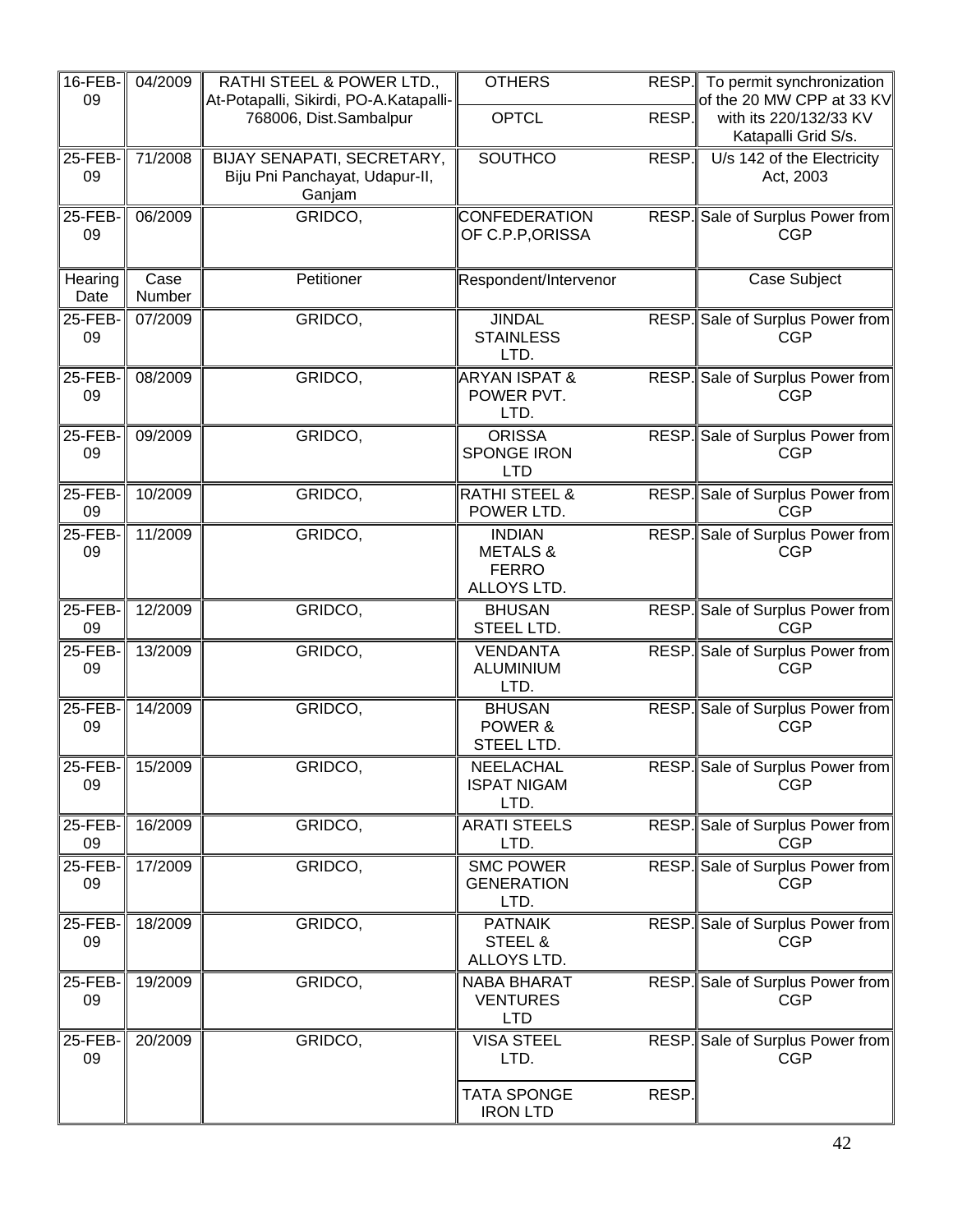| Hearing Date | Case Number | Petitioner | Respondent/Intervenor | | Case Subject |
|---|---|---|---|---|---|
| 16-FEB-09 | 04/2009 | RATHI STEEL & POWER LTD., At-Potapalli, Sikirdi, PO-A.Katapalli-768006, Dist.Sambalpur | OTHERS | RESP. | To permit synchronization of the 20 MW CPP at 33 KV with its 220/132/33 KV Katapalli Grid S/s. |
| | | | OPTCL | RESP. | |
| 25-FEB-09 | 71/2008 | BIJAY SENAPATI, SECRETARY, Biju Pni Panchayat, Udapur-II, Ganjam | SOUTHCO | RESP. | U/s 142 of the Electricity Act, 2003 |
| 25-FEB-09 | 06/2009 | GRIDCO, | CONFEDERATION OF C.P.P,ORISSA | RESP. | Sale of Surplus Power from CGP |
| 25-FEB-09 | 07/2009 | GRIDCO, | JINDAL STAINLESS LTD. | RESP. | Sale of Surplus Power from CGP |
| 25-FEB-09 | 08/2009 | GRIDCO, | ARYAN ISPAT & POWER PVT. LTD. | RESP. | Sale of Surplus Power from CGP |
| 25-FEB-09 | 09/2009 | GRIDCO, | ORISSA SPONGE IRON LTD | RESP. | Sale of Surplus Power from CGP |
| 25-FEB-09 | 10/2009 | GRIDCO, | RATHI STEEL & POWER LTD. | RESP. | Sale of Surplus Power from CGP |
| 25-FEB-09 | 11/2009 | GRIDCO, | INDIAN METALS & FERRO ALLOYS LTD. | RESP. | Sale of Surplus Power from CGP |
| 25-FEB-09 | 12/2009 | GRIDCO, | BHUSAN STEEL LTD. | RESP. | Sale of Surplus Power from CGP |
| 25-FEB-09 | 13/2009 | GRIDCO, | VENDANTA ALUMINIUM LTD. | RESP. | Sale of Surplus Power from CGP |
| 25-FEB-09 | 14/2009 | GRIDCO, | BHUSAN POWER & STEEL LTD. | RESP. | Sale of Surplus Power from CGP |
| 25-FEB-09 | 15/2009 | GRIDCO, | NEELACHAL ISPAT NIGAM LTD. | RESP. | Sale of Surplus Power from CGP |
| 25-FEB-09 | 16/2009 | GRIDCO, | ARATI STEELS LTD. | RESP. | Sale of Surplus Power from CGP |
| 25-FEB-09 | 17/2009 | GRIDCO, | SMC POWER GENERATION LTD. | RESP. | Sale of Surplus Power from CGP |
| 25-FEB-09 | 18/2009 | GRIDCO, | PATNAIK STEEL & ALLOYS LTD. | RESP. | Sale of Surplus Power from CGP |
| 25-FEB-09 | 19/2009 | GRIDCO, | NABA BHARAT VENTURES LTD | RESP. | Sale of Surplus Power from CGP |
| 25-FEB-09 | 20/2009 | GRIDCO, | VISA STEEL LTD. | RESP. | Sale of Surplus Power from CGP |
| | | | TATA SPONGE IRON LTD | RESP. | |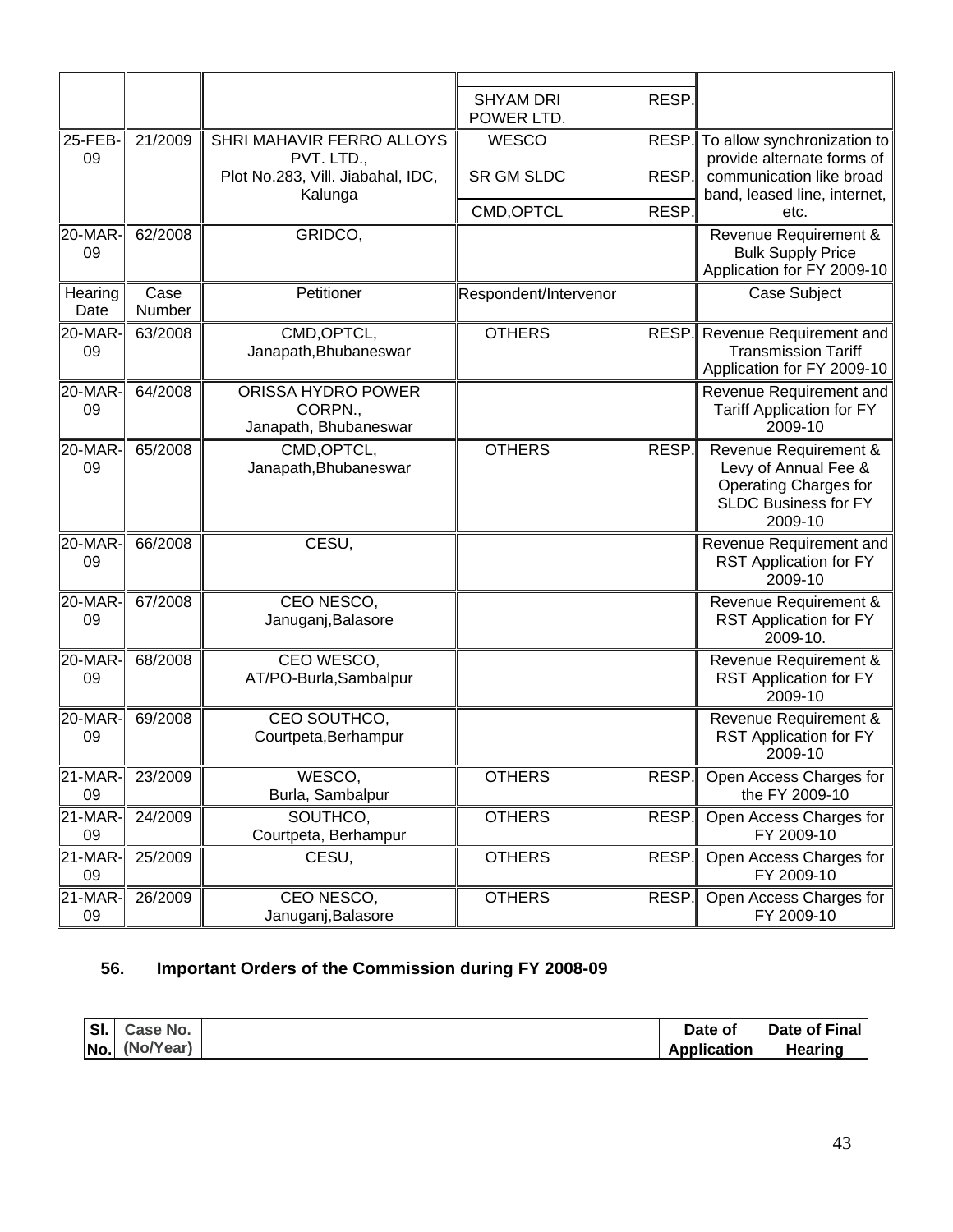| | | | | |
|---|---|---|---|---|
| | | | SHYAM DRI POWER LTD. RESP. | |
| 25-FEB-09 | 21/2009 | SHRI MAHAVIR FERRO ALLOYS PVT. LTD., Plot No.283, Vill. Jiabahal, IDC, Kalunga | WESCO RESP.<br>SR GM SLDC RESP.<br>CMD,OPTCL RESP. | To allow synchronization to provide alternate forms of communication like broad band, leased line, internet, etc. |
| 20-MAR-09 | 62/2008 | GRIDCO, | | Revenue Requirement & Bulk Supply Price Application for FY 2009-10 |
| Hearing Date | Case Number | Petitioner | Respondent/Intervenor | Case Subject |
| 20-MAR-09 | 63/2008 | CMD,OPTCL, Janapath,Bhubaneswar | OTHERS RESP. | Revenue Requirement and Transmission Tariff Application for FY 2009-10 |
| 20-MAR-09 | 64/2008 | ORISSA HYDRO POWER CORPN., Janapath, Bhubaneswar | | Revenue Requirement and Tariff Application for FY 2009-10 |
| 20-MAR-09 | 65/2008 | CMD,OPTCL, Janapath,Bhubaneswar | OTHERS RESP. | Revenue Requirement & Levy of Annual Fee & Operating Charges for SLDC Business for FY 2009-10 |
| 20-MAR-09 | 66/2008 | CESU, | | Revenue Requirement and RST Application for FY 2009-10 |
| 20-MAR-09 | 67/2008 | CEO NESCO, Januganj,Balasore | | Revenue Requirement & RST Application for FY 2009-10. |
| 20-MAR-09 | 68/2008 | CEO WESCO, AT/PO-Burla,Sambalpur | | Revenue Requirement & RST Application for FY 2009-10 |
| 20-MAR-09 | 69/2008 | CEO SOUTHCO, Courtpeta,Berhampur | | Revenue Requirement & RST Application for FY 2009-10 |
| 21-MAR-09 | 23/2009 | WESCO, Burla, Sambalpur | OTHERS RESP. | Open Access Charges for the FY 2009-10 |
| 21-MAR-09 | 24/2009 | SOUTHCO, Courtpeta, Berhampur | OTHERS RESP. | Open Access Charges for FY 2009-10 |
| 21-MAR-09 | 25/2009 | CESU, | OTHERS RESP. | Open Access Charges for FY 2009-10 |
| 21-MAR-09 | 26/2009 | CEO NESCO, Januganj,Balasore | OTHERS RESP. | Open Access Charges for FY 2009-10 |

## 56. Important Orders of the Commission during FY 2008-09

| Sl. No. | Case No. (No/Year) | | Date of Application | Date of Final Hearing |
|---|---|---|---|---|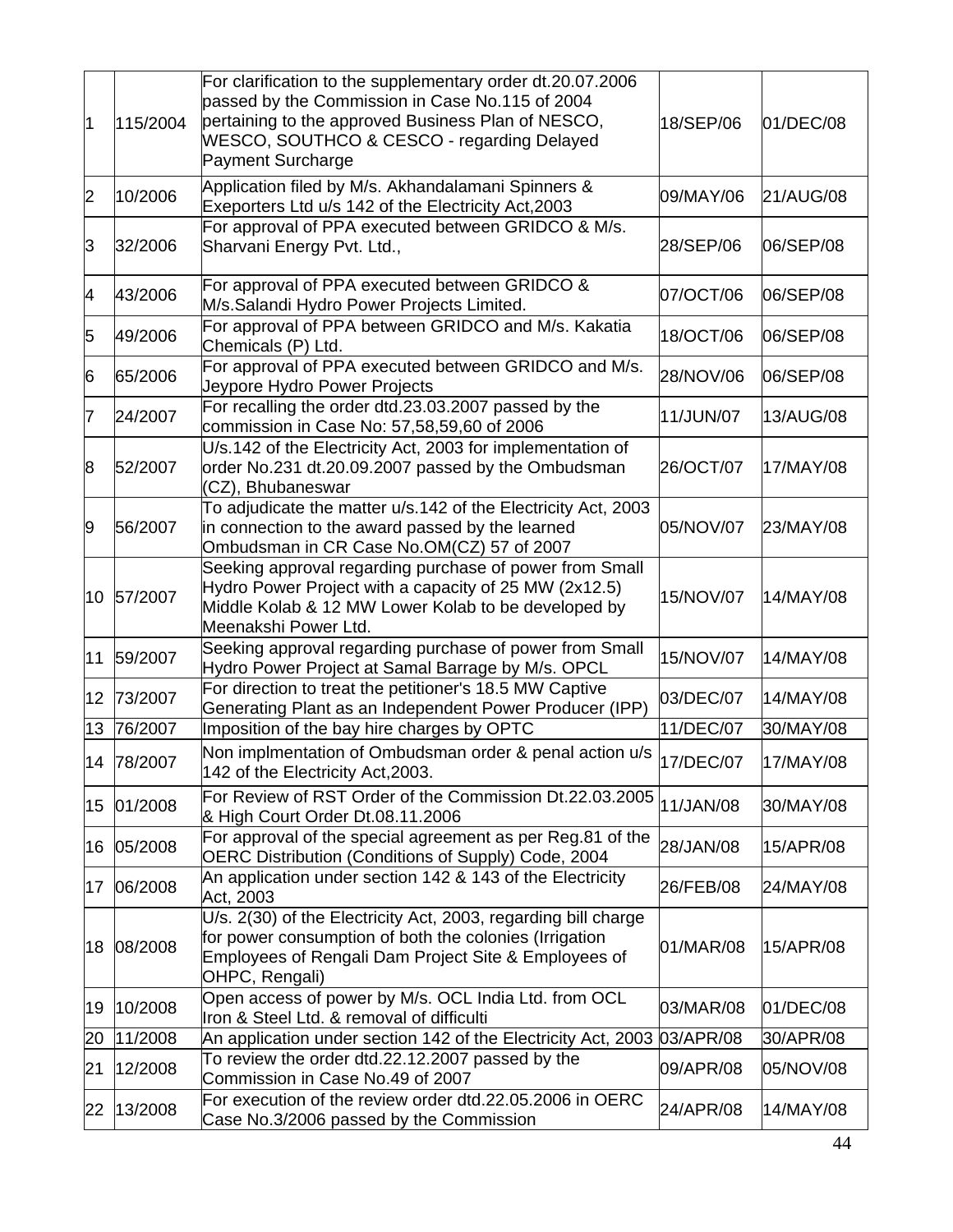| | | | | |
|---|---|---|---|---|
| 1 | 115/2004 | For clarification to the supplementary order dt.20.07.2006 passed by the Commission in Case No.115 of 2004 pertaining to the approved Business Plan of NESCO, WESCO, SOUTHCO & CESCO - regarding Delayed Payment Surcharge | 18/SEP/06 | 01/DEC/08 |
| 2 | 10/2006 | Application filed by M/s. Akhandalamani Spinners & Exeporters Ltd u/s 142 of the Electricity Act,2003 | 09/MAY/06 | 21/AUG/08 |
| 3 | 32/2006 | For approval of PPA executed between GRIDCO & M/s. Sharvani Energy Pvt. Ltd., | 28/SEP/06 | 06/SEP/08 |
| 4 | 43/2006 | For approval of PPA executed between GRIDCO & M/s.Salandi Hydro Power Projects Limited. | 07/OCT/06 | 06/SEP/08 |
| 5 | 49/2006 | For approval of PPA between GRIDCO and M/s. Kakatia Chemicals (P) Ltd. | 18/OCT/06 | 06/SEP/08 |
| 6 | 65/2006 | For approval of PPA executed between GRIDCO and M/s. Jeypore Hydro Power Projects | 28/NOV/06 | 06/SEP/08 |
| 7 | 24/2007 | For recalling the order dtd.23.03.2007 passed by the commission in Case No: 57,58,59,60 of 2006 | 11/JUN/07 | 13/AUG/08 |
| 8 | 52/2007 | U/s.142 of the Electricity Act, 2003 for implementation of order No.231 dt.20.09.2007 passed by the Ombudsman (CZ), Bhubaneswar | 26/OCT/07 | 17/MAY/08 |
| 9 | 56/2007 | To adjudicate the matter u/s.142 of the Electricity Act, 2003 in connection to the award passed by the learned Ombudsman in CR Case No.OM(CZ) 57 of 2007 | 05/NOV/07 | 23/MAY/08 |
| 10 | 57/2007 | Seeking approval regarding purchase of power from Small Hydro Power Project with a capacity of 25 MW (2x12.5) Middle Kolab & 12 MW Lower Kolab to be developed by Meenakshi Power Ltd. | 15/NOV/07 | 14/MAY/08 |
| 11 | 59/2007 | Seeking approval regarding purchase of power from Small Hydro Power Project at Samal Barrage by M/s. OPCL | 15/NOV/07 | 14/MAY/08 |
| 12 | 73/2007 | For direction to treat the petitioner's 18.5 MW Captive Generating Plant as an Independent Power Producer (IPP) | 03/DEC/07 | 14/MAY/08 |
| 13 | 76/2007 | Imposition of the bay hire charges by OPTC | 11/DEC/07 | 30/MAY/08 |
| 14 | 78/2007 | Non implmentation of Ombudsman order & penal action u/s 142 of the Electricity Act,2003. | 17/DEC/07 | 17/MAY/08 |
| 15 | 01/2008 | For Review of RST Order of the Commission Dt.22.03.2005 & High Court Order Dt.08.11.2006 | 11/JAN/08 | 30/MAY/08 |
| 16 | 05/2008 | For approval of the special agreement as per Reg.81 of the OERC Distribution (Conditions of Supply) Code, 2004 | 28/JAN/08 | 15/APR/08 |
| 17 | 06/2008 | An application under section 142 & 143 of the Electricity Act, 2003 | 26/FEB/08 | 24/MAY/08 |
| 18 | 08/2008 | U/s. 2(30) of the Electricity Act, 2003, regarding bill charge for power consumption of both the colonies (Irrigation Employees of Rengali Dam Project Site & Employees of OHPC, Rengali) | 01/MAR/08 | 15/APR/08 |
| 19 | 10/2008 | Open access of power by M/s. OCL India Ltd. from OCL Iron & Steel Ltd. & removal of difficulti | 03/MAR/08 | 01/DEC/08 |
| 20 | 11/2008 | An application under section 142 of the Electricity Act, 2003 | 03/APR/08 | 30/APR/08 |
| 21 | 12/2008 | To review the order dtd.22.12.2007 passed by the Commission in Case No.49 of 2007 | 09/APR/08 | 05/NOV/08 |
| 22 | 13/2008 | For execution of the review order dtd.22.05.2006 in OERC Case No.3/2006 passed by the Commission | 24/APR/08 | 14/MAY/08 |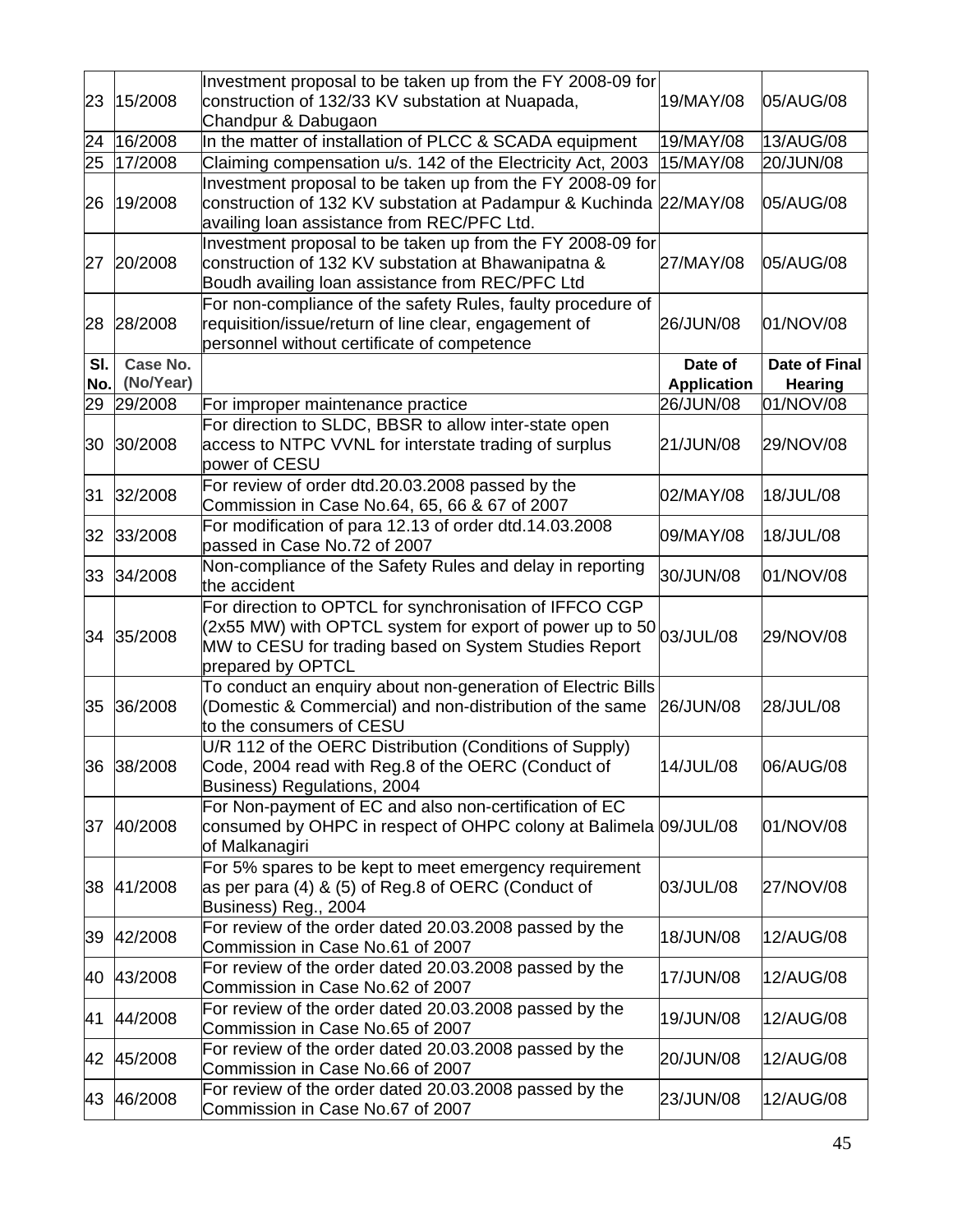| 23 | 15/2008 | Investment proposal to be taken up from the FY 2008-09 for construction of 132/33 KV substation at Nuapada, Chandpur & Dabugaon | 19/MAY/08 | 05/AUG/08 |
|---|---|---|---|---|
| 24 | 16/2008 | In the matter of installation of PLCC & SCADA equipment | 19/MAY/08 | 13/AUG/08 |
| 25 | 17/2008 | Claiming compensation u/s. 142 of the Electricity Act, 2003 | 15/MAY/08 | 20/JUN/08 |
| 26 | 19/2008 | Investment proposal to be taken up from the FY 2008-09 for construction of 132 KV substation at Padampur & Kuchinda availing loan assistance from REC/PFC Ltd. | 22/MAY/08 | 05/AUG/08 |
| 27 | 20/2008 | Investment proposal to be taken up from the FY 2008-09 for construction of 132 KV substation at Bhawanipatna & Boudh availing loan assistance from REC/PFC Ltd | 27/MAY/08 | 05/AUG/08 |
| 28 | 28/2008 | For non-compliance of the safety Rules, faulty procedure of requisition/issue/return of line clear, engagement of personnel without certificate of competence | 26/JUN/08 | 01/NOV/08 |
| **Sl. No.** | **Case No. (No/Year)** | | **Date of Application** | **Date of Final Hearing** |
| 29 | 29/2008 | For improper maintenance practice | 26/JUN/08 | 01/NOV/08 |
| 30 | 30/2008 | For direction to SLDC, BBSR to allow inter-state open access to NTPC VVNL for interstate trading of surplus power of CESU | 21/JUN/08 | 29/NOV/08 |
| 31 | 32/2008 | For review of order dtd.20.03.2008 passed by the Commission in Case No.64, 65, 66 & 67 of 2007 | 02/MAY/08 | 18/JUL/08 |
| 32 | 33/2008 | For modification of para 12.13 of order dtd.14.03.2008 passed in Case No.72 of 2007 | 09/MAY/08 | 18/JUL/08 |
| 33 | 34/2008 | Non-compliance of the Safety Rules and delay in reporting the accident | 30/JUN/08 | 01/NOV/08 |
| 34 | 35/2008 | For direction to OPTCL for synchronisation of IFFCO CGP (2x55 MW) with OPTCL system for export of power up to 50 MW to CESU for trading based on System Studies Report prepared by OPTCL | 03/JUL/08 | 29/NOV/08 |
| 35 | 36/2008 | To conduct an enquiry about non-generation of Electric Bills (Domestic & Commercial) and non-distribution of the same to the consumers of CESU | 26/JUN/08 | 28/JUL/08 |
| 36 | 38/2008 | U/R 112 of the OERC Distribution (Conditions of Supply) Code, 2004 read with Reg.8 of the OERC (Conduct of Business) Regulations, 2004 | 14/JUL/08 | 06/AUG/08 |
| 37 | 40/2008 | For Non-payment of EC and also non-certification of EC consumed by OHPC in respect of OHPC colony at Balimela of Malkanagiri | 09/JUL/08 | 01/NOV/08 |
| 38 | 41/2008 | For 5% spares to be kept to meet emergency requirement as per para (4) & (5) of Reg.8 of OERC (Conduct of Business) Reg., 2004 | 03/JUL/08 | 27/NOV/08 |
| 39 | 42/2008 | For review of the order dated 20.03.2008 passed by the Commission in Case No.61 of 2007 | 18/JUN/08 | 12/AUG/08 |
| 40 | 43/2008 | For review of the order dated 20.03.2008 passed by the Commission in Case No.62 of 2007 | 17/JUN/08 | 12/AUG/08 |
| 41 | 44/2008 | For review of the order dated 20.03.2008 passed by the Commission in Case No.65 of 2007 | 19/JUN/08 | 12/AUG/08 |
| 42 | 45/2008 | For review of the order dated 20.03.2008 passed by the Commission in Case No.66 of 2007 | 20/JUN/08 | 12/AUG/08 |
| 43 | 46/2008 | For review of the order dated 20.03.2008 passed by the Commission in Case No.67 of 2007 | 23/JUN/08 | 12/AUG/08 |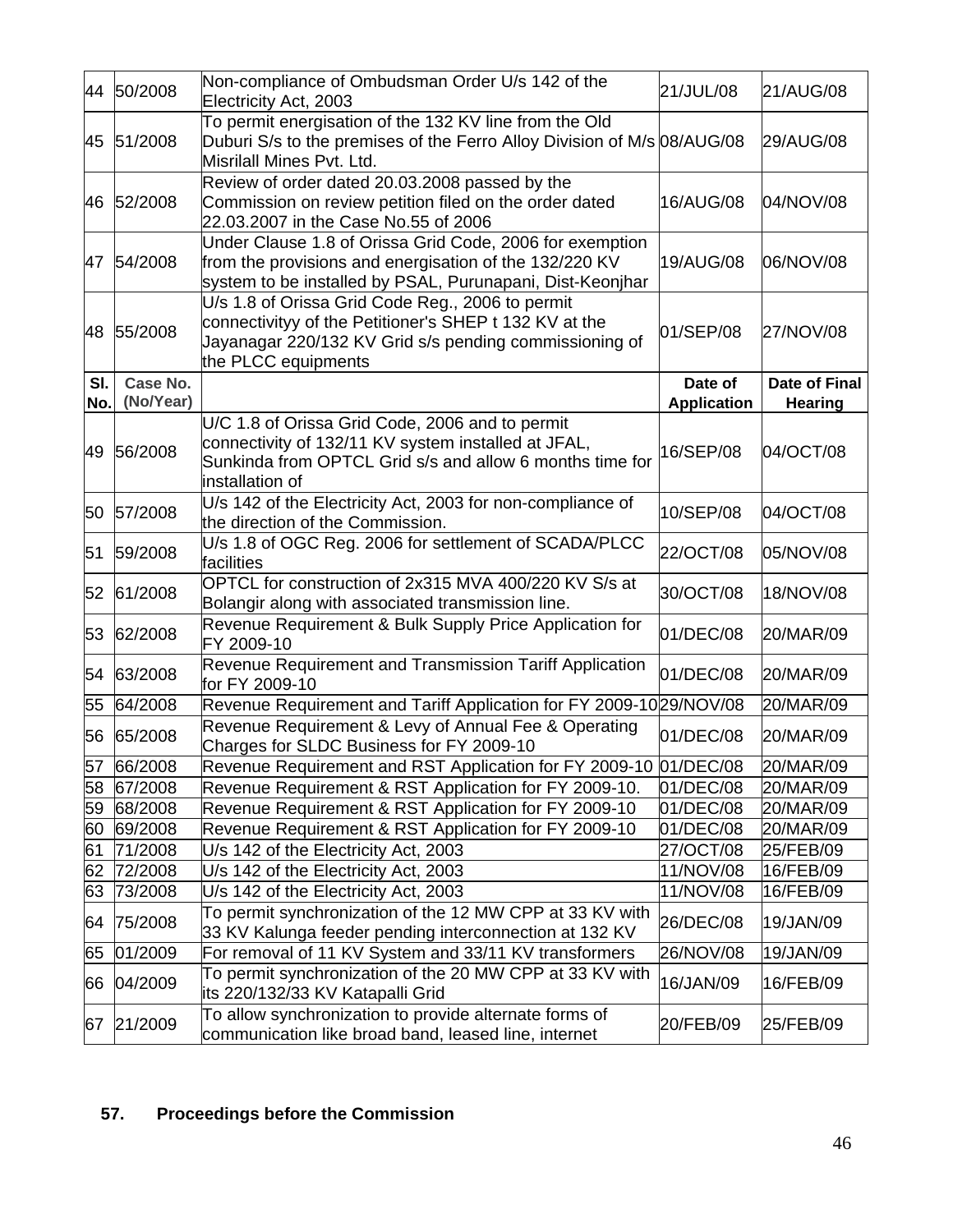| Sl. No. | Case No. (No/Year) | | Date of Application | Date of Final Hearing |
|---|---|---|---|---|
| 44 | 50/2008 | Non-compliance of Ombudsman Order U/s 142 of the Electricity Act, 2003 | 21/JUL/08 | 21/AUG/08 |
| 45 | 51/2008 | To permit energisation of the 132 KV line from the Old Duburi S/s to the premises of the Ferro Alloy Division of M/s Misrilall Mines Pvt. Ltd. | 08/AUG/08 | 29/AUG/08 |
| 46 | 52/2008 | Review of order dated 20.03.2008 passed by the Commission on review petition filed on the order dated 22.03.2007 in the Case No.55 of 2006 | 16/AUG/08 | 04/NOV/08 |
| 47 | 54/2008 | Under Clause 1.8 of Orissa Grid Code, 2006 for exemption from the provisions and energisation of the 132/220 KV system to be installed by PSAL, Purunapani, Dist-Keonjhar | 19/AUG/08 | 06/NOV/08 |
| 48 | 55/2008 | U/s 1.8 of Orissa Grid Code Reg., 2006 to permit connectivityy of the Petitioner's SHEP t 132 KV at the Jayanagar 220/132 KV Grid s/s pending commissioning of the PLCC equipments | 01/SEP/08 | 27/NOV/08 |
| 49 | 56/2008 | U/C 1.8 of Orissa Grid Code, 2006 and to permit connectivity of 132/11 KV system installed at JFAL, Sunkinda from OPTCL Grid s/s and allow 6 months time for installation of | 16/SEP/08 | 04/OCT/08 |
| 50 | 57/2008 | U/s 142 of the Electricity Act, 2003 for non-compliance of the direction of the Commission. | 10/SEP/08 | 04/OCT/08 |
| 51 | 59/2008 | U/s 1.8 of OGC Reg. 2006 for settlement of SCADA/PLCC facilities | 22/OCT/08 | 05/NOV/08 |
| 52 | 61/2008 | OPTCL for construction of 2x315 MVA 400/220 KV S/s at Bolangir along with associated transmission line. | 30/OCT/08 | 18/NOV/08 |
| 53 | 62/2008 | Revenue Requirement & Bulk Supply Price Application for FY 2009-10 | 01/DEC/08 | 20/MAR/09 |
| 54 | 63/2008 | Revenue Requirement and Transmission Tariff Application for FY 2009-10 | 01/DEC/08 | 20/MAR/09 |
| 55 | 64/2008 | Revenue Requirement and Tariff Application for FY 2009-10 | 29/NOV/08 | 20/MAR/09 |
| 56 | 65/2008 | Revenue Requirement & Levy of Annual Fee & Operating Charges for SLDC Business for FY 2009-10 | 01/DEC/08 | 20/MAR/09 |
| 57 | 66/2008 | Revenue Requirement and RST Application for FY 2009-10 | 01/DEC/08 | 20/MAR/09 |
| 58 | 67/2008 | Revenue Requirement & RST Application for FY 2009-10. | 01/DEC/08 | 20/MAR/09 |
| 59 | 68/2008 | Revenue Requirement & RST Application for FY 2009-10 | 01/DEC/08 | 20/MAR/09 |
| 60 | 69/2008 | Revenue Requirement & RST Application for FY 2009-10 | 01/DEC/08 | 20/MAR/09 |
| 61 | 71/2008 | U/s 142 of the Electricity Act, 2003 | 27/OCT/08 | 25/FEB/09 |
| 62 | 72/2008 | U/s 142 of the Electricity Act, 2003 | 11/NOV/08 | 16/FEB/09 |
| 63 | 73/2008 | U/s 142 of the Electricity Act, 2003 | 11/NOV/08 | 16/FEB/09 |
| 64 | 75/2008 | To permit synchronization of the 12 MW CPP at 33 KV with 33 KV Kalunga feeder pending interconnection at 132 KV | 26/DEC/08 | 19/JAN/09 |
| 65 | 01/2009 | For removal of 11 KV System and 33/11 KV transformers | 26/NOV/08 | 19/JAN/09 |
| 66 | 04/2009 | To permit synchronization of the 20 MW CPP at 33 KV with its 220/132/33 KV Katapalli Grid | 16/JAN/09 | 16/FEB/09 |
| 67 | 21/2009 | To allow synchronization to provide alternate forms of communication like broad band, leased line, internet | 20/FEB/09 | 25/FEB/09 |

**57. Proceedings before the Commission**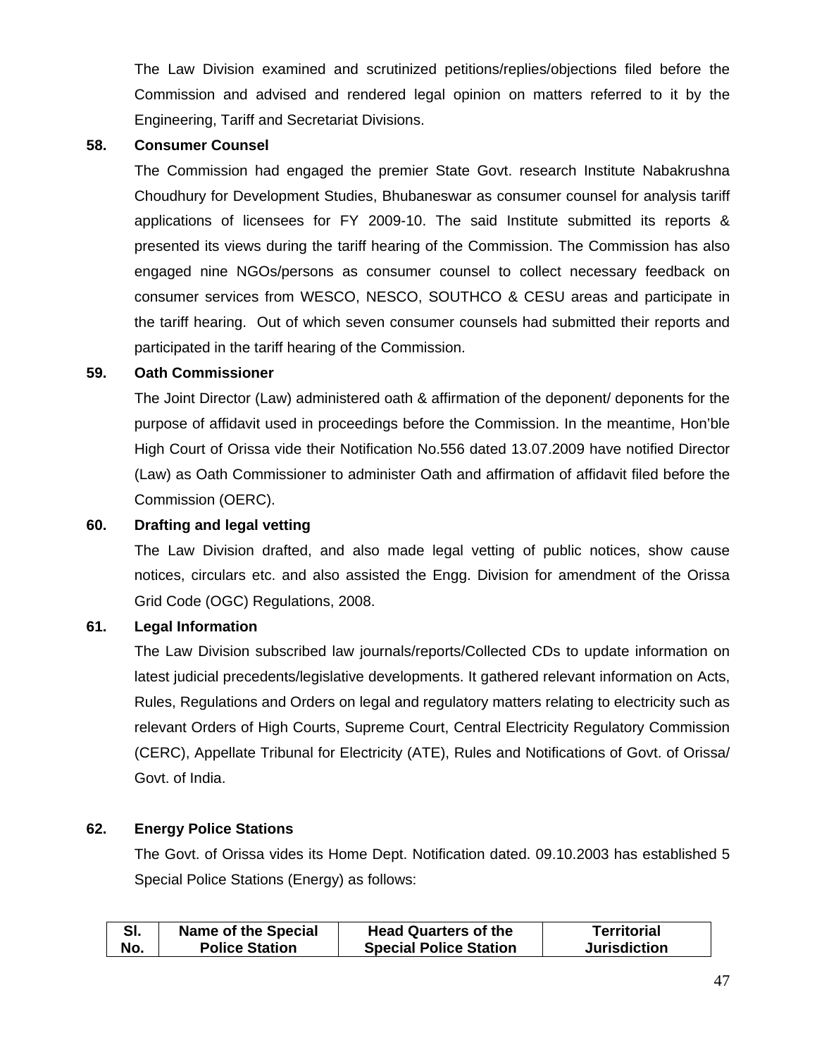The Law Division examined and scrutinized petitions/replies/objections filed before the Commission and advised and rendered legal opinion on matters referred to it by the Engineering, Tariff and Secretariat Divisions.

**58. Consumer Counsel**

The Commission had engaged the premier State Govt. research Institute Nabakrushna Choudhury for Development Studies, Bhubaneswar as consumer counsel for analysis tariff applications of licensees for FY 2009-10. The said Institute submitted its reports & presented its views during the tariff hearing of the Commission. The Commission has also engaged nine NGOs/persons as consumer counsel to collect necessary feedback on consumer services from WESCO, NESCO, SOUTHCO & CESU areas and participate in the tariff hearing. Out of which seven consumer counsels had submitted their reports and participated in the tariff hearing of the Commission.

**59. Oath Commissioner**

The Joint Director (Law) administered oath & affirmation of the deponent/ deponents for the purpose of affidavit used in proceedings before the Commission. In the meantime, Hon'ble High Court of Orissa vide their Notification No.556 dated 13.07.2009 have notified Director (Law) as Oath Commissioner to administer Oath and affirmation of affidavit filed before the Commission (OERC).

**60. Drafting and legal vetting**

The Law Division drafted, and also made legal vetting of public notices, show cause notices, circulars etc. and also assisted the Engg. Division for amendment of the Orissa Grid Code (OGC) Regulations, 2008.

**61. Legal Information**

The Law Division subscribed law journals/reports/Collected CDs to update information on latest judicial precedents/legislative developments. It gathered relevant information on Acts, Rules, Regulations and Orders on legal and regulatory matters relating to electricity such as relevant Orders of High Courts, Supreme Court, Central Electricity Regulatory Commission (CERC), Appellate Tribunal for Electricity (ATE), Rules and Notifications of Govt. of Orissa/ Govt. of India.

**62. Energy Police Stations**

The Govt. of Orissa vides its Home Dept. Notification dated. 09.10.2003 has established 5 Special Police Stations (Energy) as follows:

| Sl. No. | Name of the Special Police Station | Head Quarters of the Special Police Station | Territorial Jurisdiction |
|---|---|---|---|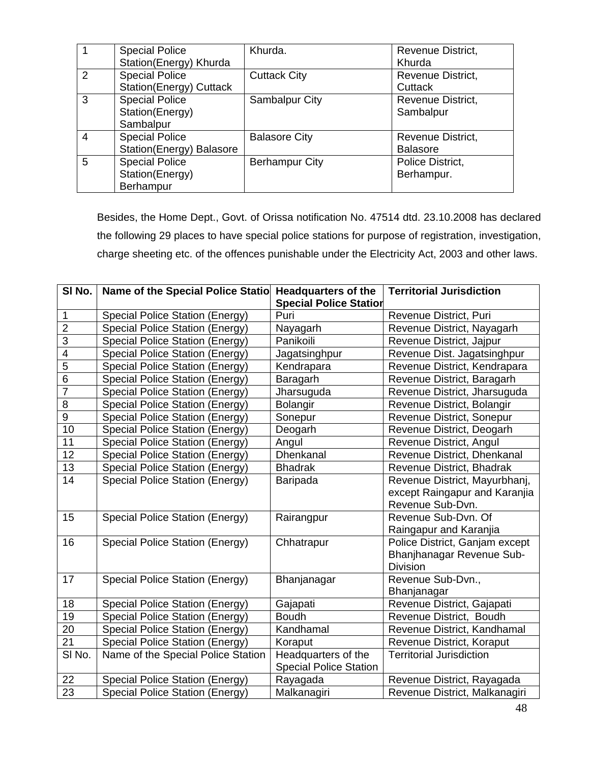| | | | |
|---|---|---|---|
| 1 | Special Police Station(Energy) Khurda | Khurda. | Revenue District, Khurda |
| 2 | Special Police Station(Energy) Cuttack | Cuttack City | Revenue District, Cuttack |
| 3 | Special Police Station(Energy) Sambalpur | Sambalpur City | Revenue District, Sambalpur |
| 4 | Special Police Station(Energy) Balasore | Balasore City | Revenue District, Balasore |
| 5 | Special Police Station(Energy) Berhampur | Berhampur City | Police District, Berhampur. |

Besides, the Home Dept., Govt. of Orissa notification No. 47514 dtd. 23.10.2008 has declared the following 29 places to have special police stations for purpose of registration, investigation, charge sheeting etc. of the offences punishable under the Electricity Act, 2003 and other laws.

| Sl No. | Name of the Special Police Station | Headquarters of the Special Police Station | Territorial Jurisdiction |
|---|---|---|---|
| 1 | Special Police Station (Energy) | Puri | Revenue District, Puri |
| 2 | Special Police Station (Energy) | Nayagarh | Revenue District, Nayagarh |
| 3 | Special Police Station (Energy) | Panikoili | Revenue District, Jajpur |
| 4 | Special Police Station (Energy) | Jagatsinghpur | Revenue Dist. Jagatsinghpur |
| 5 | Special Police Station (Energy) | Kendrapara | Revenue District, Kendrapara |
| 6 | Special Police Station (Energy) | Baragarh | Revenue District, Baragarh |
| 7 | Special Police Station (Energy) | Jharsuguda | Revenue District, Jharsuguda |
| 8 | Special Police Station (Energy) | Bolangir | Revenue District, Bolangir |
| 9 | Special Police Station (Energy) | Sonepur | Revenue District, Sonepur |
| 10 | Special Police Station (Energy) | Deogarh | Revenue District, Deogarh |
| 11 | Special Police Station (Energy) | Angul | Revenue District, Angul |
| 12 | Special Police Station (Energy) | Dhenkanal | Revenue District, Dhenkanal |
| 13 | Special Police Station (Energy) | Bhadrak | Revenue District, Bhadrak |
| 14 | Special Police Station (Energy) | Baripada | Revenue District, Mayurbhanj, except Raingapur and Karanjia Revenue Sub-Dvn. |
| 15 | Special Police Station (Energy) | Rairangpur | Revenue Sub-Dvn. Of Raingapur and Karanjia |
| 16 | Special Police Station (Energy) | Chhatrapur | Police District, Ganjam except Bhanjhanagar Revenue Sub-Division |
| 17 | Special Police Station (Energy) | Bhanjanagar | Revenue Sub-Dvn., Bhanjanagar |
| 18 | Special Police Station (Energy) | Gajapati | Revenue District, Gajapati |
| 19 | Special Police Station (Energy) | Boudh | Revenue District, Boudh |
| 20 | Special Police Station (Energy) | Kandhamal | Revenue District, Kandhamal |
| 21 | Special Police Station (Energy) | Koraput | Revenue District, Koraput |
| Sl No. | Name of the Special Police Station | Headquarters of the Special Police Station | Territorial Jurisdiction |
| 22 | Special Police Station (Energy) | Rayagada | Revenue District, Rayagada |
| 23 | Special Police Station (Energy) | Malkanagiri | Revenue District, Malkanagiri |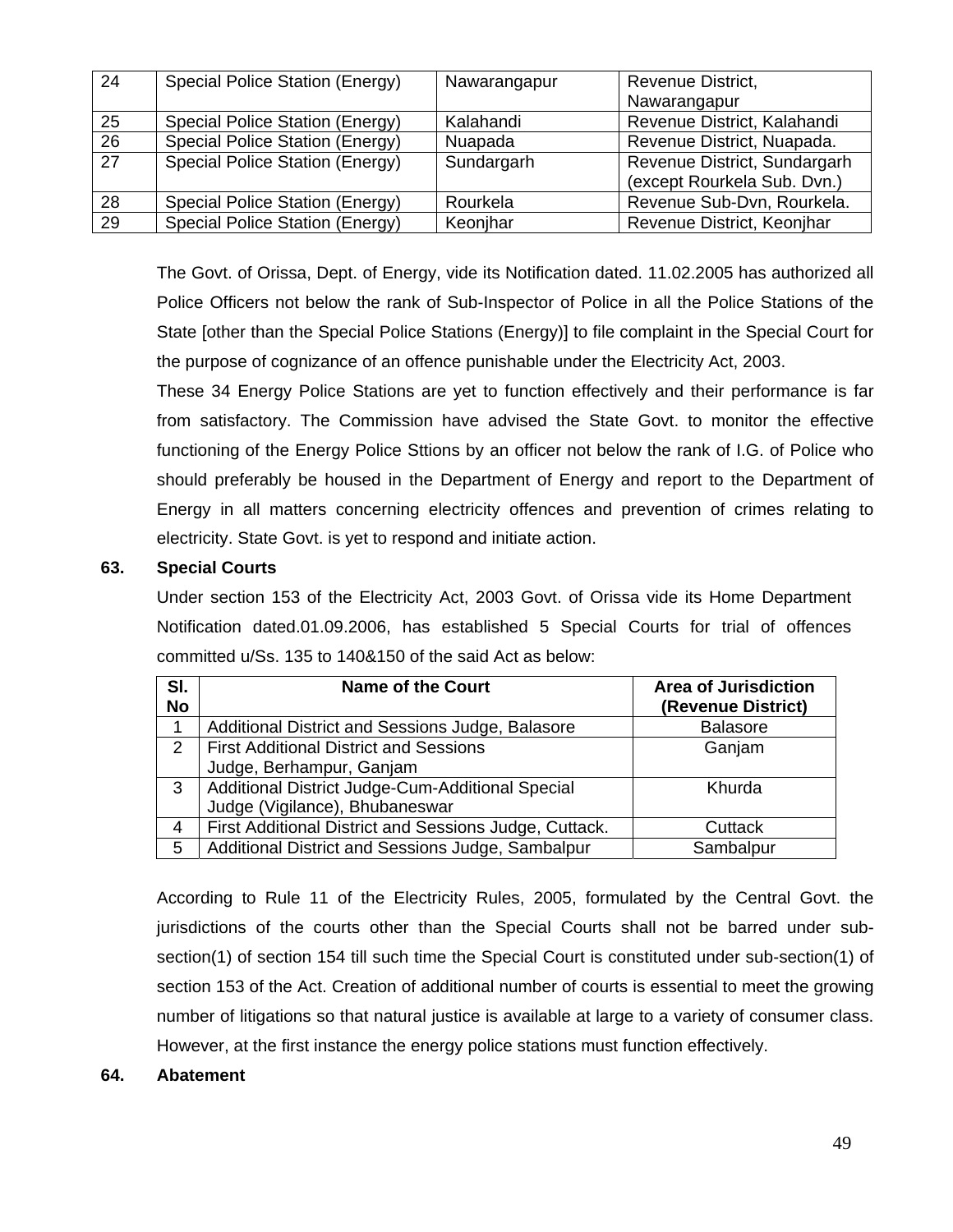| 24 | Special Police Station (Energy) | Nawarangapur | Revenue District, Nawarangapur |
|---|---|---|---|
| 25 | Special Police Station (Energy) | Kalahandi | Revenue District, Kalahandi |
| 26 | Special Police Station (Energy) | Nuapada | Revenue District, Nuapada. |
| 27 | Special Police Station (Energy) | Sundargarh | Revenue District, Sundargarh (except Rourkela Sub. Dvn.) |
| 28 | Special Police Station (Energy) | Rourkela | Revenue Sub-Dvn, Rourkela. |
| 29 | Special Police Station (Energy) | Keonjhar | Revenue District, Keonjhar |

The Govt. of Orissa, Dept. of Energy, vide its Notification dated. 11.02.2005 has authorized all Police Officers not below the rank of Sub-Inspector of Police in all the Police Stations of the State [other than the Special Police Stations (Energy)] to file complaint in the Special Court for the purpose of cognizance of an offence punishable under the Electricity Act, 2003.

These 34 Energy Police Stations are yet to function effectively and their performance is far from satisfactory. The Commission have advised the State Govt. to monitor the effective functioning of the Energy Police Sttions by an officer not below the rank of I.G. of Police who should preferably be housed in the Department of Energy and report to the Department of Energy in all matters concerning electricity offences and prevention of crimes relating to electricity. State Govt. is yet to respond and initiate action.

**63. Special Courts**

Under section 153 of the Electricity Act, 2003 Govt. of Orissa vide its Home Department Notification dated.01.09.2006, has established 5 Special Courts for trial of offences committed u/Ss. 135 to 140&150 of the said Act as below:

| Sl. No | Name of the Court | Area of Jurisdiction (Revenue District) |
|---|---|---|
| 1 | Additional District and Sessions Judge, Balasore | Balasore |
| 2 | First Additional District and Sessions Judge, Berhampur, Ganjam | Ganjam |
| 3 | Additional District Judge-Cum-Additional Special Judge (Vigilance), Bhubaneswar | Khurda |
| 4 | First Additional District and Sessions Judge, Cuttack. | Cuttack |
| 5 | Additional District and Sessions Judge, Sambalpur | Sambalpur |

According to Rule 11 of the Electricity Rules, 2005, formulated by the Central Govt. the jurisdictions of the courts other than the Special Courts shall not be barred under sub-section(1) of section 154 till such time the Special Court is constituted under sub-section(1) of section 153 of the Act. Creation of additional number of courts is essential to meet the growing number of litigations so that natural justice is available at large to a variety of consumer class. However, at the first instance the energy police stations must function effectively.

**64. Abatement**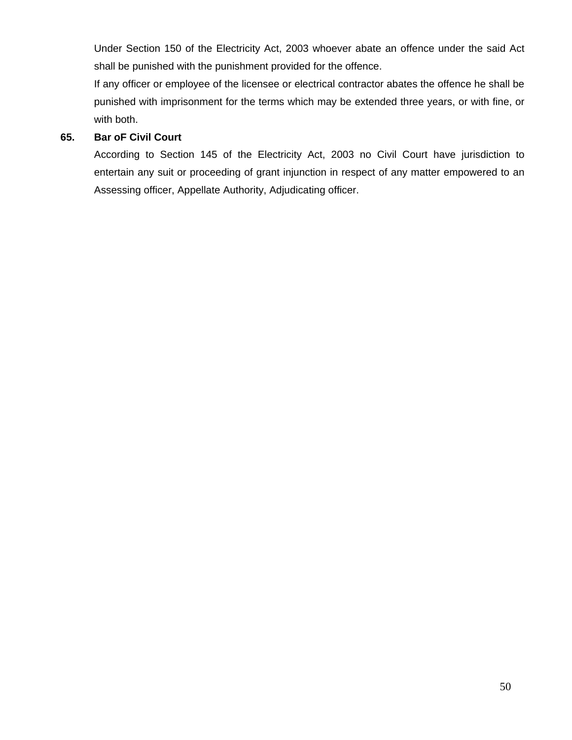Under Section 150 of the Electricity Act, 2003 whoever abate an offence under the said Act shall be punished with the punishment provided for the offence.

If any officer or employee of the licensee or electrical contractor abates the offence he shall be punished with imprisonment for the terms which may be extended three years, or with fine, or with both.

**65. Bar oF Civil Court**

According to Section 145 of the Electricity Act, 2003 no Civil Court have jurisdiction to entertain any suit or proceeding of grant injunction in respect of any matter empowered to an Assessing officer, Appellate Authority, Adjudicating officer.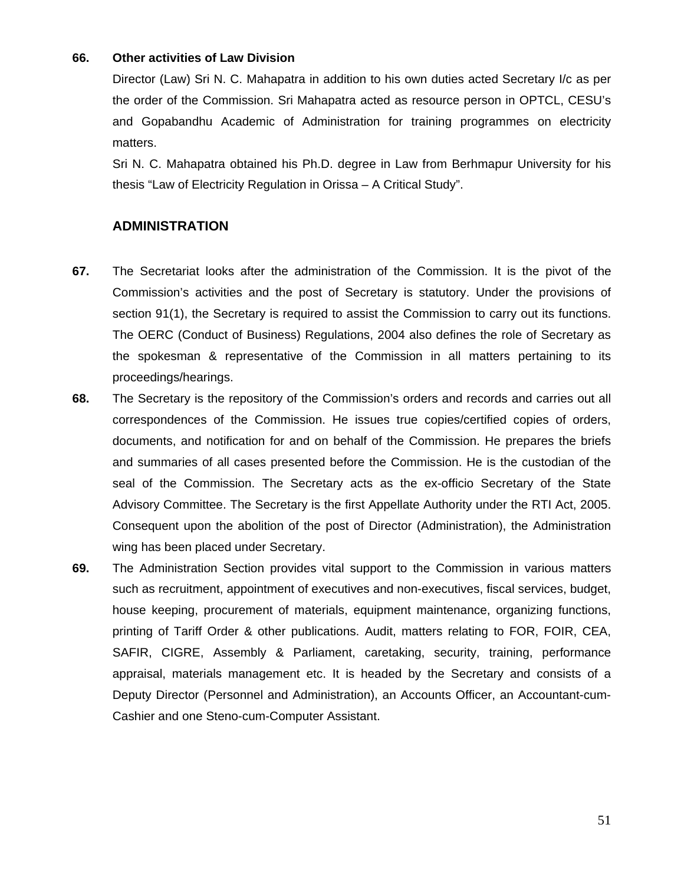**66. Other activities of Law Division**

Director (Law) Sri N. C. Mahapatra in addition to his own duties acted Secretary I/c as per the order of the Commission. Sri Mahapatra acted as resource person in OPTCL, CESU's and Gopabandhu Academic of Administration for training programmes on electricity matters.

Sri N. C. Mahapatra obtained his Ph.D. degree in Law from Berhmapur University for his thesis "Law of Electricity Regulation in Orissa – A Critical Study".

## ADMINISTRATION

**67.** The Secretariat looks after the administration of the Commission. It is the pivot of the Commission's activities and the post of Secretary is statutory. Under the provisions of section 91(1), the Secretary is required to assist the Commission to carry out its functions. The OERC (Conduct of Business) Regulations, 2004 also defines the role of Secretary as the spokesman & representative of the Commission in all matters pertaining to its proceedings/hearings.

**68.** The Secretary is the repository of the Commission's orders and records and carries out all correspondences of the Commission. He issues true copies/certified copies of orders, documents, and notification for and on behalf of the Commission. He prepares the briefs and summaries of all cases presented before the Commission. He is the custodian of the seal of the Commission. The Secretary acts as the ex-officio Secretary of the State Advisory Committee. The Secretary is the first Appellate Authority under the RTI Act, 2005. Consequent upon the abolition of the post of Director (Administration), the Administration wing has been placed under Secretary.

**69.** The Administration Section provides vital support to the Commission in various matters such as recruitment, appointment of executives and non-executives, fiscal services, budget, house keeping, procurement of materials, equipment maintenance, organizing functions, printing of Tariff Order & other publications. Audit, matters relating to FOR, FOIR, CEA, SAFIR, CIGRE, Assembly & Parliament, caretaking, security, training, performance appraisal, materials management etc. It is headed by the Secretary and consists of a Deputy Director (Personnel and Administration), an Accounts Officer, an Accountant-cum-Cashier and one Steno-cum-Computer Assistant.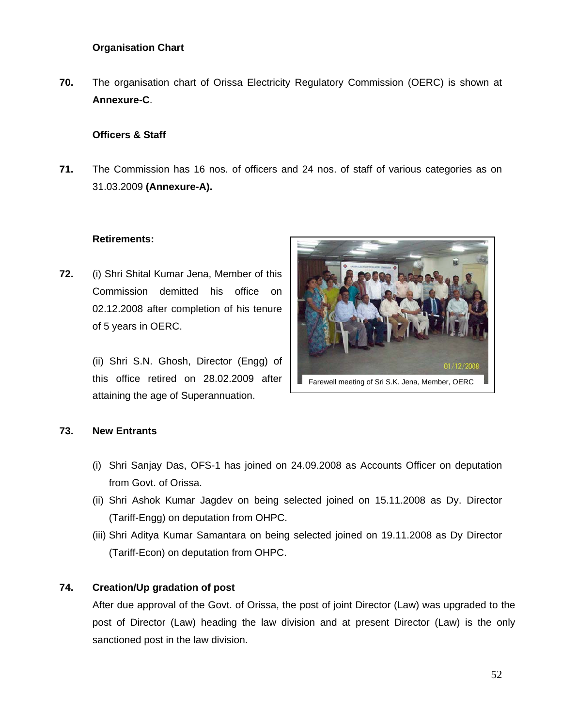### Organisation Chart

**70.** The organisation chart of Orissa Electricity Regulatory Commission (OERC) is shown at **Annexure-C**.

### Officers & Staff

**71.** The Commission has 16 nos. of officers and 24 nos. of staff of various categories as on 31.03.2009 **(Annexure-A).**

### Retirements:

**72.** (i) Shri Shital Kumar Jena, Member of this Commission demitted his office on 02.12.2008 after completion of his tenure of 5 years in OERC.

(ii) Shri S.N. Ghosh, Director (Engg) of this office retired on 28.02.2009 after attaining the age of Superannuation.

Farewell meeting of Sri S.K. Jena, Member, OERC

**73. New Entrants**

(i) Shri Sanjay Das, OFS-1 has joined on 24.09.2008 as Accounts Officer on deputation from Govt. of Orissa.

(ii) Shri Ashok Kumar Jagdev on being selected joined on 15.11.2008 as Dy. Director (Tariff-Engg) on deputation from OHPC.

(iii) Shri Aditya Kumar Samantara on being selected joined on 19.11.2008 as Dy Director (Tariff-Econ) on deputation from OHPC.

**74. Creation/Up gradation of post**

After due approval of the Govt. of Orissa, the post of joint Director (Law) was upgraded to the post of Director (Law) heading the law division and at present Director (Law) is the only sanctioned post in the law division.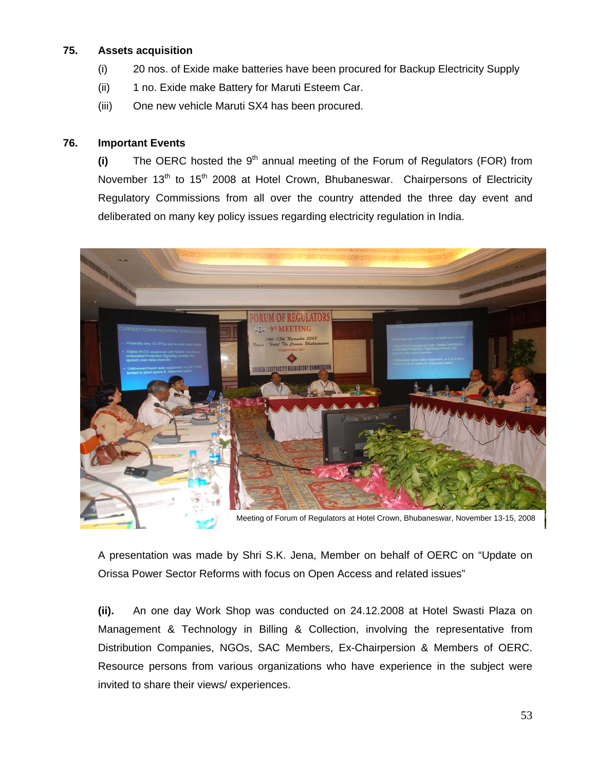## 75. Assets acquisition

(i) 20 nos. of Exide make batteries have been procured for Backup Electricity Supply

(ii) 1 no. Exide make Battery for Maruti Esteem Car.

(iii) One new vehicle Maruti SX4 has been procured.

## 76. Important Events

**(i)** The OERC hosted the 9th annual meeting of the Forum of Regulators (FOR) from November 13th to 15th 2008 at Hotel Crown, Bhubaneswar. Chairpersons of Electricity Regulatory Commissions from all over the country attended the three day event and deliberated on many key policy issues regarding electricity regulation in India.

Meeting of Forum of Regulators at Hotel Crown, Bhubaneswar, November 13-15, 2008

A presentation was made by Shri S.K. Jena, Member on behalf of OERC on "Update on Orissa Power Sector Reforms with focus on Open Access and related issues"

**(ii).** An one day Work Shop was conducted on 24.12.2008 at Hotel Swasti Plaza on Management & Technology in Billing & Collection, involving the representative from Distribution Companies, NGOs, SAC Members, Ex-Chairpersion & Members of OERC. Resource persons from various organizations who have experience in the subject were invited to share their views/ experiences.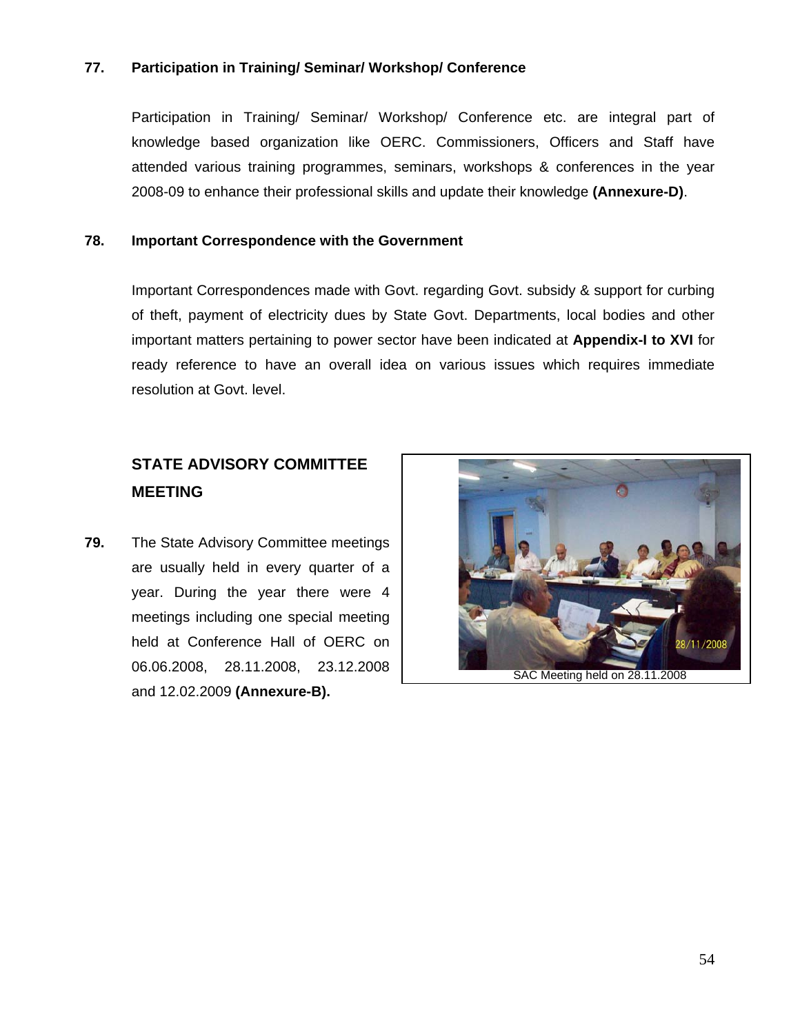**77. Participation in Training/ Seminar/ Workshop/ Conference**

Participation in Training/ Seminar/ Workshop/ Conference etc. are integral part of knowledge based organization like OERC. Commissioners, Officers and Staff have attended various training programmes, seminars, workshops & conferences in the year 2008-09 to enhance their professional skills and update their knowledge **(Annexure-D)**.

**78. Important Correspondence with the Government**

Important Correspondences made with Govt. regarding Govt. subsidy & support for curbing of theft, payment of electricity dues by State Govt. Departments, local bodies and other important matters pertaining to power sector have been indicated at **Appendix-I to XVI** for ready reference to have an overall idea on various issues which requires immediate resolution at Govt. level.

## STATE ADVISORY COMMITTEE MEETING

**79.** The State Advisory Committee meetings are usually held in every quarter of a year. During the year there were 4 meetings including one special meeting held at Conference Hall of OERC on 06.06.2008, 28.11.2008, 23.12.2008 and 12.02.2009 **(Annexure-B).**

SAC Meeting held on 28.11.2008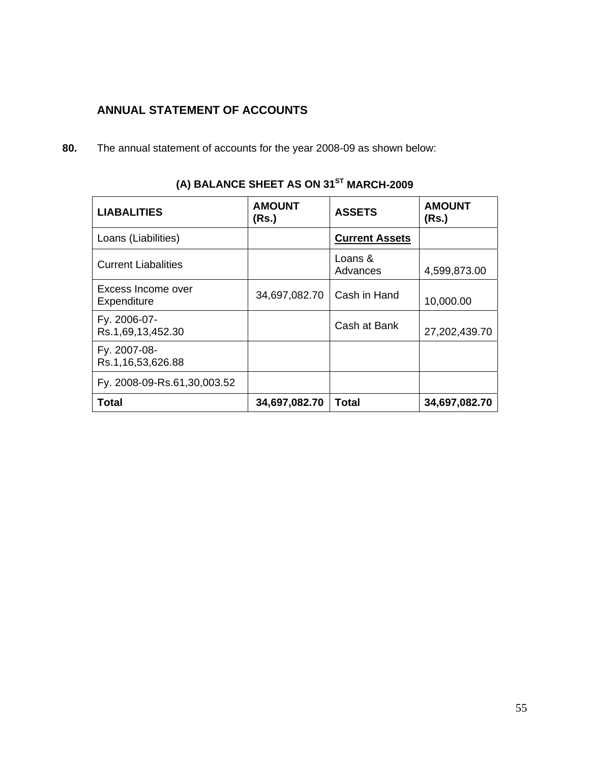## ANNUAL STATEMENT OF ACCOUNTS

**80.** The annual statement of accounts for the year 2008-09 as shown below:

### (A) BALANCE SHEET AS ON 31ST MARCH-2009

| LIABALITIES | AMOUNT (Rs.) | ASSETS | AMOUNT (Rs.) |
|---|---|---|---|
| Loans (Liabilities) | | **Current Assets** | |
| Current Liabalities | | Loans & Advances | 4,599,873.00 |
| Excess Income over Expenditure | 34,697,082.70 | Cash in Hand | 10,000.00 |
| Fy. 2006-07-Rs.1,69,13,452.30 | | Cash at Bank | 27,202,439.70 |
| Fy. 2007-08-Rs.1,16,53,626.88 | | | |
| Fy. 2008-09-Rs.61,30,003.52 | | | |
| **Total** | **34,697,082.70** | **Total** | **34,697,082.70** |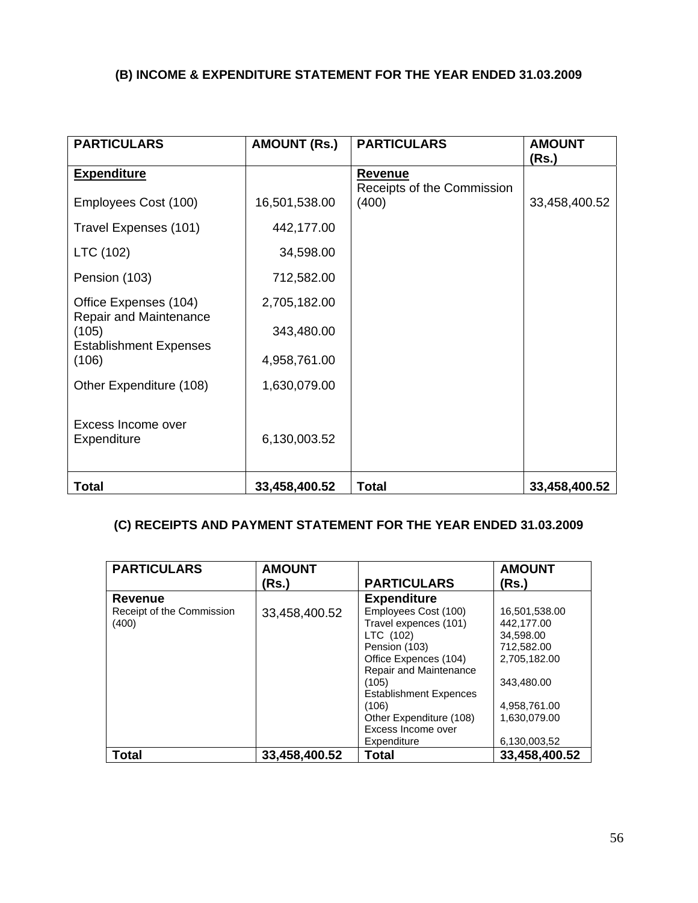### (B) INCOME & EXPENDITURE STATEMENT FOR THE YEAR ENDED 31.03.2009

| PARTICULARS | AMOUNT (Rs.) | PARTICULARS | AMOUNT (Rs.) |
|---|---|---|---|
| **Expenditure** | | **Revenue** | |
| Employees Cost (100) | 16,501,538.00 | Receipts of the Commission (400) | 33,458,400.52 |
| Travel Expenses (101) | 442,177.00 | | |
| LTC (102) | 34,598.00 | | |
| Pension (103) | 712,582.00 | | |
| Office Expenses (104) | 2,705,182.00 | | |
| Repair and Maintenance (105) | 343,480.00 | | |
| Establishment Expenses (106) | 4,958,761.00 | | |
| Other Expenditure (108) | 1,630,079.00 | | |
| Excess Income over Expenditure | 6,130,003.52 | | |
| **Total** | **33,458,400.52** | **Total** | **33,458,400.52** |

### (C) RECEIPTS AND PAYMENT STATEMENT FOR THE YEAR ENDED 31.03.2009

| PARTICULARS | AMOUNT (Rs.) | PARTICULARS | AMOUNT (Rs.) |
|---|---|---|---|
| **Revenue** | | **Expenditure** | |
| Receipt of the Commission (400) | 33,458,400.52 | Employees Cost (100) | 16,501,538.00 |
| | | Travel expences (101) | 442,177.00 |
| | | LTC (102) | 34,598.00 |
| | | Pension (103) | 712,582.00 |
| | | Office Expences (104) | 2,705,182.00 |
| | | Repair and Maintenance (105) | 343,480.00 |
| | | Establishment Expences (106) | 4,958,761.00 |
| | | Other Expenditure (108) | 1,630,079.00 |
| | | Excess Income over Expenditure | 6,130,003,52 |
| **Total** | **33,458,400.52** | **Total** | **33,458,400.52** |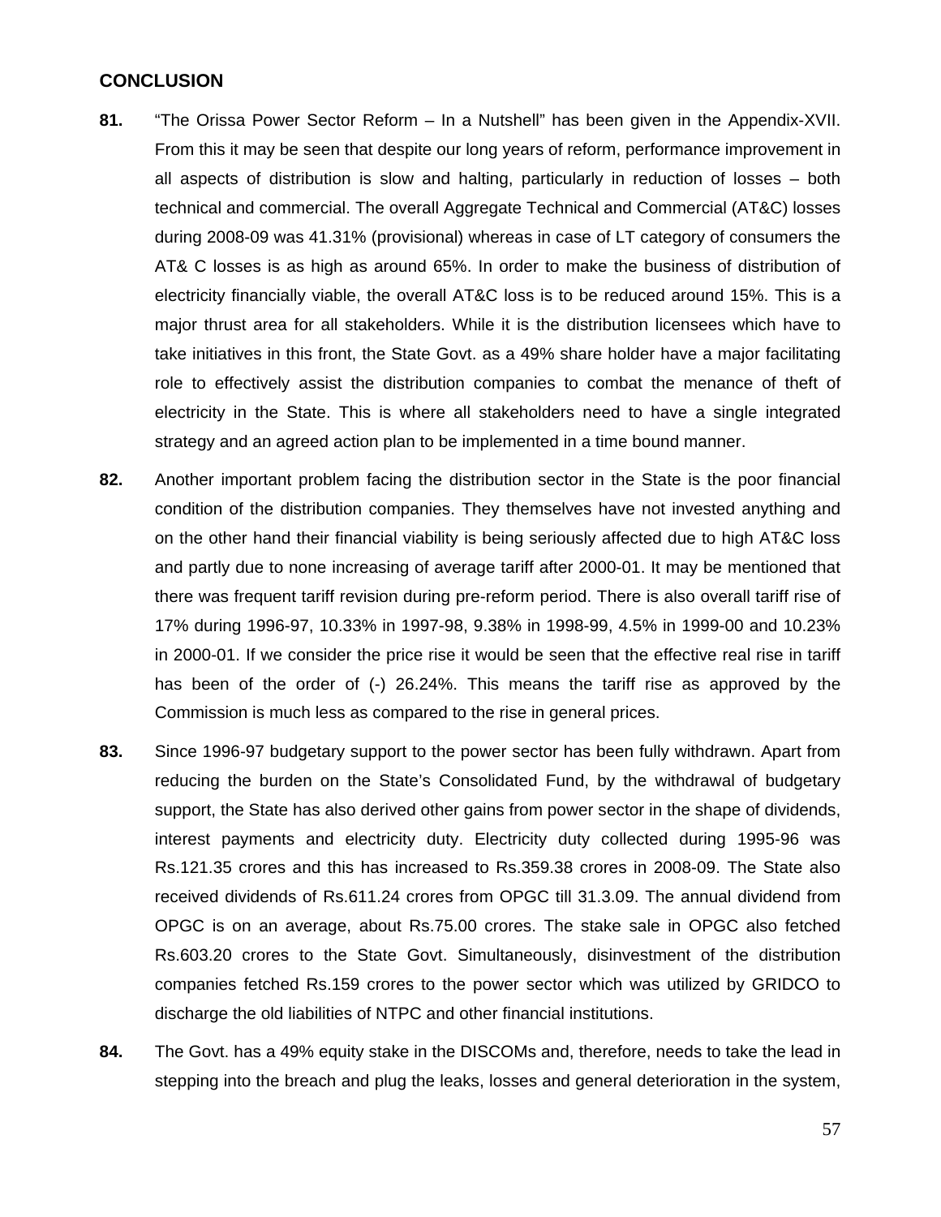## CONCLUSION

**81.** "The Orissa Power Sector Reform – In a Nutshell" has been given in the Appendix-XVII. From this it may be seen that despite our long years of reform, performance improvement in all aspects of distribution is slow and halting, particularly in reduction of losses – both technical and commercial. The overall Aggregate Technical and Commercial (AT&C) losses during 2008-09 was 41.31% (provisional) whereas in case of LT category of consumers the AT& C losses is as high as around 65%. In order to make the business of distribution of electricity financially viable, the overall AT&C loss is to be reduced around 15%. This is a major thrust area for all stakeholders. While it is the distribution licensees which have to take initiatives in this front, the State Govt. as a 49% share holder have a major facilitating role to effectively assist the distribution companies to combat the menance of theft of electricity in the State. This is where all stakeholders need to have a single integrated strategy and an agreed action plan to be implemented in a time bound manner.

**82.** Another important problem facing the distribution sector in the State is the poor financial condition of the distribution companies. They themselves have not invested anything and on the other hand their financial viability is being seriously affected due to high AT&C loss and partly due to none increasing of average tariff after 2000-01. It may be mentioned that there was frequent tariff revision during pre-reform period. There is also overall tariff rise of 17% during 1996-97, 10.33% in 1997-98, 9.38% in 1998-99, 4.5% in 1999-00 and 10.23% in 2000-01. If we consider the price rise it would be seen that the effective real rise in tariff has been of the order of (-) 26.24%. This means the tariff rise as approved by the Commission is much less as compared to the rise in general prices.

**83.** Since 1996-97 budgetary support to the power sector has been fully withdrawn. Apart from reducing the burden on the State's Consolidated Fund, by the withdrawal of budgetary support, the State has also derived other gains from power sector in the shape of dividends, interest payments and electricity duty. Electricity duty collected during 1995-96 was Rs.121.35 crores and this has increased to Rs.359.38 crores in 2008-09. The State also received dividends of Rs.611.24 crores from OPGC till 31.3.09. The annual dividend from OPGC is on an average, about Rs.75.00 crores. The stake sale in OPGC also fetched Rs.603.20 crores to the State Govt. Simultaneously, disinvestment of the distribution companies fetched Rs.159 crores to the power sector which was utilized by GRIDCO to discharge the old liabilities of NTPC and other financial institutions.

**84.** The Govt. has a 49% equity stake in the DISCOMs and, therefore, needs to take the lead in stepping into the breach and plug the leaks, losses and general deterioration in the system,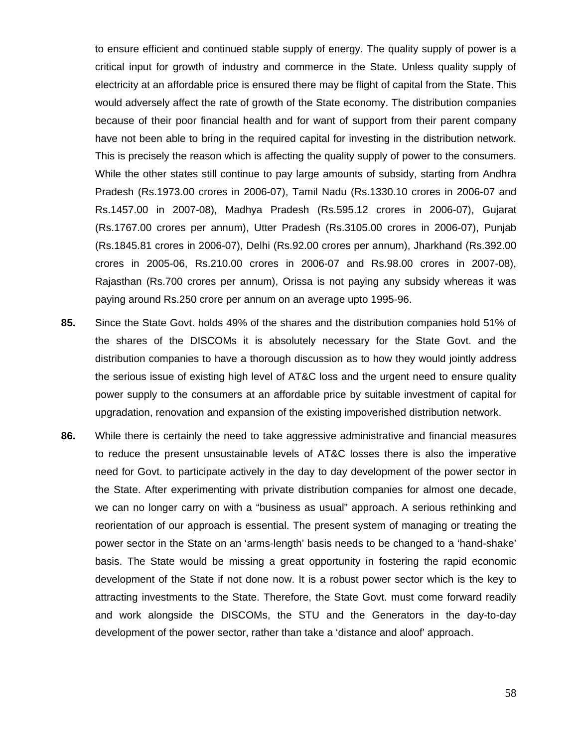to ensure efficient and continued stable supply of energy. The quality supply of power is a critical input for growth of industry and commerce in the State. Unless quality supply of electricity at an affordable price is ensured there may be flight of capital from the State. This would adversely affect the rate of growth of the State economy. The distribution companies because of their poor financial health and for want of support from their parent company have not been able to bring in the required capital for investing in the distribution network. This is precisely the reason which is affecting the quality supply of power to the consumers. While the other states still continue to pay large amounts of subsidy, starting from Andhra Pradesh (Rs.1973.00 crores in 2006-07), Tamil Nadu (Rs.1330.10 crores in 2006-07 and Rs.1457.00 in 2007-08), Madhya Pradesh (Rs.595.12 crores in 2006-07), Gujarat (Rs.1767.00 crores per annum), Utter Pradesh (Rs.3105.00 crores in 2006-07), Punjab (Rs.1845.81 crores in 2006-07), Delhi (Rs.92.00 crores per annum), Jharkhand (Rs.392.00 crores in 2005-06, Rs.210.00 crores in 2006-07 and Rs.98.00 crores in 2007-08), Rajasthan (Rs.700 crores per annum), Orissa is not paying any subsidy whereas it was paying around Rs.250 crore per annum on an average upto 1995-96.

**85.** Since the State Govt. holds 49% of the shares and the distribution companies hold 51% of the shares of the DISCOMs it is absolutely necessary for the State Govt. and the distribution companies to have a thorough discussion as to how they would jointly address the serious issue of existing high level of AT&C loss and the urgent need to ensure quality power supply to the consumers at an affordable price by suitable investment of capital for upgradation, renovation and expansion of the existing impoverished distribution network.

**86.** While there is certainly the need to take aggressive administrative and financial measures to reduce the present unsustainable levels of AT&C losses there is also the imperative need for Govt. to participate actively in the day to day development of the power sector in the State. After experimenting with private distribution companies for almost one decade, we can no longer carry on with a “business as usual” approach. A serious rethinking and reorientation of our approach is essential. The present system of managing or treating the power sector in the State on an ‘arms-length’ basis needs to be changed to a ‘hand-shake’ basis. The State would be missing a great opportunity in fostering the rapid economic development of the State if not done now. It is a robust power sector which is the key to attracting investments to the State. Therefore, the State Govt. must come forward readily and work alongside the DISCOMs, the STU and the Generators in the day-to-day development of the power sector, rather than take a ‘distance and aloof’ approach.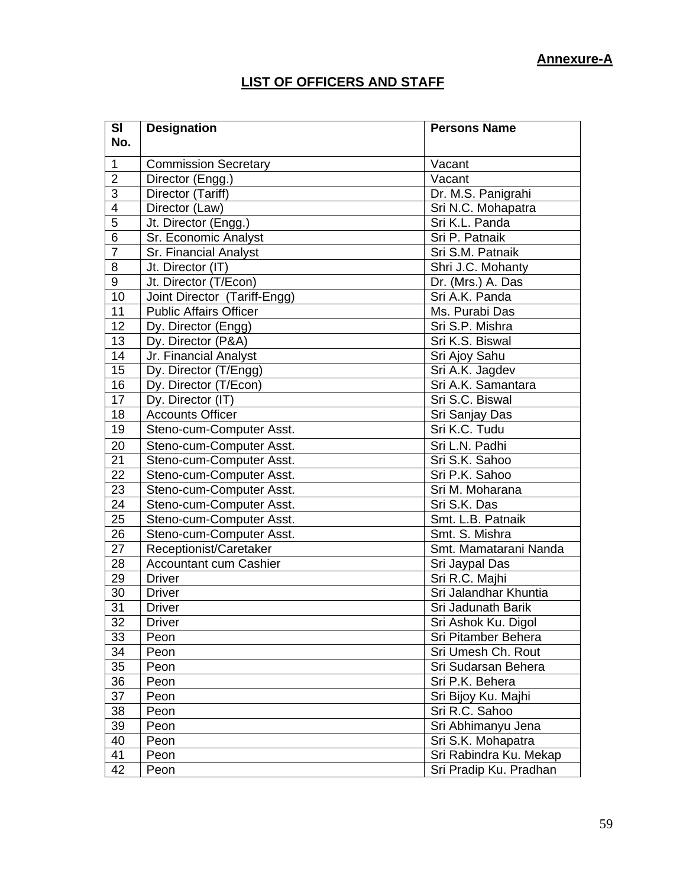**Annexure-A**

## LIST OF OFFICERS AND STAFF

| Sl No. | Designation | Persons Name |
|---|---|---|
| 1 | Commission Secretary | Vacant |
| 2 | Director (Engg.) | Vacant |
| 3 | Director (Tariff) | Dr. M.S. Panigrahi |
| 4 | Director (Law) | Sri N.C. Mohapatra |
| 5 | Jt. Director (Engg.) | Sri K.L. Panda |
| 6 | Sr. Economic Analyst | Sri P. Patnaik |
| 7 | Sr. Financial Analyst | Sri S.M. Patnaik |
| 8 | Jt. Director (IT) | Shri J.C. Mohanty |
| 9 | Jt. Director (T/Econ) | Dr. (Mrs.) A. Das |
| 10 | Joint Director (Tariff-Engg) | Sri A.K. Panda |
| 11 | Public Affairs Officer | Ms. Purabi Das |
| 12 | Dy. Director (Engg) | Sri S.P. Mishra |
| 13 | Dy. Director (P&A) | Sri K.S. Biswal |
| 14 | Jr. Financial Analyst | Sri Ajoy Sahu |
| 15 | Dy. Director (T/Engg) | Sri A.K. Jagdev |
| 16 | Dy. Director (T/Econ) | Sri A.K. Samantara |
| 17 | Dy. Director (IT) | Sri S.C. Biswal |
| 18 | Accounts Officer | Sri Sanjay Das |
| 19 | Steno-cum-Computer Asst. | Sri K.C. Tudu |
| 20 | Steno-cum-Computer Asst. | Sri L.N. Padhi |
| 21 | Steno-cum-Computer Asst. | Sri S.K. Sahoo |
| 22 | Steno-cum-Computer Asst. | Sri P.K. Sahoo |
| 23 | Steno-cum-Computer Asst. | Sri M. Moharana |
| 24 | Steno-cum-Computer Asst. | Sri S.K. Das |
| 25 | Steno-cum-Computer Asst. | Smt. L.B. Patnaik |
| 26 | Steno-cum-Computer Asst. | Smt. S. Mishra |
| 27 | Receptionist/Caretaker | Smt. Mamatarani Nanda |
| 28 | Accountant cum Cashier | Sri Jaypal Das |
| 29 | Driver | Sri R.C. Majhi |
| 30 | Driver | Sri Jalandhar Khuntia |
| 31 | Driver | Sri Jadunath Barik |
| 32 | Driver | Sri Ashok Ku. Digol |
| 33 | Peon | Sri Pitamber Behera |
| 34 | Peon | Sri Umesh Ch. Rout |
| 35 | Peon | Sri Sudarsan Behera |
| 36 | Peon | Sri P.K. Behera |
| 37 | Peon | Sri Bijoy Ku. Majhi |
| 38 | Peon | Sri R.C. Sahoo |
| 39 | Peon | Sri Abhimanyu Jena |
| 40 | Peon | Sri S.K. Mohapatra |
| 41 | Peon | Sri Rabindra Ku. Mekap |
| 42 | Peon | Sri Pradip Ku. Pradhan |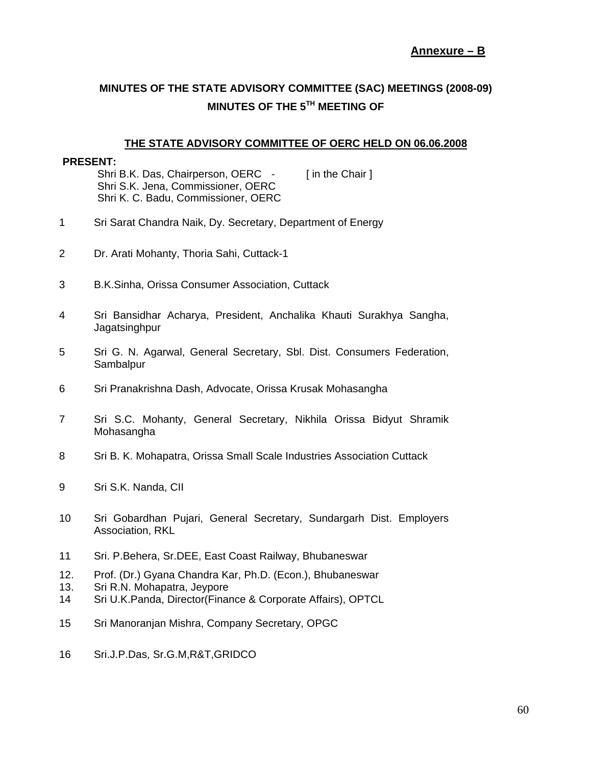**Annexure – B**

## MINUTES OF THE STATE ADVISORY COMMITTEE (SAC) MEETINGS (2008-09)

## MINUTES OF THE 5TH MEETING OF

### THE STATE ADVISORY COMMITTEE OF OERC HELD ON 06.06.2008

**PRESENT:**

Shri B.K. Das, Chairperson, OERC - [ in the Chair ]
Shri S.K. Jena, Commissioner, OERC
Shri K. C. Badu, Commissioner, OERC

1 Sri Sarat Chandra Naik, Dy. Secretary, Department of Energy

2 Dr. Arati Mohanty, Thoria Sahi, Cuttack-1

3 B.K.Sinha, Orissa Consumer Association, Cuttack

4 Sri Bansidhar Acharya, President, Anchalika Khauti Surakhya Sangha, Jagatsinghpur

5 Sri G. N. Agarwal, General Secretary, Sbl. Dist. Consumers Federation, Sambalpur

6 Sri Pranakrishna Dash, Advocate, Orissa Krusak Mohasangha

7 Sri S.C. Mohanty, General Secretary, Nikhila Orissa Bidyut Shramik Mohasangha

8 Sri B. K. Mohapatra, Orissa Small Scale Industries Association Cuttack

9 Sri S.K. Nanda, CII

10 Sri Gobardhan Pujari, General Secretary, Sundargarh Dist. Employers Association, RKL

11 Sri. P.Behera, Sr.DEE, East Coast Railway, Bhubaneswar

12. Prof. (Dr.) Gyana Chandra Kar, Ph.D. (Econ.), Bhubaneswar

13. Sri R.N. Mohapatra, Jeypore

14 Sri U.K.Panda, Director(Finance & Corporate Affairs), OPTCL

15 Sri Manoranjan Mishra, Company Secretary, OPGC

16 Sri.J.P.Das, Sr.G.M,R&T,GRIDCO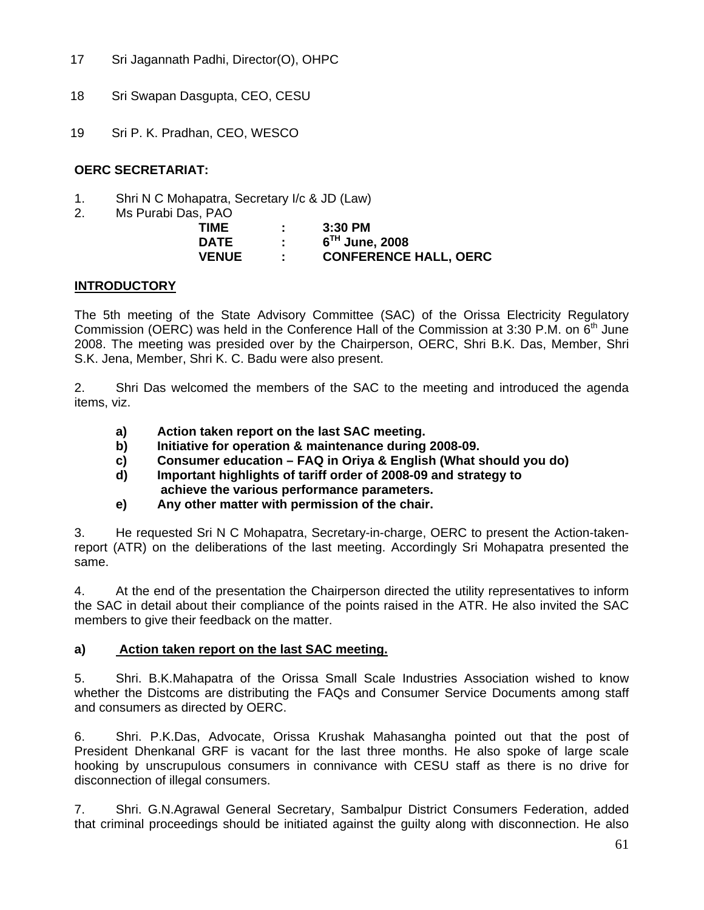17 Sri Jagannath Padhi, Director(O), OHPC

18 Sri Swapan Dasgupta, CEO, CESU

19 Sri P. K. Pradhan, CEO, WESCO

**OERC SECRETARIAT:**

1. Shri N C Mohapatra, Secretary I/c & JD (Law)
2. Ms Purabi Das, PAO

| | | |
|---|---|---|
| **TIME** | **:** | **3:30 PM** |
| **DATE** | **:** | **6TH June, 2008** |
| **VENUE** | **:** | **CONFERENCE HALL, OERC** |

**INTRODUCTORY**

The 5th meeting of the State Advisory Committee (SAC) of the Orissa Electricity Regulatory Commission (OERC) was held in the Conference Hall of the Commission at 3:30 P.M. on 6th June 2008. The meeting was presided over by the Chairperson, OERC, Shri B.K. Das, Member, Shri S.K. Jena, Member, Shri K. C. Badu were also present.

2. Shri Das welcomed the members of the SAC to the meeting and introduced the agenda items, viz.

- **a) Action taken report on the last SAC meeting.**
- **b) Initiative for operation & maintenance during 2008-09.**
- **c) Consumer education – FAQ in Oriya & English (What should you do)**
- **d) Important highlights of tariff order of 2008-09 and strategy to achieve the various performance parameters.**
- **e) Any other matter with permission of the chair.**

3. He requested Sri N C Mohapatra, Secretary-in-charge, OERC to present the Action-taken-report (ATR) on the deliberations of the last meeting. Accordingly Sri Mohapatra presented the same.

4. At the end of the presentation the Chairperson directed the utility representatives to inform the SAC in detail about their compliance of the points raised in the ATR. He also invited the SAC members to give their feedback on the matter.

**a) Action taken report on the last SAC meeting.**

5. Shri. B.K.Mahapatra of the Orissa Small Scale Industries Association wished to know whether the Distcoms are distributing the FAQs and Consumer Service Documents among staff and consumers as directed by OERC.

6. Shri. P.K.Das, Advocate, Orissa Krushak Mahasangha pointed out that the post of President Dhenkanal GRF is vacant for the last three months. He also spoke of large scale hooking by unscrupulous consumers in connivance with CESU staff as there is no drive for disconnection of illegal consumers.

7. Shri. G.N.Agrawal General Secretary, Sambalpur District Consumers Federation, added that criminal proceedings should be initiated against the guilty along with disconnection. He also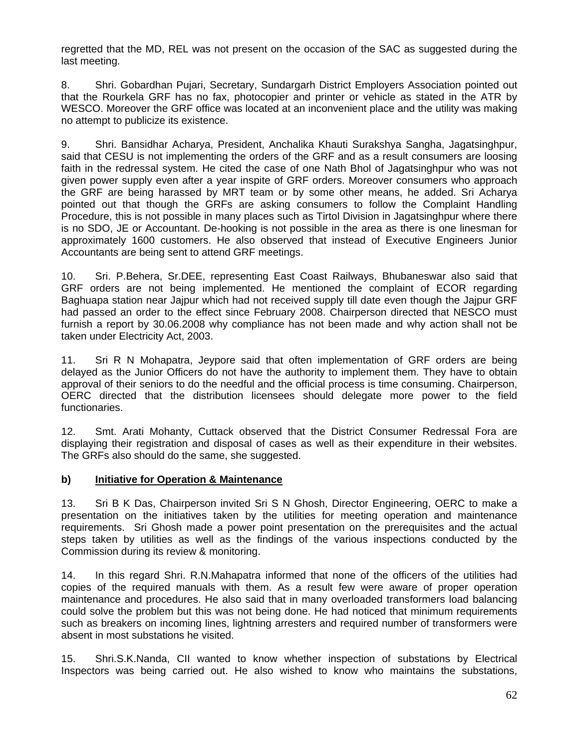regretted that the MD, REL was not present on the occasion of the SAC as suggested during the last meeting.

8. Shri. Gobardhan Pujari, Secretary, Sundargarh District Employers Association pointed out that the Rourkela GRF has no fax, photocopier and printer or vehicle as stated in the ATR by WESCO. Moreover the GRF office was located at an inconvenient place and the utility was making no attempt to publicize its existence.

9. Shri. Bansidhar Acharya, President, Anchalika Khauti Surakshya Sangha, Jagatsinghpur, said that CESU is not implementing the orders of the GRF and as a result consumers are loosing faith in the redressal system. He cited the case of one Nath Bhol of Jagatsinghpur who was not given power supply even after a year inspite of GRF orders. Moreover consumers who approach the GRF are being harassed by MRT team or by some other means, he added. Sri Acharya pointed out that though the GRFs are asking consumers to follow the Complaint Handling Procedure, this is not possible in many places such as Tirtol Division in Jagatsinghpur where there is no SDO, JE or Accountant. De-hooking is not possible in the area as there is one linesman for approximately 1600 customers. He also observed that instead of Executive Engineers Junior Accountants are being sent to attend GRF meetings.

10. Sri. P.Behera, Sr.DEE, representing East Coast Railways, Bhubaneswar also said that GRF orders are not being implemented. He mentioned the complaint of ECOR regarding Baghuapa station near Jajpur which had not received supply till date even though the Jajpur GRF had passed an order to the effect since February 2008. Chairperson directed that NESCO must furnish a report by 30.06.2008 why compliance has not been made and why action shall not be taken under Electricity Act, 2003.

11. Sri R N Mohapatra, Jeypore said that often implementation of GRF orders are being delayed as the Junior Officers do not have the authority to implement them. They have to obtain approval of their seniors to do the needful and the official process is time consuming. Chairperson, OERC directed that the distribution licensees should delegate more power to the field functionaries.

12. Smt. Arati Mohanty, Cuttack observed that the District Consumer Redressal Fora are displaying their registration and disposal of cases as well as their expenditure in their websites. The GRFs also should do the same, she suggested.

**b) <u>Initiative for Operation & Maintenance</u>**

13. Sri B K Das, Chairperson invited Sri S N Ghosh, Director Engineering, OERC to make a presentation on the initiatives taken by the utilities for meeting operation and maintenance requirements. Sri Ghosh made a power point presentation on the prerequisites and the actual steps taken by utilities as well as the findings of the various inspections conducted by the Commission during its review & monitoring.

14. In this regard Shri. R.N.Mahapatra informed that none of the officers of the utilities had copies of the required manuals with them. As a result few were aware of proper operation maintenance and procedures. He also said that in many overloaded transformers load balancing could solve the problem but this was not being done. He had noticed that minimum requirements such as breakers on incoming lines, lightning arresters and required number of transformers were absent in most substations he visited.

15. Shri.S.K.Nanda, CII wanted to know whether inspection of substations by Electrical Inspectors was being carried out. He also wished to know who maintains the substations,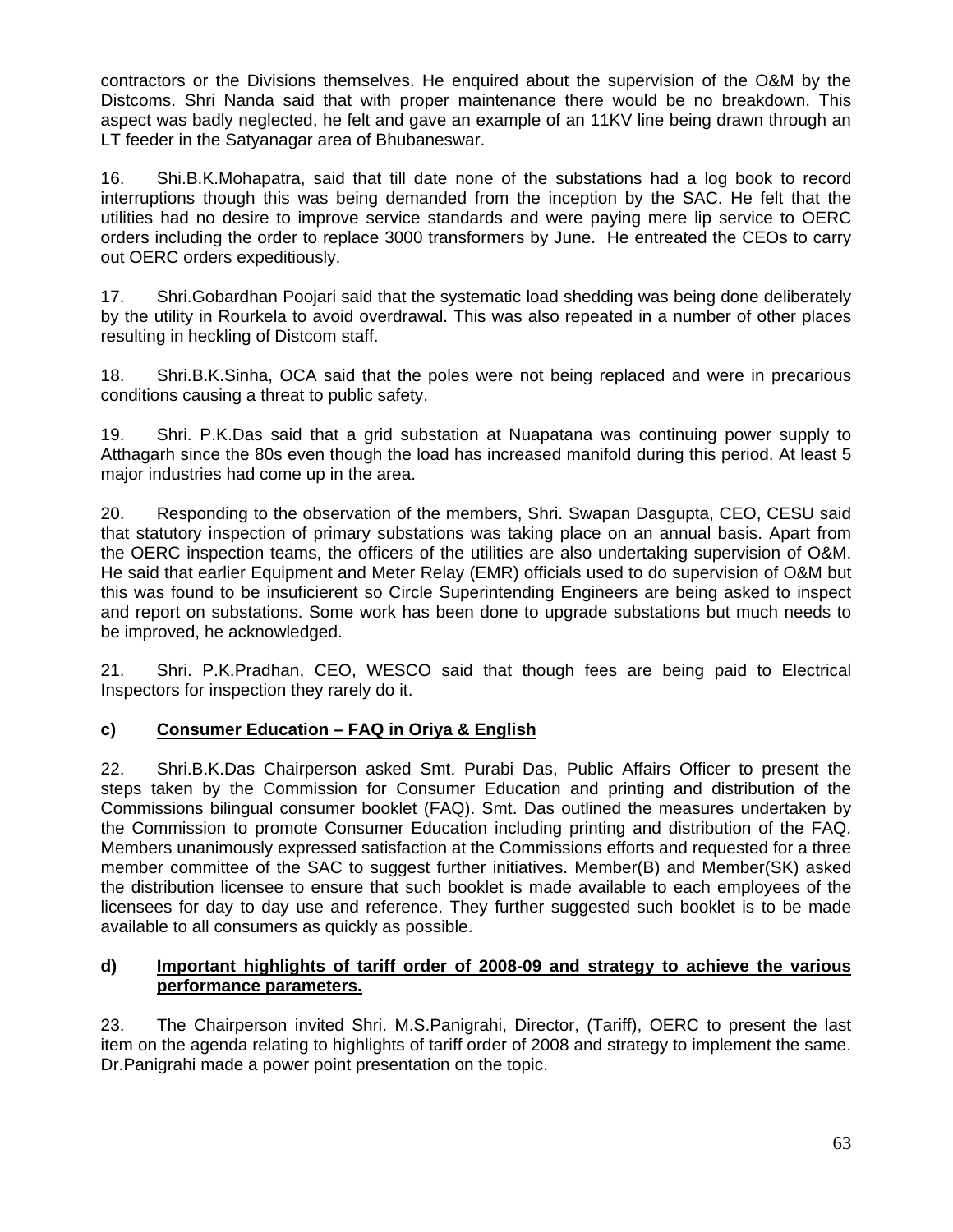contractors or the Divisions themselves. He enquired about the supervision of the O&M by the Distcoms. Shri Nanda said that with proper maintenance there would be no breakdown. This aspect was badly neglected, he felt and gave an example of an 11KV line being drawn through an LT feeder in the Satyanagar area of Bhubaneswar.

16. Shi.B.K.Mohapatra, said that till date none of the substations had a log book to record interruptions though this was being demanded from the inception by the SAC. He felt that the utilities had no desire to improve service standards and were paying mere lip service to OERC orders including the order to replace 3000 transformers by June. He entreated the CEOs to carry out OERC orders expeditiously.

17. Shri.Gobardhan Poojari said that the systematic load shedding was being done deliberately by the utility in Rourkela to avoid overdrawal. This was also repeated in a number of other places resulting in heckling of Distcom staff.

18. Shri.B.K.Sinha, OCA said that the poles were not being replaced and were in precarious conditions causing a threat to public safety.

19. Shri. P.K.Das said that a grid substation at Nuapatana was continuing power supply to Atthagarh since the 80s even though the load has increased manifold during this period. At least 5 major industries had come up in the area.

20. Responding to the observation of the members, Shri. Swapan Dasgupta, CEO, CESU said that statutory inspection of primary substations was taking place on an annual basis. Apart from the OERC inspection teams, the officers of the utilities are also undertaking supervision of O&M. He said that earlier Equipment and Meter Relay (EMR) officials used to do supervision of O&M but this was found to be insuficierent so Circle Superintending Engineers are being asked to inspect and report on substations. Some work has been done to upgrade substations but much needs to be improved, he acknowledged.

21. Shri. P.K.Pradhan, CEO, WESCO said that though fees are being paid to Electrical Inspectors for inspection they rarely do it.

**c) <u>Consumer Education – FAQ in Oriya & English</u>**

22. Shri.B.K.Das Chairperson asked Smt. Purabi Das, Public Affairs Officer to present the steps taken by the Commission for Consumer Education and printing and distribution of the Commissions bilingual consumer booklet (FAQ). Smt. Das outlined the measures undertaken by the Commission to promote Consumer Education including printing and distribution of the FAQ. Members unanimously expressed satisfaction at the Commissions efforts and requested for a three member committee of the SAC to suggest further initiatives. Member(B) and Member(SK) asked the distribution licensee to ensure that such booklet is made available to each employees of the licensees for day to day use and reference. They further suggested such booklet is to be made available to all consumers as quickly as possible.

**d) <u>Important highlights of tariff order of 2008-09 and strategy to achieve the various performance parameters.</u>**

23. The Chairperson invited Shri. M.S.Panigrahi, Director, (Tariff), OERC to present the last item on the agenda relating to highlights of tariff order of 2008 and strategy to implement the same. Dr.Panigrahi made a power point presentation on the topic.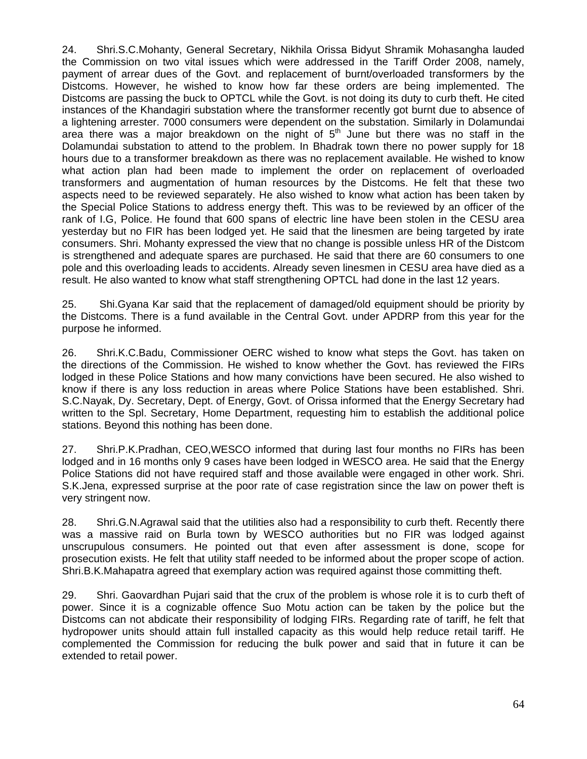24. Shri.S.C.Mohanty, General Secretary, Nikhila Orissa Bidyut Shramik Mohasangha lauded the Commission on two vital issues which were addressed in the Tariff Order 2008, namely, payment of arrear dues of the Govt. and replacement of burnt/overloaded transformers by the Distcoms. However, he wished to know how far these orders are being implemented. The Distcoms are passing the buck to OPTCL while the Govt. is not doing its duty to curb theft. He cited instances of the Khandagiri substation where the transformer recently got burnt due to absence of a lightening arrester. 7000 consumers were dependent on the substation. Similarly in Dolamundai area there was a major breakdown on the night of 5th June but there was no staff in the Dolamundai substation to attend to the problem. In Bhadrak town there no power supply for 18 hours due to a transformer breakdown as there was no replacement available. He wished to know what action plan had been made to implement the order on replacement of overloaded transformers and augmentation of human resources by the Distcoms. He felt that these two aspects need to be reviewed separately. He also wished to know what action has been taken by the Special Police Stations to address energy theft. This was to be reviewed by an officer of the rank of I.G, Police. He found that 600 spans of electric line have been stolen in the CESU area yesterday but no FIR has been lodged yet. He said that the linesmen are being targeted by irate consumers. Shri. Mohanty expressed the view that no change is possible unless HR of the Distcom is strengthened and adequate spares are purchased. He said that there are 60 consumers to one pole and this overloading leads to accidents. Already seven linesmen in CESU area have died as a result. He also wanted to know what staff strengthening OPTCL had done in the last 12 years.

25. Shi.Gyana Kar said that the replacement of damaged/old equipment should be priority by the Distcoms. There is a fund available in the Central Govt. under APDRP from this year for the purpose he informed.

26. Shri.K.C.Badu, Commissioner OERC wished to know what steps the Govt. has taken on the directions of the Commission. He wished to know whether the Govt. has reviewed the FIRs lodged in these Police Stations and how many convictions have been secured. He also wished to know if there is any loss reduction in areas where Police Stations have been established. Shri. S.C.Nayak, Dy. Secretary, Dept. of Energy, Govt. of Orissa informed that the Energy Secretary had written to the Spl. Secretary, Home Department, requesting him to establish the additional police stations. Beyond this nothing has been done.

27. Shri.P.K.Pradhan, CEO,WESCO informed that during last four months no FIRs has been lodged and in 16 months only 9 cases have been lodged in WESCO area. He said that the Energy Police Stations did not have required staff and those available were engaged in other work. Shri. S.K.Jena, expressed surprise at the poor rate of case registration since the law on power theft is very stringent now.

28. Shri.G.N.Agrawal said that the utilities also had a responsibility to curb theft. Recently there was a massive raid on Burla town by WESCO authorities but no FIR was lodged against unscrupulous consumers. He pointed out that even after assessment is done, scope for prosecution exists. He felt that utility staff needed to be informed about the proper scope of action. Shri.B.K.Mahapatra agreed that exemplary action was required against those committing theft.

29. Shri. Gaovardhan Pujari said that the crux of the problem is whose role it is to curb theft of power. Since it is a cognizable offence Suo Motu action can be taken by the police but the Distcoms can not abdicate their responsibility of lodging FIRs. Regarding rate of tariff, he felt that hydropower units should attain full installed capacity as this would help reduce retail tariff. He complemented the Commission for reducing the bulk power and said that in future it can be extended to retail power.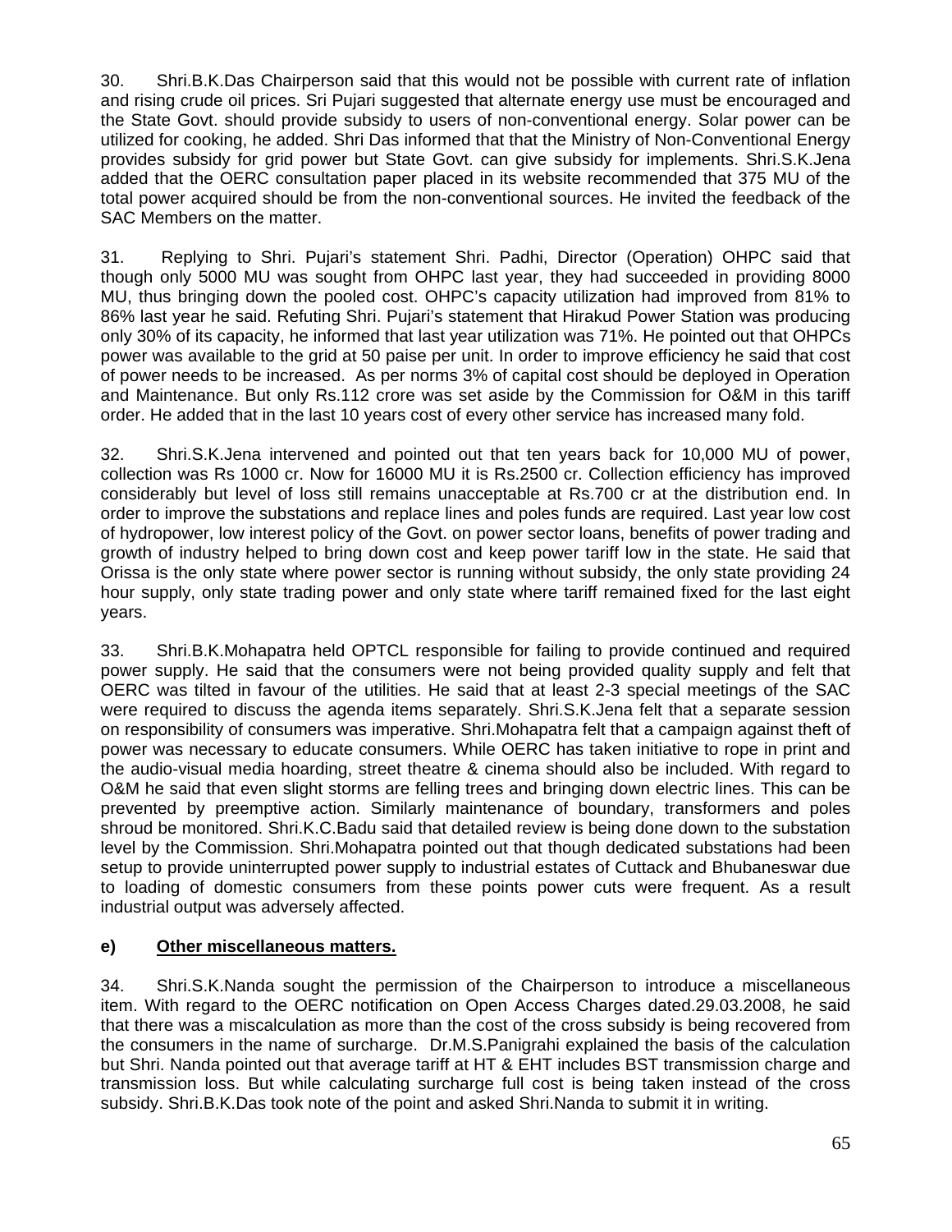30. Shri.B.K.Das Chairperson said that this would not be possible with current rate of inflation and rising crude oil prices. Sri Pujari suggested that alternate energy use must be encouraged and the State Govt. should provide subsidy to users of non-conventional energy. Solar power can be utilized for cooking, he added. Shri Das informed that that the Ministry of Non-Conventional Energy provides subsidy for grid power but State Govt. can give subsidy for implements. Shri.S.K.Jena added that the OERC consultation paper placed in its website recommended that 375 MU of the total power acquired should be from the non-conventional sources. He invited the feedback of the SAC Members on the matter.

31. Replying to Shri. Pujari's statement Shri. Padhi, Director (Operation) OHPC said that though only 5000 MU was sought from OHPC last year, they had succeeded in providing 8000 MU, thus bringing down the pooled cost. OHPC's capacity utilization had improved from 81% to 86% last year he said. Refuting Shri. Pujari's statement that Hirakud Power Station was producing only 30% of its capacity, he informed that last year utilization was 71%. He pointed out that OHPCs power was available to the grid at 50 paise per unit. In order to improve efficiency he said that cost of power needs to be increased. As per norms 3% of capital cost should be deployed in Operation and Maintenance. But only Rs.112 crore was set aside by the Commission for O&M in this tariff order. He added that in the last 10 years cost of every other service has increased many fold.

32. Shri.S.K.Jena intervened and pointed out that ten years back for 10,000 MU of power, collection was Rs 1000 cr. Now for 16000 MU it is Rs.2500 cr. Collection efficiency has improved considerably but level of loss still remains unacceptable at Rs.700 cr at the distribution end. In order to improve the substations and replace lines and poles funds are required. Last year low cost of hydropower, low interest policy of the Govt. on power sector loans, benefits of power trading and growth of industry helped to bring down cost and keep power tariff low in the state. He said that Orissa is the only state where power sector is running without subsidy, the only state providing 24 hour supply, only state trading power and only state where tariff remained fixed for the last eight years.

33. Shri.B.K.Mohapatra held OPTCL responsible for failing to provide continued and required power supply. He said that the consumers were not being provided quality supply and felt that OERC was tilted in favour of the utilities. He said that at least 2-3 special meetings of the SAC were required to discuss the agenda items separately. Shri.S.K.Jena felt that a separate session on responsibility of consumers was imperative. Shri.Mohapatra felt that a campaign against theft of power was necessary to educate consumers. While OERC has taken initiative to rope in print and the audio-visual media hoarding, street theatre & cinema should also be included. With regard to O&M he said that even slight storms are felling trees and bringing down electric lines. This can be prevented by preemptive action. Similarly maintenance of boundary, transformers and poles shroud be monitored. Shri.K.C.Badu said that detailed review is being done down to the substation level by the Commission. Shri.Mohapatra pointed out that though dedicated substations had been setup to provide uninterrupted power supply to industrial estates of Cuttack and Bhubaneswar due to loading of domestic consumers from these points power cuts were frequent. As a result industrial output was adversely affected.

**e) Other miscellaneous matters.**

34. Shri.S.K.Nanda sought the permission of the Chairperson to introduce a miscellaneous item. With regard to the OERC notification on Open Access Charges dated.29.03.2008, he said that there was a miscalculation as more than the cost of the cross subsidy is being recovered from the consumers in the name of surcharge. Dr.M.S.Panigrahi explained the basis of the calculation but Shri. Nanda pointed out that average tariff at HT & EHT includes BST transmission charge and transmission loss. But while calculating surcharge full cost is being taken instead of the cross subsidy. Shri.B.K.Das took note of the point and asked Shri.Nanda to submit it in writing.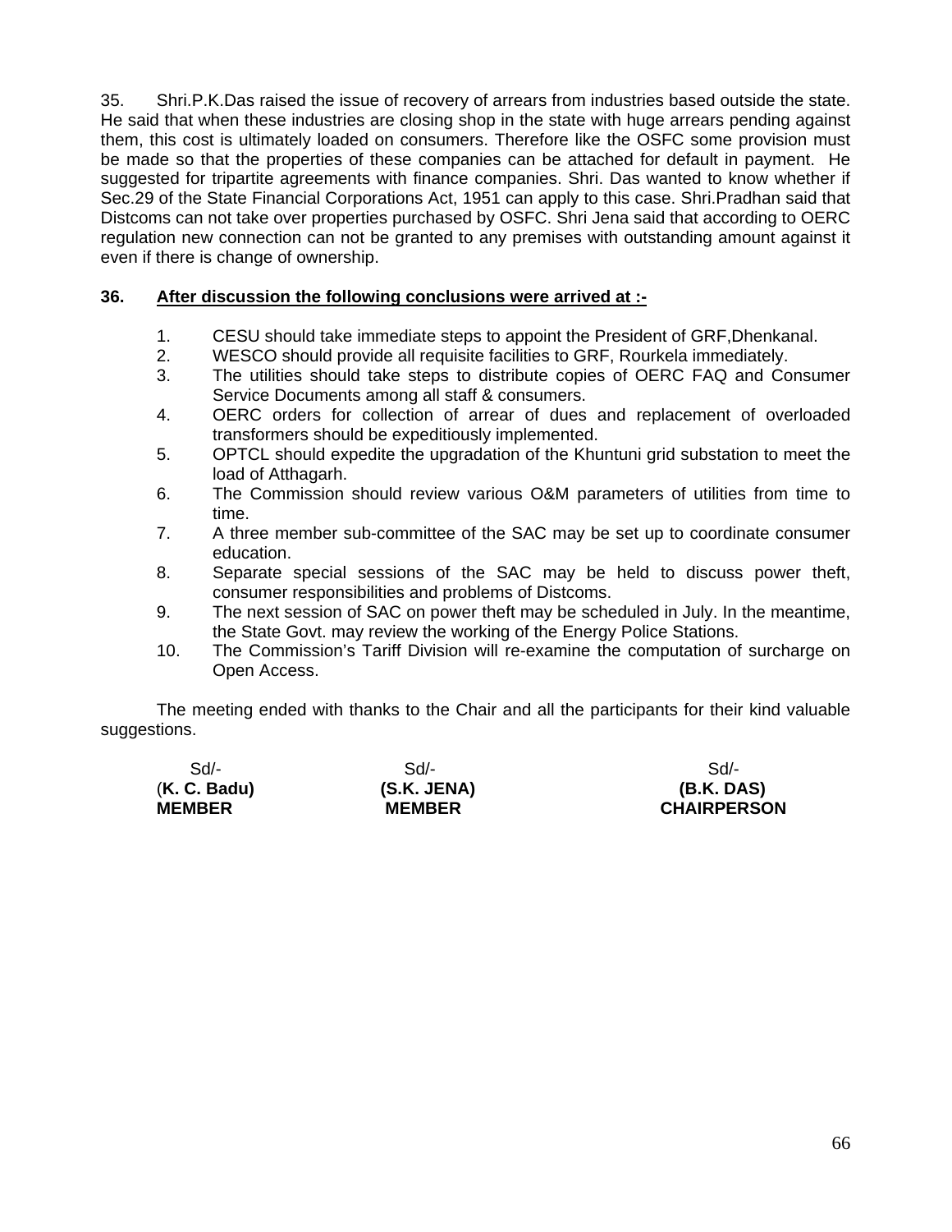35. Shri.P.K.Das raised the issue of recovery of arrears from industries based outside the state. He said that when these industries are closing shop in the state with huge arrears pending against them, this cost is ultimately loaded on consumers. Therefore like the OSFC some provision must be made so that the properties of these companies can be attached for default in payment. He suggested for tripartite agreements with finance companies. Shri. Das wanted to know whether if Sec.29 of the State Financial Corporations Act, 1951 can apply to this case. Shri.Pradhan said that Distcoms can not take over properties purchased by OSFC. Shri Jena said that according to OERC regulation new connection can not be granted to any premises with outstanding amount against it even if there is change of ownership.

**36. <u>After discussion the following conclusions were arrived at :-</u>**

1. CESU should take immediate steps to appoint the President of GRF,Dhenkanal.
2. WESCO should provide all requisite facilities to GRF, Rourkela immediately.
3. The utilities should take steps to distribute copies of OERC FAQ and Consumer Service Documents among all staff & consumers.
4. OERC orders for collection of arrear of dues and replacement of overloaded transformers should be expeditiously implemented.
5. OPTCL should expedite the upgradation of the Khuntuni grid substation to meet the load of Atthagarh.
6. The Commission should review various O&M parameters of utilities from time to time.
7. A three member sub-committee of the SAC may be set up to coordinate consumer education.
8. Separate special sessions of the SAC may be held to discuss power theft, consumer responsibilities and problems of Distcoms.
9. The next session of SAC on power theft may be scheduled in July. In the meantime, the State Govt. may review the working of the Energy Police Stations.
10. The Commission's Tariff Division will re-examine the computation of surcharge on Open Access.

The meeting ended with thanks to the Chair and all the participants for their kind valuable suggestions.

| Sd/- | Sd/- | Sd/- |
|---|---|---|
| **(K. C. Badu)** | **(S.K. JENA)** | **(B.K. DAS)** |
| **MEMBER** | **MEMBER** | **CHAIRPERSON** |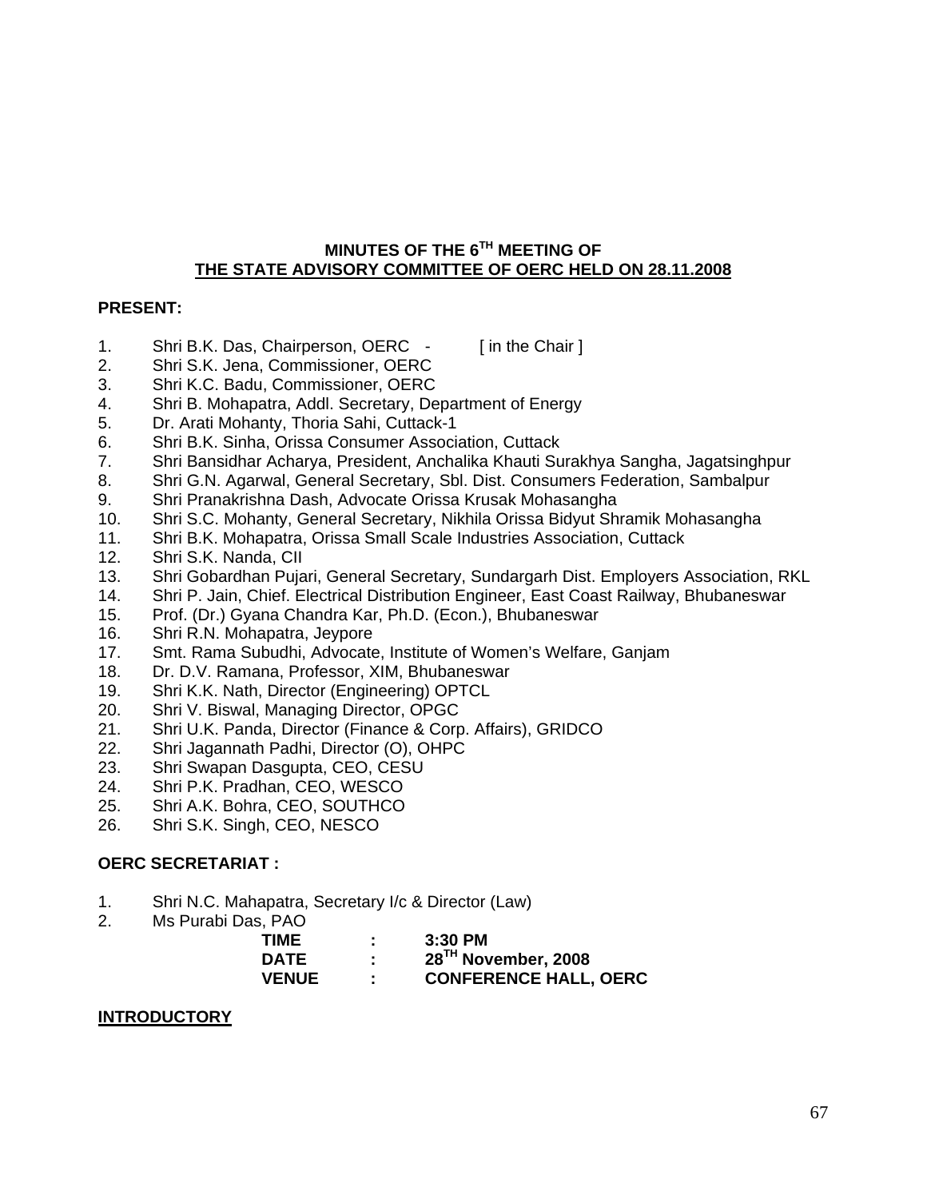## MINUTES OF THE 6TH MEETING OF THE STATE ADVISORY COMMITTEE OF OERC HELD ON 28.11.2008

**PRESENT:**

1. Shri B.K. Das, Chairperson, OERC - [ in the Chair ]
2. Shri S.K. Jena, Commissioner, OERC
3. Shri K.C. Badu, Commissioner, OERC
4. Shri B. Mohapatra, Addl. Secretary, Department of Energy
5. Dr. Arati Mohanty, Thoria Sahi, Cuttack-1
6. Shri B.K. Sinha, Orissa Consumer Association, Cuttack
7. Shri Bansidhar Acharya, President, Anchalika Khauti Surakhya Sangha, Jagatsinghpur
8. Shri G.N. Agarwal, General Secretary, Sbl. Dist. Consumers Federation, Sambalpur
9. Shri Pranakrishna Dash, Advocate Orissa Krusak Mohasangha
10. Shri S.C. Mohanty, General Secretary, Nikhila Orissa Bidyut Shramik Mohasangha
11. Shri B.K. Mohapatra, Orissa Small Scale Industries Association, Cuttack
12. Shri S.K. Nanda, CII
13. Shri Gobardhan Pujari, General Secretary, Sundargarh Dist. Employers Association, RKL
14. Shri P. Jain, Chief. Electrical Distribution Engineer, East Coast Railway, Bhubaneswar
15. Prof. (Dr.) Gyana Chandra Kar, Ph.D. (Econ.), Bhubaneswar
16. Shri R.N. Mohapatra, Jeypore
17. Smt. Rama Subudhi, Advocate, Institute of Women's Welfare, Ganjam
18. Dr. D.V. Ramana, Professor, XIM, Bhubaneswar
19. Shri K.K. Nath, Director (Engineering) OPTCL
20. Shri V. Biswal, Managing Director, OPGC
21. Shri U.K. Panda, Director (Finance & Corp. Affairs), GRIDCO
22. Shri Jagannath Padhi, Director (O), OHPC
23. Shri Swapan Dasgupta, CEO, CESU
24. Shri P.K. Pradhan, CEO, WESCO
25. Shri A.K. Bohra, CEO, SOUTHCO
26. Shri S.K. Singh, CEO, NESCO

**OERC SECRETARIAT :**

1. Shri N.C. Mahapatra, Secretary I/c & Director (Law)
2. Ms Purabi Das, PAO

| | | |
|---|---|---|
| **TIME** | **:** | **3:30 PM** |
| **DATE** | **:** | **28TH November, 2008** |
| **VENUE** | **:** | **CONFERENCE HALL, OERC** |

**INTRODUCTORY**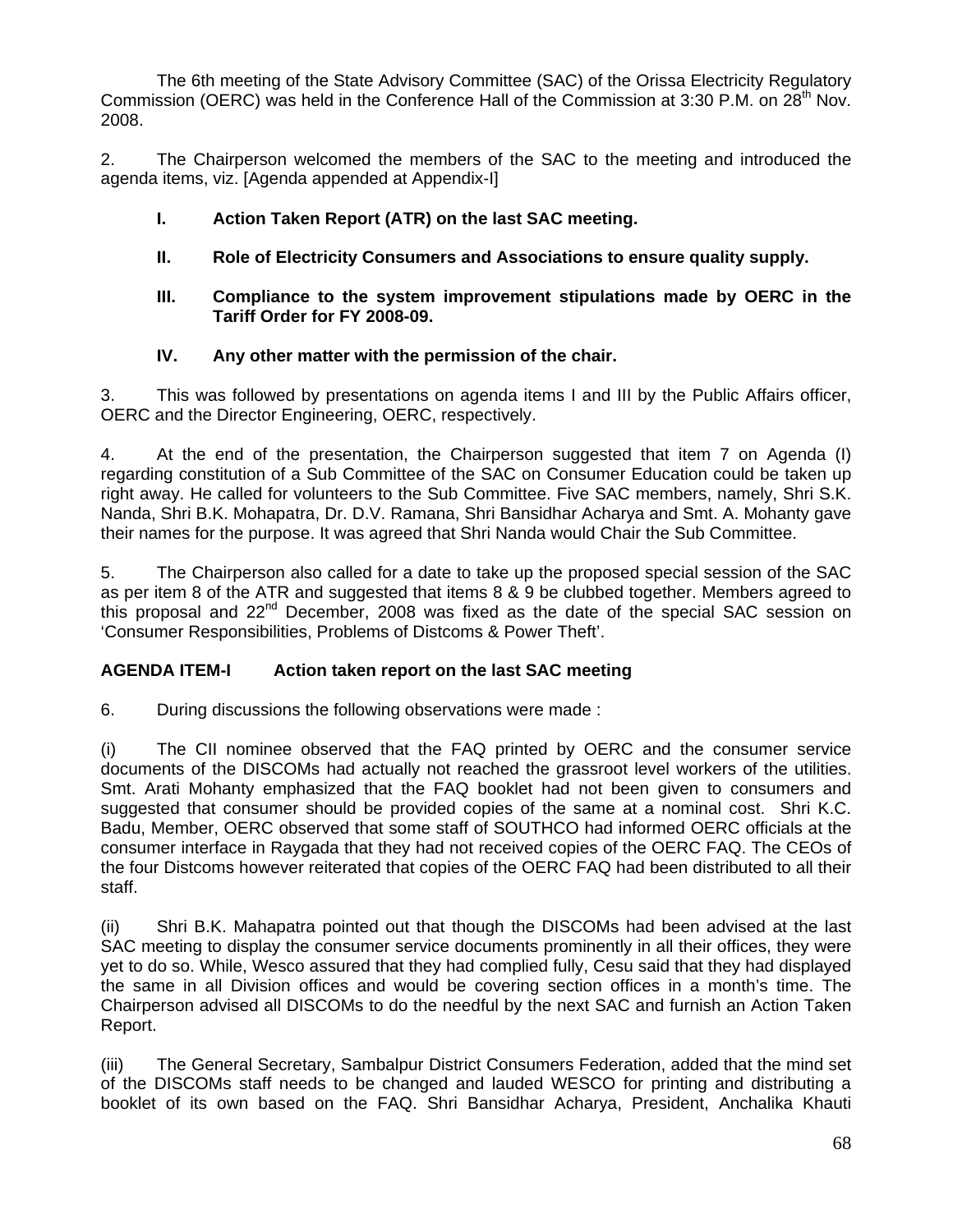The 6th meeting of the State Advisory Committee (SAC) of the Orissa Electricity Regulatory Commission (OERC) was held in the Conference Hall of the Commission at 3:30 P.M. on 28th Nov. 2008.

2. The Chairperson welcomed the members of the SAC to the meeting and introduced the agenda items, viz. [Agenda appended at Appendix-I]

- **I. Action Taken Report (ATR) on the last SAC meeting.**
- **II. Role of Electricity Consumers and Associations to ensure quality supply.**
- **III. Compliance to the system improvement stipulations made by OERC in the Tariff Order for FY 2008-09.**
- **IV. Any other matter with the permission of the chair.**

3. This was followed by presentations on agenda items I and III by the Public Affairs officer, OERC and the Director Engineering, OERC, respectively.

4. At the end of the presentation, the Chairperson suggested that item 7 on Agenda (I) regarding constitution of a Sub Committee of the SAC on Consumer Education could be taken up right away. He called for volunteers to the Sub Committee. Five SAC members, namely, Shri S.K. Nanda, Shri B.K. Mohapatra, Dr. D.V. Ramana, Shri Bansidhar Acharya and Smt. A. Mohanty gave their names for the purpose. It was agreed that Shri Nanda would Chair the Sub Committee.

5. The Chairperson also called for a date to take up the proposed special session of the SAC as per item 8 of the ATR and suggested that items 8 & 9 be clubbed together. Members agreed to this proposal and 22nd December, 2008 was fixed as the date of the special SAC session on 'Consumer Responsibilities, Problems of Distcoms & Power Theft'.

**AGENDA ITEM-I Action taken report on the last SAC meeting**

6. During discussions the following observations were made :

(i) The CII nominee observed that the FAQ printed by OERC and the consumer service documents of the DISCOMs had actually not reached the grassroot level workers of the utilities. Smt. Arati Mohanty emphasized that the FAQ booklet had not been given to consumers and suggested that consumer should be provided copies of the same at a nominal cost. Shri K.C. Badu, Member, OERC observed that some staff of SOUTHCO had informed OERC officials at the consumer interface in Raygada that they had not received copies of the OERC FAQ. The CEOs of the four Distcoms however reiterated that copies of the OERC FAQ had been distributed to all their staff.

(ii) Shri B.K. Mahapatra pointed out that though the DISCOMs had been advised at the last SAC meeting to display the consumer service documents prominently in all their offices, they were yet to do so. While, Wesco assured that they had complied fully, Cesu said that they had displayed the same in all Division offices and would be covering section offices in a month's time. The Chairperson advised all DISCOMs to do the needful by the next SAC and furnish an Action Taken Report.

(iii) The General Secretary, Sambalpur District Consumers Federation, added that the mind set of the DISCOMs staff needs to be changed and lauded WESCO for printing and distributing a booklet of its own based on the FAQ. Shri Bansidhar Acharya, President, Anchalika Khauti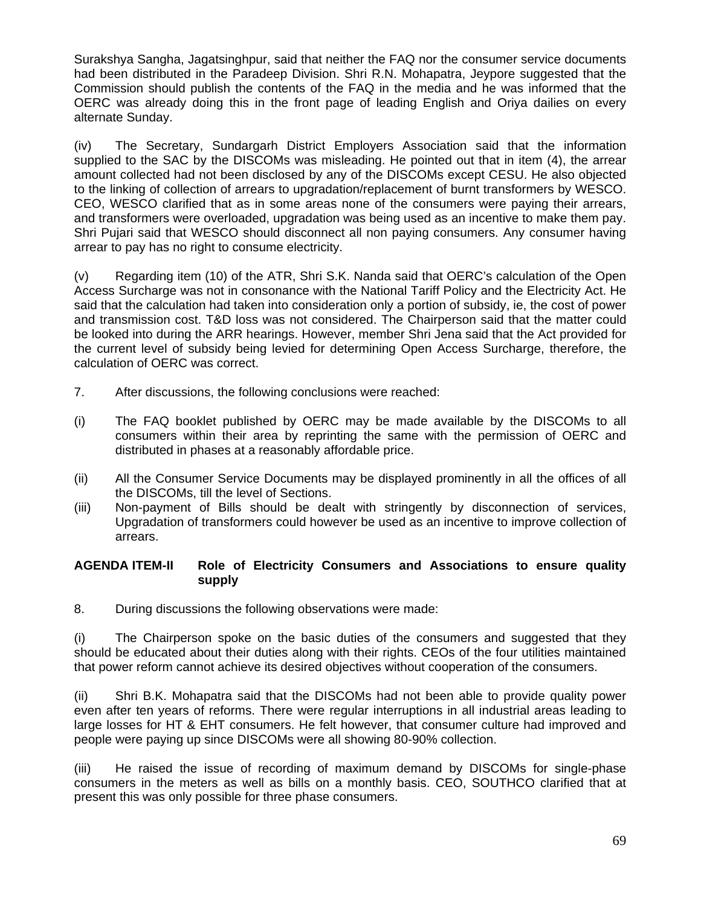Surakshya Sangha, Jagatsinghpur, said that neither the FAQ nor the consumer service documents had been distributed in the Paradeep Division. Shri R.N. Mohapatra, Jeypore suggested that the Commission should publish the contents of the FAQ in the media and he was informed that the OERC was already doing this in the front page of leading English and Oriya dailies on every alternate Sunday.

(iv) The Secretary, Sundargarh District Employers Association said that the information supplied to the SAC by the DISCOMs was misleading. He pointed out that in item (4), the arrear amount collected had not been disclosed by any of the DISCOMs except CESU. He also objected to the linking of collection of arrears to upgradation/replacement of burnt transformers by WESCO. CEO, WESCO clarified that as in some areas none of the consumers were paying their arrears, and transformers were overloaded, upgradation was being used as an incentive to make them pay. Shri Pujari said that WESCO should disconnect all non paying consumers. Any consumer having arrear to pay has no right to consume electricity.

(v) Regarding item (10) of the ATR, Shri S.K. Nanda said that OERC's calculation of the Open Access Surcharge was not in consonance with the National Tariff Policy and the Electricity Act. He said that the calculation had taken into consideration only a portion of subsidy, ie, the cost of power and transmission cost. T&D loss was not considered. The Chairperson said that the matter could be looked into during the ARR hearings. However, member Shri Jena said that the Act provided for the current level of subsidy being levied for determining Open Access Surcharge, therefore, the calculation of OERC was correct.

7. After discussions, the following conclusions were reached:

(i) The FAQ booklet published by OERC may be made available by the DISCOMs to all consumers within their area by reprinting the same with the permission of OERC and distributed in phases at a reasonably affordable price.

(ii) All the Consumer Service Documents may be displayed prominently in all the offices of all the DISCOMs, till the level of Sections.

(iii) Non-payment of Bills should be dealt with stringently by disconnection of services, Upgradation of transformers could however be used as an incentive to improve collection of arrears.

**AGENDA ITEM-II Role of Electricity Consumers and Associations to ensure quality supply**

8. During discussions the following observations were made:

(i) The Chairperson spoke on the basic duties of the consumers and suggested that they should be educated about their duties along with their rights. CEOs of the four utilities maintained that power reform cannot achieve its desired objectives without cooperation of the consumers.

(ii) Shri B.K. Mohapatra said that the DISCOMs had not been able to provide quality power even after ten years of reforms. There were regular interruptions in all industrial areas leading to large losses for HT & EHT consumers. He felt however, that consumer culture had improved and people were paying up since DISCOMs were all showing 80-90% collection.

(iii) He raised the issue of recording of maximum demand by DISCOMs for single-phase consumers in the meters as well as bills on a monthly basis. CEO, SOUTHCO clarified that at present this was only possible for three phase consumers.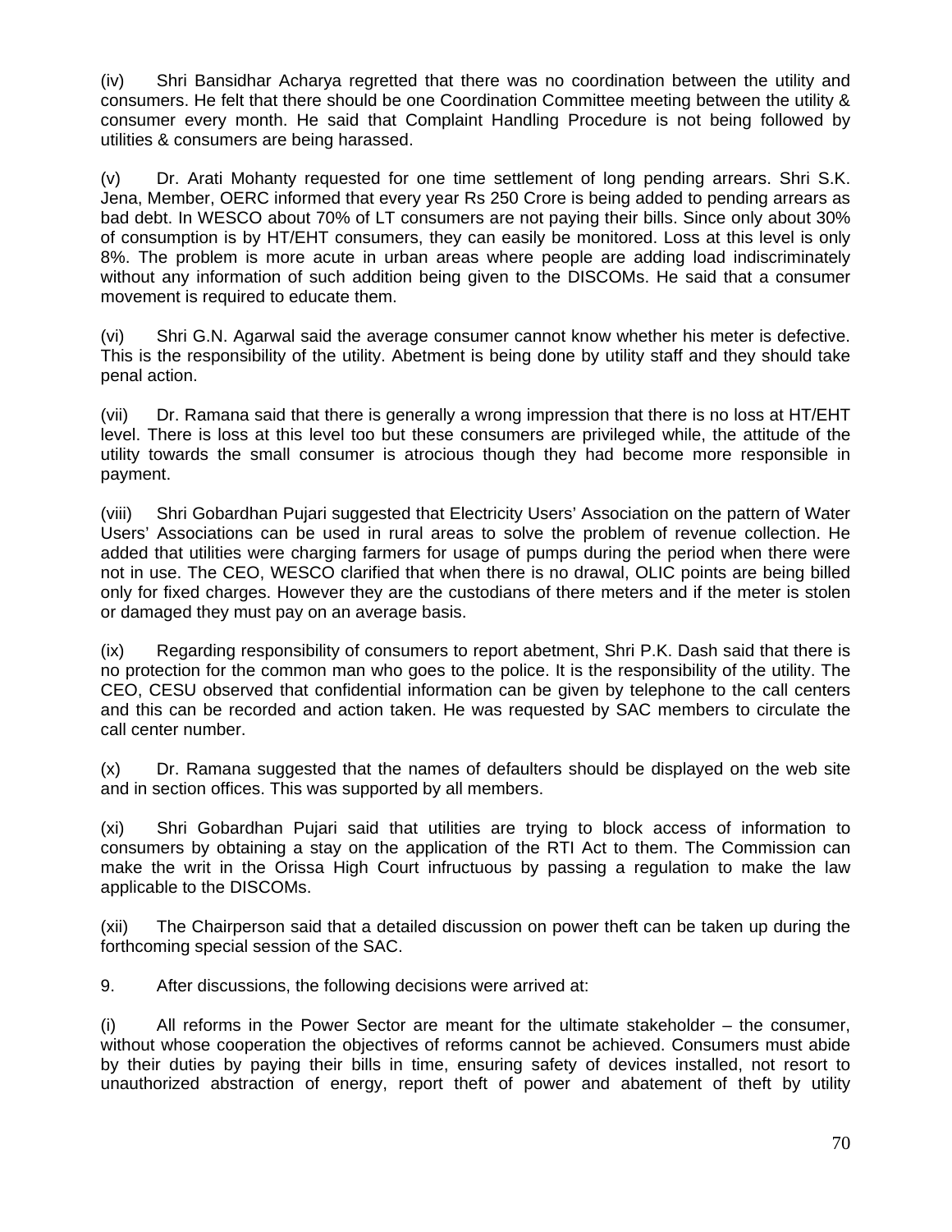(iv) Shri Bansidhar Acharya regretted that there was no coordination between the utility and consumers. He felt that there should be one Coordination Committee meeting between the utility & consumer every month. He said that Complaint Handling Procedure is not being followed by utilities & consumers are being harassed.

(v) Dr. Arati Mohanty requested for one time settlement of long pending arrears. Shri S.K. Jena, Member, OERC informed that every year Rs 250 Crore is being added to pending arrears as bad debt. In WESCO about 70% of LT consumers are not paying their bills. Since only about 30% of consumption is by HT/EHT consumers, they can easily be monitored. Loss at this level is only 8%. The problem is more acute in urban areas where people are adding load indiscriminately without any information of such addition being given to the DISCOMs. He said that a consumer movement is required to educate them.

(vi) Shri G.N. Agarwal said the average consumer cannot know whether his meter is defective. This is the responsibility of the utility. Abetment is being done by utility staff and they should take penal action.

(vii) Dr. Ramana said that there is generally a wrong impression that there is no loss at HT/EHT level. There is loss at this level too but these consumers are privileged while, the attitude of the utility towards the small consumer is atrocious though they had become more responsible in payment.

(viii) Shri Gobardhan Pujari suggested that Electricity Users' Association on the pattern of Water Users' Associations can be used in rural areas to solve the problem of revenue collection. He added that utilities were charging farmers for usage of pumps during the period when there were not in use. The CEO, WESCO clarified that when there is no drawal, OLIC points are being billed only for fixed charges. However they are the custodians of there meters and if the meter is stolen or damaged they must pay on an average basis.

(ix) Regarding responsibility of consumers to report abetment, Shri P.K. Dash said that there is no protection for the common man who goes to the police. It is the responsibility of the utility. The CEO, CESU observed that confidential information can be given by telephone to the call centers and this can be recorded and action taken. He was requested by SAC members to circulate the call center number.

(x) Dr. Ramana suggested that the names of defaulters should be displayed on the web site and in section offices. This was supported by all members.

(xi) Shri Gobardhan Pujari said that utilities are trying to block access of information to consumers by obtaining a stay on the application of the RTI Act to them. The Commission can make the writ in the Orissa High Court infructuous by passing a regulation to make the law applicable to the DISCOMs.

(xii) The Chairperson said that a detailed discussion on power theft can be taken up during the forthcoming special session of the SAC.

9. After discussions, the following decisions were arrived at:

(i) All reforms in the Power Sector are meant for the ultimate stakeholder – the consumer, without whose cooperation the objectives of reforms cannot be achieved. Consumers must abide by their duties by paying their bills in time, ensuring safety of devices installed, not resort to unauthorized abstraction of energy, report theft of power and abatement of theft by utility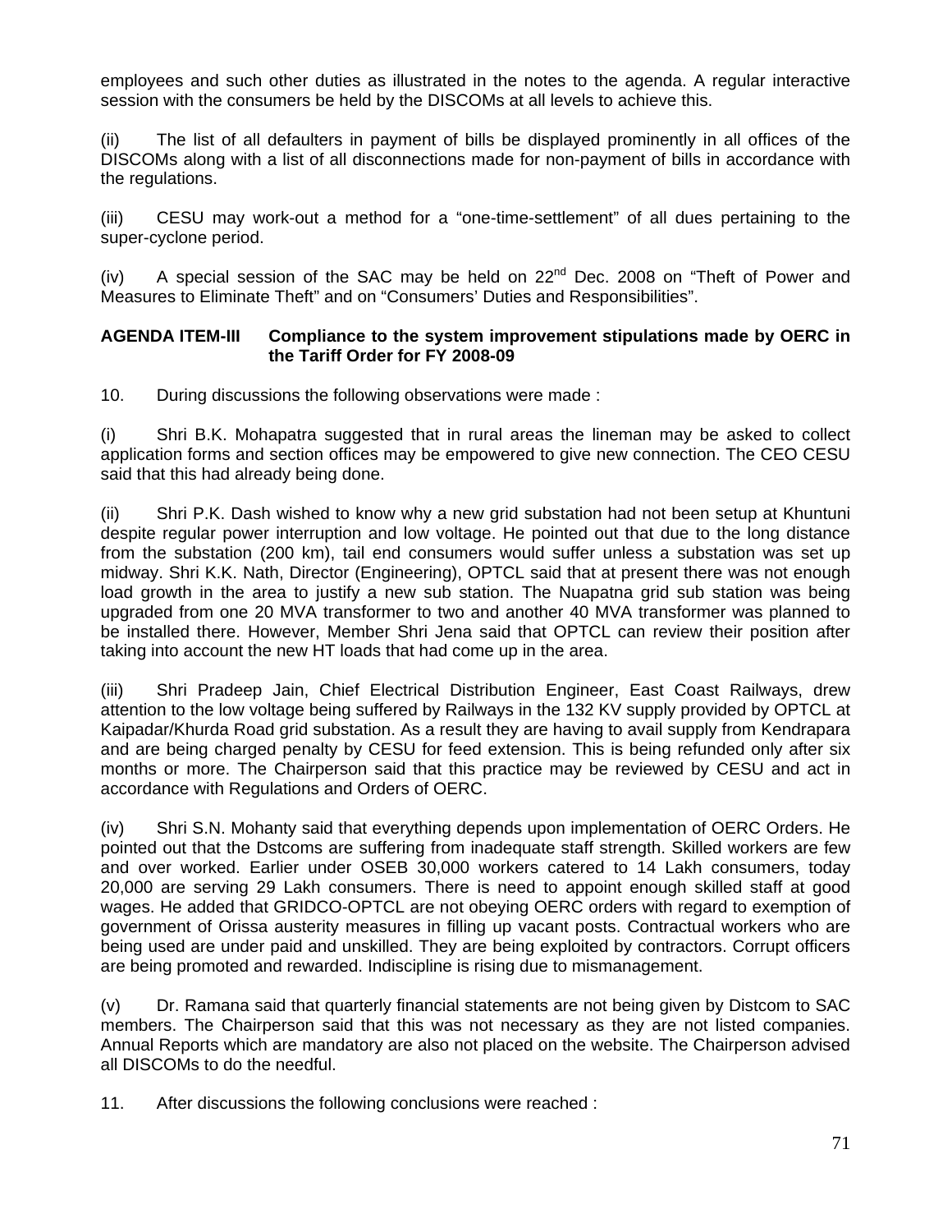employees and such other duties as illustrated in the notes to the agenda. A regular interactive session with the consumers be held by the DISCOMs at all levels to achieve this.

(ii) The list of all defaulters in payment of bills be displayed prominently in all offices of the DISCOMs along with a list of all disconnections made for non-payment of bills in accordance with the regulations.

(iii) CESU may work-out a method for a "one-time-settlement" of all dues pertaining to the super-cyclone period.

(iv) A special session of the SAC may be held on 22nd Dec. 2008 on "Theft of Power and Measures to Eliminate Theft" and on "Consumers' Duties and Responsibilities".

**AGENDA ITEM-III Compliance to the system improvement stipulations made by OERC in the Tariff Order for FY 2008-09**

10. During discussions the following observations were made :

(i) Shri B.K. Mohapatra suggested that in rural areas the lineman may be asked to collect application forms and section offices may be empowered to give new connection. The CEO CESU said that this had already being done.

(ii) Shri P.K. Dash wished to know why a new grid substation had not been setup at Khuntuni despite regular power interruption and low voltage. He pointed out that due to the long distance from the substation (200 km), tail end consumers would suffer unless a substation was set up midway. Shri K.K. Nath, Director (Engineering), OPTCL said that at present there was not enough load growth in the area to justify a new sub station. The Nuapatna grid sub station was being upgraded from one 20 MVA transformer to two and another 40 MVA transformer was planned to be installed there. However, Member Shri Jena said that OPTCL can review their position after taking into account the new HT loads that had come up in the area.

(iii) Shri Pradeep Jain, Chief Electrical Distribution Engineer, East Coast Railways, drew attention to the low voltage being suffered by Railways in the 132 KV supply provided by OPTCL at Kaipadar/Khurda Road grid substation. As a result they are having to avail supply from Kendrapara and are being charged penalty by CESU for feed extension. This is being refunded only after six months or more. The Chairperson said that this practice may be reviewed by CESU and act in accordance with Regulations and Orders of OERC.

(iv) Shri S.N. Mohanty said that everything depends upon implementation of OERC Orders. He pointed out that the Dstcoms are suffering from inadequate staff strength. Skilled workers are few and over worked. Earlier under OSEB 30,000 workers catered to 14 Lakh consumers, today 20,000 are serving 29 Lakh consumers. There is need to appoint enough skilled staff at good wages. He added that GRIDCO-OPTCL are not obeying OERC orders with regard to exemption of government of Orissa austerity measures in filling up vacant posts. Contractual workers who are being used are under paid and unskilled. They are being exploited by contractors. Corrupt officers are being promoted and rewarded. Indiscipline is rising due to mismanagement.

(v) Dr. Ramana said that quarterly financial statements are not being given by Distcom to SAC members. The Chairperson said that this was not necessary as they are not listed companies. Annual Reports which are mandatory are also not placed on the website. The Chairperson advised all DISCOMs to do the needful.

11. After discussions the following conclusions were reached :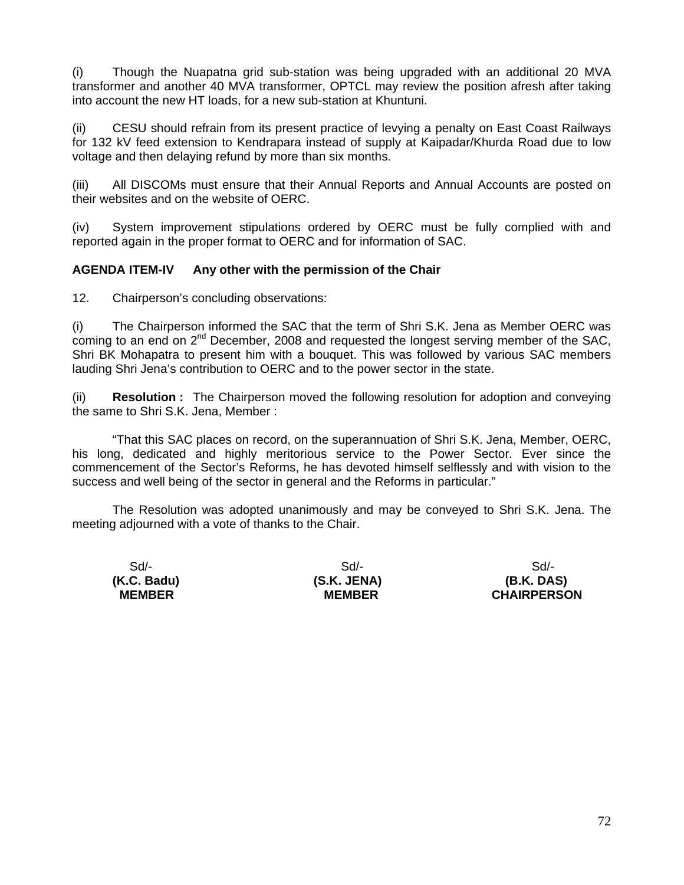(i) Though the Nuapatna grid sub-station was being upgraded with an additional 20 MVA transformer and another 40 MVA transformer, OPTCL may review the position afresh after taking into account the new HT loads, for a new sub-station at Khuntuni.

(ii) CESU should refrain from its present practice of levying a penalty on East Coast Railways for 132 kV feed extension to Kendrapara instead of supply at Kaipadar/Khurda Road due to low voltage and then delaying refund by more than six months.

(iii) All DISCOMs must ensure that their Annual Reports and Annual Accounts are posted on their websites and on the website of OERC.

(iv) System improvement stipulations ordered by OERC must be fully complied with and reported again in the proper format to OERC and for information of SAC.

**AGENDA ITEM-IV Any other with the permission of the Chair**

12. Chairperson's concluding observations:

(i) The Chairperson informed the SAC that the term of Shri S.K. Jena as Member OERC was coming to an end on 2nd December, 2008 and requested the longest serving member of the SAC, Shri BK Mohapatra to present him with a bouquet. This was followed by various SAC members lauding Shri Jena's contribution to OERC and to the power sector in the state.

(ii) **Resolution :** The Chairperson moved the following resolution for adoption and conveying the same to Shri S.K. Jena, Member :

"That this SAC places on record, on the superannuation of Shri S.K. Jena, Member, OERC, his long, dedicated and highly meritorious service to the Power Sector. Ever since the commencement of the Sector's Reforms, he has devoted himself selflessly and with vision to the success and well being of the sector in general and the Reforms in particular."

The Resolution was adopted unanimously and may be conveyed to Shri S.K. Jena. The meeting adjourned with a vote of thanks to the Chair.

| Sd/- | Sd/- | Sd/- |
|---|---|---|
| **(K.C. Badu)** | **(S.K. JENA)** | **(B.K. DAS)** |
| **MEMBER** | **MEMBER** | **CHAIRPERSON** |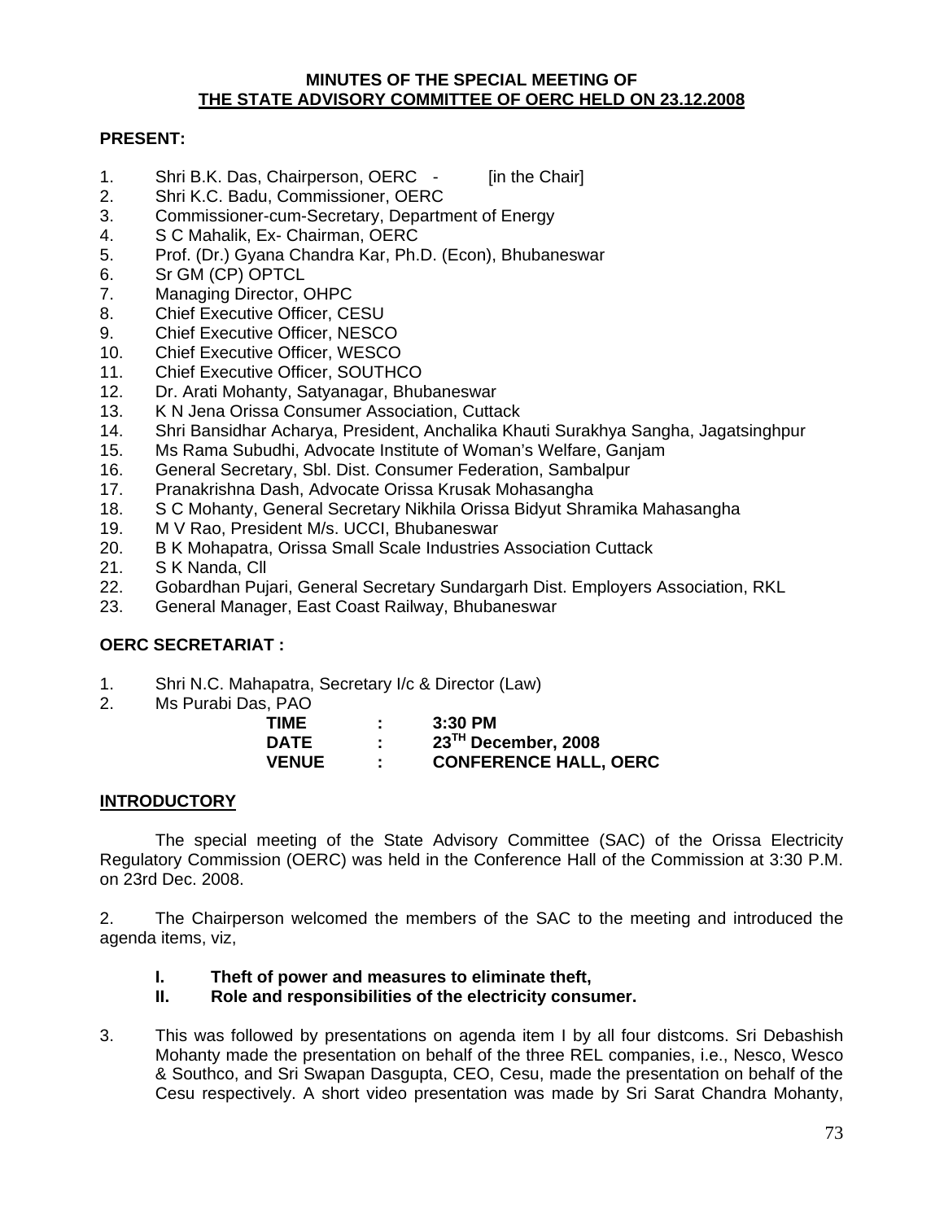**MINUTES OF THE SPECIAL MEETING OF**
**THE STATE ADVISORY COMMITTEE OF OERC HELD ON 23.12.2008**

**PRESENT:**

1. Shri B.K. Das, Chairperson, OERC - [in the Chair]
2. Shri K.C. Badu, Commissioner, OERC
3. Commissioner-cum-Secretary, Department of Energy
4. S C Mahalik, Ex- Chairman, OERC
5. Prof. (Dr.) Gyana Chandra Kar, Ph.D. (Econ), Bhubaneswar
6. Sr GM (CP) OPTCL
7. Managing Director, OHPC
8. Chief Executive Officer, CESU
9. Chief Executive Officer, NESCO
10. Chief Executive Officer, WESCO
11. Chief Executive Officer, SOUTHCO
12. Dr. Arati Mohanty, Satyanagar, Bhubaneswar
13. K N Jena Orissa Consumer Association, Cuttack
14. Shri Bansidhar Acharya, President, Anchalika Khauti Surakhya Sangha, Jagatsinghpur
15. Ms Rama Subudhi, Advocate Institute of Woman's Welfare, Ganjam
16. General Secretary, Sbl. Dist. Consumer Federation, Sambalpur
17. Pranakrishna Dash, Advocate Orissa Krusak Mohasangha
18. S C Mohanty, General Secretary Nikhila Orissa Bidyut Shramika Mahasangha
19. M V Rao, President M/s. UCCI, Bhubaneswar
20. B K Mohapatra, Orissa Small Scale Industries Association Cuttack
21. S K Nanda, CII
22. Gobardhan Pujari, General Secretary Sundargarh Dist. Employers Association, RKL
23. General Manager, East Coast Railway, Bhubaneswar

**OERC SECRETARIAT :**

1. Shri N.C. Mahapatra, Secretary I/c & Director (Law)
2. Ms Purabi Das, PAO

| | | |
|---|---|---|
| **TIME** | **:** | **3:30 PM** |
| **DATE** | **:** | **23[TH] December, 2008** |
| **VENUE** | **:** | **CONFERENCE HALL, OERC** |

**INTRODUCTORY**

The special meeting of the State Advisory Committee (SAC) of the Orissa Electricity Regulatory Commission (OERC) was held in the Conference Hall of the Commission at 3:30 P.M. on 23rd Dec. 2008.

2. The Chairperson welcomed the members of the SAC to the meeting and introduced the agenda items, viz,

   **I. Theft of power and measures to eliminate theft,**
   **II. Role and responsibilities of the electricity consumer.**

3. This was followed by presentations on agenda item I by all four distcoms. Sri Debashish Mohanty made the presentation on behalf of the three REL companies, i.e., Nesco, Wesco & Southco, and Sri Swapan Dasgupta, CEO, Cesu, made the presentation on behalf of the Cesu respectively. A short video presentation was made by Sri Sarat Chandra Mohanty,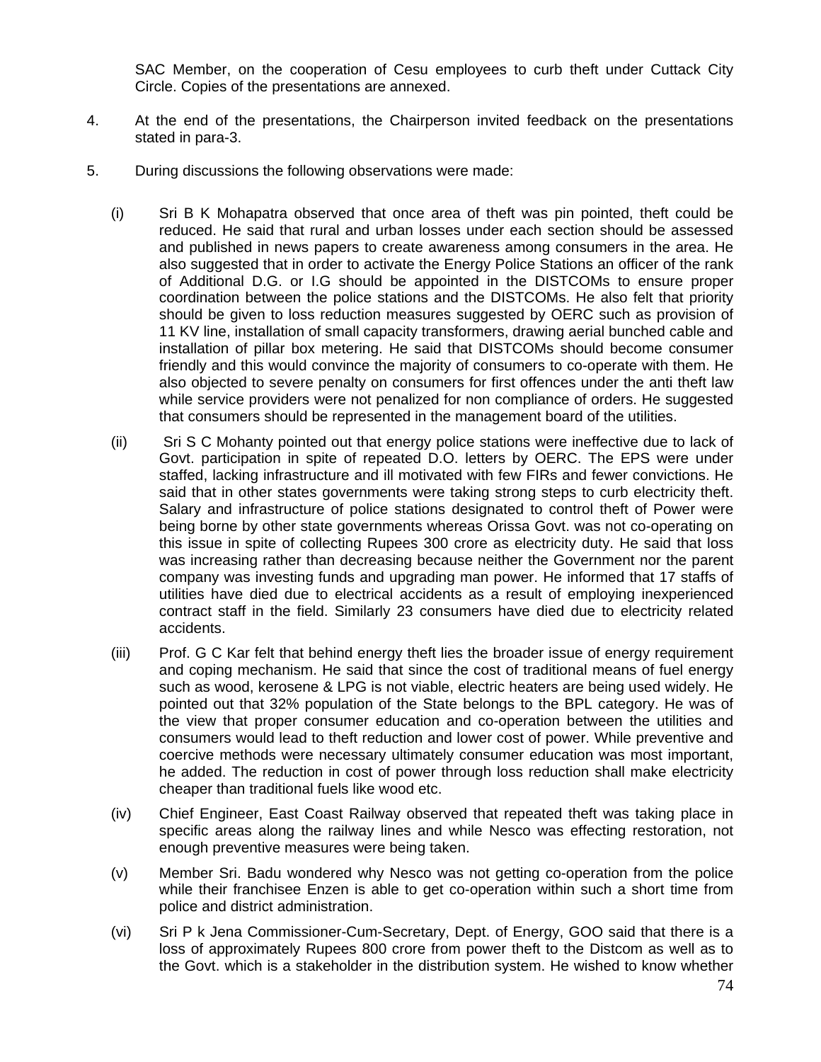SAC Member, on the cooperation of Cesu employees to curb theft under Cuttack City Circle. Copies of the presentations are annexed.

4. At the end of the presentations, the Chairperson invited feedback on the presentations stated in para-3.

5. During discussions the following observations were made:

   (i) Sri B K Mohapatra observed that once area of theft was pin pointed, theft could be reduced. He said that rural and urban losses under each section should be assessed and published in news papers to create awareness among consumers in the area. He also suggested that in order to activate the Energy Police Stations an officer of the rank of Additional D.G. or I.G should be appointed in the DISTCOMs to ensure proper coordination between the police stations and the DISTCOMs. He also felt that priority should be given to loss reduction measures suggested by OERC such as provision of 11 KV line, installation of small capacity transformers, drawing aerial bunched cable and installation of pillar box metering. He said that DISTCOMs should become consumer friendly and this would convince the majority of consumers to co-operate with them. He also objected to severe penalty on consumers for first offences under the anti theft law while service providers were not penalized for non compliance of orders. He suggested that consumers should be represented in the management board of the utilities.

   (ii) Sri S C Mohanty pointed out that energy police stations were ineffective due to lack of Govt. participation in spite of repeated D.O. letters by OERC. The EPS were under staffed, lacking infrastructure and ill motivated with few FIRs and fewer convictions. He said that in other states governments were taking strong steps to curb electricity theft. Salary and infrastructure of police stations designated to control theft of Power were being borne by other state governments whereas Orissa Govt. was not co-operating on this issue in spite of collecting Rupees 300 crore as electricity duty. He said that loss was increasing rather than decreasing because neither the Government nor the parent company was investing funds and upgrading man power. He informed that 17 staffs of utilities have died due to electrical accidents as a result of employing inexperienced contract staff in the field. Similarly 23 consumers have died due to electricity related accidents.

   (iii) Prof. G C Kar felt that behind energy theft lies the broader issue of energy requirement and coping mechanism. He said that since the cost of traditional means of fuel energy such as wood, kerosene & LPG is not viable, electric heaters are being used widely. He pointed out that 32% population of the State belongs to the BPL category. He was of the view that proper consumer education and co-operation between the utilities and consumers would lead to theft reduction and lower cost of power. While preventive and coercive methods were necessary ultimately consumer education was most important, he added. The reduction in cost of power through loss reduction shall make electricity cheaper than traditional fuels like wood etc.

   (iv) Chief Engineer, East Coast Railway observed that repeated theft was taking place in specific areas along the railway lines and while Nesco was effecting restoration, not enough preventive measures were being taken.

   (v) Member Sri. Badu wondered why Nesco was not getting co-operation from the police while their franchisee Enzen is able to get co-operation within such a short time from police and district administration.

   (vi) Sri P k Jena Commissioner-Cum-Secretary, Dept. of Energy, GOO said that there is a loss of approximately Rupees 800 crore from power theft to the Distcom as well as to the Govt. which is a stakeholder in the distribution system. He wished to know whether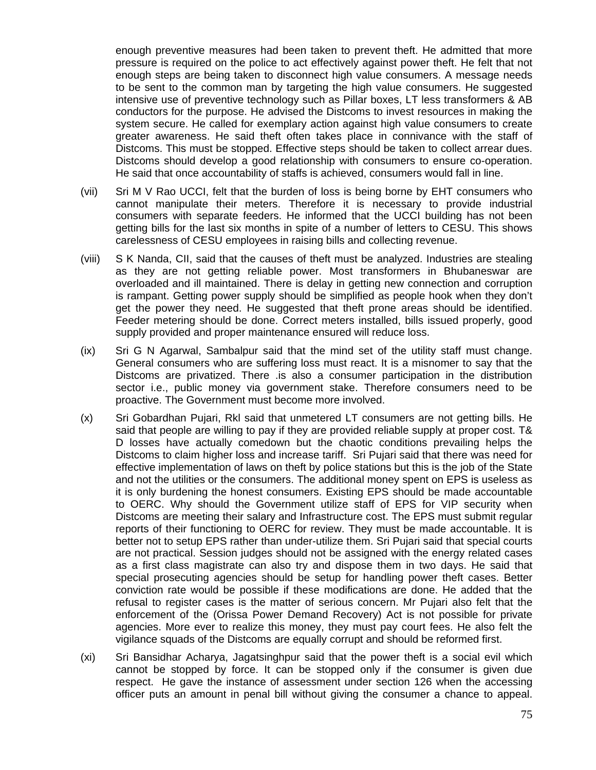enough preventive measures had been taken to prevent theft. He admitted that more pressure is required on the police to act effectively against power theft. He felt that not enough steps are being taken to disconnect high value consumers. A message needs to be sent to the common man by targeting the high value consumers. He suggested intensive use of preventive technology such as Pillar boxes, LT less transformers & AB conductors for the purpose. He advised the Distcoms to invest resources in making the system secure. He called for exemplary action against high value consumers to create greater awareness. He said theft often takes place in connivance with the staff of Distcoms. This must be stopped. Effective steps should be taken to collect arrear dues. Distcoms should develop a good relationship with consumers to ensure co-operation. He said that once accountability of staffs is achieved, consumers would fall in line.

(vii) Sri M V Rao UCCI, felt that the burden of loss is being borne by EHT consumers who cannot manipulate their meters. Therefore it is necessary to provide industrial consumers with separate feeders. He informed that the UCCI building has not been getting bills for the last six months in spite of a number of letters to CESU. This shows carelessness of CESU employees in raising bills and collecting revenue.

(viii) S K Nanda, CII, said that the causes of theft must be analyzed. Industries are stealing as they are not getting reliable power. Most transformers in Bhubaneswar are overloaded and ill maintained. There is delay in getting new connection and corruption is rampant. Getting power supply should be simplified as people hook when they don't get the power they need. He suggested that theft prone areas should be identified. Feeder metering should be done. Correct meters installed, bills issued properly, good supply provided and proper maintenance ensured will reduce loss.

(ix) Sri G N Agarwal, Sambalpur said that the mind set of the utility staff must change. General consumers who are suffering loss must react. It is a misnomer to say that the Distcoms are privatized. There .is also a consumer participation in the distribution sector i.e., public money via government stake. Therefore consumers need to be proactive. The Government must become more involved.

(x) Sri Gobardhan Pujari, Rkl said that unmetered LT consumers are not getting bills. He said that people are willing to pay if they are provided reliable supply at proper cost. T& D losses have actually comedown but the chaotic conditions prevailing helps the Distcoms to claim higher loss and increase tariff. Sri Pujari said that there was need for effective implementation of laws on theft by police stations but this is the job of the State and not the utilities or the consumers. The additional money spent on EPS is useless as it is only burdening the honest consumers. Existing EPS should be made accountable to OERC. Why should the Government utilize staff of EPS for VIP security when Distcoms are meeting their salary and Infrastructure cost. The EPS must submit regular reports of their functioning to OERC for review. They must be made accountable. It is better not to setup EPS rather than under-utilize them. Sri Pujari said that special courts are not practical. Session judges should not be assigned with the energy related cases as a first class magistrate can also try and dispose them in two days. He said that special prosecuting agencies should be setup for handling power theft cases. Better conviction rate would be possible if these modifications are done. He added that the refusal to register cases is the matter of serious concern. Mr Pujari also felt that the enforcement of the (Orissa Power Demand Recovery) Act is not possible for private agencies. More ever to realize this money, they must pay court fees. He also felt the vigilance squads of the Distcoms are equally corrupt and should be reformed first.

(xi) Sri Bansidhar Acharya, Jagatsinghpur said that the power theft is a social evil which cannot be stopped by force. It can be stopped only if the consumer is given due respect. He gave the instance of assessment under section 126 when the accessing officer puts an amount in penal bill without giving the consumer a chance to appeal.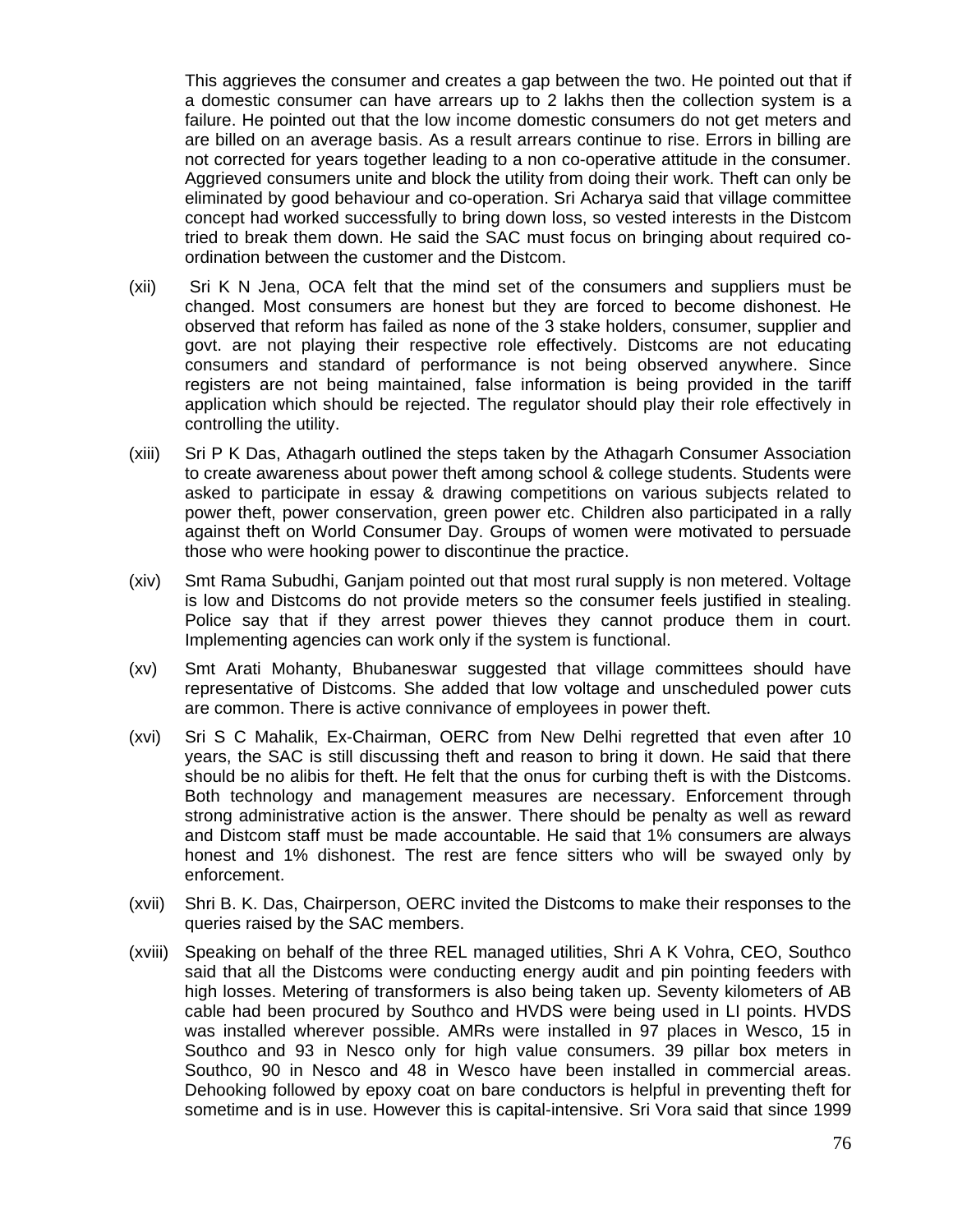This aggrieves the consumer and creates a gap between the two. He pointed out that if a domestic consumer can have arrears up to 2 lakhs then the collection system is a failure. He pointed out that the low income domestic consumers do not get meters and are billed on an average basis. As a result arrears continue to rise. Errors in billing are not corrected for years together leading to a non co-operative attitude in the consumer. Aggrieved consumers unite and block the utility from doing their work. Theft can only be eliminated by good behaviour and co-operation. Sri Acharya said that village committee concept had worked successfully to bring down loss, so vested interests in the Distcom tried to break them down. He said the SAC must focus on bringing about required co-ordination between the customer and the Distcom.

(xii) Sri K N Jena, OCA felt that the mind set of the consumers and suppliers must be changed. Most consumers are honest but they are forced to become dishonest. He observed that reform has failed as none of the 3 stake holders, consumer, supplier and govt. are not playing their respective role effectively. Distcoms are not educating consumers and standard of performance is not being observed anywhere. Since registers are not being maintained, false information is being provided in the tariff application which should be rejected. The regulator should play their role effectively in controlling the utility.

(xiii) Sri P K Das, Athagarh outlined the steps taken by the Athagarh Consumer Association to create awareness about power theft among school & college students. Students were asked to participate in essay & drawing competitions on various subjects related to power theft, power conservation, green power etc. Children also participated in a rally against theft on World Consumer Day. Groups of women were motivated to persuade those who were hooking power to discontinue the practice.

(xiv) Smt Rama Subudhi, Ganjam pointed out that most rural supply is non metered. Voltage is low and Distcoms do not provide meters so the consumer feels justified in stealing. Police say that if they arrest power thieves they cannot produce them in court. Implementing agencies can work only if the system is functional.

(xv) Smt Arati Mohanty, Bhubaneswar suggested that village committees should have representative of Distcoms. She added that low voltage and unscheduled power cuts are common. There is active connivance of employees in power theft.

(xvi) Sri S C Mahalik, Ex-Chairman, OERC from New Delhi regretted that even after 10 years, the SAC is still discussing theft and reason to bring it down. He said that there should be no alibis for theft. He felt that the onus for curbing theft is with the Distcoms. Both technology and management measures are necessary. Enforcement through strong administrative action is the answer. There should be penalty as well as reward and Distcom staff must be made accountable. He said that 1% consumers are always honest and 1% dishonest. The rest are fence sitters who will be swayed only by enforcement.

(xvii) Shri B. K. Das, Chairperson, OERC invited the Distcoms to make their responses to the queries raised by the SAC members.

(xviii) Speaking on behalf of the three REL managed utilities, Shri A K Vohra, CEO, Southco said that all the Distcoms were conducting energy audit and pin pointing feeders with high losses. Metering of transformers is also being taken up. Seventy kilometers of AB cable had been procured by Southco and HVDS were being used in LI points. HVDS was installed wherever possible. AMRs were installed in 97 places in Wesco, 15 in Southco and 93 in Nesco only for high value consumers. 39 pillar box meters in Southco, 90 in Nesco and 48 in Wesco have been installed in commercial areas. Dehooking followed by epoxy coat on bare conductors is helpful in preventing theft for sometime and is in use. However this is capital-intensive. Sri Vora said that since 1999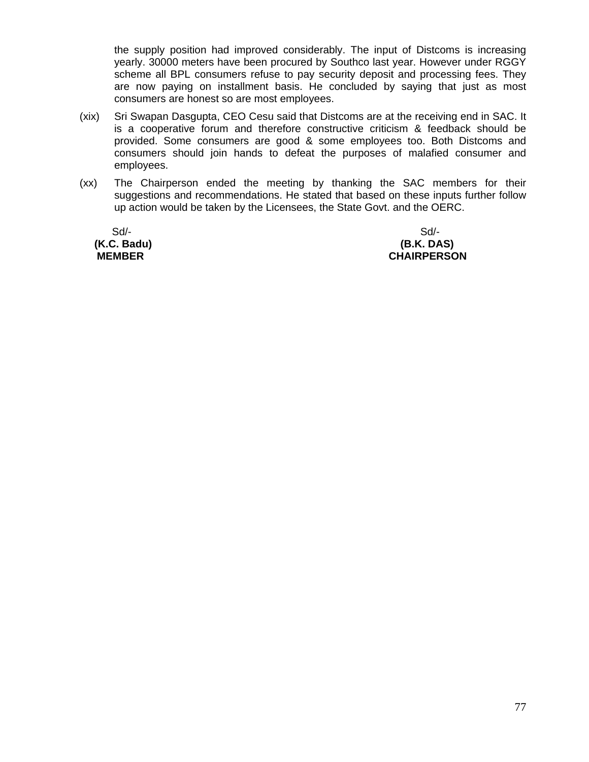the supply position had improved considerably. The input of Distcoms is increasing yearly. 30000 meters have been procured by Southco last year. However under RGGY scheme all BPL consumers refuse to pay security deposit and processing fees. They are now paying on installment basis. He concluded by saying that just as most consumers are honest so are most employees.

(xix) Sri Swapan Dasgupta, CEO Cesu said that Distcoms are at the receiving end in SAC. It is a cooperative forum and therefore constructive criticism & feedback should be provided. Some consumers are good & some employees too. Both Distcoms and consumers should join hands to defeat the purposes of malafied consumer and employees.

(xx) The Chairperson ended the meeting by thanking the SAC members for their suggestions and recommendations. He stated that based on these inputs further follow up action would be taken by the Licensees, the State Govt. and the OERC.

| | |
|---|---|
| Sd/- | Sd/- |
| **(K.C. Badu)** | **(B.K. DAS)** |
| **MEMBER** | **CHAIRPERSON** |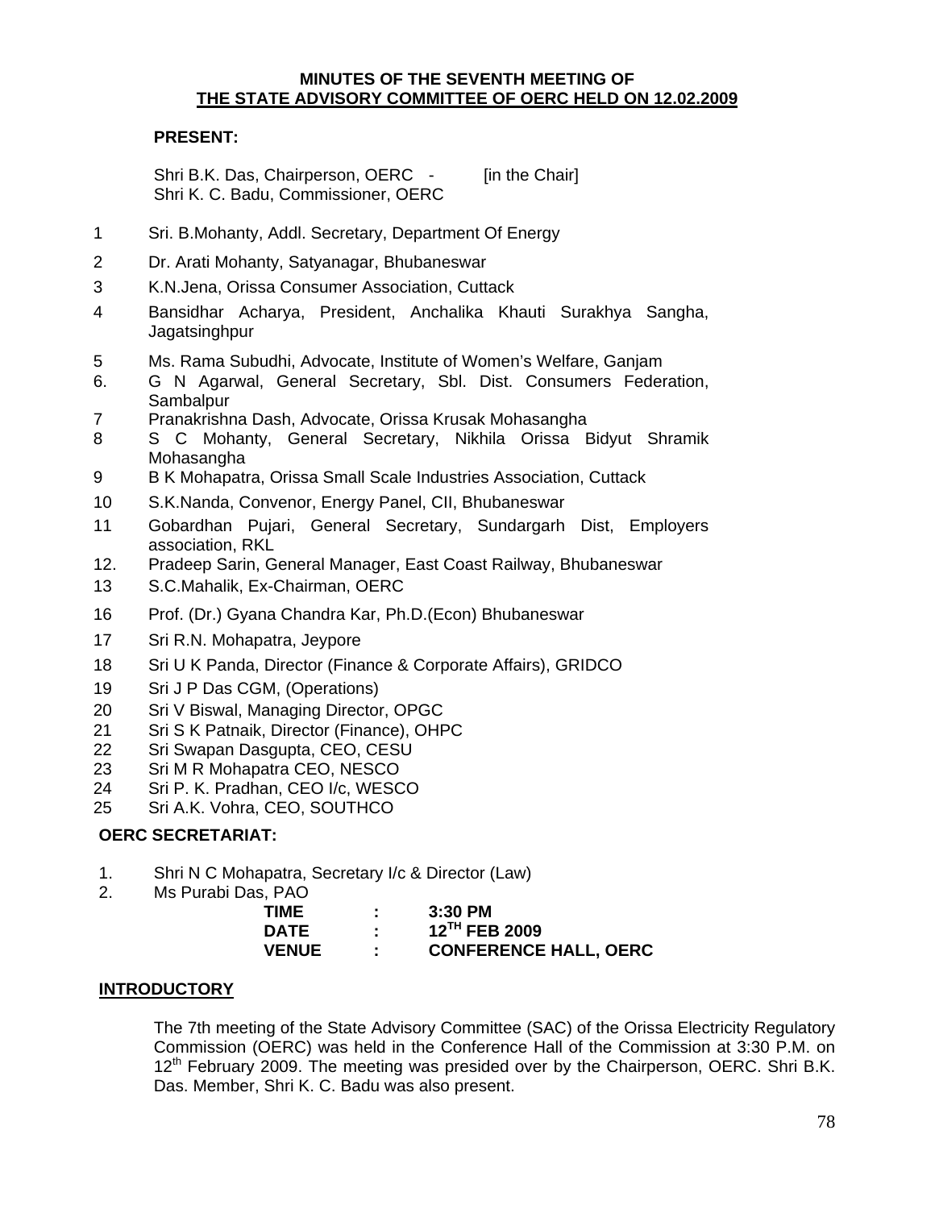**MINUTES OF THE SEVENTH MEETING OF**
**THE STATE ADVISORY COMMITTEE OF OERC HELD ON 12.02.2009**

**PRESENT:**

Shri B.K. Das, Chairperson, OERC - [in the Chair]
Shri K. C. Badu, Commissioner, OERC

1 Sri. B.Mohanty, Addl. Secretary, Department Of Energy
2 Dr. Arati Mohanty, Satyanagar, Bhubaneswar
3 K.N.Jena, Orissa Consumer Association, Cuttack
4 Bansidhar Acharya, President, Anchalika Khauti Surakhya Sangha, Jagatsinghpur
5 Ms. Rama Subudhi, Advocate, Institute of Women's Welfare, Ganjam
6. G N Agarwal, General Secretary, Sbl. Dist. Consumers Federation, Sambalpur
7 Pranakrishna Dash, Advocate, Orissa Krusak Mohasangha
8 S C Mohanty, General Secretary, Nikhila Orissa Bidyut Shramik Mohasangha
9 B K Mohapatra, Orissa Small Scale Industries Association, Cuttack
10 S.K.Nanda, Convenor, Energy Panel, CII, Bhubaneswar
11 Gobardhan Pujari, General Secretary, Sundargarh Dist, Employers association, RKL
12. Pradeep Sarin, General Manager, East Coast Railway, Bhubaneswar
13 S.C.Mahalik, Ex-Chairman, OERC
16 Prof. (Dr.) Gyana Chandra Kar, Ph.D.(Econ) Bhubaneswar
17 Sri R.N. Mohapatra, Jeypore
18 Sri U K Panda, Director (Finance & Corporate Affairs), GRIDCO
19 Sri J P Das CGM, (Operations)
20 Sri V Biswal, Managing Director, OPGC
21 Sri S K Patnaik, Director (Finance), OHPC
22 Sri Swapan Dasgupta, CEO, CESU
23 Sri M R Mohapatra CEO, NESCO
24 Sri P. K. Pradhan, CEO I/c, WESCO
25 Sri A.K. Vohra, CEO, SOUTHCO

**OERC SECRETARIAT:**

1. Shri N C Mohapatra, Secretary I/c & Director (Law)
2. Ms Purabi Das, PAO

| | | |
|---|---|---|
| **TIME** | **:** | **3:30 PM** |
| **DATE** | **:** | **12$^{TH}$ FEB 2009** |
| **VENUE** | **:** | **CONFERENCE HALL, OERC** |

**INTRODUCTORY**

The 7th meeting of the State Advisory Committee (SAC) of the Orissa Electricity Regulatory Commission (OERC) was held in the Conference Hall of the Commission at 3:30 P.M. on 12$^{th}$ February 2009. The meeting was presided over by the Chairperson, OERC. Shri B.K. Das. Member, Shri K. C. Badu was also present.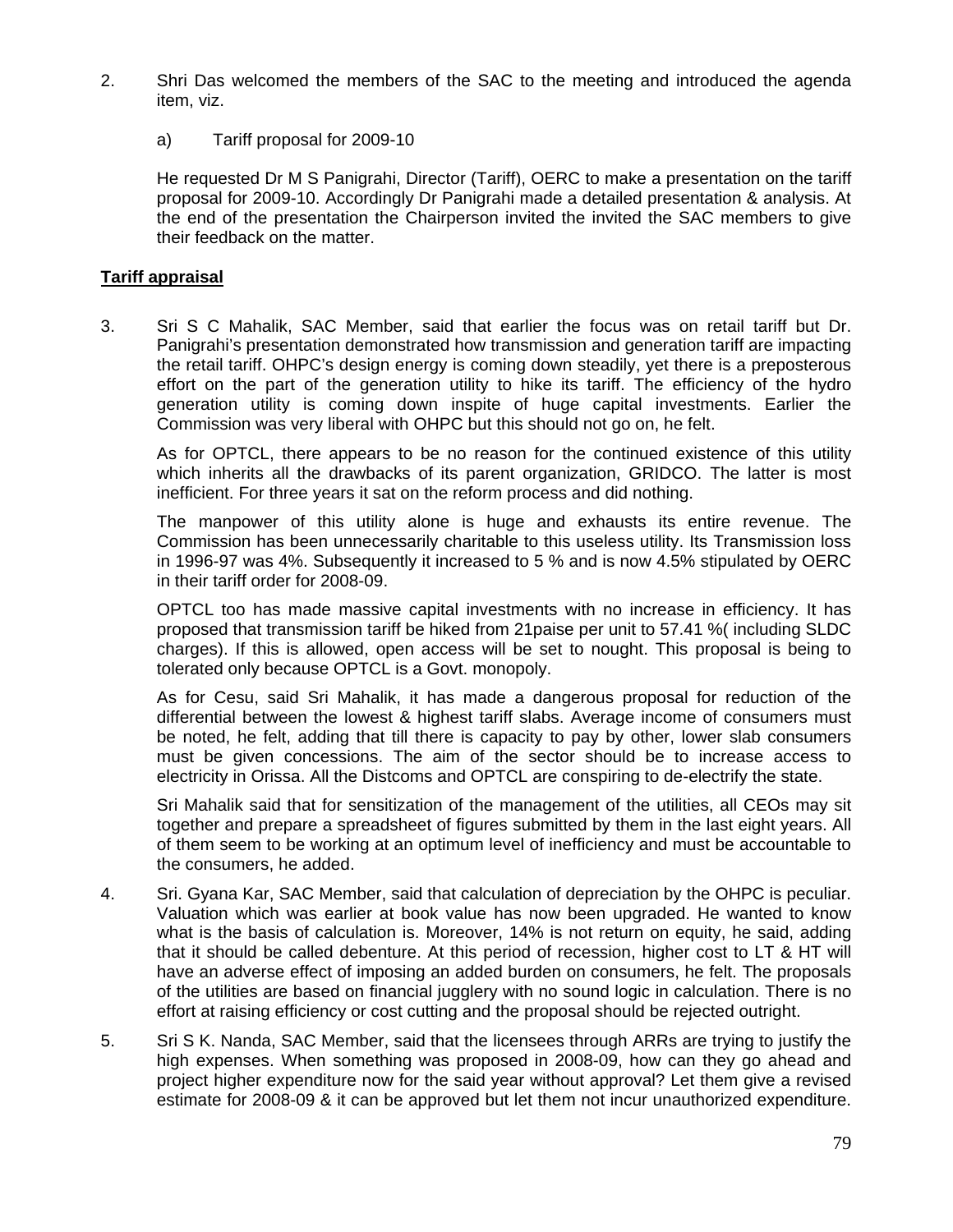2. Shri Das welcomed the members of the SAC to the meeting and introduced the agenda item, viz.

   a) Tariff proposal for 2009-10

   He requested Dr M S Panigrahi, Director (Tariff), OERC to make a presentation on the tariff proposal for 2009-10. Accordingly Dr Panigrahi made a detailed presentation & analysis. At the end of the presentation the Chairperson invited the invited the SAC members to give their feedback on the matter.

**Tariff appraisal**

3. Sri S C Mahalik, SAC Member, said that earlier the focus was on retail tariff but Dr. Panigrahi's presentation demonstrated how transmission and generation tariff are impacting the retail tariff. OHPC's design energy is coming down steadily, yet there is a preposterous effort on the part of the generation utility to hike its tariff. The efficiency of the hydro generation utility is coming down inspite of huge capital investments. Earlier the Commission was very liberal with OHPC but this should not go on, he felt.

   As for OPTCL, there appears to be no reason for the continued existence of this utility which inherits all the drawbacks of its parent organization, GRIDCO. The latter is most inefficient. For three years it sat on the reform process and did nothing.

   The manpower of this utility alone is huge and exhausts its entire revenue. The Commission has been unnecessarily charitable to this useless utility. Its Transmission loss in 1996-97 was 4%. Subsequently it increased to 5 % and is now 4.5% stipulated by OERC in their tariff order for 2008-09.

   OPTCL too has made massive capital investments with no increase in efficiency. It has proposed that transmission tariff be hiked from 21paise per unit to 57.41 %( including SLDC charges). If this is allowed, open access will be set to nought. This proposal is being to tolerated only because OPTCL is a Govt. monopoly.

   As for Cesu, said Sri Mahalik, it has made a dangerous proposal for reduction of the differential between the lowest & highest tariff slabs. Average income of consumers must be noted, he felt, adding that till there is capacity to pay by other, lower slab consumers must be given concessions. The aim of the sector should be to increase access to electricity in Orissa. All the Distcoms and OPTCL are conspiring to de-electrify the state.

   Sri Mahalik said that for sensitization of the management of the utilities, all CEOs may sit together and prepare a spreadsheet of figures submitted by them in the last eight years. All of them seem to be working at an optimum level of inefficiency and must be accountable to the consumers, he added.

4. Sri. Gyana Kar, SAC Member, said that calculation of depreciation by the OHPC is peculiar. Valuation which was earlier at book value has now been upgraded. He wanted to know what is the basis of calculation is. Moreover, 14% is not return on equity, he said, adding that it should be called debenture. At this period of recession, higher cost to LT & HT will have an adverse effect of imposing an added burden on consumers, he felt. The proposals of the utilities are based on financial jugglery with no sound logic in calculation. There is no effort at raising efficiency or cost cutting and the proposal should be rejected outright.

5. Sri S K. Nanda, SAC Member, said that the licensees through ARRs are trying to justify the high expenses. When something was proposed in 2008-09, how can they go ahead and project higher expenditure now for the said year without approval? Let them give a revised estimate for 2008-09 & it can be approved but let them not incur unauthorized expenditure.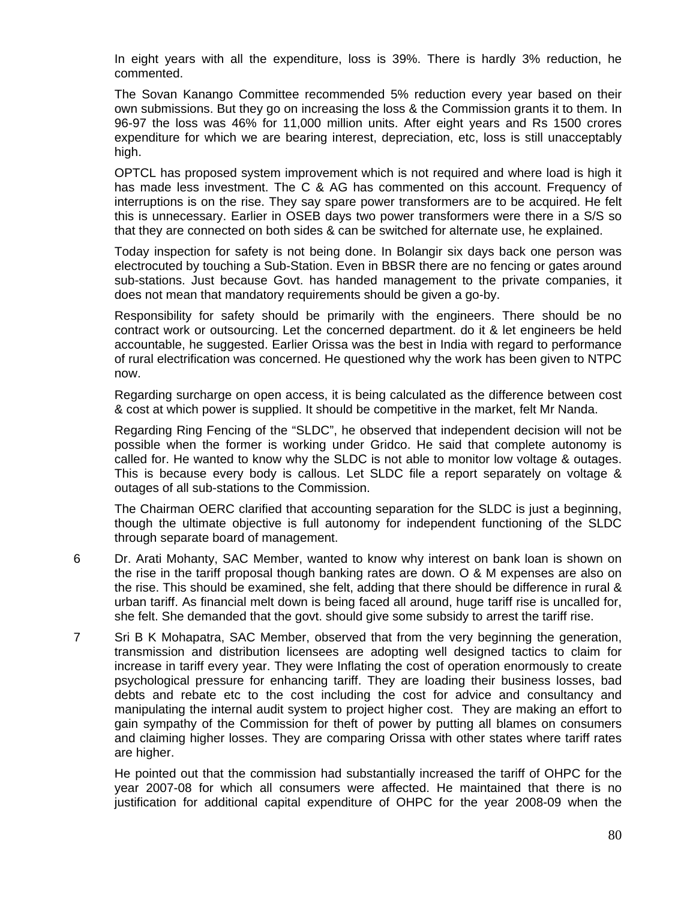In eight years with all the expenditure, loss is 39%. There is hardly 3% reduction, he commented.

The Sovan Kanango Committee recommended 5% reduction every year based on their own submissions. But they go on increasing the loss & the Commission grants it to them. In 96-97 the loss was 46% for 11,000 million units. After eight years and Rs 1500 crores expenditure for which we are bearing interest, depreciation, etc, loss is still unacceptably high.

OPTCL has proposed system improvement which is not required and where load is high it has made less investment. The C & AG has commented on this account. Frequency of interruptions is on the rise. They say spare power transformers are to be acquired. He felt this is unnecessary. Earlier in OSEB days two power transformers were there in a S/S so that they are connected on both sides & can be switched for alternate use, he explained.

Today inspection for safety is not being done. In Bolangir six days back one person was electrocuted by touching a Sub-Station. Even in BBSR there are no fencing or gates around sub-stations. Just because Govt. has handed management to the private companies, it does not mean that mandatory requirements should be given a go-by.

Responsibility for safety should be primarily with the engineers. There should be no contract work or outsourcing. Let the concerned department. do it & let engineers be held accountable, he suggested. Earlier Orissa was the best in India with regard to performance of rural electrification was concerned. He questioned why the work has been given to NTPC now.

Regarding surcharge on open access, it is being calculated as the difference between cost & cost at which power is supplied. It should be competitive in the market, felt Mr Nanda.

Regarding Ring Fencing of the "SLDC", he observed that independent decision will not be possible when the former is working under Gridco. He said that complete autonomy is called for. He wanted to know why the SLDC is not able to monitor low voltage & outages. This is because every body is callous. Let SLDC file a report separately on voltage & outages of all sub-stations to the Commission.

The Chairman OERC clarified that accounting separation for the SLDC is just a beginning, though the ultimate objective is full autonomy for independent functioning of the SLDC through separate board of management.

6 Dr. Arati Mohanty, SAC Member, wanted to know why interest on bank loan is shown on the rise in the tariff proposal though banking rates are down. O & M expenses are also on the rise. This should be examined, she felt, adding that there should be difference in rural & urban tariff. As financial melt down is being faced all around, huge tariff rise is uncalled for, she felt. She demanded that the govt. should give some subsidy to arrest the tariff rise.

7 Sri B K Mohapatra, SAC Member, observed that from the very beginning the generation, transmission and distribution licensees are adopting well designed tactics to claim for increase in tariff every year. They were Inflating the cost of operation enormously to create psychological pressure for enhancing tariff. They are loading their business losses, bad debts and rebate etc to the cost including the cost for advice and consultancy and manipulating the internal audit system to project higher cost. They are making an effort to gain sympathy of the Commission for theft of power by putting all blames on consumers and claiming higher losses. They are comparing Orissa with other states where tariff rates are higher.

He pointed out that the commission had substantially increased the tariff of OHPC for the year 2007-08 for which all consumers were affected. He maintained that there is no justification for additional capital expenditure of OHPC for the year 2008-09 when the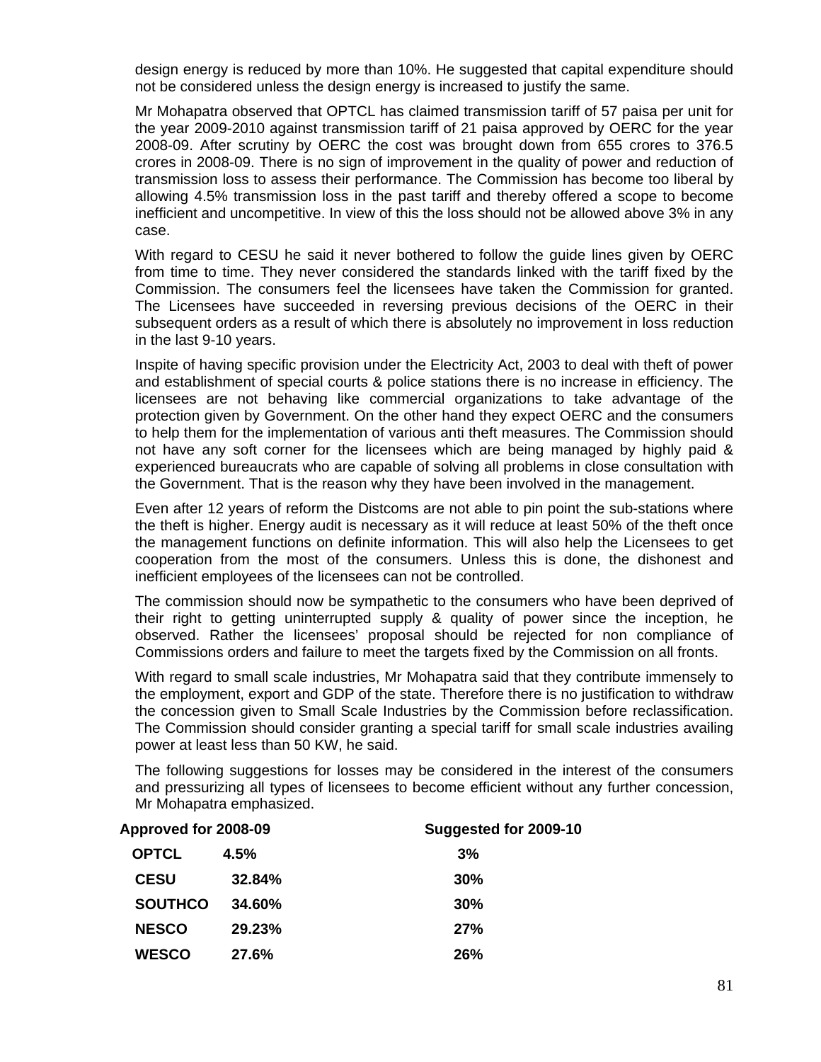design energy is reduced by more than 10%. He suggested that capital expenditure should not be considered unless the design energy is increased to justify the same.

Mr Mohapatra observed that OPTCL has claimed transmission tariff of 57 paisa per unit for the year 2009-2010 against transmission tariff of 21 paisa approved by OERC for the year 2008-09. After scrutiny by OERC the cost was brought down from 655 crores to 376.5 crores in 2008-09. There is no sign of improvement in the quality of power and reduction of transmission loss to assess their performance. The Commission has become too liberal by allowing 4.5% transmission loss in the past tariff and thereby offered a scope to become inefficient and uncompetitive. In view of this the loss should not be allowed above 3% in any case.

With regard to CESU he said it never bothered to follow the guide lines given by OERC from time to time. They never considered the standards linked with the tariff fixed by the Commission. The consumers feel the licensees have taken the Commission for granted. The Licensees have succeeded in reversing previous decisions of the OERC in their subsequent orders as a result of which there is absolutely no improvement in loss reduction in the last 9-10 years.

Inspite of having specific provision under the Electricity Act, 2003 to deal with theft of power and establishment of special courts & police stations there is no increase in efficiency. The licensees are not behaving like commercial organizations to take advantage of the protection given by Government. On the other hand they expect OERC and the consumers to help them for the implementation of various anti theft measures. The Commission should not have any soft corner for the licensees which are being managed by highly paid & experienced bureaucrats who are capable of solving all problems in close consultation with the Government. That is the reason why they have been involved in the management.

Even after 12 years of reform the Distcoms are not able to pin point the sub-stations where the theft is higher. Energy audit is necessary as it will reduce at least 50% of the theft once the management functions on definite information. This will also help the Licensees to get cooperation from the most of the consumers. Unless this is done, the dishonest and inefficient employees of the licensees can not be controlled.

The commission should now be sympathetic to the consumers who have been deprived of their right to getting uninterrupted supply & quality of power since the inception, he observed. Rather the licensees' proposal should be rejected for non compliance of Commissions orders and failure to meet the targets fixed by the Commission on all fronts.

With regard to small scale industries, Mr Mohapatra said that they contribute immensely to the employment, export and GDP of the state. Therefore there is no justification to withdraw the concession given to Small Scale Industries by the Commission before reclassification. The Commission should consider granting a special tariff for small scale industries availing power at least less than 50 KW, he said.

The following suggestions for losses may be considered in the interest of the consumers and pressurizing all types of licensees to become efficient without any further concession, Mr Mohapatra emphasized.

| Approved for 2008-09 | | Suggested for 2009-10 |
|---|---|---|
| **OPTCL** | **4.5%** | **3%** |
| **CESU** | **32.84%** | **30%** |
| **SOUTHCO** | **34.60%** | **30%** |
| **NESCO** | **29.23%** | **27%** |
| **WESCO** | **27.6%** | **26%** |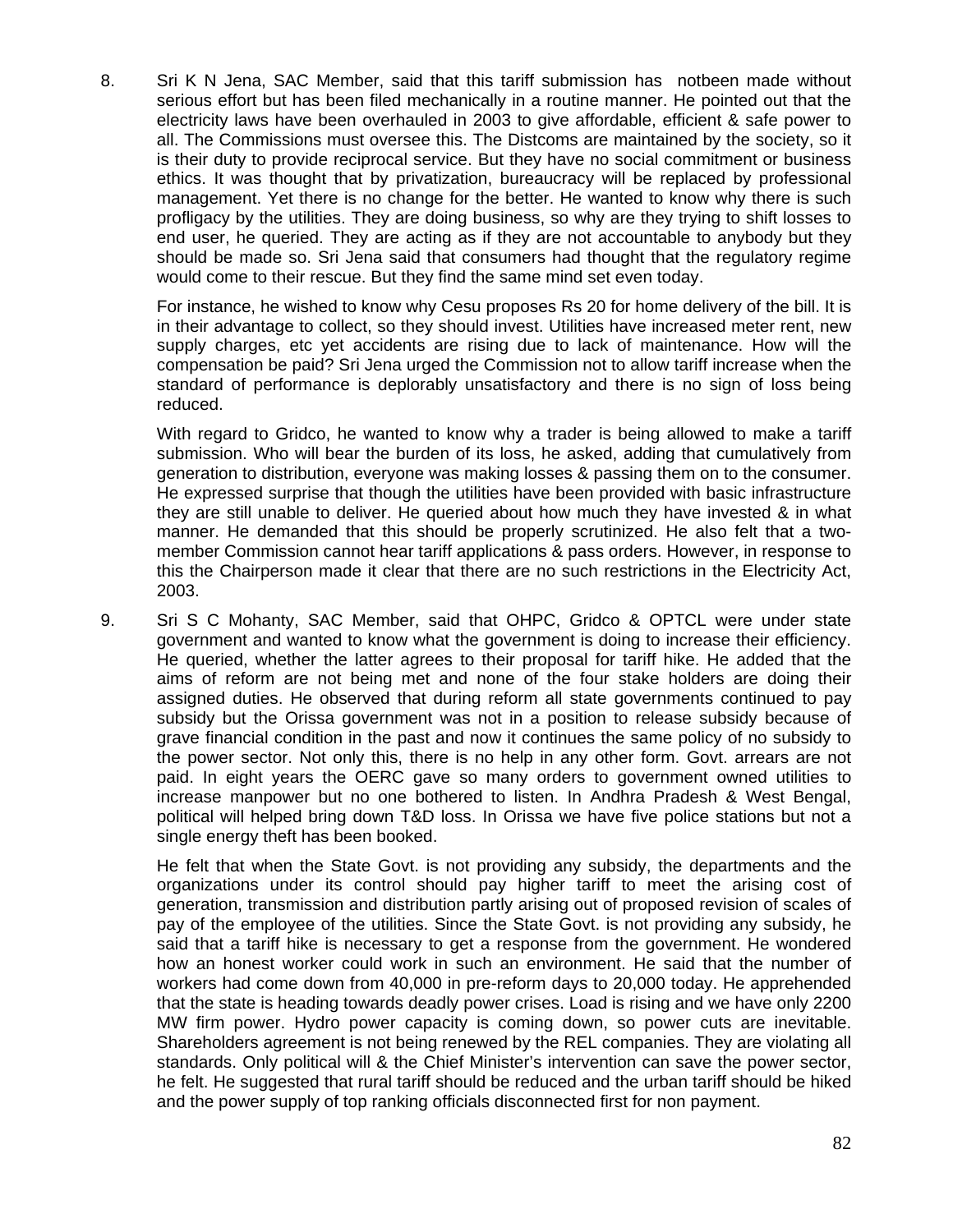8. Sri K N Jena, SAC Member, said that this tariff submission has notbeen made without serious effort but has been filed mechanically in a routine manner. He pointed out that the electricity laws have been overhauled in 2003 to give affordable, efficient & safe power to all. The Commissions must oversee this. The Distcoms are maintained by the society, so it is their duty to provide reciprocal service. But they have no social commitment or business ethics. It was thought that by privatization, bureaucracy will be replaced by professional management. Yet there is no change for the better. He wanted to know why there is such profligacy by the utilities. They are doing business, so why are they trying to shift losses to end user, he queried. They are acting as if they are not accountable to anybody but they should be made so. Sri Jena said that consumers had thought that the regulatory regime would come to their rescue. But they find the same mind set even today.

   For instance, he wished to know why Cesu proposes Rs 20 for home delivery of the bill. It is in their advantage to collect, so they should invest. Utilities have increased meter rent, new supply charges, etc yet accidents are rising due to lack of maintenance. How will the compensation be paid? Sri Jena urged the Commission not to allow tariff increase when the standard of performance is deplorably unsatisfactory and there is no sign of loss being reduced.

   With regard to Gridco, he wanted to know why a trader is being allowed to make a tariff submission. Who will bear the burden of its loss, he asked, adding that cumulatively from generation to distribution, everyone was making losses & passing them on to the consumer. He expressed surprise that though the utilities have been provided with basic infrastructure they are still unable to deliver. He queried about how much they have invested & in what manner. He demanded that this should be properly scrutinized. He also felt that a two-member Commission cannot hear tariff applications & pass orders. However, in response to this the Chairperson made it clear that there are no such restrictions in the Electricity Act, 2003.

9. Sri S C Mohanty, SAC Member, said that OHPC, Gridco & OPTCL were under state government and wanted to know what the government is doing to increase their efficiency. He queried, whether the latter agrees to their proposal for tariff hike. He added that the aims of reform are not being met and none of the four stake holders are doing their assigned duties. He observed that during reform all state governments continued to pay subsidy but the Orissa government was not in a position to release subsidy because of grave financial condition in the past and now it continues the same policy of no subsidy to the power sector. Not only this, there is no help in any other form. Govt. arrears are not paid. In eight years the OERC gave so many orders to government owned utilities to increase manpower but no one bothered to listen. In Andhra Pradesh & West Bengal, political will helped bring down T&D loss. In Orissa we have five police stations but not a single energy theft has been booked.

   He felt that when the State Govt. is not providing any subsidy, the departments and the organizations under its control should pay higher tariff to meet the arising cost of generation, transmission and distribution partly arising out of proposed revision of scales of pay of the employee of the utilities. Since the State Govt. is not providing any subsidy, he said that a tariff hike is necessary to get a response from the government. He wondered how an honest worker could work in such an environment. He said that the number of workers had come down from 40,000 in pre-reform days to 20,000 today. He apprehended that the state is heading towards deadly power crises. Load is rising and we have only 2200 MW firm power. Hydro power capacity is coming down, so power cuts are inevitable. Shareholders agreement is not being renewed by the REL companies. They are violating all standards. Only political will & the Chief Minister's intervention can save the power sector, he felt. He suggested that rural tariff should be reduced and the urban tariff should be hiked and the power supply of top ranking officials disconnected first for non payment.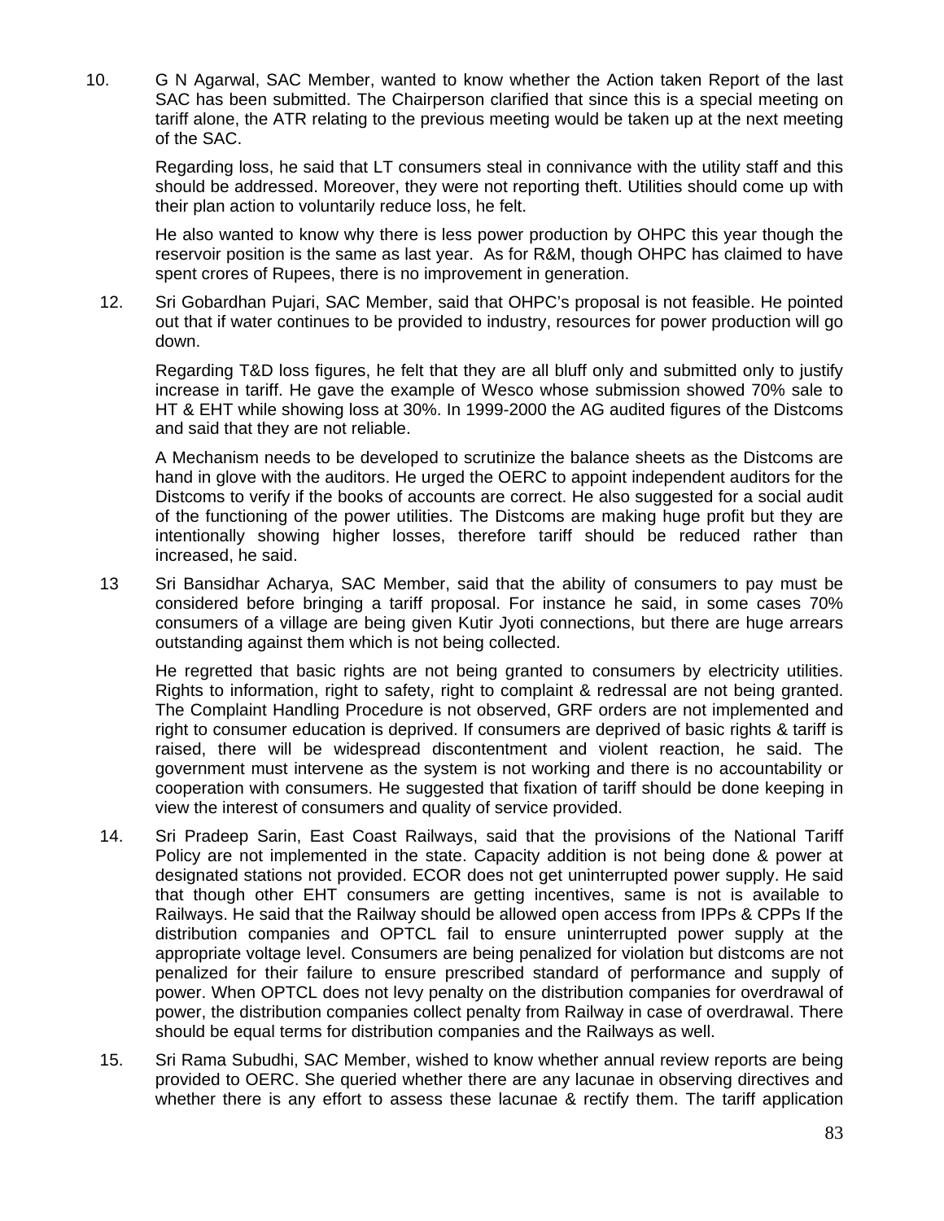10. G N Agarwal, SAC Member, wanted to know whether the Action taken Report of the last SAC has been submitted. The Chairperson clarified that since this is a special meeting on tariff alone, the ATR relating to the previous meeting would be taken up at the next meeting of the SAC.

    Regarding loss, he said that LT consumers steal in connivance with the utility staff and this should be addressed. Moreover, they were not reporting theft. Utilities should come up with their plan action to voluntarily reduce loss, he felt.

    He also wanted to know why there is less power production by OHPC this year though the reservoir position is the same as last year. As for R&M, though OHPC has claimed to have spent crores of Rupees, there is no improvement in generation.

12. Sri Gobardhan Pujari, SAC Member, said that OHPC's proposal is not feasible. He pointed out that if water continues to be provided to industry, resources for power production will go down.

    Regarding T&D loss figures, he felt that they are all bluff only and submitted only to justify increase in tariff. He gave the example of Wesco whose submission showed 70% sale to HT & EHT while showing loss at 30%. In 1999-2000 the AG audited figures of the Distcoms and said that they are not reliable.

    A Mechanism needs to be developed to scrutinize the balance sheets as the Distcoms are hand in glove with the auditors. He urged the OERC to appoint independent auditors for the Distcoms to verify if the books of accounts are correct. He also suggested for a social audit of the functioning of the power utilities. The Distcoms are making huge profit but they are intentionally showing higher losses, therefore tariff should be reduced rather than increased, he said.

13 Sri Bansidhar Acharya, SAC Member, said that the ability of consumers to pay must be considered before bringing a tariff proposal. For instance he said, in some cases 70% consumers of a village are being given Kutir Jyoti connections, but there are huge arrears outstanding against them which is not being collected.

    He regretted that basic rights are not being granted to consumers by electricity utilities. Rights to information, right to safety, right to complaint & redressal are not being granted. The Complaint Handling Procedure is not observed, GRF orders are not implemented and right to consumer education is deprived. If consumers are deprived of basic rights & tariff is raised, there will be widespread discontentment and violent reaction, he said. The government must intervene as the system is not working and there is no accountability or cooperation with consumers. He suggested that fixation of tariff should be done keeping in view the interest of consumers and quality of service provided.

14. Sri Pradeep Sarin, East Coast Railways, said that the provisions of the National Tariff Policy are not implemented in the state. Capacity addition is not being done & power at designated stations not provided. ECOR does not get uninterrupted power supply. He said that though other EHT consumers are getting incentives, same is not is available to Railways. He said that the Railway should be allowed open access from IPPs & CPPs If the distribution companies and OPTCL fail to ensure uninterrupted power supply at the appropriate voltage level. Consumers are being penalized for violation but distcoms are not penalized for their failure to ensure prescribed standard of performance and supply of power. When OPTCL does not levy penalty on the distribution companies for overdrawal of power, the distribution companies collect penalty from Railway in case of overdrawal. There should be equal terms for distribution companies and the Railways as well.

15. Sri Rama Subudhi, SAC Member, wished to know whether annual review reports are being provided to OERC. She queried whether there are any lacunae in observing directives and whether there is any effort to assess these lacunae & rectify them. The tariff application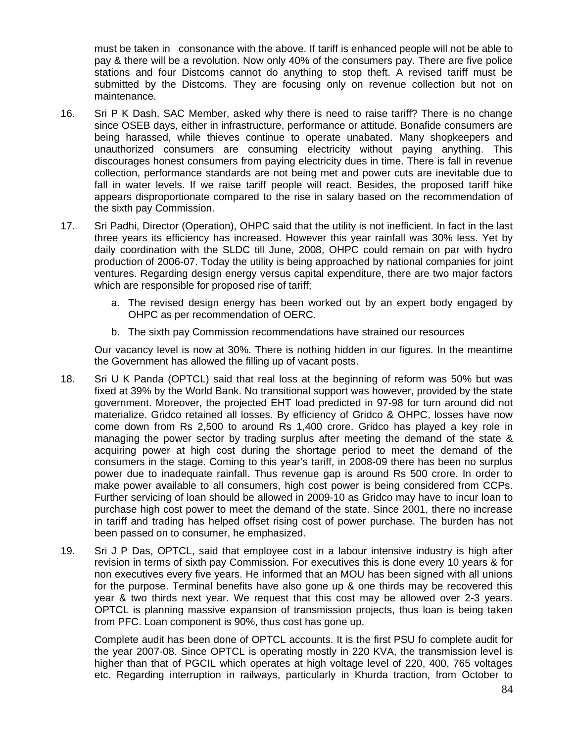must be taken in consonance with the above. If tariff is enhanced people will not be able to pay & there will be a revolution. Now only 40% of the consumers pay. There are five police stations and four Distcoms cannot do anything to stop theft. A revised tariff must be submitted by the Distcoms. They are focusing only on revenue collection but not on maintenance.

16. Sri P K Dash, SAC Member, asked why there is need to raise tariff? There is no change since OSEB days, either in infrastructure, performance or attitude. Bonafide consumers are being harassed, while thieves continue to operate unabated. Many shopkeepers and unauthorized consumers are consuming electricity without paying anything. This discourages honest consumers from paying electricity dues in time. There is fall in revenue collection, performance standards are not being met and power cuts are inevitable due to fall in water levels. If we raise tariff people will react. Besides, the proposed tariff hike appears disproportionate compared to the rise in salary based on the recommendation of the sixth pay Commission.

17. Sri Padhi, Director (Operation), OHPC said that the utility is not inefficient. In fact in the last three years its efficiency has increased. However this year rainfall was 30% less. Yet by daily coordination with the SLDC till June, 2008, OHPC could remain on par with hydro production of 2006-07. Today the utility is being approached by national companies for joint ventures. Regarding design energy versus capital expenditure, there are two major factors which are responsible for proposed rise of tariff;

    a. The revised design energy has been worked out by an expert body engaged by OHPC as per recommendation of OERC.

    b. The sixth pay Commission recommendations have strained our resources

    Our vacancy level is now at 30%. There is nothing hidden in our figures. In the meantime the Government has allowed the filling up of vacant posts.

18. Sri U K Panda (OPTCL) said that real loss at the beginning of reform was 50% but was fixed at 39% by the World Bank. No transitional support was however, provided by the state government. Moreover, the projected EHT load predicted in 97-98 for turn around did not materialize. Gridco retained all losses. By efficiency of Gridco & OHPC, losses have now come down from Rs 2,500 to around Rs 1,400 crore. Gridco has played a key role in managing the power sector by trading surplus after meeting the demand of the state & acquiring power at high cost during the shortage period to meet the demand of the consumers in the stage. Coming to this year's tariff, in 2008-09 there has been no surplus power due to inadequate rainfall. Thus revenue gap is around Rs 500 crore. In order to make power available to all consumers, high cost power is being considered from CCPs. Further servicing of loan should be allowed in 2009-10 as Gridco may have to incur loan to purchase high cost power to meet the demand of the state. Since 2001, there no increase in tariff and trading has helped offset rising cost of power purchase. The burden has not been passed on to consumer, he emphasized.

19. Sri J P Das, OPTCL, said that employee cost in a labour intensive industry is high after revision in terms of sixth pay Commission. For executives this is done every 10 years & for non executives every five years. He informed that an MOU has been signed with all unions for the purpose. Terminal benefits have also gone up & one thirds may be recovered this year & two thirds next year. We request that this cost may be allowed over 2-3 years. OPTCL is planning massive expansion of transmission projects, thus loan is being taken from PFC. Loan component is 90%, thus cost has gone up.

    Complete audit has been done of OPTCL accounts. It is the first PSU fo complete audit for the year 2007-08. Since OPTCL is operating mostly in 220 KVA, the transmission level is higher than that of PGCIL which operates at high voltage level of 220, 400, 765 voltages etc. Regarding interruption in railways, particularly in Khurda traction, from October to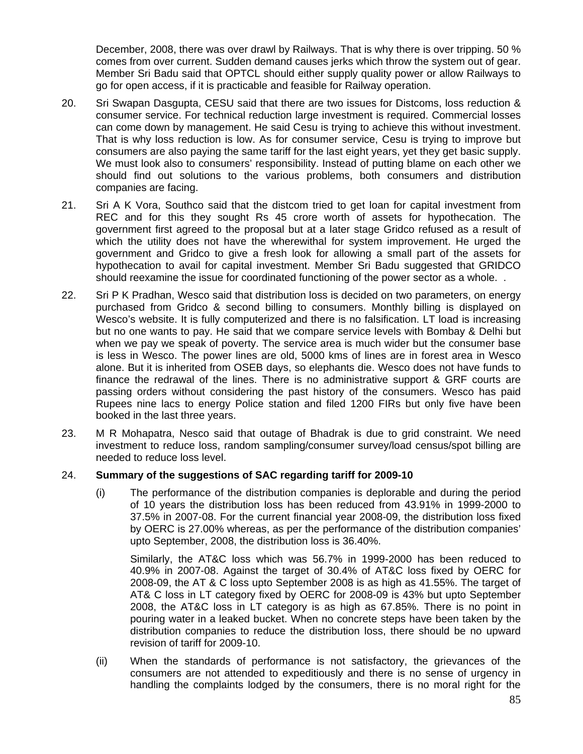December, 2008, there was over drawl by Railways. That is why there is over tripping. 50 % comes from over current. Sudden demand causes jerks which throw the system out of gear. Member Sri Badu said that OPTCL should either supply quality power or allow Railways to go for open access, if it is practicable and feasible for Railway operation.

20. Sri Swapan Dasgupta, CESU said that there are two issues for Distcoms, loss reduction & consumer service. For technical reduction large investment is required. Commercial losses can come down by management. He said Cesu is trying to achieve this without investment. That is why loss reduction is low. As for consumer service, Cesu is trying to improve but consumers are also paying the same tariff for the last eight years, yet they get basic supply. We must look also to consumers' responsibility. Instead of putting blame on each other we should find out solutions to the various problems, both consumers and distribution companies are facing.

21. Sri A K Vora, Southco said that the distcom tried to get loan for capital investment from REC and for this they sought Rs 45 crore worth of assets for hypothecation. The government first agreed to the proposal but at a later stage Gridco refused as a result of which the utility does not have the wherewithal for system improvement. He urged the government and Gridco to give a fresh look for allowing a small part of the assets for hypothecation to avail for capital investment. Member Sri Badu suggested that GRIDCO should reexamine the issue for coordinated functioning of the power sector as a whole. .

22. Sri P K Pradhan, Wesco said that distribution loss is decided on two parameters, on energy purchased from Gridco & second billing to consumers. Monthly billing is displayed on Wesco's website. It is fully computerized and there is no falsification. LT load is increasing but no one wants to pay. He said that we compare service levels with Bombay & Delhi but when we pay we speak of poverty. The service area is much wider but the consumer base is less in Wesco. The power lines are old, 5000 kms of lines are in forest area in Wesco alone. But it is inherited from OSEB days, so elephants die. Wesco does not have funds to finance the redrawal of the lines. There is no administrative support & GRF courts are passing orders without considering the past history of the consumers. Wesco has paid Rupees nine lacs to energy Police station and filed 1200 FIRs but only five have been booked in the last three years.

23. M R Mohapatra, Nesco said that outage of Bhadrak is due to grid constraint. We need investment to reduce loss, random sampling/consumer survey/load census/spot billing are needed to reduce loss level.

24. **Summary of the suggestions of SAC regarding tariff for 2009-10**

(i) The performance of the distribution companies is deplorable and during the period of 10 years the distribution loss has been reduced from 43.91% in 1999-2000 to 37.5% in 2007-08. For the current financial year 2008-09, the distribution loss fixed by OERC is 27.00% whereas, as per the performance of the distribution companies' upto September, 2008, the distribution loss is 36.40%.

Similarly, the AT&C loss which was 56.7% in 1999-2000 has been reduced to 40.9% in 2007-08. Against the target of 30.4% of AT&C loss fixed by OERC for 2008-09, the AT & C loss upto September 2008 is as high as 41.55%. The target of AT& C loss in LT category fixed by OERC for 2008-09 is 43% but upto September 2008, the AT&C loss in LT category is as high as 67.85%. There is no point in pouring water in a leaked bucket. When no concrete steps have been taken by the distribution companies to reduce the distribution loss, there should be no upward revision of tariff for 2009-10.

(ii) When the standards of performance is not satisfactory, the grievances of the consumers are not attended to expeditiously and there is no sense of urgency in handling the complaints lodged by the consumers, there is no moral right for the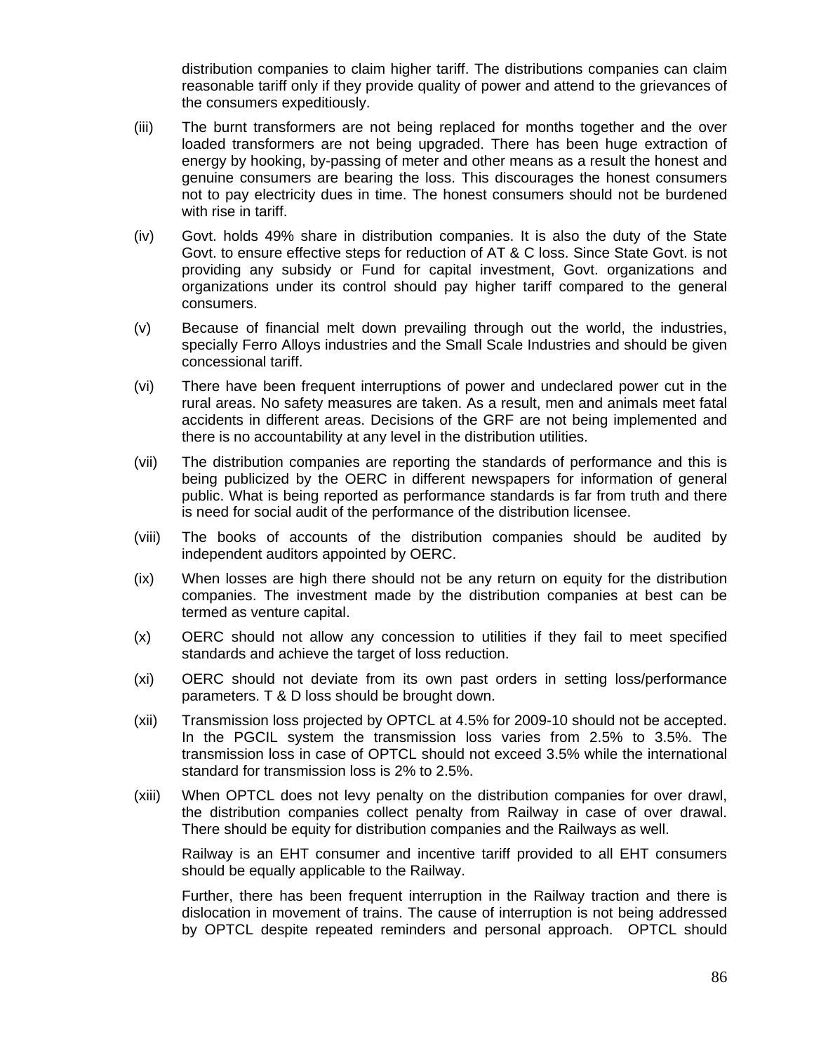distribution companies to claim higher tariff. The distributions companies can claim reasonable tariff only if they provide quality of power and attend to the grievances of the consumers expeditiously.

(iii) The burnt transformers are not being replaced for months together and the over loaded transformers are not being upgraded. There has been huge extraction of energy by hooking, by-passing of meter and other means as a result the honest and genuine consumers are bearing the loss. This discourages the honest consumers not to pay electricity dues in time. The honest consumers should not be burdened with rise in tariff.

(iv) Govt. holds 49% share in distribution companies. It is also the duty of the State Govt. to ensure effective steps for reduction of AT & C loss. Since State Govt. is not providing any subsidy or Fund for capital investment, Govt. organizations and organizations under its control should pay higher tariff compared to the general consumers.

(v) Because of financial melt down prevailing through out the world, the industries, specially Ferro Alloys industries and the Small Scale Industries and should be given concessional tariff.

(vi) There have been frequent interruptions of power and undeclared power cut in the rural areas. No safety measures are taken. As a result, men and animals meet fatal accidents in different areas. Decisions of the GRF are not being implemented and there is no accountability at any level in the distribution utilities.

(vii) The distribution companies are reporting the standards of performance and this is being publicized by the OERC in different newspapers for information of general public. What is being reported as performance standards is far from truth and there is need for social audit of the performance of the distribution licensee.

(viii) The books of accounts of the distribution companies should be audited by independent auditors appointed by OERC.

(ix) When losses are high there should not be any return on equity for the distribution companies. The investment made by the distribution companies at best can be termed as venture capital.

(x) OERC should not allow any concession to utilities if they fail to meet specified standards and achieve the target of loss reduction.

(xi) OERC should not deviate from its own past orders in setting loss/performance parameters. T & D loss should be brought down.

(xii) Transmission loss projected by OPTCL at 4.5% for 2009-10 should not be accepted. In the PGCIL system the transmission loss varies from 2.5% to 3.5%. The transmission loss in case of OPTCL should not exceed 3.5% while the international standard for transmission loss is 2% to 2.5%.

(xiii) When OPTCL does not levy penalty on the distribution companies for over drawl, the distribution companies collect penalty from Railway in case of over drawal. There should be equity for distribution companies and the Railways as well.

Railway is an EHT consumer and incentive tariff provided to all EHT consumers should be equally applicable to the Railway.

Further, there has been frequent interruption in the Railway traction and there is dislocation in movement of trains. The cause of interruption is not being addressed by OPTCL despite repeated reminders and personal approach. OPTCL should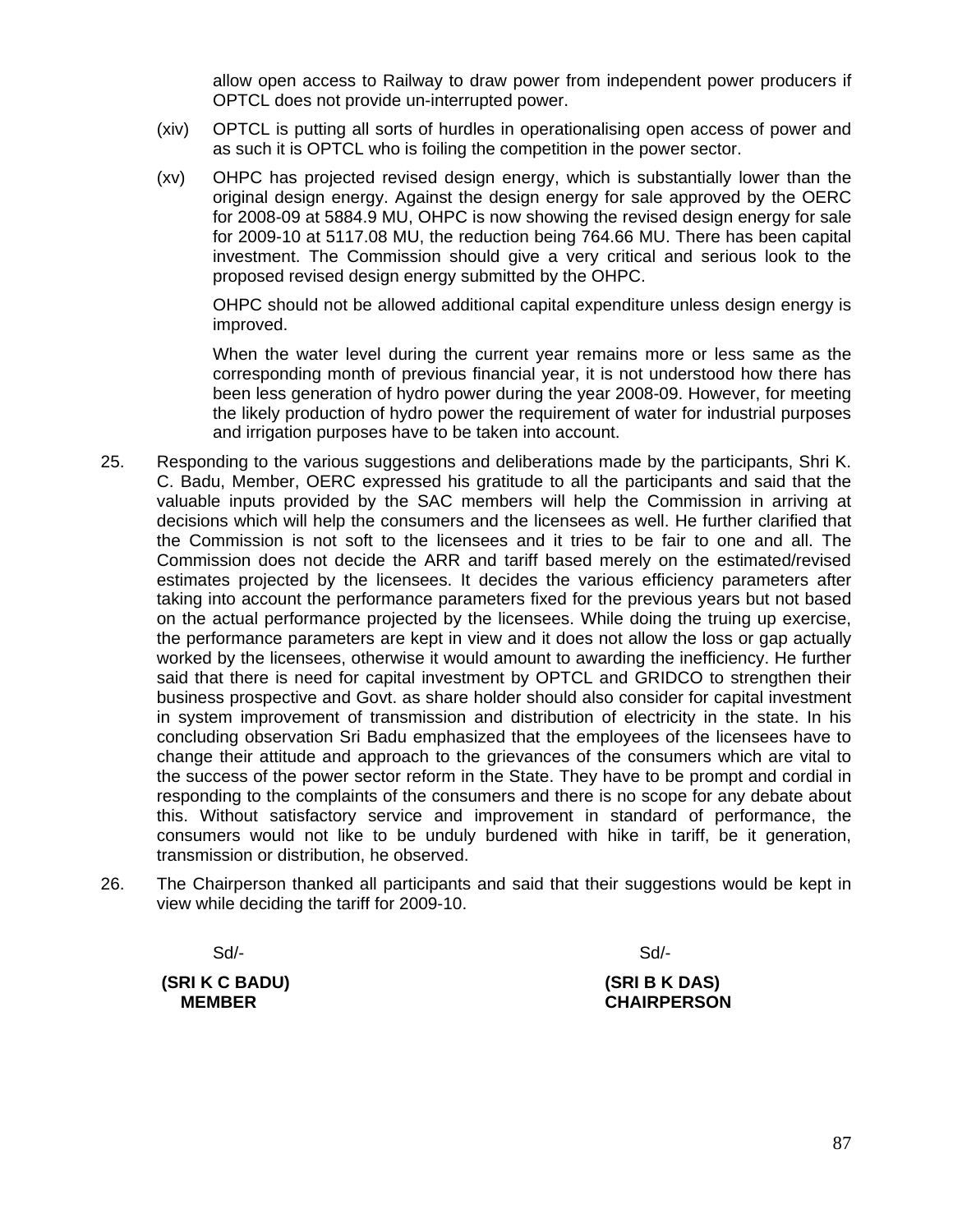allow open access to Railway to draw power from independent power producers if OPTCL does not provide un-interrupted power.

(xiv) OPTCL is putting all sorts of hurdles in operationalising open access of power and as such it is OPTCL who is foiling the competition in the power sector.

(xv) OHPC has projected revised design energy, which is substantially lower than the original design energy. Against the design energy for sale approved by the OERC for 2008-09 at 5884.9 MU, OHPC is now showing the revised design energy for sale for 2009-10 at 5117.08 MU, the reduction being 764.66 MU. There has been capital investment. The Commission should give a very critical and serious look to the proposed revised design energy submitted by the OHPC.

OHPC should not be allowed additional capital expenditure unless design energy is improved.

When the water level during the current year remains more or less same as the corresponding month of previous financial year, it is not understood how there has been less generation of hydro power during the year 2008-09. However, for meeting the likely production of hydro power the requirement of water for industrial purposes and irrigation purposes have to be taken into account.

25. Responding to the various suggestions and deliberations made by the participants, Shri K. C. Badu, Member, OERC expressed his gratitude to all the participants and said that the valuable inputs provided by the SAC members will help the Commission in arriving at decisions which will help the consumers and the licensees as well. He further clarified that the Commission is not soft to the licensees and it tries to be fair to one and all. The Commission does not decide the ARR and tariff based merely on the estimated/revised estimates projected by the licensees. It decides the various efficiency parameters after taking into account the performance parameters fixed for the previous years but not based on the actual performance projected by the licensees. While doing the truing up exercise, the performance parameters are kept in view and it does not allow the loss or gap actually worked by the licensees, otherwise it would amount to awarding the inefficiency. He further said that there is need for capital investment by OPTCL and GRIDCO to strengthen their business prospective and Govt. as share holder should also consider for capital investment in system improvement of transmission and distribution of electricity in the state. In his concluding observation Sri Badu emphasized that the employees of the licensees have to change their attitude and approach to the grievances of the consumers which are vital to the success of the power sector reform in the State. They have to be prompt and cordial in responding to the complaints of the consumers and there is no scope for any debate about this. Without satisfactory service and improvement in standard of performance, the consumers would not like to be unduly burdened with hike in tariff, be it generation, transmission or distribution, he observed.

26. The Chairperson thanked all participants and said that their suggestions would be kept in view while deciding the tariff for 2009-10.

| Sd/- | Sd/- |
|---|---|
| **(SRI K C BADU)** | **(SRI B K DAS)** |
| **MEMBER** | **CHAIRPERSON** |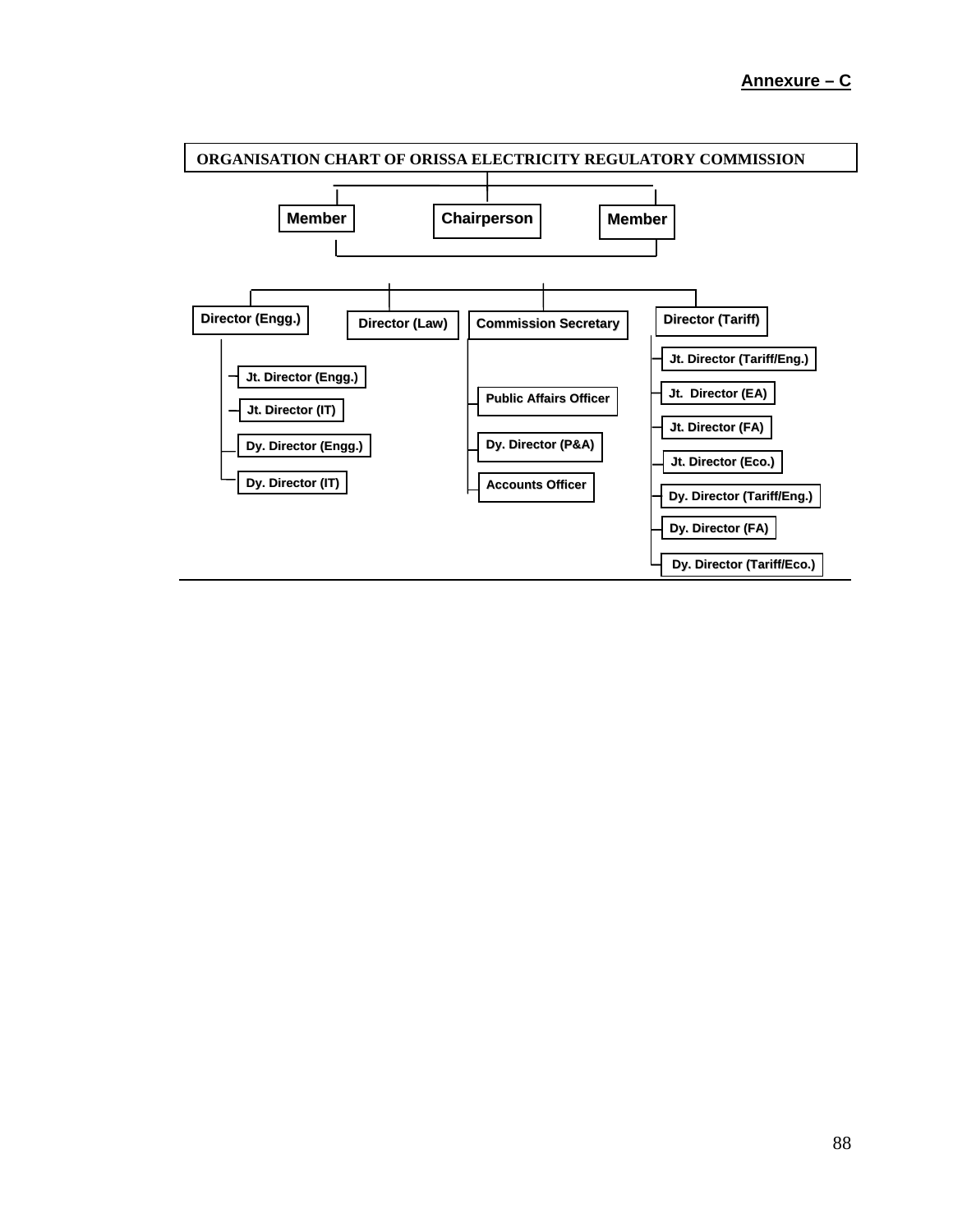**Annexure – C**

# ORGANISATION CHART OF ORISSA ELECTRICITY REGULATORY COMMISSION

- **Member**
- **Chairperson**
- **Member**

- **Director (Engg.)**
  - Jt. Director (Engg.)
  - Jt. Director (IT)
  - Dy. Director (Engg.)
  - Dy. Director (IT)
- **Director (Law)**
- **Commission Secretary**
  - Public Affairs Officer
  - Dy. Director (P&A)
  - Accounts Officer
- **Director (Tariff)**
  - Jt. Director (Tariff/Eng.)
  - Jt. Director (EA)
  - Jt. Director (FA)
  - Jt. Director (Eco.)
  - Dy. Director (Tariff/Eng.)
  - Dy. Director (FA)
  - Dy. Director (Tariff/Eco.)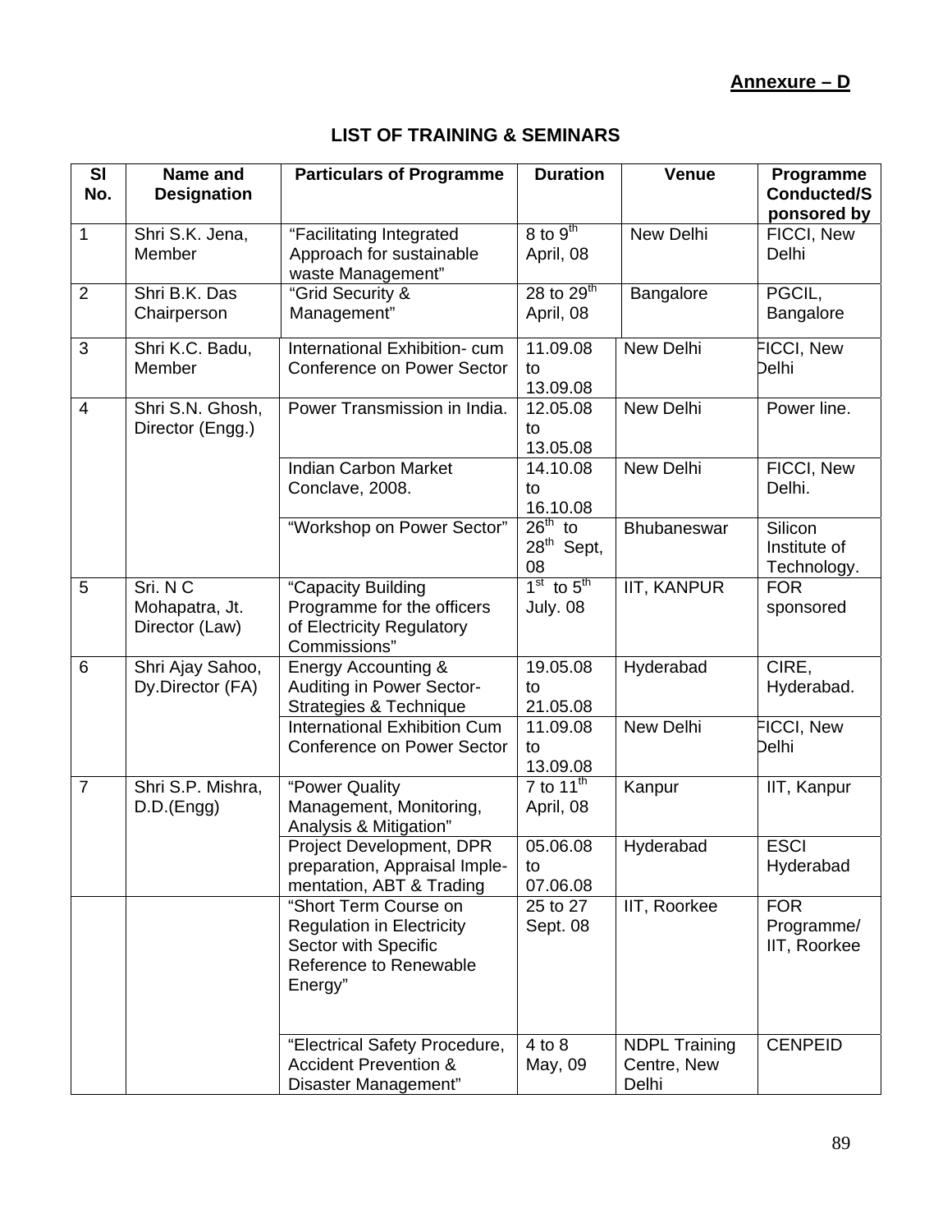**Annexure – D**

## LIST OF TRAINING & SEMINARS

| Sl No. | Name and Designation | Particulars of Programme | Duration | Venue | Programme Conducted/Sponsored by |
|---|---|---|---|---|---|
| 1 | Shri S.K. Jena, Member | "Facilitating Integrated Approach for sustainable waste Management" | 8 to 9th April, 08 | New Delhi | FICCI, New Delhi |
| 2 | Shri B.K. Das Chairperson | "Grid Security & Management" | 28 to 29th April, 08 | Bangalore | PGCIL, Bangalore |
| 3 | Shri K.C. Badu, Member | International Exhibition- cum Conference on Power Sector | 11.09.08 to 13.09.08 | New Delhi | FICCI, New Delhi |
| 4 | Shri S.N. Ghosh, Director (Engg.) | Power Transmission in India. | 12.05.08 to 13.05.08 | New Delhi | Power line. |
| | | Indian Carbon Market Conclave, 2008. | 14.10.08 to 16.10.08 | New Delhi | FICCI, New Delhi. |
| | | "Workshop on Power Sector" | 26th to 28th Sept, 08 | Bhubaneswar | Silicon Institute of Technology. |
| 5 | Sri. N C Mohapatra, Jt. Director (Law) | "Capacity Building Programme for the officers of Electricity Regulatory Commissions" | 1st to 5th July. 08 | IIT, KANPUR | FOR sponsored |
| 6 | Shri Ajay Sahoo, Dy.Director (FA) | Energy Accounting & Auditing in Power Sector- Strategies & Technique | 19.05.08 to 21.05.08 | Hyderabad | CIRE, Hyderabad. |
| | | International Exhibition Cum Conference on Power Sector | 11.09.08 to 13.09.08 | New Delhi | FICCI, New Delhi |
| 7 | Shri S.P. Mishra, D.D.(Engg) | "Power Quality Management, Monitoring, Analysis & Mitigation" | 7 to 11th April, 08 | Kanpur | IIT, Kanpur |
| | | Project Development, DPR preparation, Appraisal Imple-mentation, ABT & Trading | 05.06.08 to 07.06.08 | Hyderabad | ESCI Hyderabad |
| | | "Short Term Course on Regulation in Electricity Sector with Specific Reference to Renewable Energy" | 25 to 27 Sept. 08 | IIT, Roorkee | FOR Programme/ IIT, Roorkee |
| | | "Electrical Safety Procedure, Accident Prevention & Disaster Management" | 4 to 8 May, 09 | NDPL Training Centre, New Delhi | CENPEID |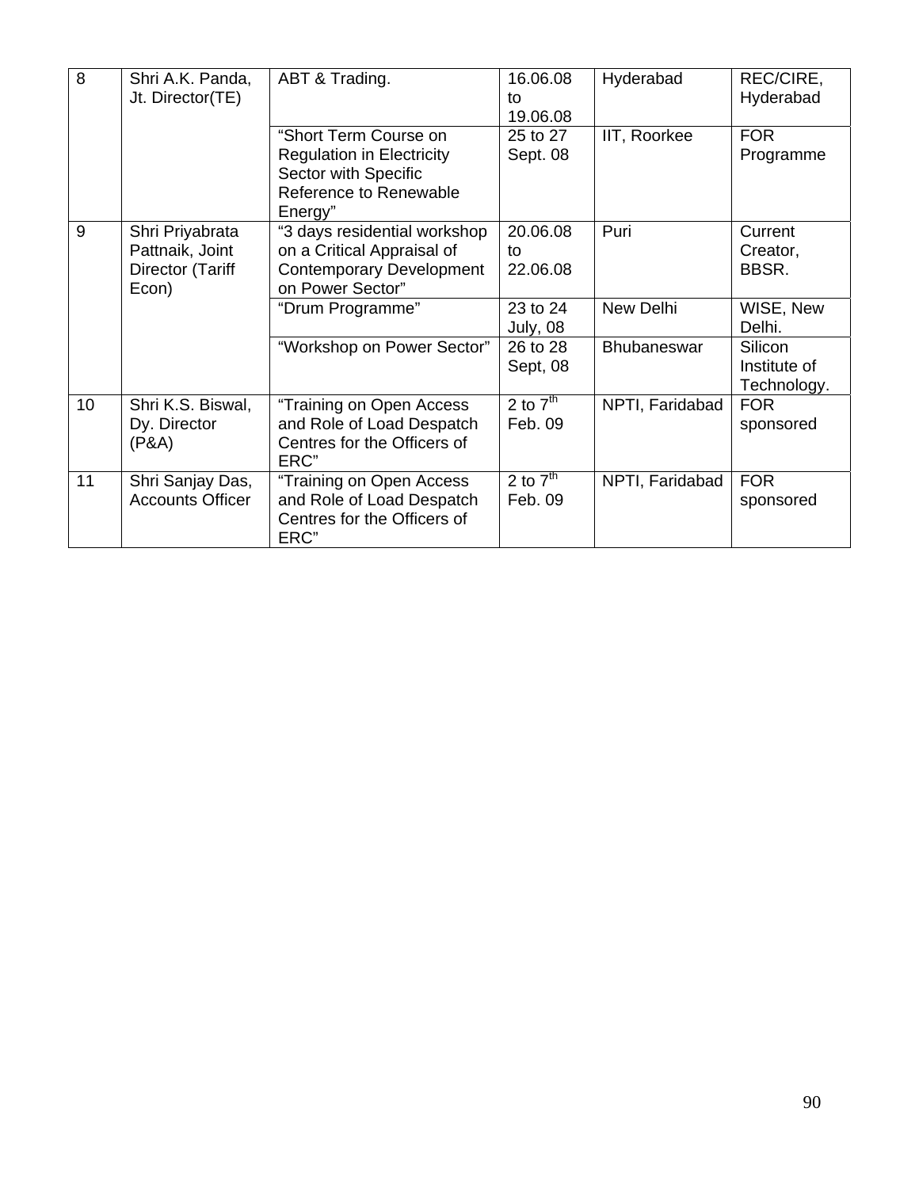| 8 | Shri A.K. Panda, Jt. Director(TE) | ABT & Trading. | 16.06.08 to 19.06.08 | Hyderabad | REC/CIRE, Hyderabad |
|---|---|---|---|---|---|
| | | "Short Term Course on Regulation in Electricity Sector with Specific Reference to Renewable Energy" | 25 to 27 Sept. 08 | IIT, Roorkee | FOR Programme |
| 9 | Shri Priyabrata Pattnaik, Joint Director (Tariff Econ) | "3 days residential workshop on a Critical Appraisal of Contemporary Development on Power Sector" | 20.06.08 to 22.06.08 | Puri | Current Creator, BBSR. |
| | | "Drum Programme" | 23 to 24 July, 08 | New Delhi | WISE, New Delhi. |
| | | "Workshop on Power Sector" | 26 to 28 Sept, 08 | Bhubaneswar | Silicon Institute of Technology. |
| 10 | Shri K.S. Biswal, Dy. Director (P&A) | "Training on Open Access and Role of Load Despatch Centres for the Officers of ERC" | 2 to 7th Feb. 09 | NPTI, Faridabad | FOR sponsored |
| 11 | Shri Sanjay Das, Accounts Officer | "Training on Open Access and Role of Load Despatch Centres for the Officers of ERC" | 2 to 7th Feb. 09 | NPTI, Faridabad | FOR sponsored |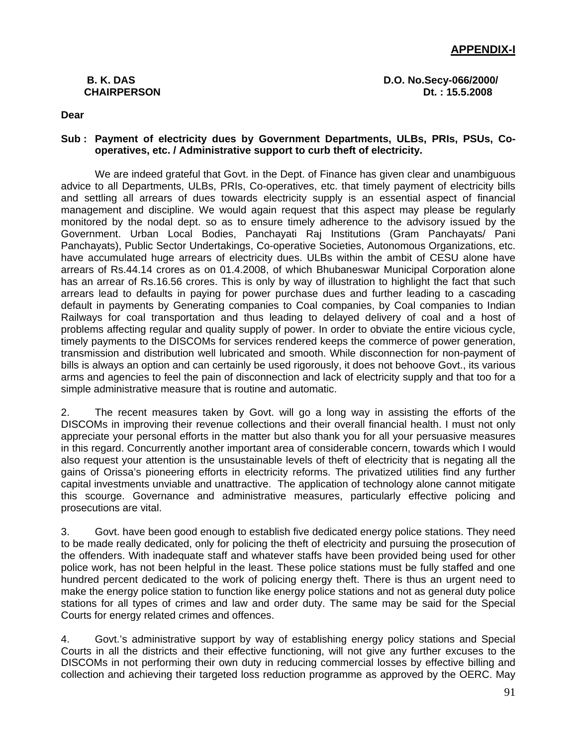**APPENDIX-I**

**B. K. DAS**
**CHAIRPERSON**

**D.O. No.Secy-066/2000/**
**Dt. : 15.5.2008**

**Dear**

**Sub : Payment of electricity dues by Government Departments, ULBs, PRIs, PSUs, Co-operatives, etc. / Administrative support to curb theft of electricity.**

We are indeed grateful that Govt. in the Dept. of Finance has given clear and unambiguous advice to all Departments, ULBs, PRIs, Co-operatives, etc. that timely payment of electricity bills and settling all arrears of dues towards electricity supply is an essential aspect of financial management and discipline. We would again request that this aspect may please be regularly monitored by the nodal dept. so as to ensure timely adherence to the advisory issued by the Government. Urban Local Bodies, Panchayati Raj Institutions (Gram Panchayats/ Pani Panchayats), Public Sector Undertakings, Co-operative Societies, Autonomous Organizations, etc. have accumulated huge arrears of electricity dues. ULBs within the ambit of CESU alone have arrears of Rs.44.14 crores as on 01.4.2008, of which Bhubaneswar Municipal Corporation alone has an arrear of Rs.16.56 crores. This is only by way of illustration to highlight the fact that such arrears lead to defaults in paying for power purchase dues and further leading to a cascading default in payments by Generating companies to Coal companies, by Coal companies to Indian Railways for coal transportation and thus leading to delayed delivery of coal and a host of problems affecting regular and quality supply of power. In order to obviate the entire vicious cycle, timely payments to the DISCOMs for services rendered keeps the commerce of power generation, transmission and distribution well lubricated and smooth. While disconnection for non-payment of bills is always an option and can certainly be used rigorously, it does not behoove Govt., its various arms and agencies to feel the pain of disconnection and lack of electricity supply and that too for a simple administrative measure that is routine and automatic.

2. The recent measures taken by Govt. will go a long way in assisting the efforts of the DISCOMs in improving their revenue collections and their overall financial health. I must not only appreciate your personal efforts in the matter but also thank you for all your persuasive measures in this regard. Concurrently another important area of considerable concern, towards which I would also request your attention is the unsustainable levels of theft of electricity that is negating all the gains of Orissa's pioneering efforts in electricity reforms. The privatized utilities find any further capital investments unviable and unattractive. The application of technology alone cannot mitigate this scourge. Governance and administrative measures, particularly effective policing and prosecutions are vital.

3. Govt. have been good enough to establish five dedicated energy police stations. They need to be made really dedicated, only for policing the theft of electricity and pursuing the prosecution of the offenders. With inadequate staff and whatever staffs have been provided being used for other police work, has not been helpful in the least. These police stations must be fully staffed and one hundred percent dedicated to the work of policing energy theft. There is thus an urgent need to make the energy police station to function like energy police stations and not as general duty police stations for all types of crimes and law and order duty. The same may be said for the Special Courts for energy related crimes and offences.

4. Govt.'s administrative support by way of establishing energy policy stations and Special Courts in all the districts and their effective functioning, will not give any further excuses to the DISCOMs in not performing their own duty in reducing commercial losses by effective billing and collection and achieving their targeted loss reduction programme as approved by the OERC. May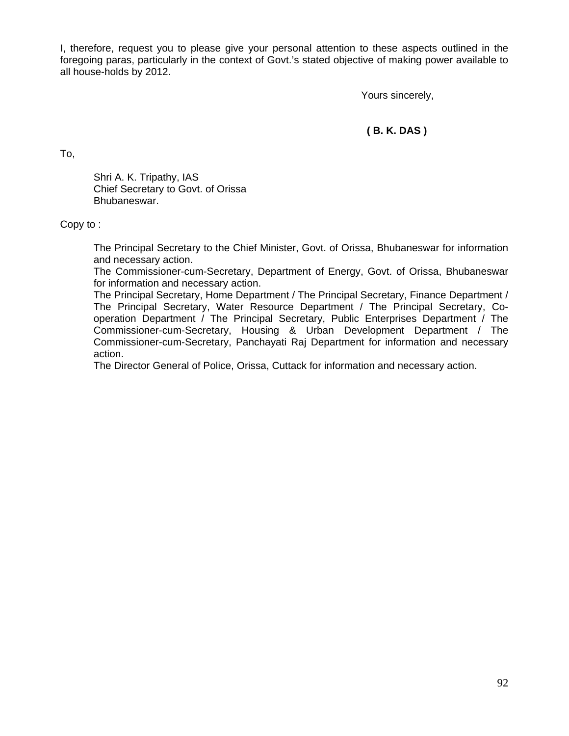I, therefore, request you to please give your personal attention to these aspects outlined in the foregoing paras, particularly in the context of Govt.'s stated objective of making power available to all house-holds by 2012.

Yours sincerely,

**( B. K. DAS )**

To,

Shri A. K. Tripathy, IAS
Chief Secretary to Govt. of Orissa
Bhubaneswar.

Copy to :

The Principal Secretary to the Chief Minister, Govt. of Orissa, Bhubaneswar for information and necessary action.
The Commissioner-cum-Secretary, Department of Energy, Govt. of Orissa, Bhubaneswar for information and necessary action.
The Principal Secretary, Home Department / The Principal Secretary, Finance Department / The Principal Secretary, Water Resource Department / The Principal Secretary, Co-operation Department / The Principal Secretary, Public Enterprises Department / The Commissioner-cum-Secretary, Housing & Urban Development Department / The Commissioner-cum-Secretary, Panchayati Raj Department for information and necessary action.
The Director General of Police, Orissa, Cuttack for information and necessary action.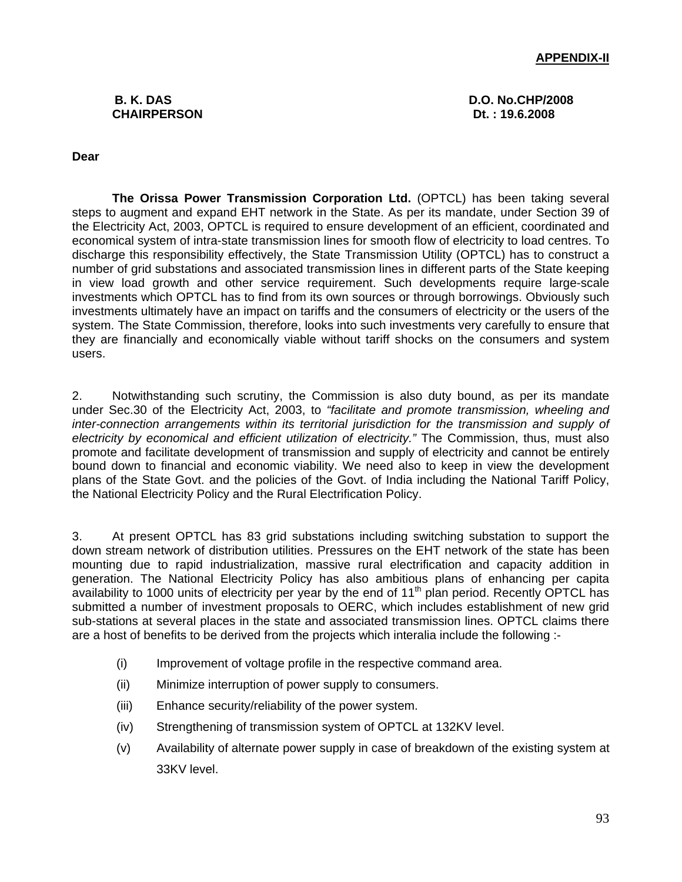**APPENDIX-II**

**B. K. DAS**
**CHAIRPERSON**

**D.O. No.CHP/2008**
**Dt. : 19.6.2008**

**Dear**

**The Orissa Power Transmission Corporation Ltd.** (OPTCL) has been taking several steps to augment and expand EHT network in the State. As per its mandate, under Section 39 of the Electricity Act, 2003, OPTCL is required to ensure development of an efficient, coordinated and economical system of intra-state transmission lines for smooth flow of electricity to load centres. To discharge this responsibility effectively, the State Transmission Utility (OPTCL) has to construct a number of grid substations and associated transmission lines in different parts of the State keeping in view load growth and other service requirement. Such developments require large-scale investments which OPTCL has to find from its own sources or through borrowings. Obviously such investments ultimately have an impact on tariffs and the consumers of electricity or the users of the system. The State Commission, therefore, looks into such investments very carefully to ensure that they are financially and economically viable without tariff shocks on the consumers and system users.

2. Notwithstanding such scrutiny, the Commission is also duty bound, as per its mandate under Sec.30 of the Electricity Act, 2003, to *"facilitate and promote transmission, wheeling and inter-connection arrangements within its territorial jurisdiction for the transmission and supply of electricity by economical and efficient utilization of electricity."* The Commission, thus, must also promote and facilitate development of transmission and supply of electricity and cannot be entirely bound down to financial and economic viability. We need also to keep in view the development plans of the State Govt. and the policies of the Govt. of India including the National Tariff Policy, the National Electricity Policy and the Rural Electrification Policy.

3. At present OPTCL has 83 grid substations including switching substation to support the down stream network of distribution utilities. Pressures on the EHT network of the state has been mounting due to rapid industrialization, massive rural electrification and capacity addition in generation. The National Electricity Policy has also ambitious plans of enhancing per capita availability to 1000 units of electricity per year by the end of 11th plan period. Recently OPTCL has submitted a number of investment proposals to OERC, which includes establishment of new grid sub-stations at several places in the state and associated transmission lines. OPTCL claims there are a host of benefits to be derived from the projects which interalia include the following :-

(i) Improvement of voltage profile in the respective command area.

(ii) Minimize interruption of power supply to consumers.

(iii) Enhance security/reliability of the power system.

(iv) Strengthening of transmission system of OPTCL at 132KV level.

(v) Availability of alternate power supply in case of breakdown of the existing system at 33KV level.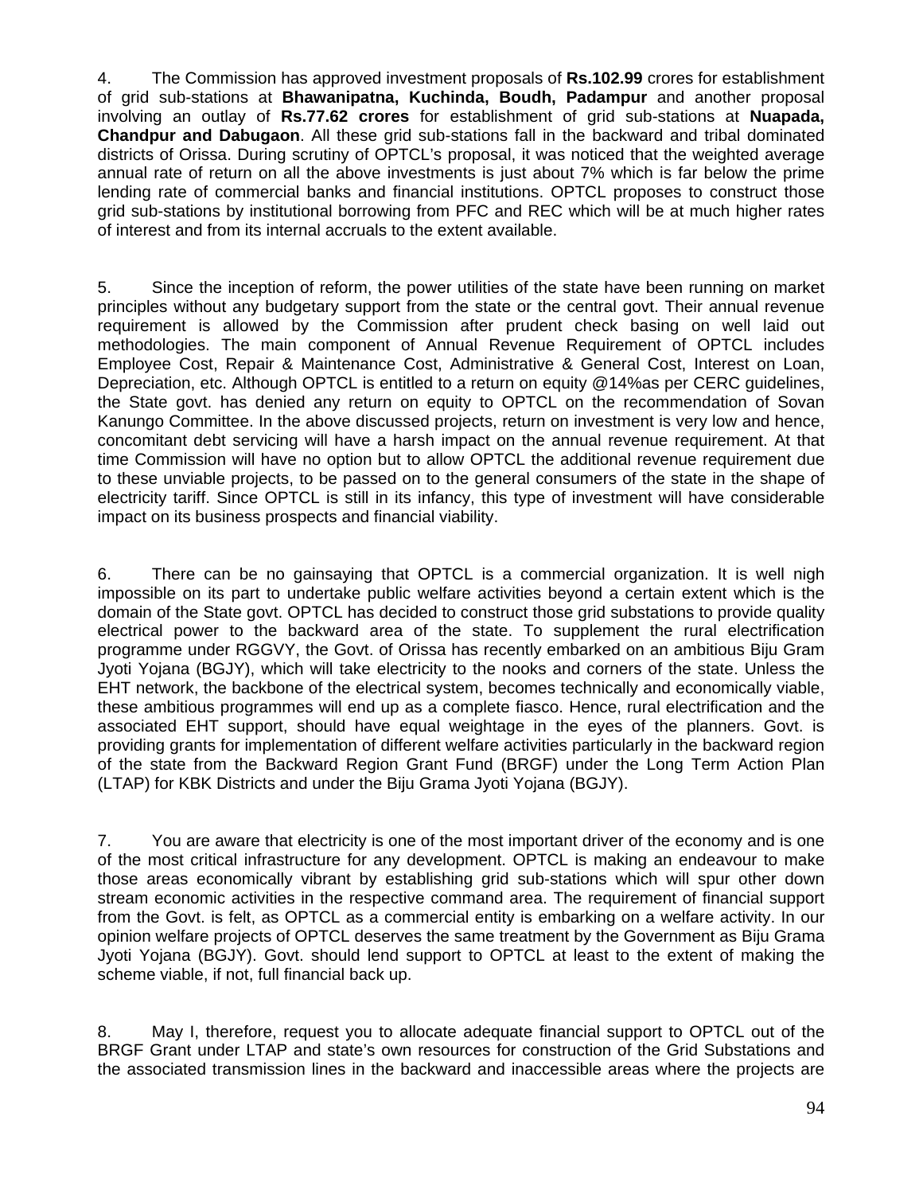4. The Commission has approved investment proposals of **Rs.102.99** crores for establishment of grid sub-stations at **Bhawanipatna, Kuchinda, Boudh, Padampur** and another proposal involving an outlay of **Rs.77.62 crores** for establishment of grid sub-stations at **Nuapada, Chandpur and Dabugaon**. All these grid sub-stations fall in the backward and tribal dominated districts of Orissa. During scrutiny of OPTCL's proposal, it was noticed that the weighted average annual rate of return on all the above investments is just about 7% which is far below the prime lending rate of commercial banks and financial institutions. OPTCL proposes to construct those grid sub-stations by institutional borrowing from PFC and REC which will be at much higher rates of interest and from its internal accruals to the extent available.

5. Since the inception of reform, the power utilities of the state have been running on market principles without any budgetary support from the state or the central govt. Their annual revenue requirement is allowed by the Commission after prudent check basing on well laid out methodologies. The main component of Annual Revenue Requirement of OPTCL includes Employee Cost, Repair & Maintenance Cost, Administrative & General Cost, Interest on Loan, Depreciation, etc. Although OPTCL is entitled to a return on equity @14%as per CERC guidelines, the State govt. has denied any return on equity to OPTCL on the recommendation of Sovan Kanungo Committee. In the above discussed projects, return on investment is very low and hence, concomitant debt servicing will have a harsh impact on the annual revenue requirement. At that time Commission will have no option but to allow OPTCL the additional revenue requirement due to these unviable projects, to be passed on to the general consumers of the state in the shape of electricity tariff. Since OPTCL is still in its infancy, this type of investment will have considerable impact on its business prospects and financial viability.

6. There can be no gainsaying that OPTCL is a commercial organization. It is well nigh impossible on its part to undertake public welfare activities beyond a certain extent which is the domain of the State govt. OPTCL has decided to construct those grid substations to provide quality electrical power to the backward area of the state. To supplement the rural electrification programme under RGGVY, the Govt. of Orissa has recently embarked on an ambitious Biju Gram Jyoti Yojana (BGJY), which will take electricity to the nooks and corners of the state. Unless the EHT network, the backbone of the electrical system, becomes technically and economically viable, these ambitious programmes will end up as a complete fiasco. Hence, rural electrification and the associated EHT support, should have equal weightage in the eyes of the planners. Govt. is providing grants for implementation of different welfare activities particularly in the backward region of the state from the Backward Region Grant Fund (BRGF) under the Long Term Action Plan (LTAP) for KBK Districts and under the Biju Grama Jyoti Yojana (BGJY).

7. You are aware that electricity is one of the most important driver of the economy and is one of the most critical infrastructure for any development. OPTCL is making an endeavour to make those areas economically vibrant by establishing grid sub-stations which will spur other down stream economic activities in the respective command area. The requirement of financial support from the Govt. is felt, as OPTCL as a commercial entity is embarking on a welfare activity. In our opinion welfare projects of OPTCL deserves the same treatment by the Government as Biju Grama Jyoti Yojana (BGJY). Govt. should lend support to OPTCL at least to the extent of making the scheme viable, if not, full financial back up.

8. May I, therefore, request you to allocate adequate financial support to OPTCL out of the BRGF Grant under LTAP and state's own resources for construction of the Grid Substations and the associated transmission lines in the backward and inaccessible areas where the projects are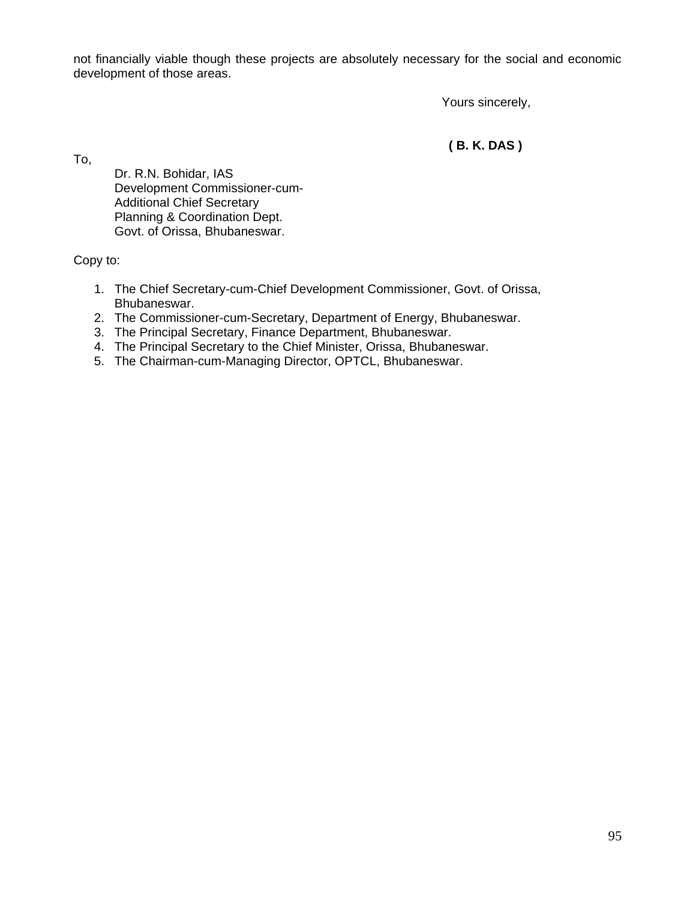not financially viable though these projects are absolutely necessary for the social and economic development of those areas.

Yours sincerely,

**( B. K. DAS )**

To,

Dr. R.N. Bohidar, IAS
Development Commissioner-cum-
Additional Chief Secretary
Planning & Coordination Dept.
Govt. of Orissa, Bhubaneswar.

Copy to:

1. The Chief Secretary-cum-Chief Development Commissioner, Govt. of Orissa, Bhubaneswar.
2. The Commissioner-cum-Secretary, Department of Energy, Bhubaneswar.
3. The Principal Secretary, Finance Department, Bhubaneswar.
4. The Principal Secretary to the Chief Minister, Orissa, Bhubaneswar.
5. The Chairman-cum-Managing Director, OPTCL, Bhubaneswar.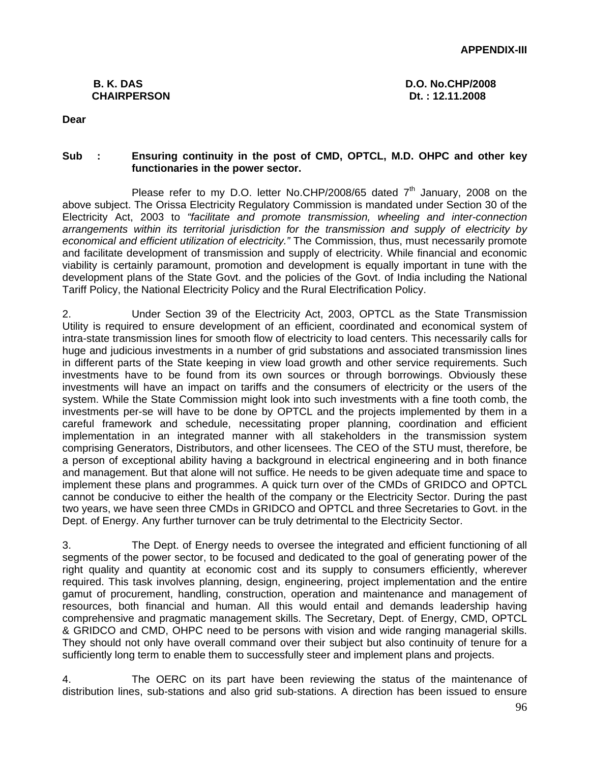**APPENDIX-III**

**B. K. DAS**
**CHAIRPERSON**

**D.O. No.CHP/2008**
**Dt. : 12.11.2008**

**Dear**

**Sub : Ensuring continuity in the post of CMD, OPTCL, M.D. OHPC and other key functionaries in the power sector.**

Please refer to my D.O. letter No.CHP/2008/65 dated 7th January, 2008 on the above subject. The Orissa Electricity Regulatory Commission is mandated under Section 30 of the Electricity Act, 2003 to *"facilitate and promote transmission, wheeling and inter-connection arrangements within its territorial jurisdiction for the transmission and supply of electricity by economical and efficient utilization of electricity."* The Commission, thus, must necessarily promote and facilitate development of transmission and supply of electricity. While financial and economic viability is certainly paramount, promotion and development is equally important in tune with the development plans of the State Govt. and the policies of the Govt. of India including the National Tariff Policy, the National Electricity Policy and the Rural Electrification Policy.

2. Under Section 39 of the Electricity Act, 2003, OPTCL as the State Transmission Utility is required to ensure development of an efficient, coordinated and economical system of intra-state transmission lines for smooth flow of electricity to load centers. This necessarily calls for huge and judicious investments in a number of grid substations and associated transmission lines in different parts of the State keeping in view load growth and other service requirements. Such investments have to be found from its own sources or through borrowings. Obviously these investments will have an impact on tariffs and the consumers of electricity or the users of the system. While the State Commission might look into such investments with a fine tooth comb, the investments per-se will have to be done by OPTCL and the projects implemented by them in a careful framework and schedule, necessitating proper planning, coordination and efficient implementation in an integrated manner with all stakeholders in the transmission system comprising Generators, Distributors, and other licensees. The CEO of the STU must, therefore, be a person of exceptional ability having a background in electrical engineering and in both finance and management. But that alone will not suffice. He needs to be given adequate time and space to implement these plans and programmes. A quick turn over of the CMDs of GRIDCO and OPTCL cannot be conducive to either the health of the company or the Electricity Sector. During the past two years, we have seen three CMDs in GRIDCO and OPTCL and three Secretaries to Govt. in the Dept. of Energy. Any further turnover can be truly detrimental to the Electricity Sector.

3. The Dept. of Energy needs to oversee the integrated and efficient functioning of all segments of the power sector, to be focused and dedicated to the goal of generating power of the right quality and quantity at economic cost and its supply to consumers efficiently, wherever required. This task involves planning, design, engineering, project implementation and the entire gamut of procurement, handling, construction, operation and maintenance and management of resources, both financial and human. All this would entail and demands leadership having comprehensive and pragmatic management skills. The Secretary, Dept. of Energy, CMD, OPTCL & GRIDCO and CMD, OHPC need to be persons with vision and wide ranging managerial skills. They should not only have overall command over their subject but also continuity of tenure for a sufficiently long term to enable them to successfully steer and implement plans and projects.

4. The OERC on its part have been reviewing the status of the maintenance of distribution lines, sub-stations and also grid sub-stations. A direction has been issued to ensure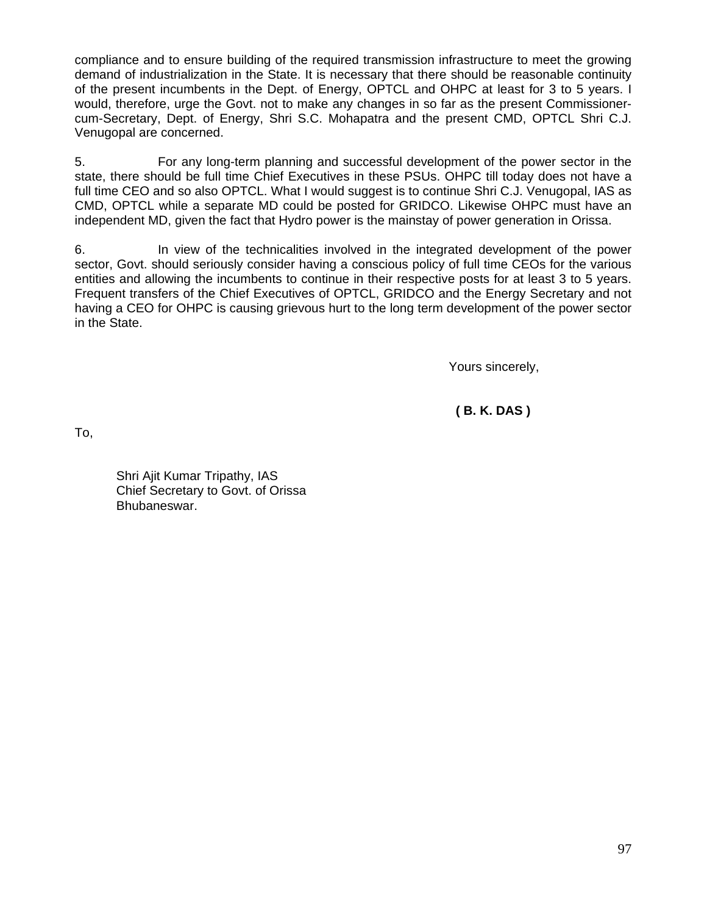compliance and to ensure building of the required transmission infrastructure to meet the growing demand of industrialization in the State. It is necessary that there should be reasonable continuity of the present incumbents in the Dept. of Energy, OPTCL and OHPC at least for 3 to 5 years. I would, therefore, urge the Govt. not to make any changes in so far as the present Commissioner-cum-Secretary, Dept. of Energy, Shri S.C. Mohapatra and the present CMD, OPTCL Shri C.J. Venugopal are concerned.

5. For any long-term planning and successful development of the power sector in the state, there should be full time Chief Executives in these PSUs. OHPC till today does not have a full time CEO and so also OPTCL. What I would suggest is to continue Shri C.J. Venugopal, IAS as CMD, OPTCL while a separate MD could be posted for GRIDCO. Likewise OHPC must have an independent MD, given the fact that Hydro power is the mainstay of power generation in Orissa.

6. In view of the technicalities involved in the integrated development of the power sector, Govt. should seriously consider having a conscious policy of full time CEOs for the various entities and allowing the incumbents to continue in their respective posts for at least 3 to 5 years. Frequent transfers of the Chief Executives of OPTCL, GRIDCO and the Energy Secretary and not having a CEO for OHPC is causing grievous hurt to the long term development of the power sector in the State.

Yours sincerely,

**( B. K. DAS )**

To,

Shri Ajit Kumar Tripathy, IAS
Chief Secretary to Govt. of Orissa
Bhubaneswar.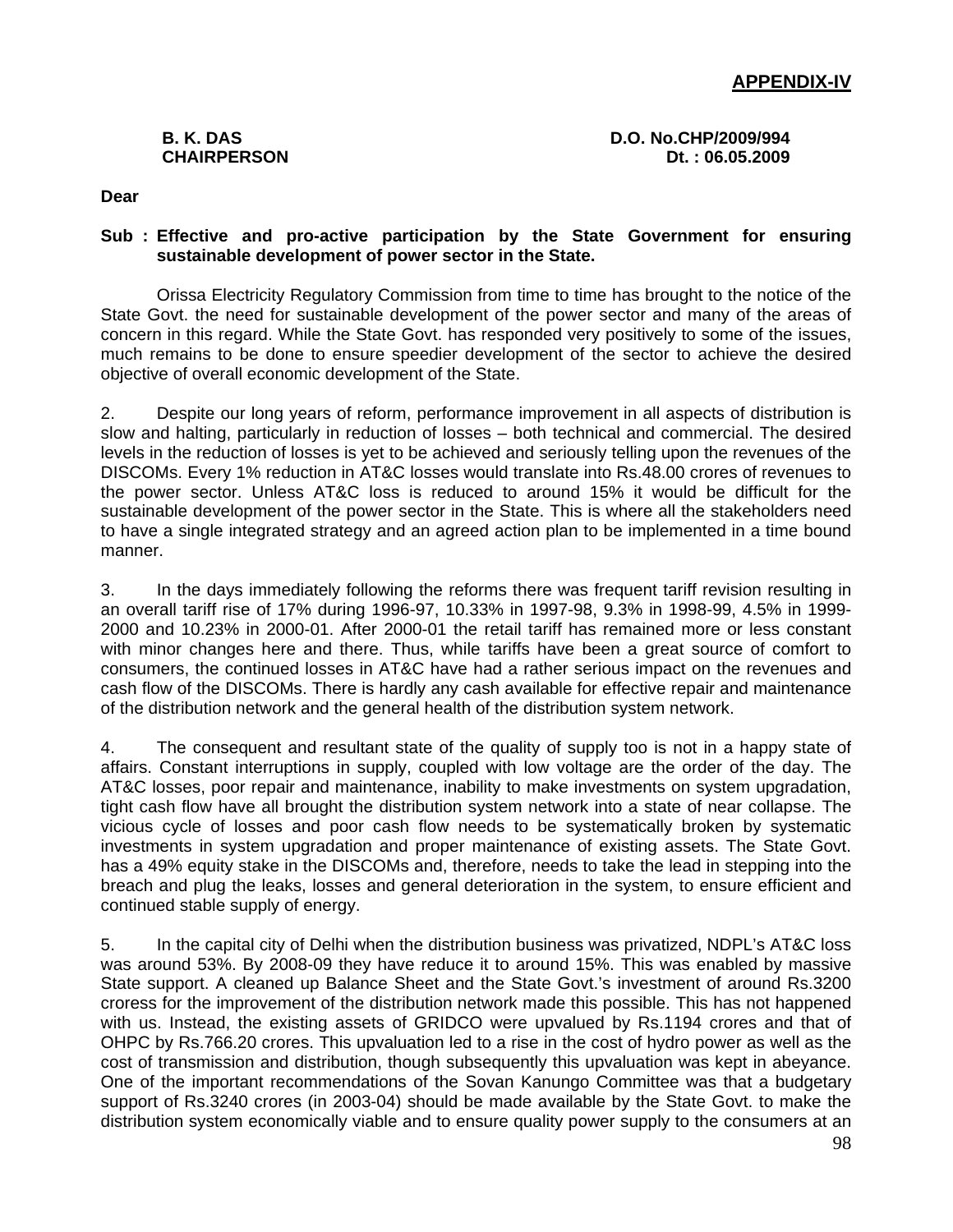**APPENDIX-IV**

**B. K. DAS**
**CHAIRPERSON**

**D.O. No.CHP/2009/994**
**Dt. : 06.05.2009**

**Dear**

**Sub : Effective and pro-active participation by the State Government for ensuring sustainable development of power sector in the State.**

Orissa Electricity Regulatory Commission from time to time has brought to the notice of the State Govt. the need for sustainable development of the power sector and many of the areas of concern in this regard. While the State Govt. has responded very positively to some of the issues, much remains to be done to ensure speedier development of the sector to achieve the desired objective of overall economic development of the State.

2. Despite our long years of reform, performance improvement in all aspects of distribution is slow and halting, particularly in reduction of losses – both technical and commercial. The desired levels in the reduction of losses is yet to be achieved and seriously telling upon the revenues of the DISCOMs. Every 1% reduction in AT&C losses would translate into Rs.48.00 crores of revenues to the power sector. Unless AT&C loss is reduced to around 15% it would be difficult for the sustainable development of the power sector in the State. This is where all the stakeholders need to have a single integrated strategy and an agreed action plan to be implemented in a time bound manner.

3. In the days immediately following the reforms there was frequent tariff revision resulting in an overall tariff rise of 17% during 1996-97, 10.33% in 1997-98, 9.3% in 1998-99, 4.5% in 1999-2000 and 10.23% in 2000-01. After 2000-01 the retail tariff has remained more or less constant with minor changes here and there. Thus, while tariffs have been a great source of comfort to consumers, the continued losses in AT&C have had a rather serious impact on the revenues and cash flow of the DISCOMs. There is hardly any cash available for effective repair and maintenance of the distribution network and the general health of the distribution system network.

4. The consequent and resultant state of the quality of supply too is not in a happy state of affairs. Constant interruptions in supply, coupled with low voltage are the order of the day. The AT&C losses, poor repair and maintenance, inability to make investments on system upgradation, tight cash flow have all brought the distribution system network into a state of near collapse. The vicious cycle of losses and poor cash flow needs to be systematically broken by systematic investments in system upgradation and proper maintenance of existing assets. The State Govt. has a 49% equity stake in the DISCOMs and, therefore, needs to take the lead in stepping into the breach and plug the leaks, losses and general deterioration in the system, to ensure efficient and continued stable supply of energy.

5. In the capital city of Delhi when the distribution business was privatized, NDPL's AT&C loss was around 53%. By 2008-09 they have reduce it to around 15%. This was enabled by massive State support. A cleaned up Balance Sheet and the State Govt.'s investment of around Rs.3200 croress for the improvement of the distribution network made this possible. This has not happened with us. Instead, the existing assets of GRIDCO were upvalued by Rs.1194 crores and that of OHPC by Rs.766.20 crores. This upvaluation led to a rise in the cost of hydro power as well as the cost of transmission and distribution, though subsequently this upvaluation was kept in abeyance. One of the important recommendations of the Sovan Kanungo Committee was that a budgetary support of Rs.3240 crores (in 2003-04) should be made available by the State Govt. to make the distribution system economically viable and to ensure quality power supply to the consumers at an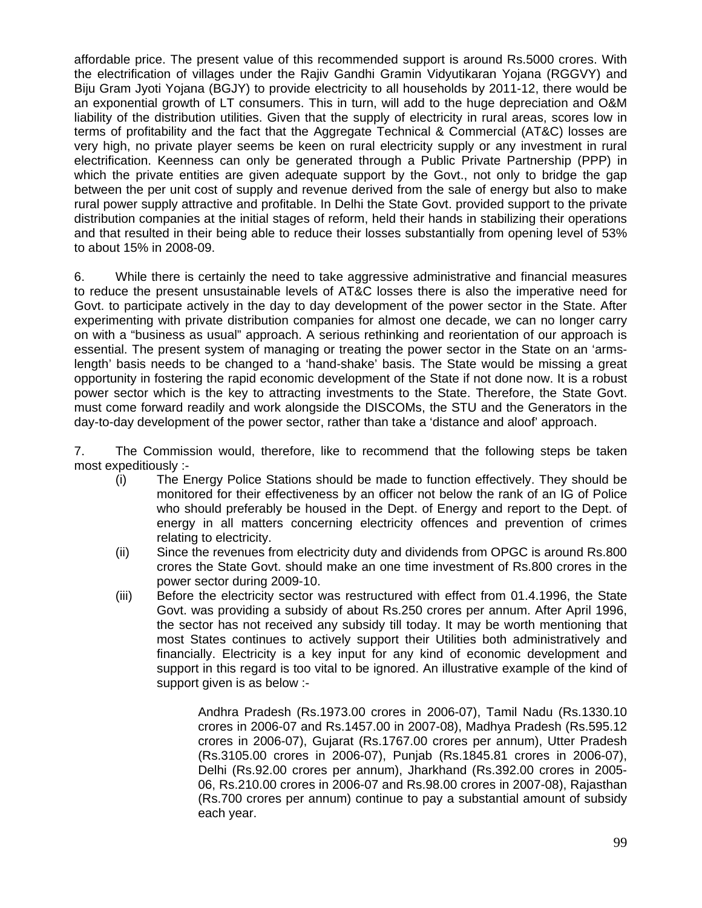affordable price. The present value of this recommended support is around Rs.5000 crores. With the electrification of villages under the Rajiv Gandhi Gramin Vidyutikaran Yojana (RGGVY) and Biju Gram Jyoti Yojana (BGJY) to provide electricity to all households by 2011-12, there would be an exponential growth of LT consumers. This in turn, will add to the huge depreciation and O&M liability of the distribution utilities. Given that the supply of electricity in rural areas, scores low in terms of profitability and the fact that the Aggregate Technical & Commercial (AT&C) losses are very high, no private player seems be keen on rural electricity supply or any investment in rural electrification. Keenness can only be generated through a Public Private Partnership (PPP) in which the private entities are given adequate support by the Govt., not only to bridge the gap between the per unit cost of supply and revenue derived from the sale of energy but also to make rural power supply attractive and profitable. In Delhi the State Govt. provided support to the private distribution companies at the initial stages of reform, held their hands in stabilizing their operations and that resulted in their being able to reduce their losses substantially from opening level of 53% to about 15% in 2008-09.

6. While there is certainly the need to take aggressive administrative and financial measures to reduce the present unsustainable levels of AT&C losses there is also the imperative need for Govt. to participate actively in the day to day development of the power sector in the State. After experimenting with private distribution companies for almost one decade, we can no longer carry on with a "business as usual" approach. A serious rethinking and reorientation of our approach is essential. The present system of managing or treating the power sector in the State on an 'arms-length' basis needs to be changed to a 'hand-shake' basis. The State would be missing a great opportunity in fostering the rapid economic development of the State if not done now. It is a robust power sector which is the key to attracting investments to the State. Therefore, the State Govt. must come forward readily and work alongside the DISCOMs, the STU and the Generators in the day-to-day development of the power sector, rather than take a 'distance and aloof' approach.

7. The Commission would, therefore, like to recommend that the following steps be taken most expeditiously :-

(i) The Energy Police Stations should be made to function effectively. They should be monitored for their effectiveness by an officer not below the rank of an IG of Police who should preferably be housed in the Dept. of Energy and report to the Dept. of energy in all matters concerning electricity offences and prevention of crimes relating to electricity.

(ii) Since the revenues from electricity duty and dividends from OPGC is around Rs.800 crores the State Govt. should make an one time investment of Rs.800 crores in the power sector during 2009-10.

(iii) Before the electricity sector was restructured with effect from 01.4.1996, the State Govt. was providing a subsidy of about Rs.250 crores per annum. After April 1996, the sector has not received any subsidy till today. It may be worth mentioning that most States continues to actively support their Utilities both administratively and financially. Electricity is a key input for any kind of economic development and support in this regard is too vital to be ignored. An illustrative example of the kind of support given is as below :-

> Andhra Pradesh (Rs.1973.00 crores in 2006-07), Tamil Nadu (Rs.1330.10 crores in 2006-07 and Rs.1457.00 in 2007-08), Madhya Pradesh (Rs.595.12 crores in 2006-07), Gujarat (Rs.1767.00 crores per annum), Utter Pradesh (Rs.3105.00 crores in 2006-07), Punjab (Rs.1845.81 crores in 2006-07), Delhi (Rs.92.00 crores per annum), Jharkhand (Rs.392.00 crores in 2005-06, Rs.210.00 crores in 2006-07 and Rs.98.00 crores in 2007-08), Rajasthan (Rs.700 crores per annum) continue to pay a substantial amount of subsidy each year.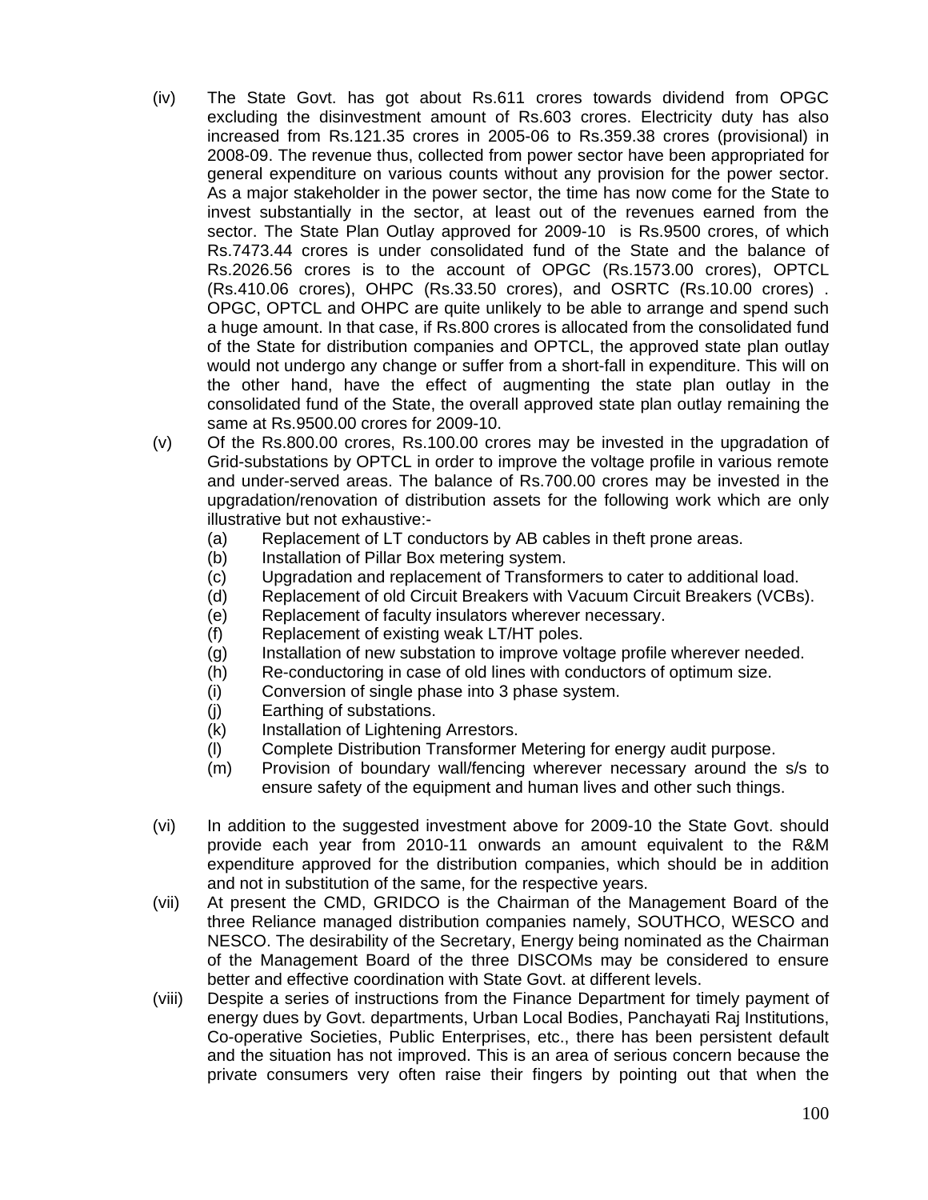(iv) The State Govt. has got about Rs.611 crores towards dividend from OPGC excluding the disinvestment amount of Rs.603 crores. Electricity duty has also increased from Rs.121.35 crores in 2005-06 to Rs.359.38 crores (provisional) in 2008-09. The revenue thus, collected from power sector have been appropriated for general expenditure on various counts without any provision for the power sector. As a major stakeholder in the power sector, the time has now come for the State to invest substantially in the sector, at least out of the revenues earned from the sector. The State Plan Outlay approved for 2009-10 is Rs.9500 crores, of which Rs.7473.44 crores is under consolidated fund of the State and the balance of Rs.2026.56 crores is to the account of OPGC (Rs.1573.00 crores), OPTCL (Rs.410.06 crores), OHPC (Rs.33.50 crores), and OSRTC (Rs.10.00 crores) . OPGC, OPTCL and OHPC are quite unlikely to be able to arrange and spend such a huge amount. In that case, if Rs.800 crores is allocated from the consolidated fund of the State for distribution companies and OPTCL, the approved state plan outlay would not undergo any change or suffer from a short-fall in expenditure. This will on the other hand, have the effect of augmenting the state plan outlay in the consolidated fund of the State, the overall approved state plan outlay remaining the same at Rs.9500.00 crores for 2009-10.

(v) Of the Rs.800.00 crores, Rs.100.00 crores may be invested in the upgradation of Grid-substations by OPTCL in order to improve the voltage profile in various remote and under-served areas. The balance of Rs.700.00 crores may be invested in the upgradation/renovation of distribution assets for the following work which are only illustrative but not exhaustive:-

   (a) Replacement of LT conductors by AB cables in theft prone areas.
   (b) Installation of Pillar Box metering system.
   (c) Upgradation and replacement of Transformers to cater to additional load.
   (d) Replacement of old Circuit Breakers with Vacuum Circuit Breakers (VCBs).
   (e) Replacement of faculty insulators wherever necessary.
   (f) Replacement of existing weak LT/HT poles.
   (g) Installation of new substation to improve voltage profile wherever needed.
   (h) Re-conductoring in case of old lines with conductors of optimum size.
   (i) Conversion of single phase into 3 phase system.
   (j) Earthing of substations.
   (k) Installation of Lightening Arrestors.
   (l) Complete Distribution Transformer Metering for energy audit purpose.
   (m) Provision of boundary wall/fencing wherever necessary around the s/s to ensure safety of the equipment and human lives and other such things.

(vi) In addition to the suggested investment above for 2009-10 the State Govt. should provide each year from 2010-11 onwards an amount equivalent to the R&M expenditure approved for the distribution companies, which should be in addition and not in substitution of the same, for the respective years.

(vii) At present the CMD, GRIDCO is the Chairman of the Management Board of the three Reliance managed distribution companies namely, SOUTHCO, WESCO and NESCO. The desirability of the Secretary, Energy being nominated as the Chairman of the Management Board of the three DISCOMs may be considered to ensure better and effective coordination with State Govt. at different levels.

(viii) Despite a series of instructions from the Finance Department for timely payment of energy dues by Govt. departments, Urban Local Bodies, Panchayati Raj Institutions, Co-operative Societies, Public Enterprises, etc., there has been persistent default and the situation has not improved. This is an area of serious concern because the private consumers very often raise their fingers by pointing out that when the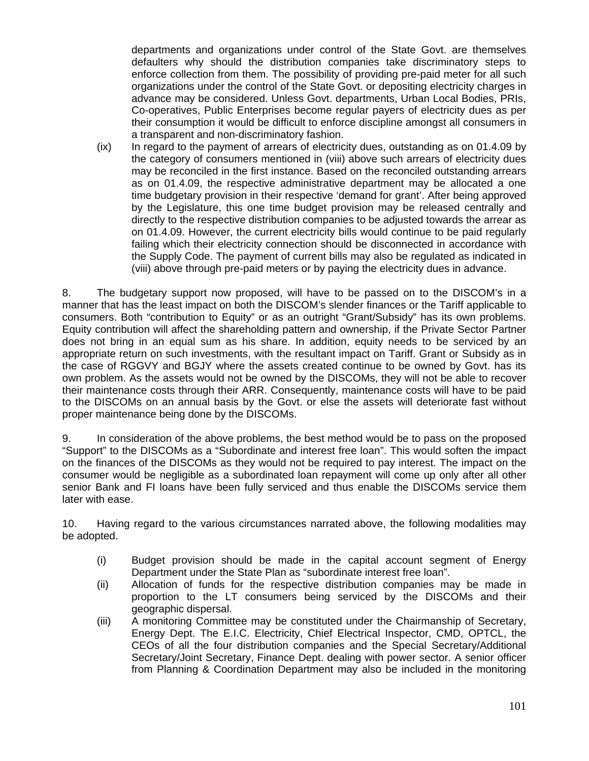departments and organizations under control of the State Govt. are themselves defaulters why should the distribution companies take discriminatory steps to enforce collection from them. The possibility of providing pre-paid meter for all such organizations under the control of the State Govt. or depositing electricity charges in advance may be considered. Unless Govt. departments, Urban Local Bodies, PRIs, Co-operatives, Public Enterprises become regular payers of electricity dues as per their consumption it would be difficult to enforce discipline amongst all consumers in a transparent and non-discriminatory fashion.

(ix) In regard to the payment of arrears of electricity dues, outstanding as on 01.4.09 by the category of consumers mentioned in (viii) above such arrears of electricity dues may be reconciled in the first instance. Based on the reconciled outstanding arrears as on 01.4.09, the respective administrative department may be allocated a one time budgetary provision in their respective 'demand for grant'. After being approved by the Legislature, this one time budget provision may be released centrally and directly to the respective distribution companies to be adjusted towards the arrear as on 01.4.09. However, the current electricity bills would continue to be paid regularly failing which their electricity connection should be disconnected in accordance with the Supply Code. The payment of current bills may also be regulated as indicated in (viii) above through pre-paid meters or by paying the electricity dues in advance.

8. The budgetary support now proposed, will have to be passed on to the DISCOM's in a manner that has the least impact on both the DISCOM's slender finances or the Tariff applicable to consumers. Both "contribution to Equity" or as an outright "Grant/Subsidy" has its own problems. Equity contribution will affect the shareholding pattern and ownership, if the Private Sector Partner does not bring in an equal sum as his share. In addition, equity needs to be serviced by an appropriate return on such investments, with the resultant impact on Tariff. Grant or Subsidy as in the case of RGGVY and BGJY where the assets created continue to be owned by Govt. has its own problem. As the assets would not be owned by the DISCOMs, they will not be able to recover their maintenance costs through their ARR. Consequently, maintenance costs will have to be paid to the DISCOMs on an annual basis by the Govt. or else the assets will deteriorate fast without proper maintenance being done by the DISCOMs.

9. In consideration of the above problems, the best method would be to pass on the proposed "Support" to the DISCOMs as a "Subordinate and interest free loan". This would soften the impact on the finances of the DISCOMs as they would not be required to pay interest. The impact on the consumer would be negligible as a subordinated loan repayment will come up only after all other senior Bank and FI loans have been fully serviced and thus enable the DISCOMs service them later with ease.

10. Having regard to the various circumstances narrated above, the following modalities may be adopted.

(i) Budget provision should be made in the capital account segment of Energy Department under the State Plan as "subordinate interest free loan".

(ii) Allocation of funds for the respective distribution companies may be made in proportion to the LT consumers being serviced by the DISCOMs and their geographic dispersal.

(iii) A monitoring Committee may be constituted under the Chairmanship of Secretary, Energy Dept. The E.I.C. Electricity, Chief Electrical Inspector, CMD, OPTCL, the CEOs of all the four distribution companies and the Special Secretary/Additional Secretary/Joint Secretary, Finance Dept. dealing with power sector. A senior officer from Planning & Coordination Department may also be included in the monitoring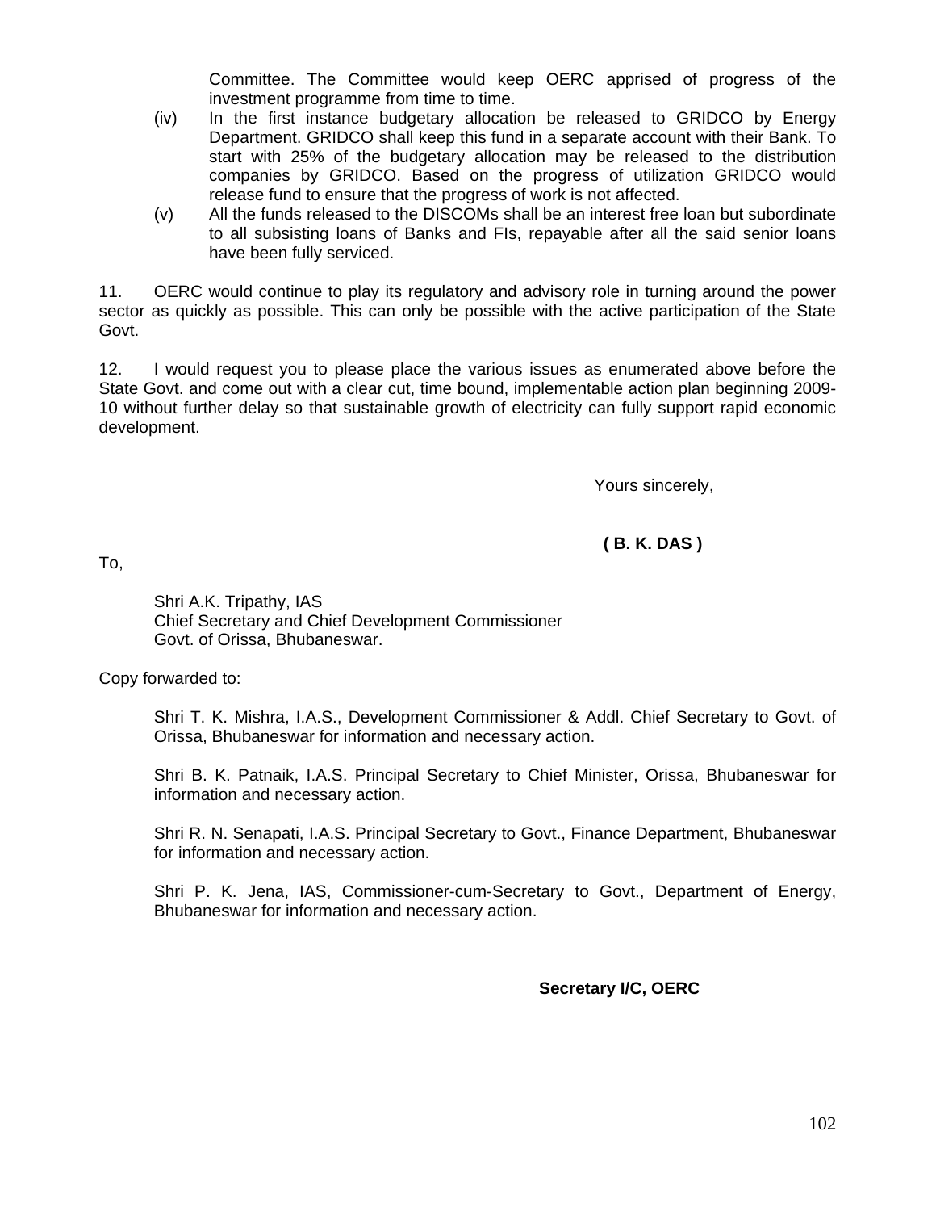Committee. The Committee would keep OERC apprised of progress of the investment programme from time to time.

(iv) In the first instance budgetary allocation be released to GRIDCO by Energy Department. GRIDCO shall keep this fund in a separate account with their Bank. To start with 25% of the budgetary allocation may be released to the distribution companies by GRIDCO. Based on the progress of utilization GRIDCO would release fund to ensure that the progress of work is not affected.

(v) All the funds released to the DISCOMs shall be an interest free loan but subordinate to all subsisting loans of Banks and FIs, repayable after all the said senior loans have been fully serviced.

11. OERC would continue to play its regulatory and advisory role in turning around the power sector as quickly as possible. This can only be possible with the active participation of the State Govt.

12. I would request you to please place the various issues as enumerated above before the State Govt. and come out with a clear cut, time bound, implementable action plan beginning 2009-10 without further delay so that sustainable growth of electricity can fully support rapid economic development.

Yours sincerely,

**( B. K. DAS )**

To,

Shri A.K. Tripathy, IAS
Chief Secretary and Chief Development Commissioner
Govt. of Orissa, Bhubaneswar.

Copy forwarded to:

Shri T. K. Mishra, I.A.S., Development Commissioner & Addl. Chief Secretary to Govt. of Orissa, Bhubaneswar for information and necessary action.

Shri B. K. Patnaik, I.A.S. Principal Secretary to Chief Minister, Orissa, Bhubaneswar for information and necessary action.

Shri R. N. Senapati, I.A.S. Principal Secretary to Govt., Finance Department, Bhubaneswar for information and necessary action.

Shri P. K. Jena, IAS, Commissioner-cum-Secretary to Govt., Department of Energy, Bhubaneswar for information and necessary action.

**Secretary I/C, OERC**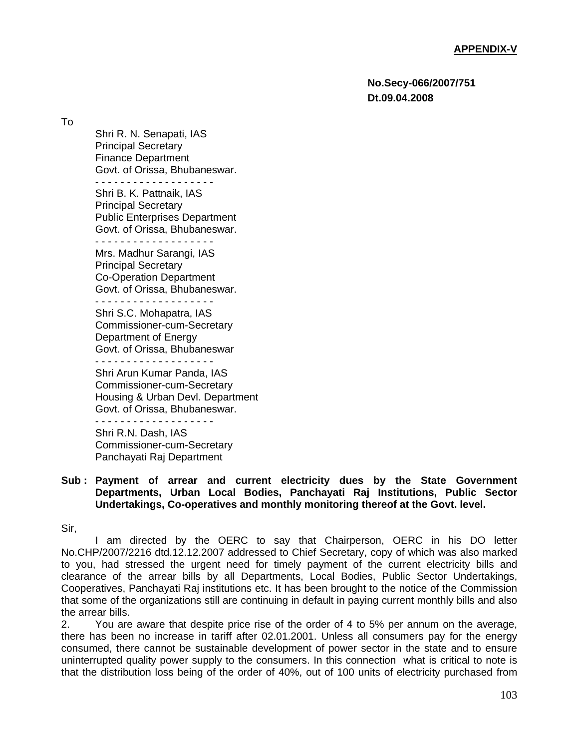**APPENDIX-V**

**No.Secy-066/2007/751**
**Dt.09.04.2008**

To

Shri R. N. Senapati, IAS
Principal Secretary
Finance Department
Govt. of Orissa, Bhubaneswar.

- - - - - - - - - - - - - - - - - - -

Shri B. K. Pattnaik, IAS
Principal Secretary
Public Enterprises Department
Govt. of Orissa, Bhubaneswar.

- - - - - - - - - - - - - - - - - - -

Mrs. Madhur Sarangi, IAS
Principal Secretary
Co-Operation Department
Govt. of Orissa, Bhubaneswar.

- - - - - - - - - - - - - - - - - - -

Shri S.C. Mohapatra, IAS
Commissioner-cum-Secretary
Department of Energy
Govt. of Orissa, Bhubaneswar

- - - - - - - - - - - - - - - - - - -

Shri Arun Kumar Panda, IAS
Commissioner-cum-Secretary
Housing & Urban Devl. Department
Govt. of Orissa, Bhubaneswar.

- - - - - - - - - - - - - - - - - - -

Shri R.N. Dash, IAS
Commissioner-cum-Secretary
Panchayati Raj Department

**Sub : Payment of arrear and current electricity dues by the State Government Departments, Urban Local Bodies, Panchayati Raj Institutions, Public Sector Undertakings, Co-operatives and monthly monitoring thereof at the Govt. level.**

Sir,

I am directed by the OERC to say that Chairperson, OERC in his DO letter No.CHP/2007/2216 dtd.12.12.2007 addressed to Chief Secretary, copy of which was also marked to you, had stressed the urgent need for timely payment of the current electricity bills and clearance of the arrear bills by all Departments, Local Bodies, Public Sector Undertakings, Cooperatives, Panchayati Raj institutions etc. It has been brought to the notice of the Commission that some of the organizations still are continuing in default in paying current monthly bills and also the arrear bills.

2. You are aware that despite price rise of the order of 4 to 5% per annum on the average, there has been no increase in tariff after 02.01.2001. Unless all consumers pay for the energy consumed, there cannot be sustainable development of power sector in the state and to ensure uninterrupted quality power supply to the consumers. In this connection what is critical to note is that the distribution loss being of the order of 40%, out of 100 units of electricity purchased from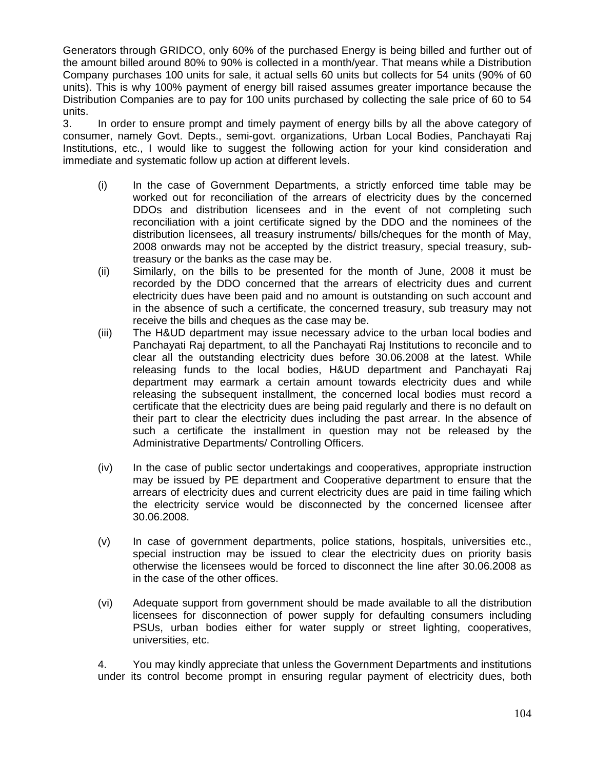Generators through GRIDCO, only 60% of the purchased Energy is being billed and further out of the amount billed around 80% to 90% is collected in a month/year. That means while a Distribution Company purchases 100 units for sale, it actual sells 60 units but collects for 54 units (90% of 60 units). This is why 100% payment of energy bill raised assumes greater importance because the Distribution Companies are to pay for 100 units purchased by collecting the sale price of 60 to 54 units.

3. In order to ensure prompt and timely payment of energy bills by all the above category of consumer, namely Govt. Depts., semi-govt. organizations, Urban Local Bodies, Panchayati Raj Institutions, etc., I would like to suggest the following action for your kind consideration and immediate and systematic follow up action at different levels.

(i) In the case of Government Departments, a strictly enforced time table may be worked out for reconciliation of the arrears of electricity dues by the concerned DDOs and distribution licensees and in the event of not completing such reconciliation with a joint certificate signed by the DDO and the nominees of the distribution licensees, all treasury instruments/ bills/cheques for the month of May, 2008 onwards may not be accepted by the district treasury, special treasury, sub-treasury or the banks as the case may be.

(ii) Similarly, on the bills to be presented for the month of June, 2008 it must be recorded by the DDO concerned that the arrears of electricity dues and current electricity dues have been paid and no amount is outstanding on such account and in the absence of such a certificate, the concerned treasury, sub treasury may not receive the bills and cheques as the case may be.

(iii) The H&UD department may issue necessary advice to the urban local bodies and Panchayati Raj department, to all the Panchayati Raj Institutions to reconcile and to clear all the outstanding electricity dues before 30.06.2008 at the latest. While releasing funds to the local bodies, H&UD department and Panchayati Raj department may earmark a certain amount towards electricity dues and while releasing the subsequent installment, the concerned local bodies must record a certificate that the electricity dues are being paid regularly and there is no default on their part to clear the electricity dues including the past arrear. In the absence of such a certificate the installment in question may not be released by the Administrative Departments/ Controlling Officers.

(iv) In the case of public sector undertakings and cooperatives, appropriate instruction may be issued by PE department and Cooperative department to ensure that the arrears of electricity dues and current electricity dues are paid in time failing which the electricity service would be disconnected by the concerned licensee after 30.06.2008.

(v) In case of government departments, police stations, hospitals, universities etc., special instruction may be issued to clear the electricity dues on priority basis otherwise the licensees would be forced to disconnect the line after 30.06.2008 as in the case of the other offices.

(vi) Adequate support from government should be made available to all the distribution licensees for disconnection of power supply for defaulting consumers including PSUs, urban bodies either for water supply or street lighting, cooperatives, universities, etc.

4. You may kindly appreciate that unless the Government Departments and institutions under its control become prompt in ensuring regular payment of electricity dues, both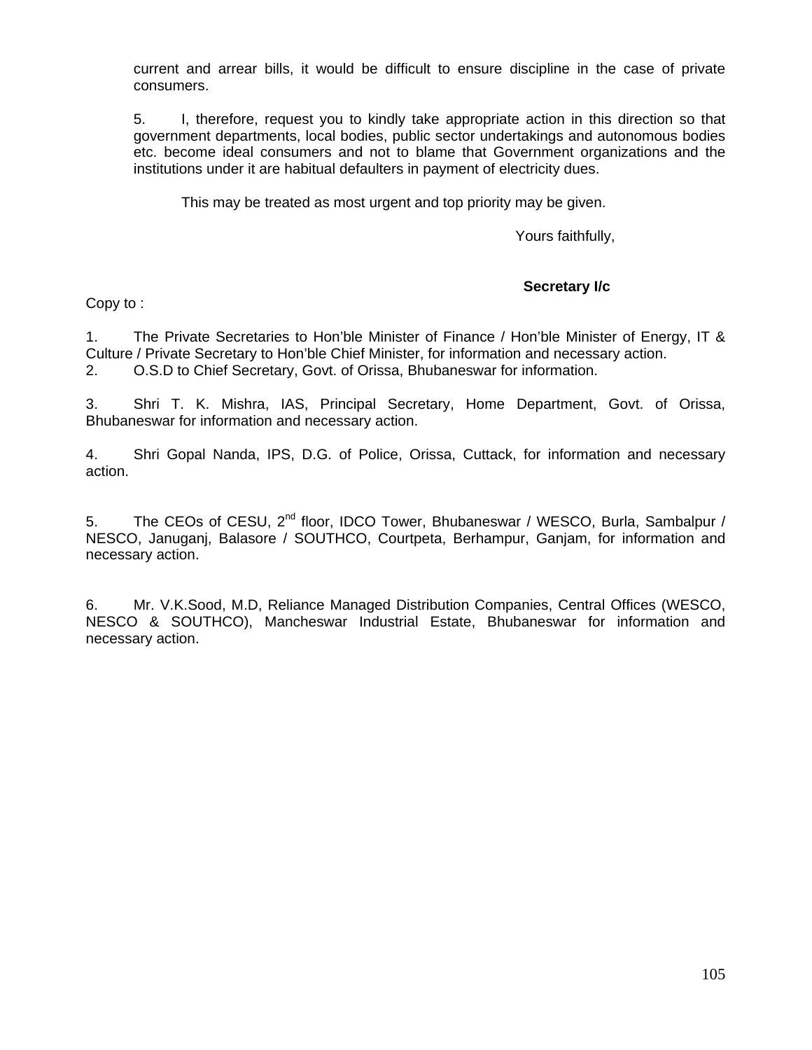current and arrear bills, it would be difficult to ensure discipline in the case of private consumers.

5. I, therefore, request you to kindly take appropriate action in this direction so that government departments, local bodies, public sector undertakings and autonomous bodies etc. become ideal consumers and not to blame that Government organizations and the institutions under it are habitual defaulters in payment of electricity dues.

This may be treated as most urgent and top priority may be given.

Yours faithfully,

**Secretary I/c**

Copy to :

1. The Private Secretaries to Hon'ble Minister of Finance / Hon'ble Minister of Energy, IT & Culture / Private Secretary to Hon'ble Chief Minister, for information and necessary action.
2. O.S.D to Chief Secretary, Govt. of Orissa, Bhubaneswar for information.
3. Shri T. K. Mishra, IAS, Principal Secretary, Home Department, Govt. of Orissa, Bhubaneswar for information and necessary action.
4. Shri Gopal Nanda, IPS, D.G. of Police, Orissa, Cuttack, for information and necessary action.
5. The CEOs of CESU, 2nd floor, IDCO Tower, Bhubaneswar / WESCO, Burla, Sambalpur / NESCO, Januganj, Balasore / SOUTHCO, Courtpeta, Berhampur, Ganjam, for information and necessary action.
6. Mr. V.K.Sood, M.D, Reliance Managed Distribution Companies, Central Offices (WESCO, NESCO & SOUTHCO), Mancheswar Industrial Estate, Bhubaneswar for information and necessary action.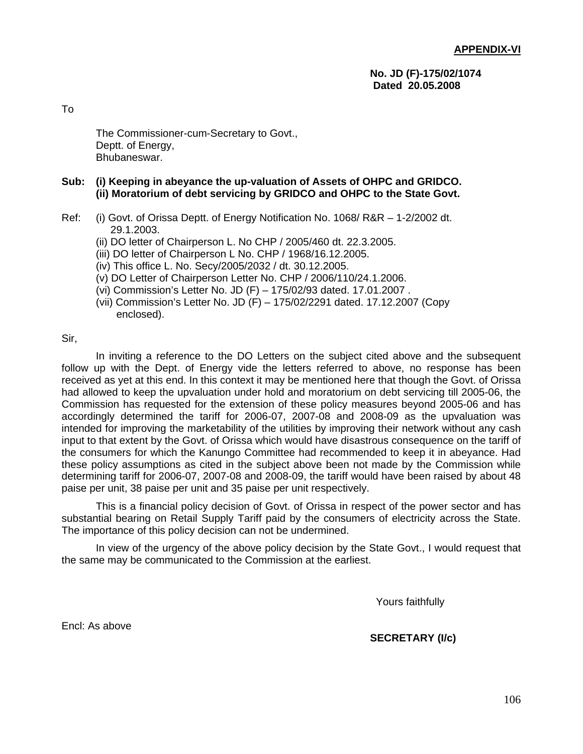**APPENDIX-VI**

**No. JD (F)-175/02/1074**
**Dated 20.05.2008**

To

The Commissioner-cum-Secretary to Govt.,
Deptt. of Energy,
Bhubaneswar.

**Sub: (i) Keeping in abeyance the up-valuation of Assets of OHPC and GRIDCO.**
**(ii) Moratorium of debt servicing by GRIDCO and OHPC to the State Govt.**

Ref: (i) Govt. of Orissa Deptt. of Energy Notification No. 1068/ R&R – 1-2/2002 dt. 29.1.2003.
(ii) DO letter of Chairperson L. No CHP / 2005/460 dt. 22.3.2005.
(iii) DO letter of Chairperson L No. CHP / 1968/16.12.2005.
(iv) This office L. No. Secy/2005/2032 / dt. 30.12.2005.
(v) DO Letter of Chairperson Letter No. CHP / 2006/110/24.1.2006.
(vi) Commission's Letter No. JD (F) – 175/02/93 dated. 17.01.2007 .
(vii) Commission's Letter No. JD (F) – 175/02/2291 dated. 17.12.2007 (Copy enclosed).

Sir,

In inviting a reference to the DO Letters on the subject cited above and the subsequent follow up with the Dept. of Energy vide the letters referred to above, no response has been received as yet at this end. In this context it may be mentioned here that though the Govt. of Orissa had allowed to keep the upvaluation under hold and moratorium on debt servicing till 2005-06, the Commission has requested for the extension of these policy measures beyond 2005-06 and has accordingly determined the tariff for 2006-07, 2007-08 and 2008-09 as the upvaluation was intended for improving the marketability of the utilities by improving their network without any cash input to that extent by the Govt. of Orissa which would have disastrous consequence on the tariff of the consumers for which the Kanungo Committee had recommended to keep it in abeyance. Had these policy assumptions as cited in the subject above been not made by the Commission while determining tariff for 2006-07, 2007-08 and 2008-09, the tariff would have been raised by about 48 paise per unit, 38 paise per unit and 35 paise per unit respectively.

This is a financial policy decision of Govt. of Orissa in respect of the power sector and has substantial bearing on Retail Supply Tariff paid by the consumers of electricity across the State. The importance of this policy decision can not be undermined.

In view of the urgency of the above policy decision by the State Govt., I would request that the same may be communicated to the Commission at the earliest.

Yours faithfully

Encl: As above

**SECRETARY (I/c)**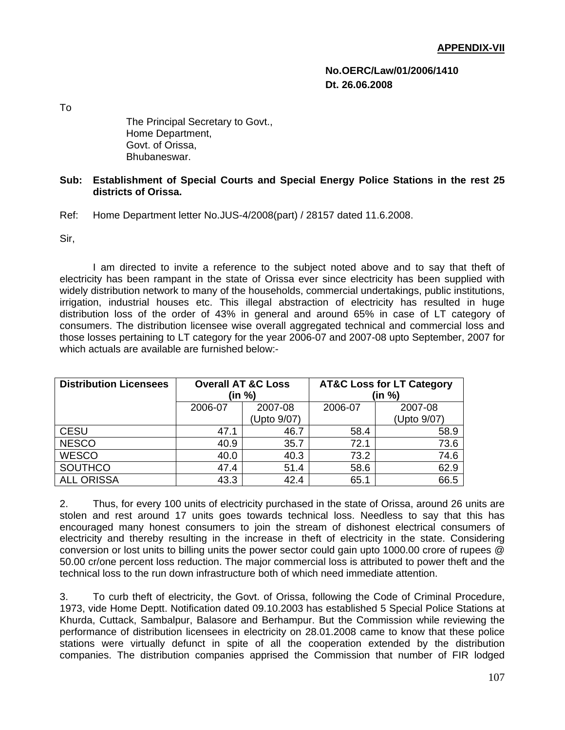**APPENDIX-VII**

**No.OERC/Law/01/2006/1410**
**Dt. 26.06.2008**

To

The Principal Secretary to Govt.,
Home Department,
Govt. of Orissa,
Bhubaneswar.

**Sub: Establishment of Special Courts and Special Energy Police Stations in the rest 25 districts of Orissa.**

Ref: Home Department letter No.JUS-4/2008(part) / 28157 dated 11.6.2008.

Sir,

I am directed to invite a reference to the subject noted above and to say that theft of electricity has been rampant in the state of Orissa ever since electricity has been supplied with widely distribution network to many of the households, commercial undertakings, public institutions, irrigation, industrial houses etc. This illegal abstraction of electricity has resulted in huge distribution loss of the order of 43% in general and around 65% in case of LT category of consumers. The distribution licensee wise overall aggregated technical and commercial loss and those losses pertaining to LT category for the year 2006-07 and 2007-08 upto September, 2007 for which actuals are available are furnished below:-

| Distribution Licensees | Overall AT &C Loss (in %) | | AT&C Loss for LT Category (in %) | |
|---|---|---|---|---|
| | 2006-07 | 2007-08 (Upto 9/07) | 2006-07 | 2007-08 (Upto 9/07) |
| CESU | 47.1 | 46.7 | 58.4 | 58.9 |
| NESCO | 40.9 | 35.7 | 72.1 | 73.6 |
| WESCO | 40.0 | 40.3 | 73.2 | 74.6 |
| SOUTHCO | 47.4 | 51.4 | 58.6 | 62.9 |
| ALL ORISSA | 43.3 | 42.4 | 65.1 | 66.5 |

2. Thus, for every 100 units of electricity purchased in the state of Orissa, around 26 units are stolen and rest around 17 units goes towards technical loss. Needless to say that this has encouraged many honest consumers to join the stream of dishonest electrical consumers of electricity and thereby resulting in the increase in theft of electricity in the state. Considering conversion or lost units to billing units the power sector could gain upto 1000.00 crore of rupees @ 50.00 cr/one percent loss reduction. The major commercial loss is attributed to power theft and the technical loss to the run down infrastructure both of which need immediate attention.

3. To curb theft of electricity, the Govt. of Orissa, following the Code of Criminal Procedure, 1973, vide Home Deptt. Notification dated 09.10.2003 has established 5 Special Police Stations at Khurda, Cuttack, Sambalpur, Balasore and Berhampur. But the Commission while reviewing the performance of distribution licensees in electricity on 28.01.2008 came to know that these police stations were virtually defunct in spite of all the cooperation extended by the distribution companies. The distribution companies apprised the Commission that number of FIR lodged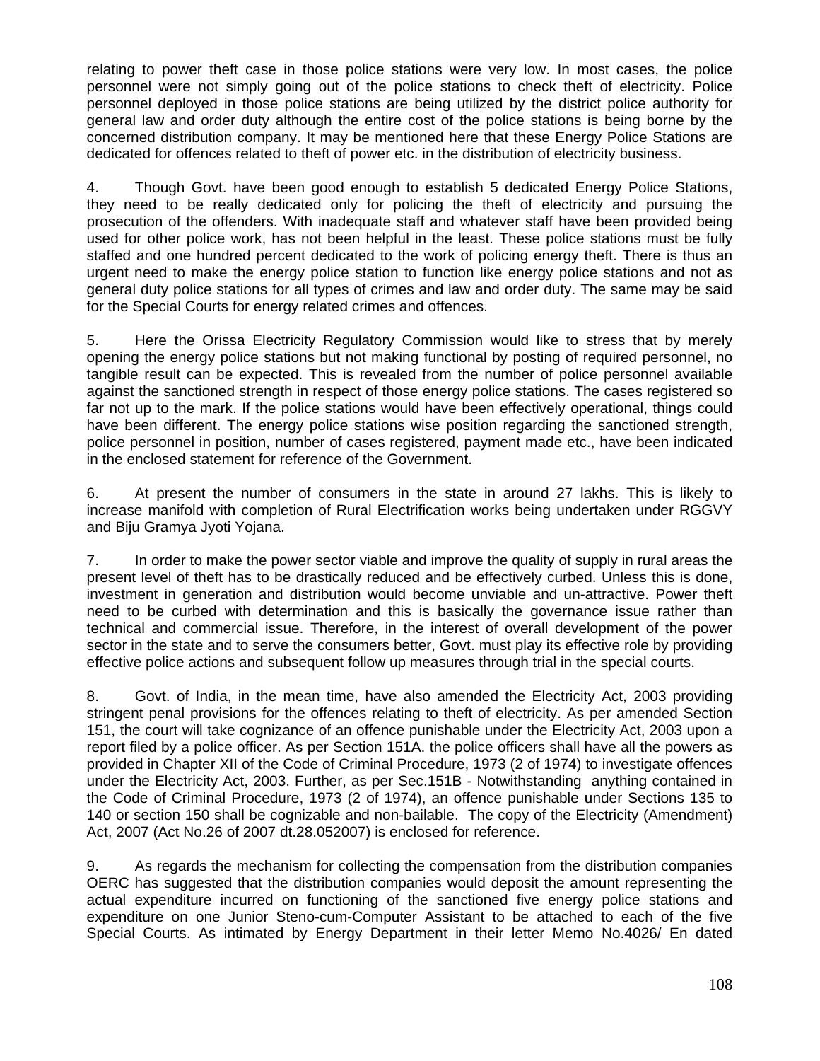relating to power theft case in those police stations were very low. In most cases, the police personnel were not simply going out of the police stations to check theft of electricity. Police personnel deployed in those police stations are being utilized by the district police authority for general law and order duty although the entire cost of the police stations is being borne by the concerned distribution company. It may be mentioned here that these Energy Police Stations are dedicated for offences related to theft of power etc. in the distribution of electricity business.

4. Though Govt. have been good enough to establish 5 dedicated Energy Police Stations, they need to be really dedicated only for policing the theft of electricity and pursuing the prosecution of the offenders. With inadequate staff and whatever staff have been provided being used for other police work, has not been helpful in the least. These police stations must be fully staffed and one hundred percent dedicated to the work of policing energy theft. There is thus an urgent need to make the energy police station to function like energy police stations and not as general duty police stations for all types of crimes and law and order duty. The same may be said for the Special Courts for energy related crimes and offences.

5. Here the Orissa Electricity Regulatory Commission would like to stress that by merely opening the energy police stations but not making functional by posting of required personnel, no tangible result can be expected. This is revealed from the number of police personnel available against the sanctioned strength in respect of those energy police stations. The cases registered so far not up to the mark. If the police stations would have been effectively operational, things could have been different. The energy police stations wise position regarding the sanctioned strength, police personnel in position, number of cases registered, payment made etc., have been indicated in the enclosed statement for reference of the Government.

6. At present the number of consumers in the state in around 27 lakhs. This is likely to increase manifold with completion of Rural Electrification works being undertaken under RGGVY and Biju Gramya Jyoti Yojana.

7. In order to make the power sector viable and improve the quality of supply in rural areas the present level of theft has to be drastically reduced and be effectively curbed. Unless this is done, investment in generation and distribution would become unviable and un-attractive. Power theft need to be curbed with determination and this is basically the governance issue rather than technical and commercial issue. Therefore, in the interest of overall development of the power sector in the state and to serve the consumers better, Govt. must play its effective role by providing effective police actions and subsequent follow up measures through trial in the special courts.

8. Govt. of India, in the mean time, have also amended the Electricity Act, 2003 providing stringent penal provisions for the offences relating to theft of electricity. As per amended Section 151, the court will take cognizance of an offence punishable under the Electricity Act, 2003 upon a report filed by a police officer. As per Section 151A. the police officers shall have all the powers as provided in Chapter XII of the Code of Criminal Procedure, 1973 (2 of 1974) to investigate offences under the Electricity Act, 2003. Further, as per Sec.151B - Notwithstanding anything contained in the Code of Criminal Procedure, 1973 (2 of 1974), an offence punishable under Sections 135 to 140 or section 150 shall be cognizable and non-bailable. The copy of the Electricity (Amendment) Act, 2007 (Act No.26 of 2007 dt.28.052007) is enclosed for reference.

9. As regards the mechanism for collecting the compensation from the distribution companies OERC has suggested that the distribution companies would deposit the amount representing the actual expenditure incurred on functioning of the sanctioned five energy police stations and expenditure on one Junior Steno-cum-Computer Assistant to be attached to each of the five Special Courts. As intimated by Energy Department in their letter Memo No.4026/ En dated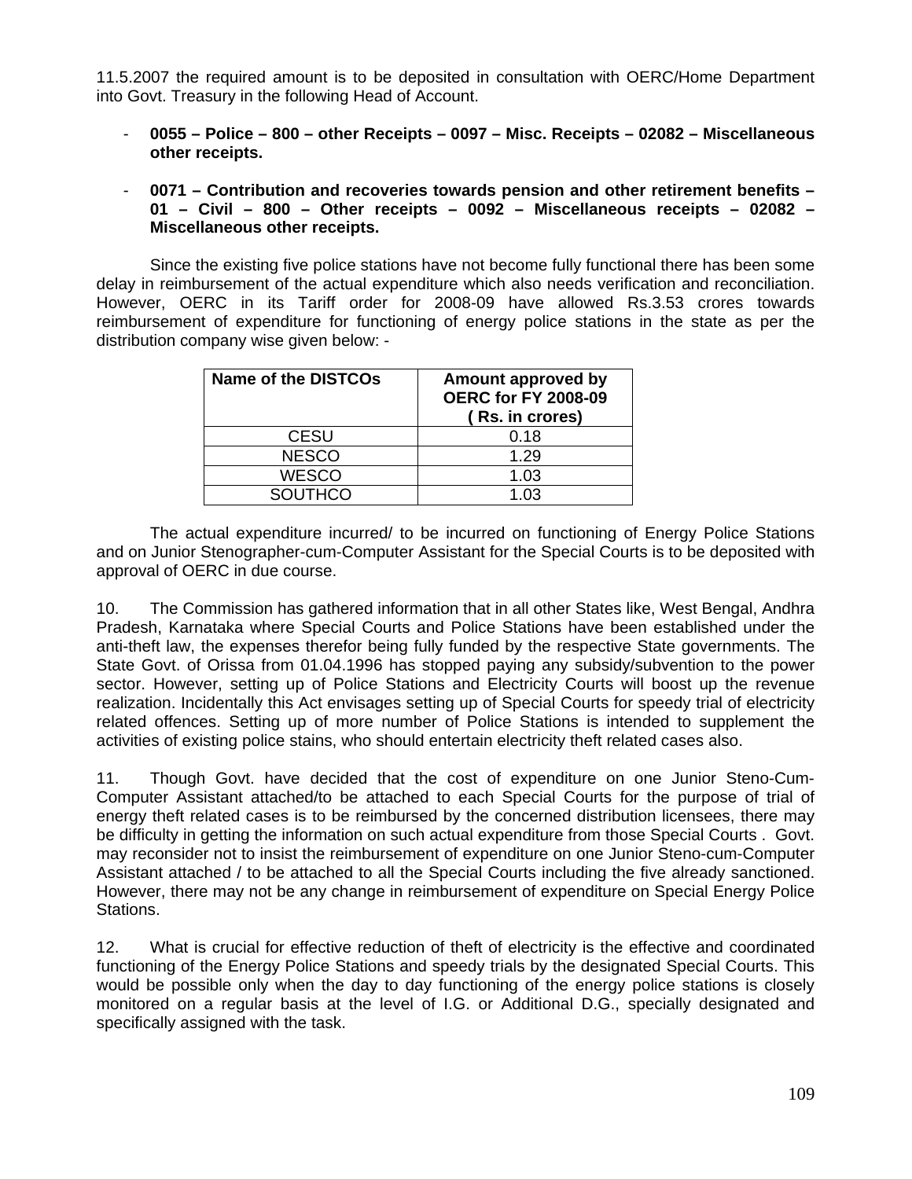11.5.2007 the required amount is to be deposited in consultation with OERC/Home Department into Govt. Treasury in the following Head of Account.

- **0055 – Police – 800 – other Receipts – 0097 – Misc. Receipts – 02082 – Miscellaneous other receipts.**

- **0071 – Contribution and recoveries towards pension and other retirement benefits – 01 – Civil – 800 – Other receipts – 0092 – Miscellaneous receipts – 02082 – Miscellaneous other receipts.**

Since the existing five police stations have not become fully functional there has been some delay in reimbursement of the actual expenditure which also needs verification and reconciliation. However, OERC in its Tariff order for 2008-09 have allowed Rs.3.53 crores towards reimbursement of expenditure for functioning of energy police stations in the state as per the distribution company wise given below: -

| Name of the DISTCOs | Amount approved by OERC for FY 2008-09 ( Rs. in crores) |
|---|---|
| CESU | 0.18 |
| NESCO | 1.29 |
| WESCO | 1.03 |
| SOUTHCO | 1.03 |

The actual expenditure incurred/ to be incurred on functioning of Energy Police Stations and on Junior Stenographer-cum-Computer Assistant for the Special Courts is to be deposited with approval of OERC in due course.

10. The Commission has gathered information that in all other States like, West Bengal, Andhra Pradesh, Karnataka where Special Courts and Police Stations have been established under the anti-theft law, the expenses therefor being fully funded by the respective State governments. The State Govt. of Orissa from 01.04.1996 has stopped paying any subsidy/subvention to the power sector. However, setting up of Police Stations and Electricity Courts will boost up the revenue realization. Incidentally this Act envisages setting up of Special Courts for speedy trial of electricity related offences. Setting up of more number of Police Stations is intended to supplement the activities of existing police stains, who should entertain electricity theft related cases also.

11. Though Govt. have decided that the cost of expenditure on one Junior Steno-Cum-Computer Assistant attached/to be attached to each Special Courts for the purpose of trial of energy theft related cases is to be reimbursed by the concerned distribution licensees, there may be difficulty in getting the information on such actual expenditure from those Special Courts . Govt. may reconsider not to insist the reimbursement of expenditure on one Junior Steno-cum-Computer Assistant attached / to be attached to all the Special Courts including the five already sanctioned. However, there may not be any change in reimbursement of expenditure on Special Energy Police Stations.

12. What is crucial for effective reduction of theft of electricity is the effective and coordinated functioning of the Energy Police Stations and speedy trials by the designated Special Courts. This would be possible only when the day to day functioning of the energy police stations is closely monitored on a regular basis at the level of I.G. or Additional D.G., specially designated and specifically assigned with the task.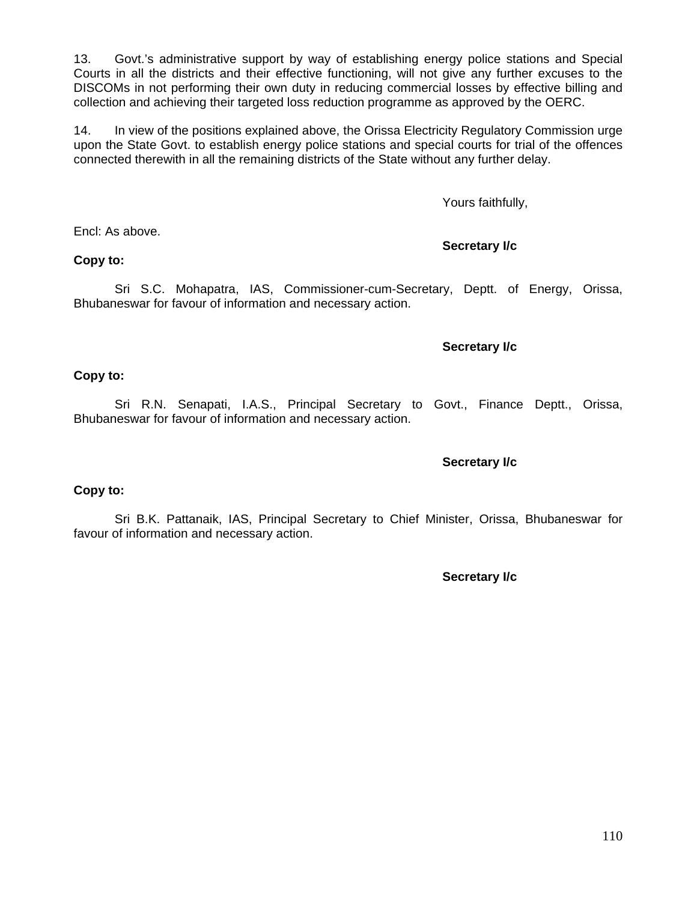13. Govt.'s administrative support by way of establishing energy police stations and Special Courts in all the districts and their effective functioning, will not give any further excuses to the DISCOMs in not performing their own duty in reducing commercial losses by effective billing and collection and achieving their targeted loss reduction programme as approved by the OERC.

14. In view of the positions explained above, the Orissa Electricity Regulatory Commission urge upon the State Govt. to establish energy police stations and special courts for trial of the offences connected therewith in all the remaining districts of the State without any further delay.

Yours faithfully,

Encl: As above.

**Secretary I/c**

**Copy to:**

Sri S.C. Mohapatra, IAS, Commissioner-cum-Secretary, Deptt. of Energy, Orissa, Bhubaneswar for favour of information and necessary action.

**Secretary I/c**

**Copy to:**

Sri R.N. Senapati, I.A.S., Principal Secretary to Govt., Finance Deptt., Orissa, Bhubaneswar for favour of information and necessary action.

**Secretary I/c**

**Copy to:**

Sri B.K. Pattanaik, IAS, Principal Secretary to Chief Minister, Orissa, Bhubaneswar for favour of information and necessary action.

**Secretary I/c**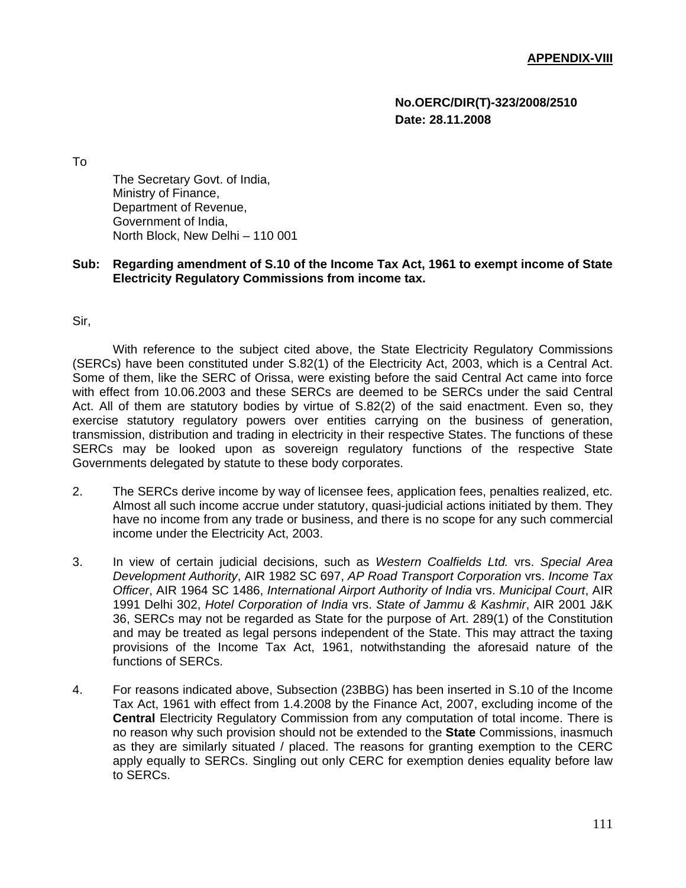**APPENDIX-VIII**

**No.OERC/DIR(T)-323/2008/2510**
**Date: 28.11.2008**

To

The Secretary Govt. of India,
Ministry of Finance,
Department of Revenue,
Government of India,
North Block, New Delhi – 110 001

**Sub: Regarding amendment of S.10 of the Income Tax Act, 1961 to exempt income of State Electricity Regulatory Commissions from income tax.**

Sir,

With reference to the subject cited above, the State Electricity Regulatory Commissions (SERCs) have been constituted under S.82(1) of the Electricity Act, 2003, which is a Central Act. Some of them, like the SERC of Orissa, were existing before the said Central Act came into force with effect from 10.06.2003 and these SERCs are deemed to be SERCs under the said Central Act. All of them are statutory bodies by virtue of S.82(2) of the said enactment. Even so, they exercise statutory regulatory powers over entities carrying on the business of generation, transmission, distribution and trading in electricity in their respective States. The functions of these SERCs may be looked upon as sovereign regulatory functions of the respective State Governments delegated by statute to these body corporates.

2. The SERCs derive income by way of licensee fees, application fees, penalties realized, etc. Almost all such income accrue under statutory, quasi-judicial actions initiated by them. They have no income from any trade or business, and there is no scope for any such commercial income under the Electricity Act, 2003.

3. In view of certain judicial decisions, such as *Western Coalfields Ltd.* vrs. *Special Area Development Authority*, AIR 1982 SC 697, *AP Road Transport Corporation* vrs. *Income Tax Officer*, AIR 1964 SC 1486, *International Airport Authority of India* vrs. *Municipal Court*, AIR 1991 Delhi 302, *Hotel Corporation of India* vrs. *State of Jammu & Kashmir*, AIR 2001 J&K 36, SERCs may not be regarded as State for the purpose of Art. 289(1) of the Constitution and may be treated as legal persons independent of the State. This may attract the taxing provisions of the Income Tax Act, 1961, notwithstanding the aforesaid nature of the functions of SERCs.

4. For reasons indicated above, Subsection (23BBG) has been inserted in S.10 of the Income Tax Act, 1961 with effect from 1.4.2008 by the Finance Act, 2007, excluding income of the **Central** Electricity Regulatory Commission from any computation of total income. There is no reason why such provision should not be extended to the **State** Commissions, inasmuch as they are similarly situated / placed. The reasons for granting exemption to the CERC apply equally to SERCs. Singling out only CERC for exemption denies equality before law to SERCs.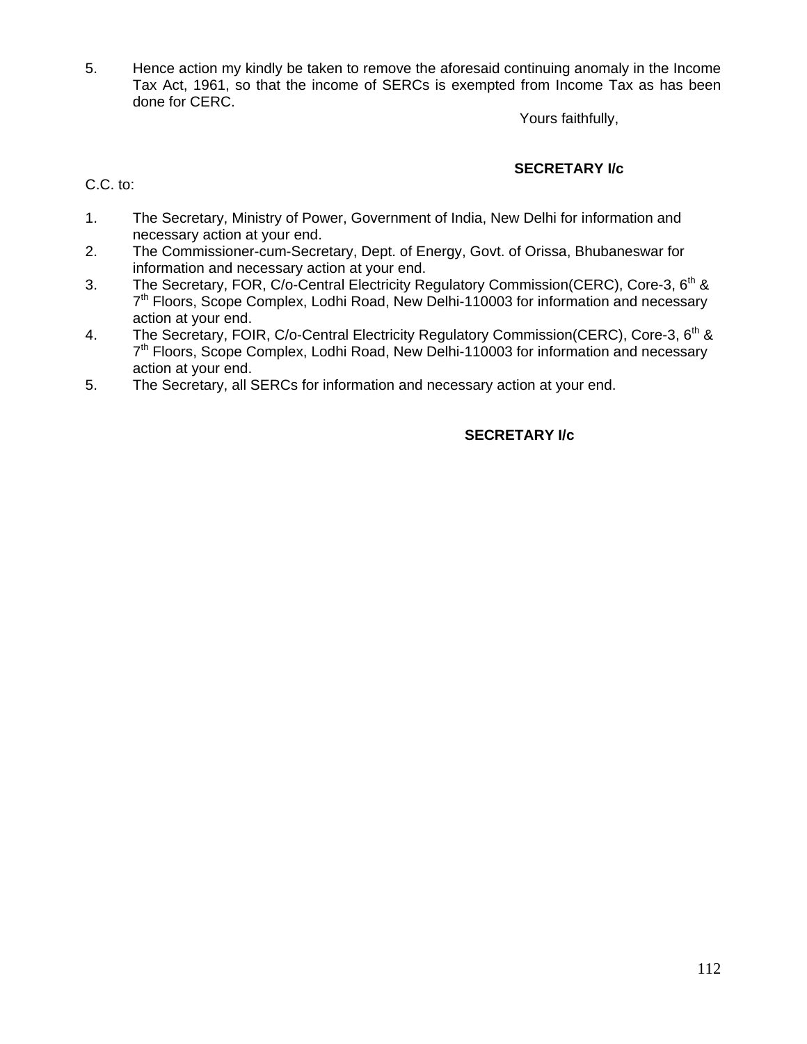5. Hence action my kindly be taken to remove the aforesaid continuing anomaly in the Income Tax Act, 1961, so that the income of SERCs is exempted from Income Tax as has been done for CERC.

Yours faithfully,

**SECRETARY I/c**

C.C. to:

1. The Secretary, Ministry of Power, Government of India, New Delhi for information and necessary action at your end.
2. The Commissioner-cum-Secretary, Dept. of Energy, Govt. of Orissa, Bhubaneswar for information and necessary action at your end.
3. The Secretary, FOR, C/o-Central Electricity Regulatory Commission(CERC), Core-3, 6th & 7th Floors, Scope Complex, Lodhi Road, New Delhi-110003 for information and necessary action at your end.
4. The Secretary, FOIR, C/o-Central Electricity Regulatory Commission(CERC), Core-3, 6th & 7th Floors, Scope Complex, Lodhi Road, New Delhi-110003 for information and necessary action at your end.
5. The Secretary, all SERCs for information and necessary action at your end.

**SECRETARY I/c**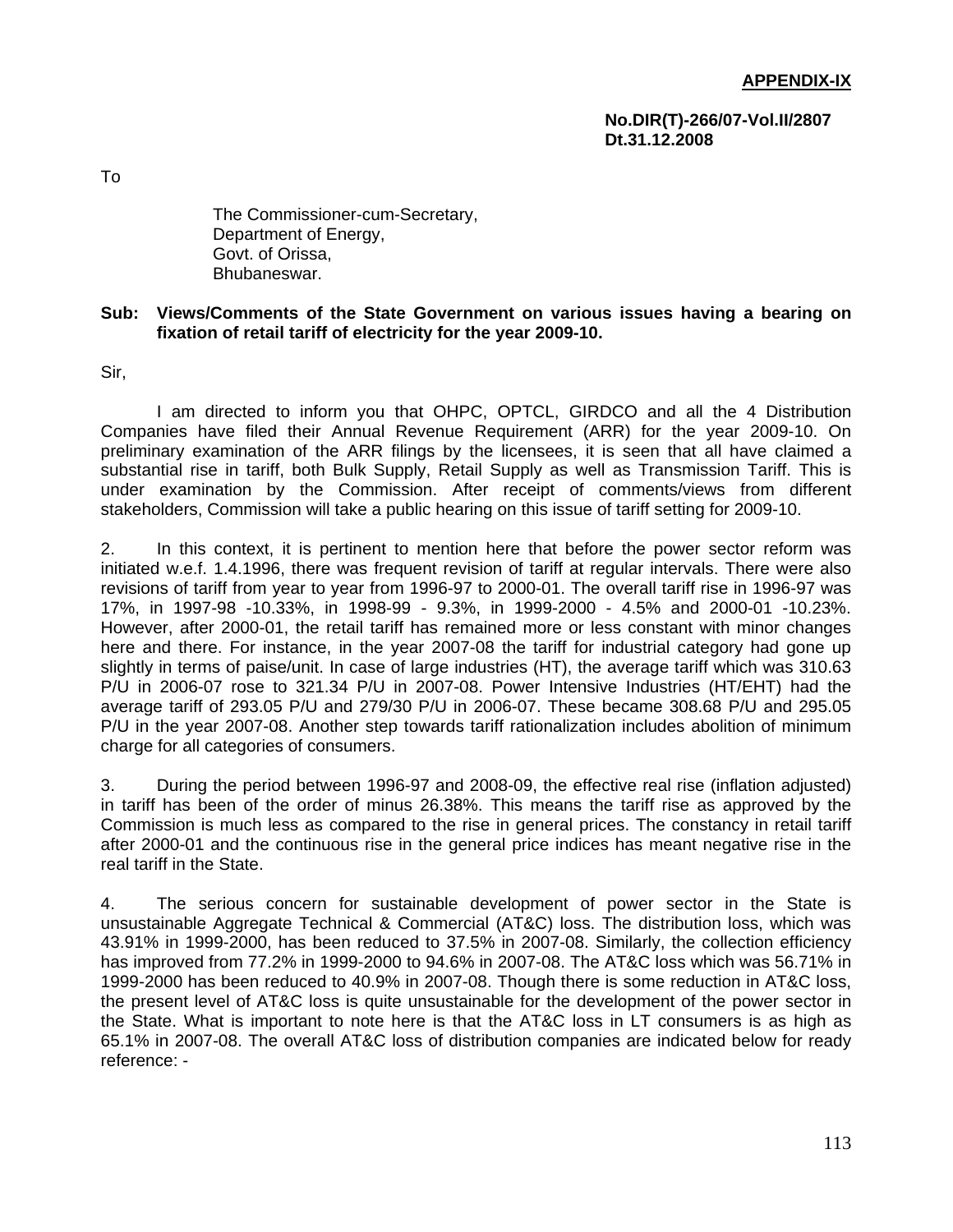**APPENDIX-IX**

**No.DIR(T)-266/07-Vol.II/2807**
**Dt.31.12.2008**

To

The Commissioner-cum-Secretary,
Department of Energy,
Govt. of Orissa,
Bhubaneswar.

**Sub: Views/Comments of the State Government on various issues having a bearing on fixation of retail tariff of electricity for the year 2009-10.**

Sir,

I am directed to inform you that OHPC, OPTCL, GIRDCO and all the 4 Distribution Companies have filed their Annual Revenue Requirement (ARR) for the year 2009-10. On preliminary examination of the ARR filings by the licensees, it is seen that all have claimed a substantial rise in tariff, both Bulk Supply, Retail Supply as well as Transmission Tariff. This is under examination by the Commission. After receipt of comments/views from different stakeholders, Commission will take a public hearing on this issue of tariff setting for 2009-10.

2. In this context, it is pertinent to mention here that before the power sector reform was initiated w.e.f. 1.4.1996, there was frequent revision of tariff at regular intervals. There were also revisions of tariff from year to year from 1996-97 to 2000-01. The overall tariff rise in 1996-97 was 17%, in 1997-98 -10.33%, in 1998-99 - 9.3%, in 1999-2000 - 4.5% and 2000-01 -10.23%. However, after 2000-01, the retail tariff has remained more or less constant with minor changes here and there. For instance, in the year 2007-08 the tariff for industrial category had gone up slightly in terms of paise/unit. In case of large industries (HT), the average tariff which was 310.63 P/U in 2006-07 rose to 321.34 P/U in 2007-08. Power Intensive Industries (HT/EHT) had the average tariff of 293.05 P/U and 279/30 P/U in 2006-07. These became 308.68 P/U and 295.05 P/U in the year 2007-08. Another step towards tariff rationalization includes abolition of minimum charge for all categories of consumers.

3. During the period between 1996-97 and 2008-09, the effective real rise (inflation adjusted) in tariff has been of the order of minus 26.38%. This means the tariff rise as approved by the Commission is much less as compared to the rise in general prices. The constancy in retail tariff after 2000-01 and the continuous rise in the general price indices has meant negative rise in the real tariff in the State.

4. The serious concern for sustainable development of power sector in the State is unsustainable Aggregate Technical & Commercial (AT&C) loss. The distribution loss, which was 43.91% in 1999-2000, has been reduced to 37.5% in 2007-08. Similarly, the collection efficiency has improved from 77.2% in 1999-2000 to 94.6% in 2007-08. The AT&C loss which was 56.71% in 1999-2000 has been reduced to 40.9% in 2007-08. Though there is some reduction in AT&C loss, the present level of AT&C loss is quite unsustainable for the development of the power sector in the State. What is important to note here is that the AT&C loss in LT consumers is as high as 65.1% in 2007-08. The overall AT&C loss of distribution companies are indicated below for ready reference: -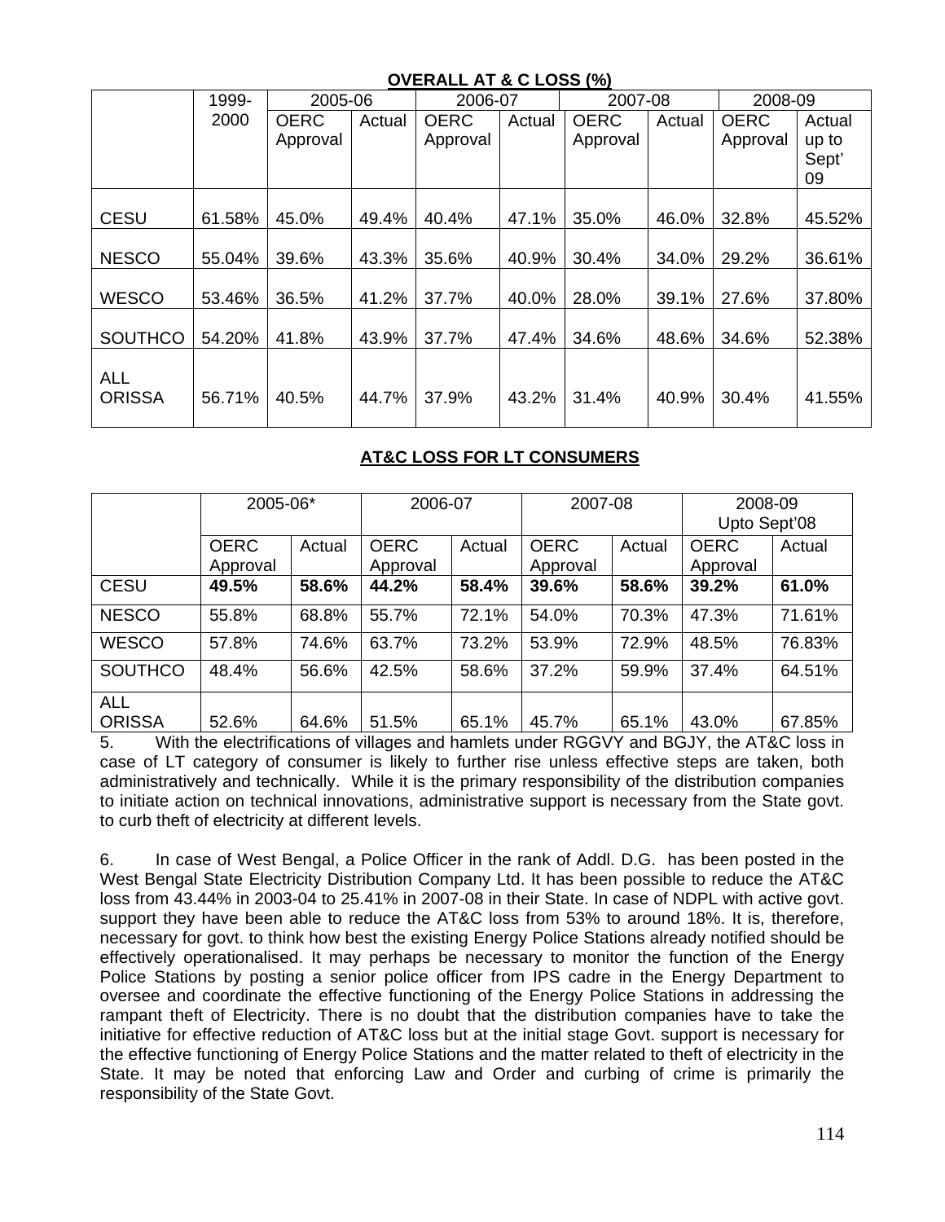**OVERALL AT & C LOSS (%)**

| | 1999-2000 | 2005-06 | | 2006-07 | | 2007-08 | | 2008-09 | |
|---|---|---|---|---|---|---|---|---|---|
| | | OERC Approval | Actual | OERC Approval | Actual | OERC Approval | Actual | OERC Approval | Actual up to Sept' 09 |
| CESU | 61.58% | 45.0% | 49.4% | 40.4% | 47.1% | 35.0% | 46.0% | 32.8% | 45.52% |
| NESCO | 55.04% | 39.6% | 43.3% | 35.6% | 40.9% | 30.4% | 34.0% | 29.2% | 36.61% |
| WESCO | 53.46% | 36.5% | 41.2% | 37.7% | 40.0% | 28.0% | 39.1% | 27.6% | 37.80% |
| SOUTHCO | 54.20% | 41.8% | 43.9% | 37.7% | 47.4% | 34.6% | 48.6% | 34.6% | 52.38% |
| ALL ORISSA | 56.71% | 40.5% | 44.7% | 37.9% | 43.2% | 31.4% | 40.9% | 30.4% | 41.55% |

**AT&C LOSS FOR LT CONSUMERS**

| | 2005-06* | | 2006-07 | | 2007-08 | | 2008-09 Upto Sept'08 | |
|---|---|---|---|---|---|---|---|---|
| | OERC Approval | Actual | OERC Approval | Actual | OERC Approval | Actual | OERC Approval | Actual |
| CESU | **49.5%** | **58.6%** | **44.2%** | **58.4%** | **39.6%** | **58.6%** | **39.2%** | **61.0%** |
| NESCO | 55.8% | 68.8% | 55.7% | 72.1% | 54.0% | 70.3% | 47.3% | 71.61% |
| WESCO | 57.8% | 74.6% | 63.7% | 73.2% | 53.9% | 72.9% | 48.5% | 76.83% |
| SOUTHCO | 48.4% | 56.6% | 42.5% | 58.6% | 37.2% | 59.9% | 37.4% | 64.51% |
| ALL ORISSA | 52.6% | 64.6% | 51.5% | 65.1% | 45.7% | 65.1% | 43.0% | 67.85% |

5. With the electrifications of villages and hamlets under RGGVY and BGJY, the AT&C loss in case of LT category of consumer is likely to further rise unless effective steps are taken, both administratively and technically. While it is the primary responsibility of the distribution companies to initiate action on technical innovations, administrative support is necessary from the State govt. to curb theft of electricity at different levels.

6. In case of West Bengal, a Police Officer in the rank of Addl. D.G. has been posted in the West Bengal State Electricity Distribution Company Ltd. It has been possible to reduce the AT&C loss from 43.44% in 2003-04 to 25.41% in 2007-08 in their State. In case of NDPL with active govt. support they have been able to reduce the AT&C loss from 53% to around 18%. It is, therefore, necessary for govt. to think how best the existing Energy Police Stations already notified should be effectively operationalised. It may perhaps be necessary to monitor the function of the Energy Police Stations by posting a senior police officer from IPS cadre in the Energy Department to oversee and coordinate the effective functioning of the Energy Police Stations in addressing the rampant theft of Electricity. There is no doubt that the distribution companies have to take the initiative for effective reduction of AT&C loss but at the initial stage Govt. support is necessary for the effective functioning of Energy Police Stations and the matter related to theft of electricity in the State. It may be noted that enforcing Law and Order and curbing of crime is primarily the responsibility of the State Govt.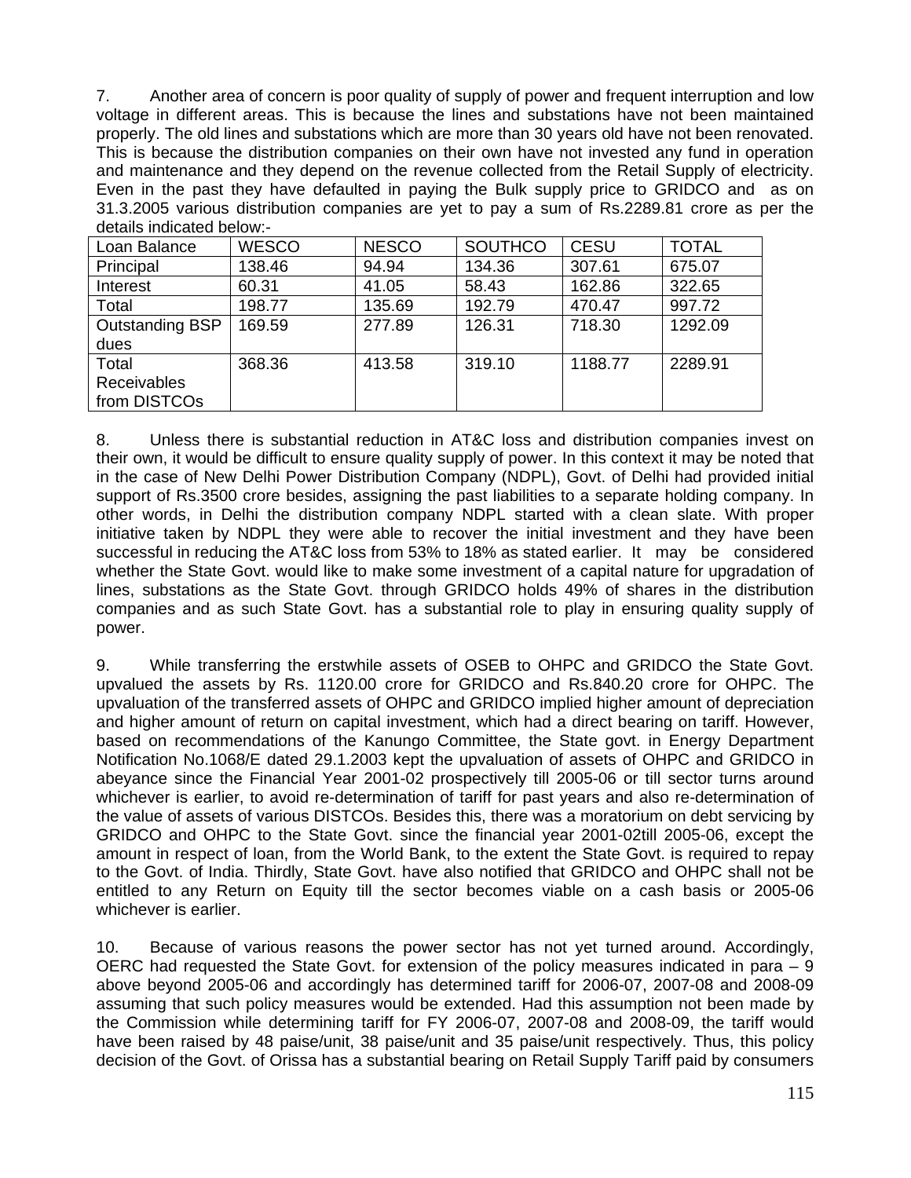7. Another area of concern is poor quality of supply of power and frequent interruption and low voltage in different areas. This is because the lines and substations have not been maintained properly. The old lines and substations which are more than 30 years old have not been renovated. This is because the distribution companies on their own have not invested any fund in operation and maintenance and they depend on the revenue collected from the Retail Supply of electricity. Even in the past they have defaulted in paying the Bulk supply price to GRIDCO and as on 31.3.2005 various distribution companies are yet to pay a sum of Rs.2289.81 crore as per the details indicated below:-

| Loan Balance | WESCO | NESCO | SOUTHCO | CESU | TOTAL |
|---|---|---|---|---|---|
| Principal | 138.46 | 94.94 | 134.36 | 307.61 | 675.07 |
| Interest | 60.31 | 41.05 | 58.43 | 162.86 | 322.65 |
| Total | 198.77 | 135.69 | 192.79 | 470.47 | 997.72 |
| Outstanding BSP dues | 169.59 | 277.89 | 126.31 | 718.30 | 1292.09 |
| Total Receivables from DISTCOs | 368.36 | 413.58 | 319.10 | 1188.77 | 2289.91 |

8. Unless there is substantial reduction in AT&C loss and distribution companies invest on their own, it would be difficult to ensure quality supply of power. In this context it may be noted that in the case of New Delhi Power Distribution Company (NDPL), Govt. of Delhi had provided initial support of Rs.3500 crore besides, assigning the past liabilities to a separate holding company. In other words, in Delhi the distribution company NDPL started with a clean slate. With proper initiative taken by NDPL they were able to recover the initial investment and they have been successful in reducing the AT&C loss from 53% to 18% as stated earlier. It may be considered whether the State Govt. would like to make some investment of a capital nature for upgradation of lines, substations as the State Govt. through GRIDCO holds 49% of shares in the distribution companies and as such State Govt. has a substantial role to play in ensuring quality supply of power.

9. While transferring the erstwhile assets of OSEB to OHPC and GRIDCO the State Govt. upvalued the assets by Rs. 1120.00 crore for GRIDCO and Rs.840.20 crore for OHPC. The upvaluation of the transferred assets of OHPC and GRIDCO implied higher amount of depreciation and higher amount of return on capital investment, which had a direct bearing on tariff. However, based on recommendations of the Kanungo Committee, the State govt. in Energy Department Notification No.1068/E dated 29.1.2003 kept the upvaluation of assets of OHPC and GRIDCO in abeyance since the Financial Year 2001-02 prospectively till 2005-06 or till sector turns around whichever is earlier, to avoid re-determination of tariff for past years and also re-determination of the value of assets of various DISTCOs. Besides this, there was a moratorium on debt servicing by GRIDCO and OHPC to the State Govt. since the financial year 2001-02till 2005-06, except the amount in respect of loan, from the World Bank, to the extent the State Govt. is required to repay to the Govt. of India. Thirdly, State Govt. have also notified that GRIDCO and OHPC shall not be entitled to any Return on Equity till the sector becomes viable on a cash basis or 2005-06 whichever is earlier.

10. Because of various reasons the power sector has not yet turned around. Accordingly, OERC had requested the State Govt. for extension of the policy measures indicated in para – 9 above beyond 2005-06 and accordingly has determined tariff for 2006-07, 2007-08 and 2008-09 assuming that such policy measures would be extended. Had this assumption not been made by the Commission while determining tariff for FY 2006-07, 2007-08 and 2008-09, the tariff would have been raised by 48 paise/unit, 38 paise/unit and 35 paise/unit respectively. Thus, this policy decision of the Govt. of Orissa has a substantial bearing on Retail Supply Tariff paid by consumers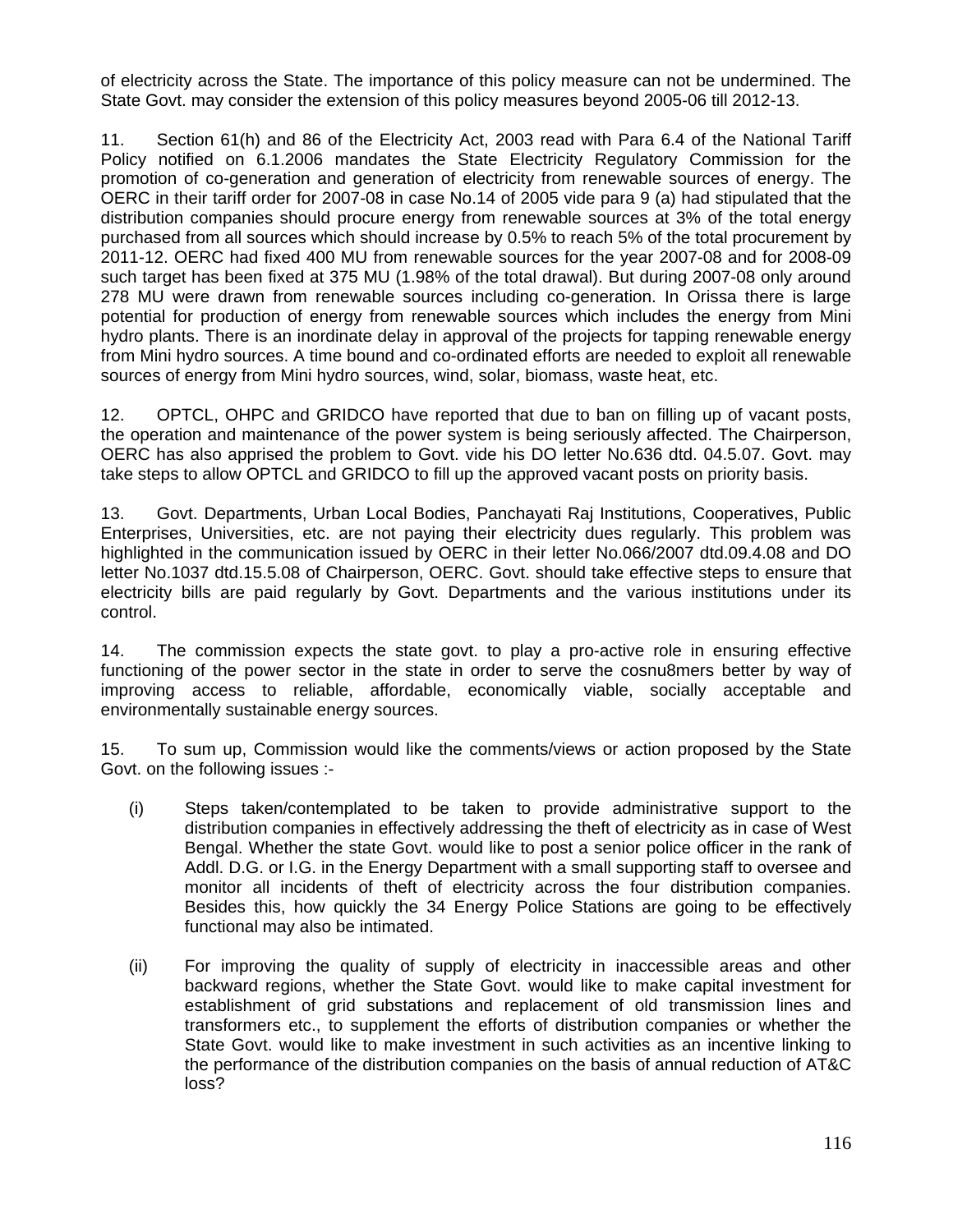of electricity across the State. The importance of this policy measure can not be undermined. The State Govt. may consider the extension of this policy measures beyond 2005-06 till 2012-13.

11. Section 61(h) and 86 of the Electricity Act, 2003 read with Para 6.4 of the National Tariff Policy notified on 6.1.2006 mandates the State Electricity Regulatory Commission for the promotion of co-generation and generation of electricity from renewable sources of energy. The OERC in their tariff order for 2007-08 in case No.14 of 2005 vide para 9 (a) had stipulated that the distribution companies should procure energy from renewable sources at 3% of the total energy purchased from all sources which should increase by 0.5% to reach 5% of the total procurement by 2011-12. OERC had fixed 400 MU from renewable sources for the year 2007-08 and for 2008-09 such target has been fixed at 375 MU (1.98% of the total drawal). But during 2007-08 only around 278 MU were drawn from renewable sources including co-generation. In Orissa there is large potential for production of energy from renewable sources which includes the energy from Mini hydro plants. There is an inordinate delay in approval of the projects for tapping renewable energy from Mini hydro sources. A time bound and co-ordinated efforts are needed to exploit all renewable sources of energy from Mini hydro sources, wind, solar, biomass, waste heat, etc.

12. OPTCL, OHPC and GRIDCO have reported that due to ban on filling up of vacant posts, the operation and maintenance of the power system is being seriously affected. The Chairperson, OERC has also apprised the problem to Govt. vide his DO letter No.636 dtd. 04.5.07. Govt. may take steps to allow OPTCL and GRIDCO to fill up the approved vacant posts on priority basis.

13. Govt. Departments, Urban Local Bodies, Panchayati Raj Institutions, Cooperatives, Public Enterprises, Universities, etc. are not paying their electricity dues regularly. This problem was highlighted in the communication issued by OERC in their letter No.066/2007 dtd.09.4.08 and DO letter No.1037 dtd.15.5.08 of Chairperson, OERC. Govt. should take effective steps to ensure that electricity bills are paid regularly by Govt. Departments and the various institutions under its control.

14. The commission expects the state govt. to play a pro-active role in ensuring effective functioning of the power sector in the state in order to serve the cosnu8mers better by way of improving access to reliable, affordable, economically viable, socially acceptable and environmentally sustainable energy sources.

15. To sum up, Commission would like the comments/views or action proposed by the State Govt. on the following issues :-

(i) Steps taken/contemplated to be taken to provide administrative support to the distribution companies in effectively addressing the theft of electricity as in case of West Bengal. Whether the state Govt. would like to post a senior police officer in the rank of Addl. D.G. or I.G. in the Energy Department with a small supporting staff to oversee and monitor all incidents of theft of electricity across the four distribution companies. Besides this, how quickly the 34 Energy Police Stations are going to be effectively functional may also be intimated.

(ii) For improving the quality of supply of electricity in inaccessible areas and other backward regions, whether the State Govt. would like to make capital investment for establishment of grid substations and replacement of old transmission lines and transformers etc., to supplement the efforts of distribution companies or whether the State Govt. would like to make investment in such activities as an incentive linking to the performance of the distribution companies on the basis of annual reduction of AT&C loss?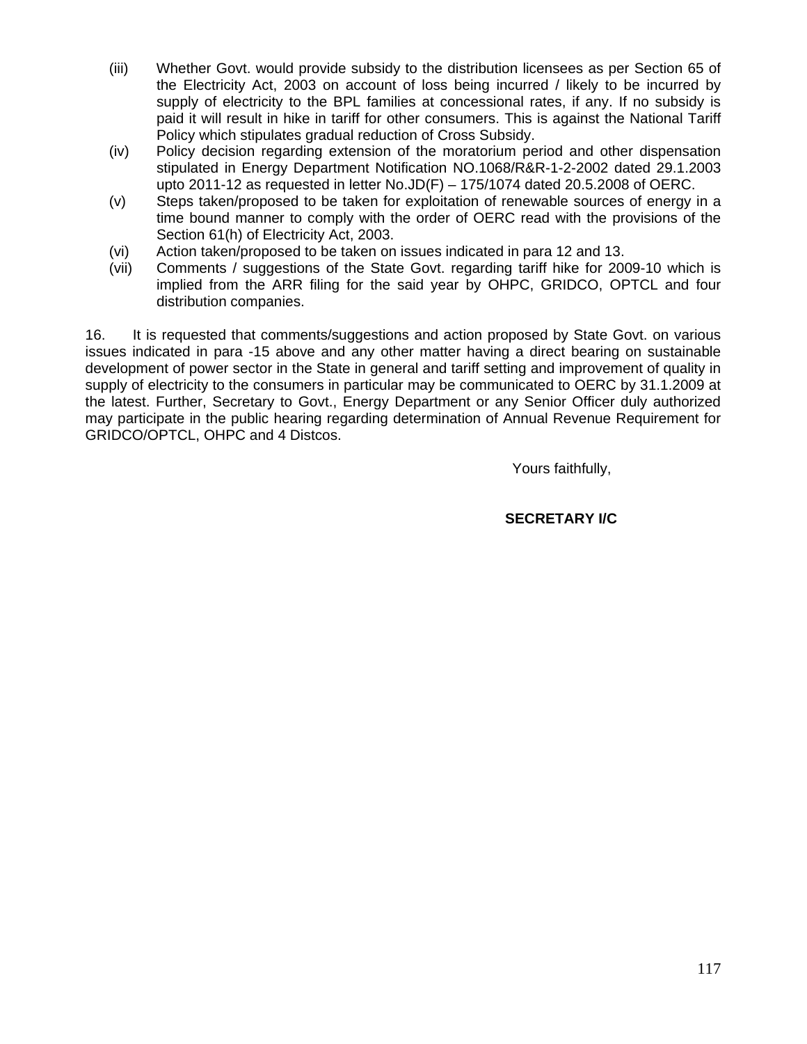(iii) Whether Govt. would provide subsidy to the distribution licensees as per Section 65 of the Electricity Act, 2003 on account of loss being incurred / likely to be incurred by supply of electricity to the BPL families at concessional rates, if any. If no subsidy is paid it will result in hike in tariff for other consumers. This is against the National Tariff Policy which stipulates gradual reduction of Cross Subsidy.

(iv) Policy decision regarding extension of the moratorium period and other dispensation stipulated in Energy Department Notification NO.1068/R&R-1-2-2002 dated 29.1.2003 upto 2011-12 as requested in letter No.JD(F) – 175/1074 dated 20.5.2008 of OERC.

(v) Steps taken/proposed to be taken for exploitation of renewable sources of energy in a time bound manner to comply with the order of OERC read with the provisions of the Section 61(h) of Electricity Act, 2003.

(vi) Action taken/proposed to be taken on issues indicated in para 12 and 13.

(vii) Comments / suggestions of the State Govt. regarding tariff hike for 2009-10 which is implied from the ARR filing for the said year by OHPC, GRIDCO, OPTCL and four distribution companies.

16. It is requested that comments/suggestions and action proposed by State Govt. on various issues indicated in para -15 above and any other matter having a direct bearing on sustainable development of power sector in the State in general and tariff setting and improvement of quality in supply of electricity to the consumers in particular may be communicated to OERC by 31.1.2009 at the latest. Further, Secretary to Govt., Energy Department or any Senior Officer duly authorized may participate in the public hearing regarding determination of Annual Revenue Requirement for GRIDCO/OPTCL, OHPC and 4 Distcos.

Yours faithfully,

**SECRETARY I/C**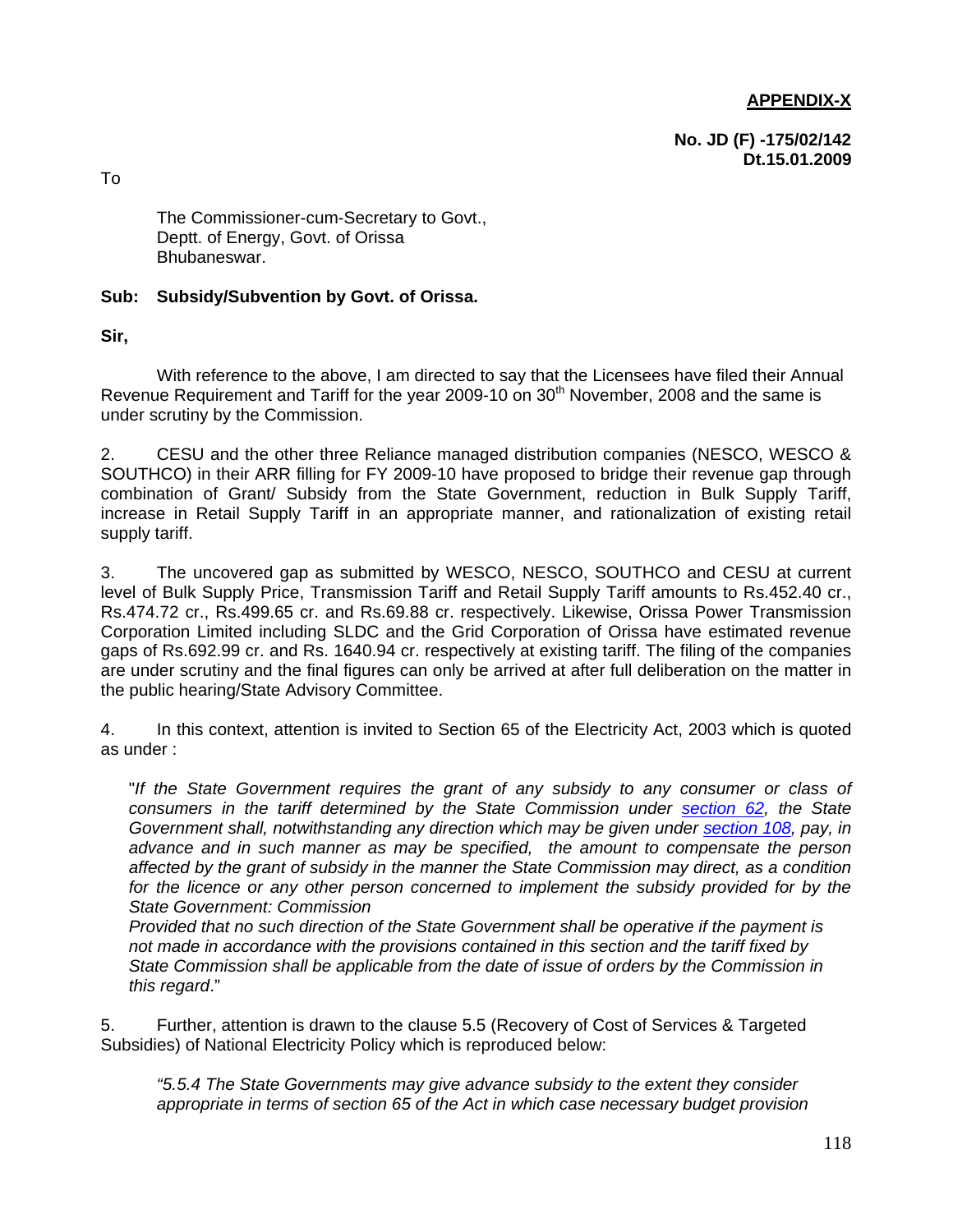**APPENDIX-X**

**No. JD (F) -175/02/142**
**Dt.15.01.2009**

To

The Commissioner-cum-Secretary to Govt.,
Deptt. of Energy, Govt. of Orissa
Bhubaneswar.

**Sub: Subsidy/Subvention by Govt. of Orissa.**

**Sir,**

With reference to the above, I am directed to say that the Licensees have filed their Annual Revenue Requirement and Tariff for the year 2009-10 on 30th November, 2008 and the same is under scrutiny by the Commission.

2. CESU and the other three Reliance managed distribution companies (NESCO, WESCO & SOUTHCO) in their ARR filling for FY 2009-10 have proposed to bridge their revenue gap through combination of Grant/ Subsidy from the State Government, reduction in Bulk Supply Tariff, increase in Retail Supply Tariff in an appropriate manner, and rationalization of existing retail supply tariff.

3. The uncovered gap as submitted by WESCO, NESCO, SOUTHCO and CESU at current level of Bulk Supply Price, Transmission Tariff and Retail Supply Tariff amounts to Rs.452.40 cr., Rs.474.72 cr., Rs.499.65 cr. and Rs.69.88 cr. respectively. Likewise, Orissa Power Transmission Corporation Limited including SLDC and the Grid Corporation of Orissa have estimated revenue gaps of Rs.692.99 cr. and Rs. 1640.94 cr. respectively at existing tariff. The filing of the companies are under scrutiny and the final figures can only be arrived at after full deliberation on the matter in the public hearing/State Advisory Committee.

4. In this context, attention is invited to Section 65 of the Electricity Act, 2003 which is quoted as under :

"*If the State Government requires the grant of any subsidy to any consumer or class of consumers in the tariff determined by the State Commission under section 62, the State Government shall, notwithstanding any direction which may be given under section 108, pay, in advance and in such manner as may be specified, the amount to compensate the person affected by the grant of subsidy in the manner the State Commission may direct, as a condition for the licence or any other person concerned to implement the subsidy provided for by the State Government: Commission*
*Provided that no such direction of the State Government shall be operative if the payment is not made in accordance with the provisions contained in this section and the tariff fixed by State Commission shall be applicable from the date of issue of orders by the Commission in this regard*."

5. Further, attention is drawn to the clause 5.5 (Recovery of Cost of Services & Targeted Subsidies) of National Electricity Policy which is reproduced below:

*"5.5.4 The State Governments may give advance subsidy to the extent they consider appropriate in terms of section 65 of the Act in which case necessary budget provision*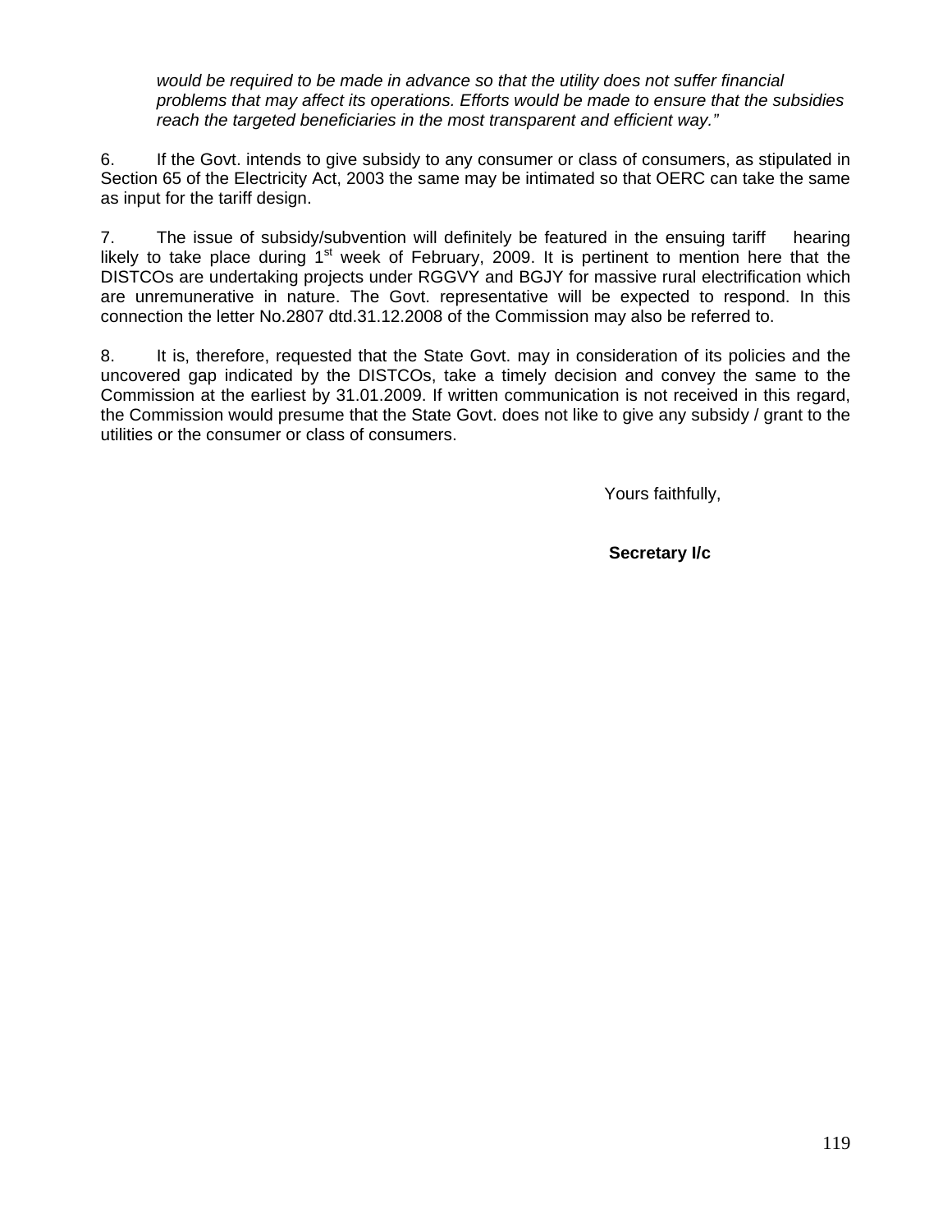*would be required to be made in advance so that the utility does not suffer financial problems that may affect its operations. Efforts would be made to ensure that the subsidies reach the targeted beneficiaries in the most transparent and efficient way."*

6. If the Govt. intends to give subsidy to any consumer or class of consumers, as stipulated in Section 65 of the Electricity Act, 2003 the same may be intimated so that OERC can take the same as input for the tariff design.

7. The issue of subsidy/subvention will definitely be featured in the ensuing tariff hearing likely to take place during 1st week of February, 2009. It is pertinent to mention here that the DISTCOs are undertaking projects under RGGVY and BGJY for massive rural electrification which are unremunerative in nature. The Govt. representative will be expected to respond. In this connection the letter No.2807 dtd.31.12.2008 of the Commission may also be referred to.

8. It is, therefore, requested that the State Govt. may in consideration of its policies and the uncovered gap indicated by the DISTCOs, take a timely decision and convey the same to the Commission at the earliest by 31.01.2009. If written communication is not received in this regard, the Commission would presume that the State Govt. does not like to give any subsidy / grant to the utilities or the consumer or class of consumers.

Yours faithfully,

**Secretary I/c**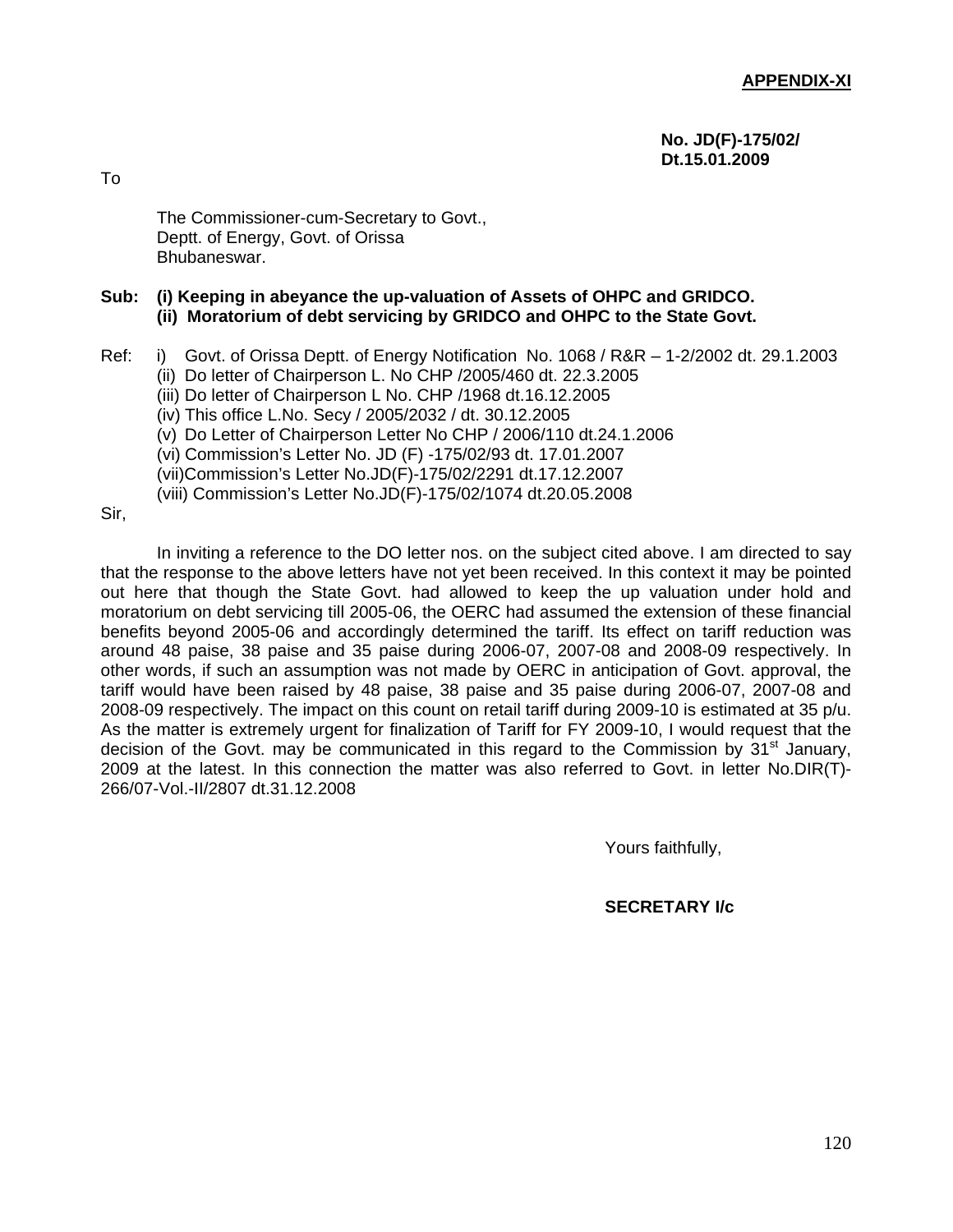**APPENDIX-XI**

**No. JD(F)-175/02/**
**Dt.15.01.2009**

To

The Commissioner-cum-Secretary to Govt.,
Deptt. of Energy, Govt. of Orissa
Bhubaneswar.

**Sub: (i) Keeping in abeyance the up-valuation of Assets of OHPC and GRIDCO.**
**(ii) Moratorium of debt servicing by GRIDCO and OHPC to the State Govt.**

Ref: i) Govt. of Orissa Deptt. of Energy Notification No. 1068 / R&R – 1-2/2002 dt. 29.1.2003
(ii) Do letter of Chairperson L. No CHP /2005/460 dt. 22.3.2005
(iii) Do letter of Chairperson L No. CHP /1968 dt.16.12.2005
(iv) This office L.No. Secy / 2005/2032 / dt. 30.12.2005
(v) Do Letter of Chairperson Letter No CHP / 2006/110 dt.24.1.2006
(vi) Commission's Letter No. JD (F) -175/02/93 dt. 17.01.2007
(vii)Commission's Letter No.JD(F)-175/02/2291 dt.17.12.2007
(viii) Commission's Letter No.JD(F)-175/02/1074 dt.20.05.2008

Sir,

In inviting a reference to the DO letter nos. on the subject cited above. I am directed to say that the response to the above letters have not yet been received. In this context it may be pointed out here that though the State Govt. had allowed to keep the up valuation under hold and moratorium on debt servicing till 2005-06, the OERC had assumed the extension of these financial benefits beyond 2005-06 and accordingly determined the tariff. Its effect on tariff reduction was around 48 paise, 38 paise and 35 paise during 2006-07, 2007-08 and 2008-09 respectively. In other words, if such an assumption was not made by OERC in anticipation of Govt. approval, the tariff would have been raised by 48 paise, 38 paise and 35 paise during 2006-07, 2007-08 and 2008-09 respectively. The impact on this count on retail tariff during 2009-10 is estimated at 35 p/u. As the matter is extremely urgent for finalization of Tariff for FY 2009-10, I would request that the decision of the Govt. may be communicated in this regard to the Commission by 31st January, 2009 at the latest. In this connection the matter was also referred to Govt. in letter No.DIR(T)-266/07-Vol.-II/2807 dt.31.12.2008

Yours faithfully,

**SECRETARY I/c**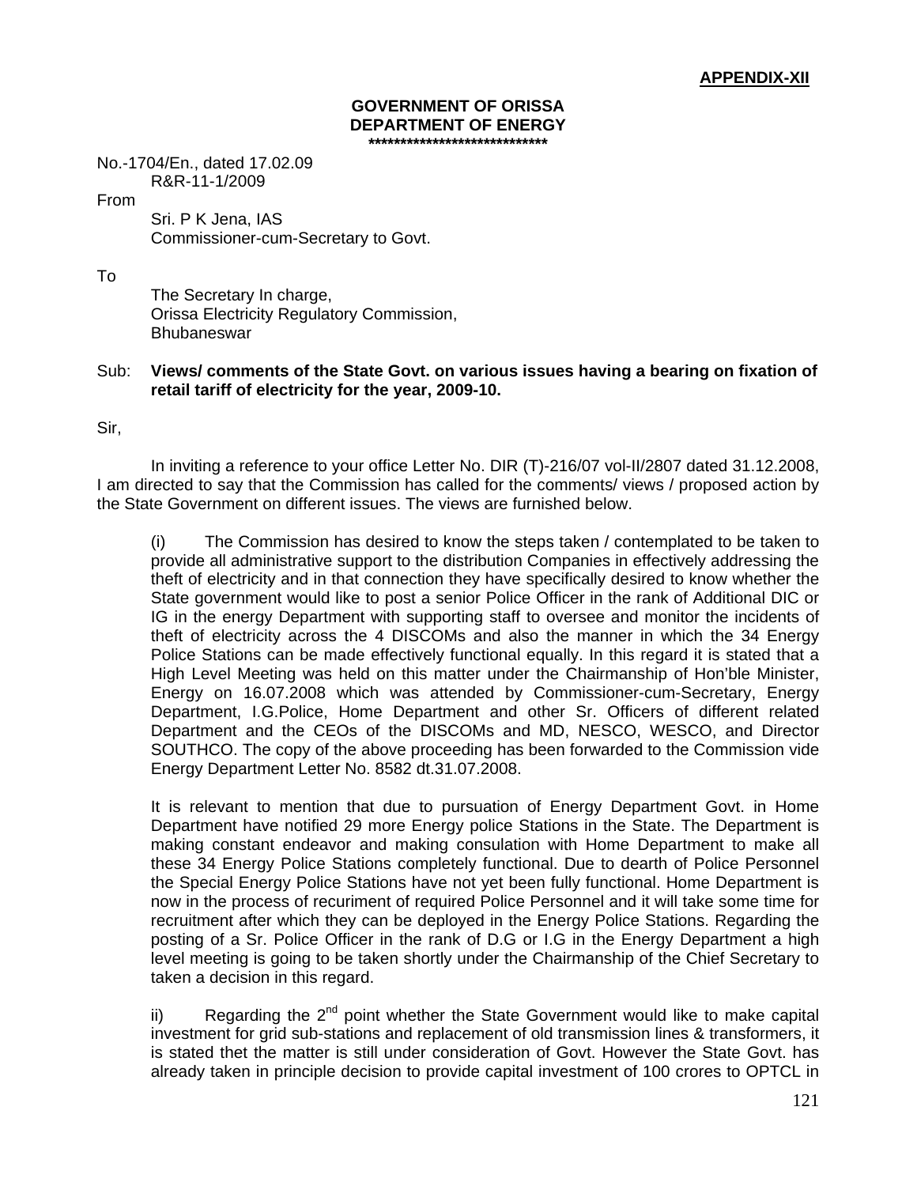**APPENDIX-XII**

**GOVERNMENT OF ORISSA**
**DEPARTMENT OF ENERGY**
\*\*\*\*\*\*\*\*\*\*\*\*\*\*\*\*\*\*\*\*\*\*\*\*\*\*\*\*

No.-1704/En., dated 17.02.09
R&R-11-1/2009

From

Sri. P K Jena, IAS
Commissioner-cum-Secretary to Govt.

To

The Secretary In charge,
Orissa Electricity Regulatory Commission,
Bhubaneswar

Sub: **Views/ comments of the State Govt. on various issues having a bearing on fixation of retail tariff of electricity for the year, 2009-10.**

Sir,

In inviting a reference to your office Letter No. DIR (T)-216/07 vol-II/2807 dated 31.12.2008, I am directed to say that the Commission has called for the comments/ views / proposed action by the State Government on different issues. The views are furnished below.

(i) The Commission has desired to know the steps taken / contemplated to be taken to provide all administrative support to the distribution Companies in effectively addressing the theft of electricity and in that connection they have specifically desired to know whether the State government would like to post a senior Police Officer in the rank of Additional DIC or IG in the energy Department with supporting staff to oversee and monitor the incidents of theft of electricity across the 4 DISCOMs and also the manner in which the 34 Energy Police Stations can be made effectively functional equally. In this regard it is stated that a High Level Meeting was held on this matter under the Chairmanship of Hon'ble Minister, Energy on 16.07.2008 which was attended by Commissioner-cum-Secretary, Energy Department, I.G.Police, Home Department and other Sr. Officers of different related Department and the CEOs of the DISCOMs and MD, NESCO, WESCO, and Director SOUTHCO. The copy of the above proceeding has been forwarded to the Commission vide Energy Department Letter No. 8582 dt.31.07.2008.

It is relevant to mention that due to pursuation of Energy Department Govt. in Home Department have notified 29 more Energy police Stations in the State. The Department is making constant endeavor and making consulation with Home Department to make all these 34 Energy Police Stations completely functional. Due to dearth of Police Personnel the Special Energy Police Stations have not yet been fully functional. Home Department is now in the process of recuriment of required Police Personnel and it will take some time for recruitment after which they can be deployed in the Energy Police Stations. Regarding the posting of a Sr. Police Officer in the rank of D.G or I.G in the Energy Department a high level meeting is going to be taken shortly under the Chairmanship of the Chief Secretary to taken a decision in this regard.

ii) Regarding the 2nd point whether the State Government would like to make capital investment for grid sub-stations and replacement of old transmission lines & transformers, it is stated thet the matter is still under consideration of Govt. However the State Govt. has already taken in principle decision to provide capital investment of 100 crores to OPTCL in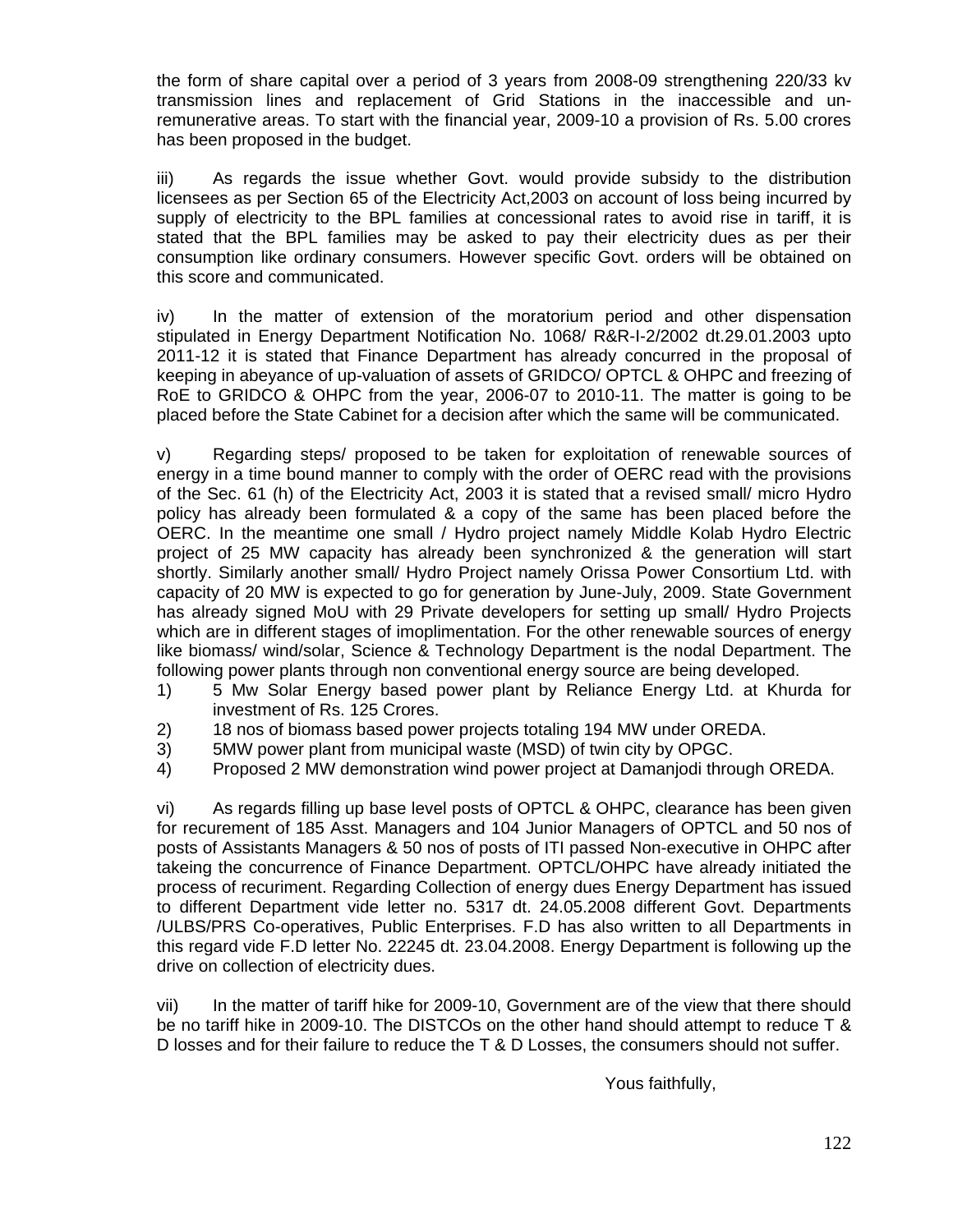the form of share capital over a period of 3 years from 2008-09 strengthening 220/33 kv transmission lines and replacement of Grid Stations in the inaccessible and un-remunerative areas. To start with the financial year, 2009-10 a provision of Rs. 5.00 crores has been proposed in the budget.

iii) As regards the issue whether Govt. would provide subsidy to the distribution licensees as per Section 65 of the Electricity Act,2003 on account of loss being incurred by supply of electricity to the BPL families at concessional rates to avoid rise in tariff, it is stated that the BPL families may be asked to pay their electricity dues as per their consumption like ordinary consumers. However specific Govt. orders will be obtained on this score and communicated.

iv) In the matter of extension of the moratorium period and other dispensation stipulated in Energy Department Notification No. 1068/ R&R-I-2/2002 dt.29.01.2003 upto 2011-12 it is stated that Finance Department has already concurred in the proposal of keeping in abeyance of up-valuation of assets of GRIDCO/ OPTCL & OHPC and freezing of RoE to GRIDCO & OHPC from the year, 2006-07 to 2010-11. The matter is going to be placed before the State Cabinet for a decision after which the same will be communicated.

v) Regarding steps/ proposed to be taken for exploitation of renewable sources of energy in a time bound manner to comply with the order of OERC read with the provisions of the Sec. 61 (h) of the Electricity Act, 2003 it is stated that a revised small/ micro Hydro policy has already been formulated & a copy of the same has been placed before the OERC. In the meantime one small / Hydro project namely Middle Kolab Hydro Electric project of 25 MW capacity has already been synchronized & the generation will start shortly. Similarly another small/ Hydro Project namely Orissa Power Consortium Ltd. with capacity of 20 MW is expected to go for generation by June-July, 2009. State Government has already signed MoU with 29 Private developers for setting up small/ Hydro Projects which are in different stages of imoplimentation. For the other renewable sources of energy like biomass/ wind/solar, Science & Technology Department is the nodal Department. The following power plants through non conventional energy source are being developed.

1) 5 Mw Solar Energy based power plant by Reliance Energy Ltd. at Khurda for investment of Rs. 125 Crores.
2) 18 nos of biomass based power projects totaling 194 MW under OREDA.
3) 5MW power plant from municipal waste (MSD) of twin city by OPGC.
4) Proposed 2 MW demonstration wind power project at Damanjodi through OREDA.

vi) As regards filling up base level posts of OPTCL & OHPC, clearance has been given for recurement of 185 Asst. Managers and 104 Junior Managers of OPTCL and 50 nos of posts of Assistants Managers & 50 nos of posts of ITI passed Non-executive in OHPC after takeing the concurrence of Finance Department. OPTCL/OHPC have already initiated the process of recuriment. Regarding Collection of energy dues Energy Department has issued to different Department vide letter no. 5317 dt. 24.05.2008 different Govt. Departments /ULBS/PRS Co-operatives, Public Enterprises. F.D has also written to all Departments in this regard vide F.D letter No. 22245 dt. 23.04.2008. Energy Department is following up the drive on collection of electricity dues.

vii) In the matter of tariff hike for 2009-10, Government are of the view that there should be no tariff hike in 2009-10. The DISTCOs on the other hand should attempt to reduce T & D losses and for their failure to reduce the T & D Losses, the consumers should not suffer.

Yous faithfully,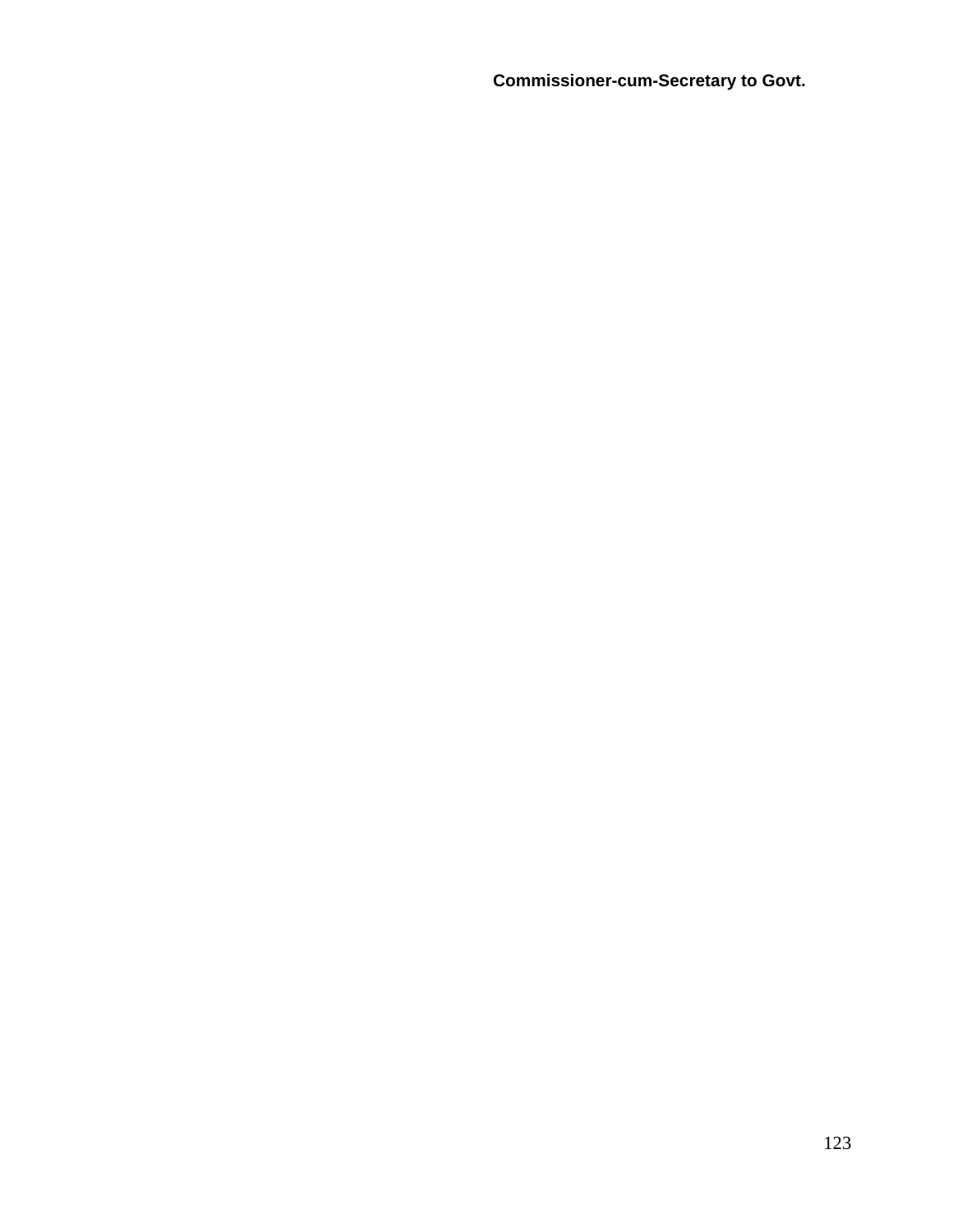**Commissioner-cum-Secretary to Govt.**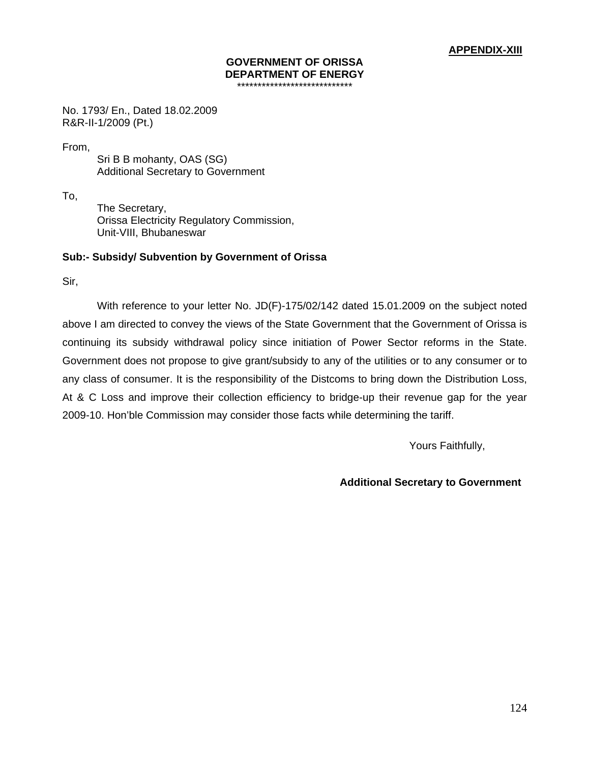**APPENDIX-XIII**

**GOVERNMENT OF ORISSA**
**DEPARTMENT OF ENERGY**
****************************

No. 1793/ En., Dated 18.02.2009
R&R-II-1/2009 (Pt.)

From,

Sri B B mohanty, OAS (SG)
Additional Secretary to Government

To,

The Secretary,
Orissa Electricity Regulatory Commission,
Unit-VIII, Bhubaneswar

**Sub:- Subsidy/ Subvention by Government of Orissa**

Sir,

With reference to your letter No. JD(F)-175/02/142 dated 15.01.2009 on the subject noted above I am directed to convey the views of the State Government that the Government of Orissa is continuing its subsidy withdrawal policy since initiation of Power Sector reforms in the State. Government does not propose to give grant/subsidy to any of the utilities or to any consumer or to any class of consumer. It is the responsibility of the Distcoms to bring down the Distribution Loss, At & C Loss and improve their collection efficiency to bridge-up their revenue gap for the year 2009-10. Hon'ble Commission may consider those facts while determining the tariff.

Yours Faithfully,

**Additional Secretary to Government**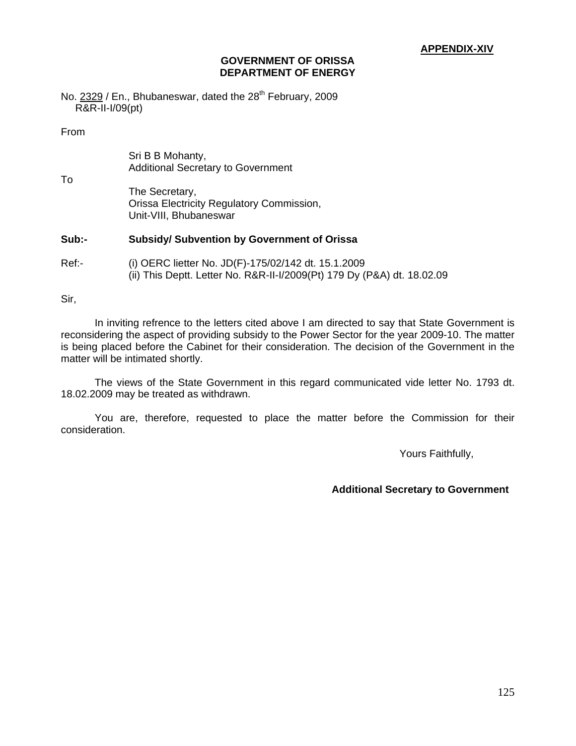**APPENDIX-XIV**

**GOVERNMENT OF ORISSA**
**DEPARTMENT OF ENERGY**

No. 2329 / En., Bhubaneswar, dated the 28th February, 2009
R&R-II-I/09(pt)

From

Sri B B Mohanty,
Additional Secretary to Government

To

The Secretary,
Orissa Electricity Regulatory Commission,
Unit-VIII, Bhubaneswar

**Sub:-** **Subsidy/ Subvention by Government of Orissa**

Ref:- (i) OERC lietter No. JD(F)-175/02/142 dt. 15.1.2009
(ii) This Deptt. Letter No. R&R-II-I/2009(Pt) 179 Dy (P&A) dt. 18.02.09

Sir,

In inviting refrence to the letters cited above I am directed to say that State Government is reconsidering the aspect of providing subsidy to the Power Sector for the year 2009-10. The matter is being placed before the Cabinet for their consideration. The decision of the Government in the matter will be intimated shortly.

The views of the State Government in this regard communicated vide letter No. 1793 dt. 18.02.2009 may be treated as withdrawn.

You are, therefore, requested to place the matter before the Commission for their consideration.

Yours Faithfully,

**Additional Secretary to Government**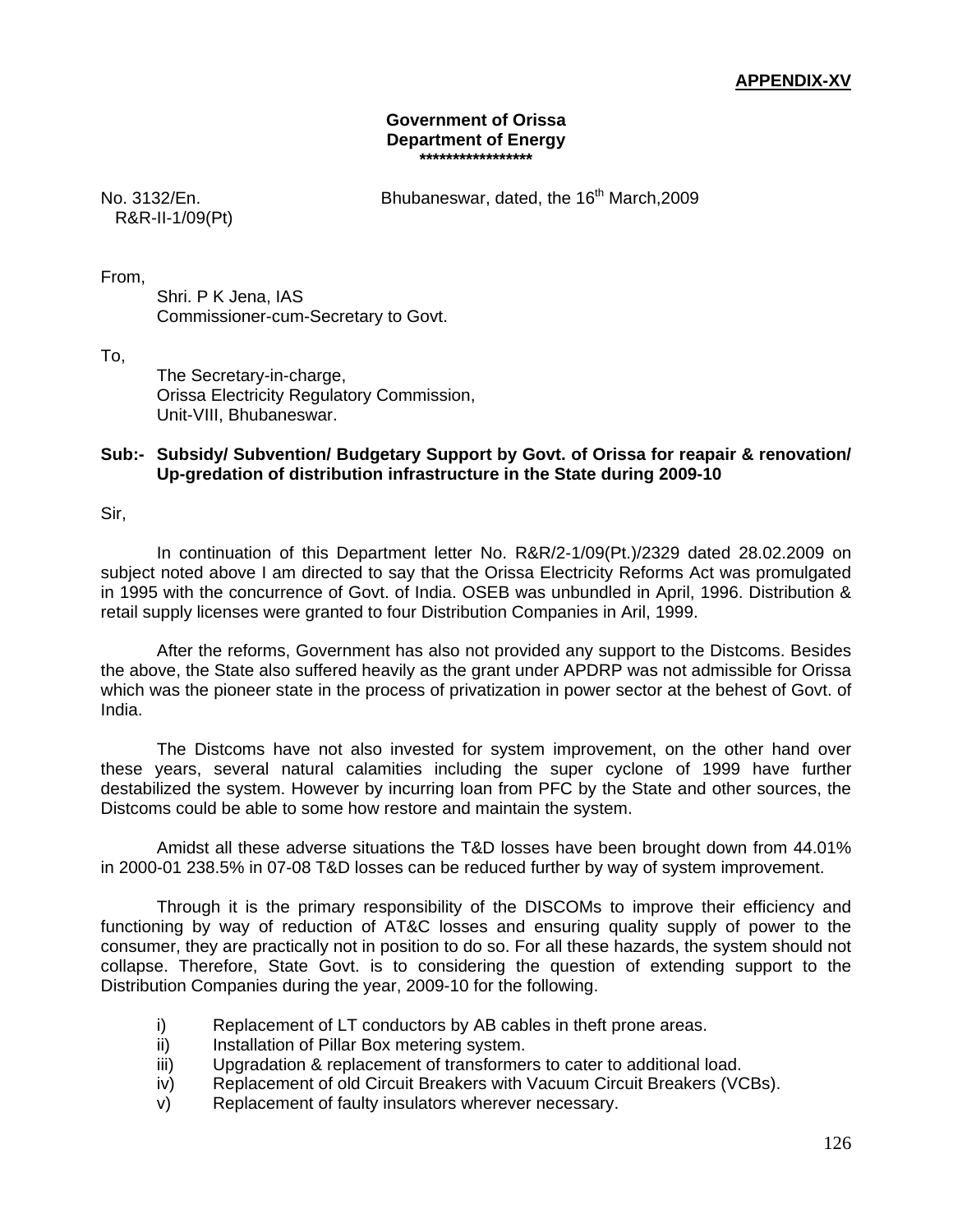**APPENDIX-XV**

**Government of Orissa**
**Department of Energy**
**\*\*\*\*\*\*\*\*\*\*\*\*\*\*\*\*\***

No. 3132/En. R&R-II-1/09(Pt)

Bhubaneswar, dated, the 16th March,2009

From,

Shri. P K Jena, IAS
Commissioner-cum-Secretary to Govt.

To,

The Secretary-in-charge,
Orissa Electricity Regulatory Commission,
Unit-VIII, Bhubaneswar.

**Sub:- Subsidy/ Subvention/ Budgetary Support by Govt. of Orissa for reapair & renovation/ Up-gredation of distribution infrastructure in the State during 2009-10**

Sir,

In continuation of this Department letter No. R&R/2-1/09(Pt.)/2329 dated 28.02.2009 on subject noted above I am directed to say that the Orissa Electricity Reforms Act was promulgated in 1995 with the concurrence of Govt. of India. OSEB was unbundled in April, 1996. Distribution & retail supply licenses were granted to four Distribution Companies in Aril, 1999.

After the reforms, Government has also not provided any support to the Distcoms. Besides the above, the State also suffered heavily as the grant under APDRP was not admissible for Orissa which was the pioneer state in the process of privatization in power sector at the behest of Govt. of India.

The Distcoms have not also invested for system improvement, on the other hand over these years, several natural calamities including the super cyclone of 1999 have further destabilized the system. However by incurring loan from PFC by the State and other sources, the Distcoms could be able to some how restore and maintain the system.

Amidst all these adverse situations the T&D losses have been brought down from 44.01% in 2000-01 238.5% in 07-08 T&D losses can be reduced further by way of system improvement.

Through it is the primary responsibility of the DISCOMs to improve their efficiency and functioning by way of reduction of AT&C losses and ensuring quality supply of power to the consumer, they are practically not in position to do so. For all these hazards, the system should not collapse. Therefore, State Govt. is to considering the question of extending support to the Distribution Companies during the year, 2009-10 for the following.

i) Replacement of LT conductors by AB cables in theft prone areas.
ii) Installation of Pillar Box metering system.
iii) Upgradation & replacement of transformers to cater to additional load.
iv) Replacement of old Circuit Breakers with Vacuum Circuit Breakers (VCBs).
v) Replacement of faulty insulators wherever necessary.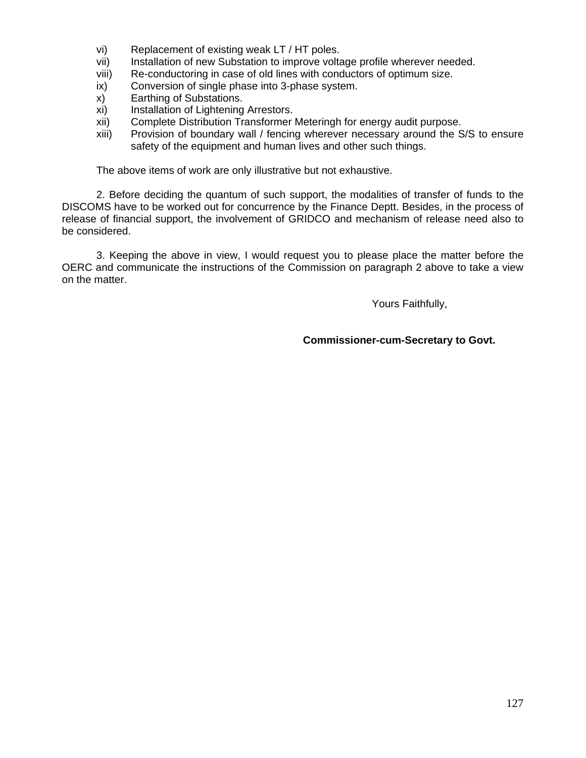vi) Replacement of existing weak LT / HT poles.
vii) Installation of new Substation to improve voltage profile wherever needed.
viii) Re-conductoring in case of old lines with conductors of optimum size.
ix) Conversion of single phase into 3-phase system.
x) Earthing of Substations.
xi) Installation of Lightening Arrestors.
xii) Complete Distribution Transformer Meteringh for energy audit purpose.
xiii) Provision of boundary wall / fencing wherever necessary around the S/S to ensure safety of the equipment and human lives and other such things.

The above items of work are only illustrative but not exhaustive.

2. Before deciding the quantum of such support, the modalities of transfer of funds to the DISCOMS have to be worked out for concurrence by the Finance Deptt. Besides, in the process of release of financial support, the involvement of GRIDCO and mechanism of release need also to be considered.

3. Keeping the above in view, I would request you to please place the matter before the OERC and communicate the instructions of the Commission on paragraph 2 above to take a view on the matter.

Yours Faithfully,

**Commissioner-cum-Secretary to Govt.**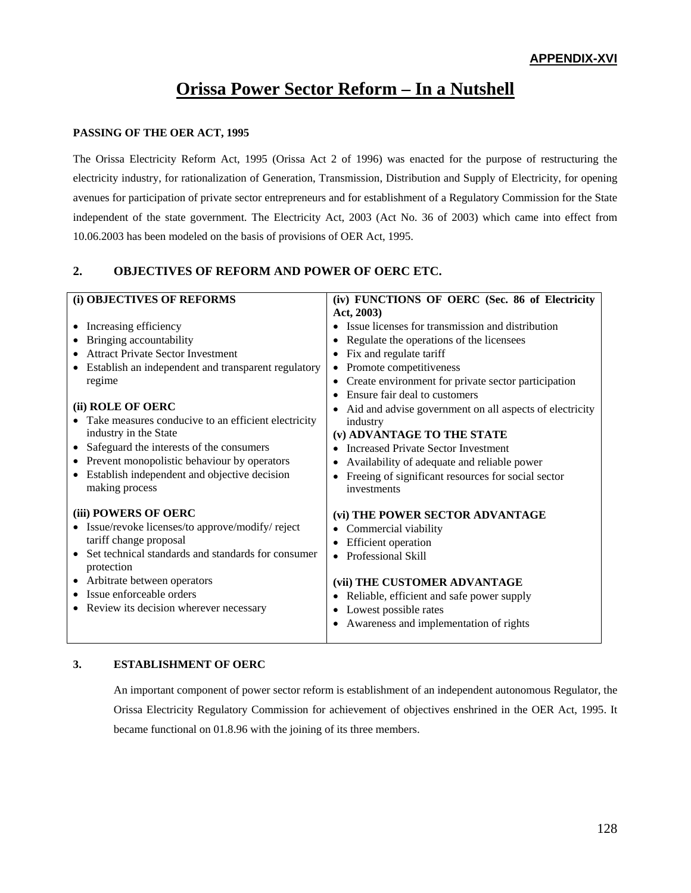**APPENDIX-XVI**

# Orissa Power Sector Reform – In a Nutshell

**PASSING OF THE OER ACT, 1995**

The Orissa Electricity Reform Act, 1995 (Orissa Act 2 of 1996) was enacted for the purpose of restructuring the electricity industry, for rationalization of Generation, Transmission, Distribution and Supply of Electricity, for opening avenues for participation of private sector entrepreneurs and for establishment of a Regulatory Commission for the State independent of the state government. The Electricity Act, 2003 (Act No. 36 of 2003) which came into effect from 10.06.2003 has been modeled on the basis of provisions of OER Act, 1995.

## 2. OBJECTIVES OF REFORM AND POWER OF OERC ETC.

**(i) OBJECTIVES OF REFORMS**

- Increasing efficiency
- Bringing accountability
- Attract Private Sector Investment
- Establish an independent and transparent regulatory regime

**(ii) ROLE OF OERC**

- Take measures conducive to an efficient electricity industry in the State
- Safeguard the interests of the consumers
- Prevent monopolistic behaviour by operators
- Establish independent and objective decision making process

**(iii) POWERS OF OERC**

- Issue/revoke licenses/to approve/modify/ reject tariff change proposal
- Set technical standards and standards for consumer protection
- Arbitrate between operators
- Issue enforceable orders
- Review its decision wherever necessary

**(iv) FUNCTIONS OF OERC (Sec. 86 of Electricity Act, 2003)**

- Issue licenses for transmission and distribution
- Regulate the operations of the licensees
- Fix and regulate tariff
- Promote competitiveness
- Create environment for private sector participation
- Ensure fair deal to customers
- Aid and advise government on all aspects of electricity industry

**(v) ADVANTAGE TO THE STATE**

- Increased Private Sector Investment
- Availability of adequate and reliable power
- Freeing of significant resources for social sector investments

**(vi) THE POWER SECTOR ADVANTAGE**

- Commercial viability
- Efficient operation
- Professional Skill

**(vii) THE CUSTOMER ADVANTAGE**

- Reliable, efficient and safe power supply
- Lowest possible rates
- Awareness and implementation of rights

## 3. ESTABLISHMENT OF OERC

An important component of power sector reform is establishment of an independent autonomous Regulator, the Orissa Electricity Regulatory Commission for achievement of objectives enshrined in the OER Act, 1995. It became functional on 01.8.96 with the joining of its three members.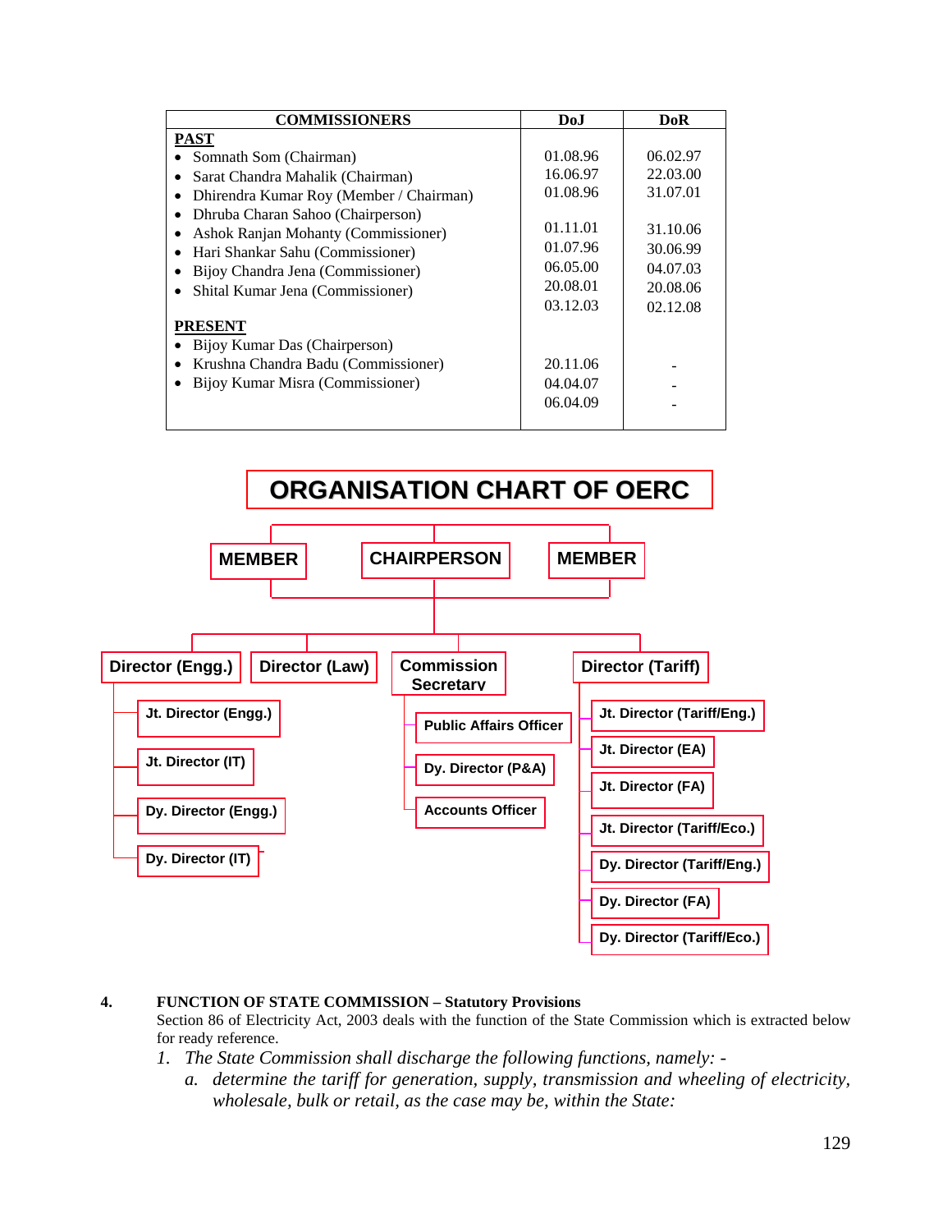| COMMISSIONERS | DoJ | DoR |
|---|---|---|
| **PAST** | | |
| • Somnath Som (Chairman) | 01.08.96 | 06.02.97 |
| • Sarat Chandra Mahalik (Chairman) | 16.06.97 | 22.03.00 |
| • Dhirendra Kumar Roy (Member / Chairman) | 01.08.96 | 31.07.01 |
| • Dhruba Charan Sahoo (Chairperson) | 01.11.01 | 31.10.06 |
| • Ashok Ranjan Mohanty (Commissioner) | 01.07.96 | 30.06.99 |
| • Hari Shankar Sahu (Commissioner) | 06.05.00 | 04.07.03 |
| • Bijoy Chandra Jena (Commissioner) | 20.08.01 | 20.08.06 |
| • Shital Kumar Jena (Commissioner) | 03.12.03 | 02.12.08 |
| **PRESENT** | | |
| • Bijoy Kumar Das (Chairperson) | 20.11.06 | - |
| • Krushna Chandra Badu (Commissioner) | 04.04.07 | - |
| • Bijoy Kumar Misra (Commissioner) | 06.04.09 | - |

## ORGANISATION CHART OF OERC

- MEMBER
- CHAIRPERSON
- MEMBER
  - Director (Engg.)
    - Jt. Director (Engg.)
    - Jt. Director (IT)
    - Dy. Director (Engg.)
    - Dy. Director (IT)
  - Director (Law)
  - Commission Secretary
    - Public Affairs Officer
    - Dy. Director (P&A)
    - Accounts Officer
  - Director (Tariff)
    - Jt. Director (Tariff/Eng.)
    - Jt. Director (EA)
    - Jt. Director (FA)
    - Jt. Director (Tariff/Eco.)
    - Dy. Director (Tariff/Eng.)
    - Dy. Director (FA)
    - Dy. Director (Tariff/Eco.)

**4. FUNCTION OF STATE COMMISSION – Statutory Provisions**

Section 86 of Electricity Act, 2003 deals with the function of the State Commission which is extracted below for ready reference.

1. *The State Commission shall discharge the following functions, namely: -*
   a. *determine the tariff for generation, supply, transmission and wheeling of electricity, wholesale, bulk or retail, as the case may be, within the State:*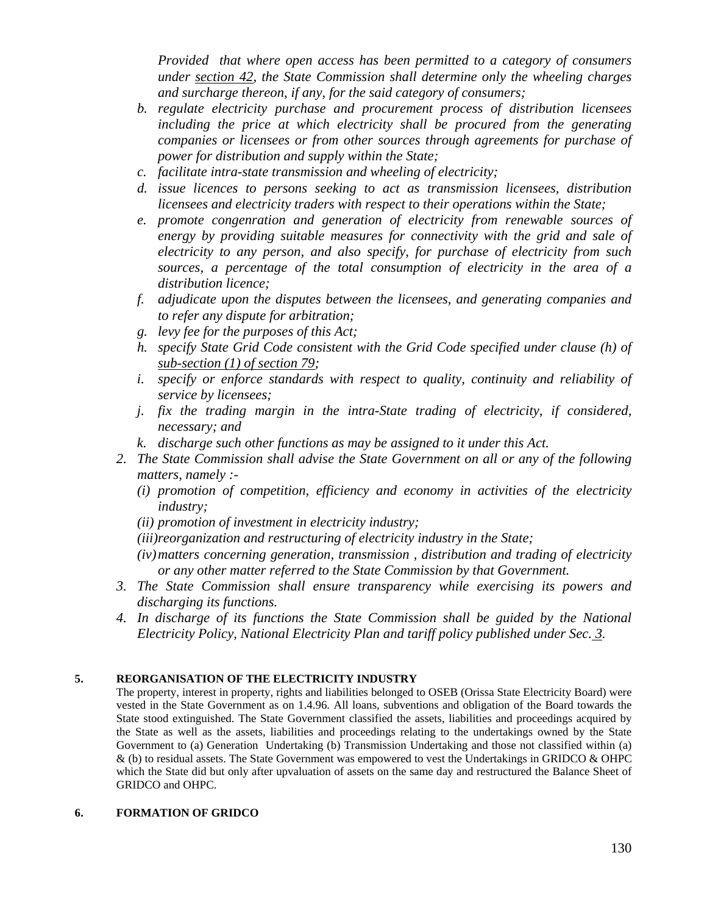*Provided that where open access has been permitted to a category of consumers under section 42, the State Commission shall determine only the wheeling charges and surcharge thereon, if any, for the said category of consumers;*

b. *regulate electricity purchase and procurement process of distribution licensees including the price at which electricity shall be procured from the generating companies or licensees or from other sources through agreements for purchase of power for distribution and supply within the State;*
c. *facilitate intra-state transmission and wheeling of electricity;*
d. *issue licences to persons seeking to act as transmission licensees, distribution licensees and electricity traders with respect to their operations within the State;*
e. *promote congenration and generation of electricity from renewable sources of energy by providing suitable measures for connectivity with the grid and sale of electricity to any person, and also specify, for purchase of electricity from such sources, a percentage of the total consumption of electricity in the area of a distribution licence;*
f. *adjudicate upon the disputes between the licensees, and generating companies and to refer any dispute for arbitration;*
g. *levy fee for the purposes of this Act;*
h. *specify State Grid Code consistent with the Grid Code specified under clause (h) of sub-section (1) of section 79;*
i. *specify or enforce standards with respect to quality, continuity and reliability of service by licensees;*
j. *fix the trading margin in the intra-State trading of electricity, if considered, necessary; and*
k. *discharge such other functions as may be assigned to it under this Act.*

2. *The State Commission shall advise the State Government on all or any of the following matters, namely :-*
   *(i) promotion of competition, efficiency and economy in activities of the electricity industry;*
   *(ii) promotion of investment in electricity industry;*
   *(iii) reorganization and restructuring of electricity industry in the State;*
   *(iv) matters concerning generation, transmission , distribution and trading of electricity or any other matter referred to the State Commission by that Government.*
3. *The State Commission shall ensure transparency while exercising its powers and discharging its functions.*
4. *In discharge of its functions the State Commission shall be guided by the National Electricity Policy, National Electricity Plan and tariff policy published under Sec. 3.*

## 5. REORGANISATION OF THE ELECTRICITY INDUSTRY

The property, interest in property, rights and liabilities belonged to OSEB (Orissa State Electricity Board) were vested in the State Government as on 1.4.96. All loans, subventions and obligation of the Board towards the State stood extinguished. The State Government classified the assets, liabilities and proceedings acquired by the State as well as the assets, liabilities and proceedings relating to the undertakings owned by the State Government to (a) Generation Undertaking (b) Transmission Undertaking and those not classified within (a) & (b) to residual assets. The State Government was empowered to vest the Undertakings in GRIDCO & OHPC which the State did but only after upvaluation of assets on the same day and restructured the Balance Sheet of GRIDCO and OHPC.

## 6. FORMATION OF GRIDCO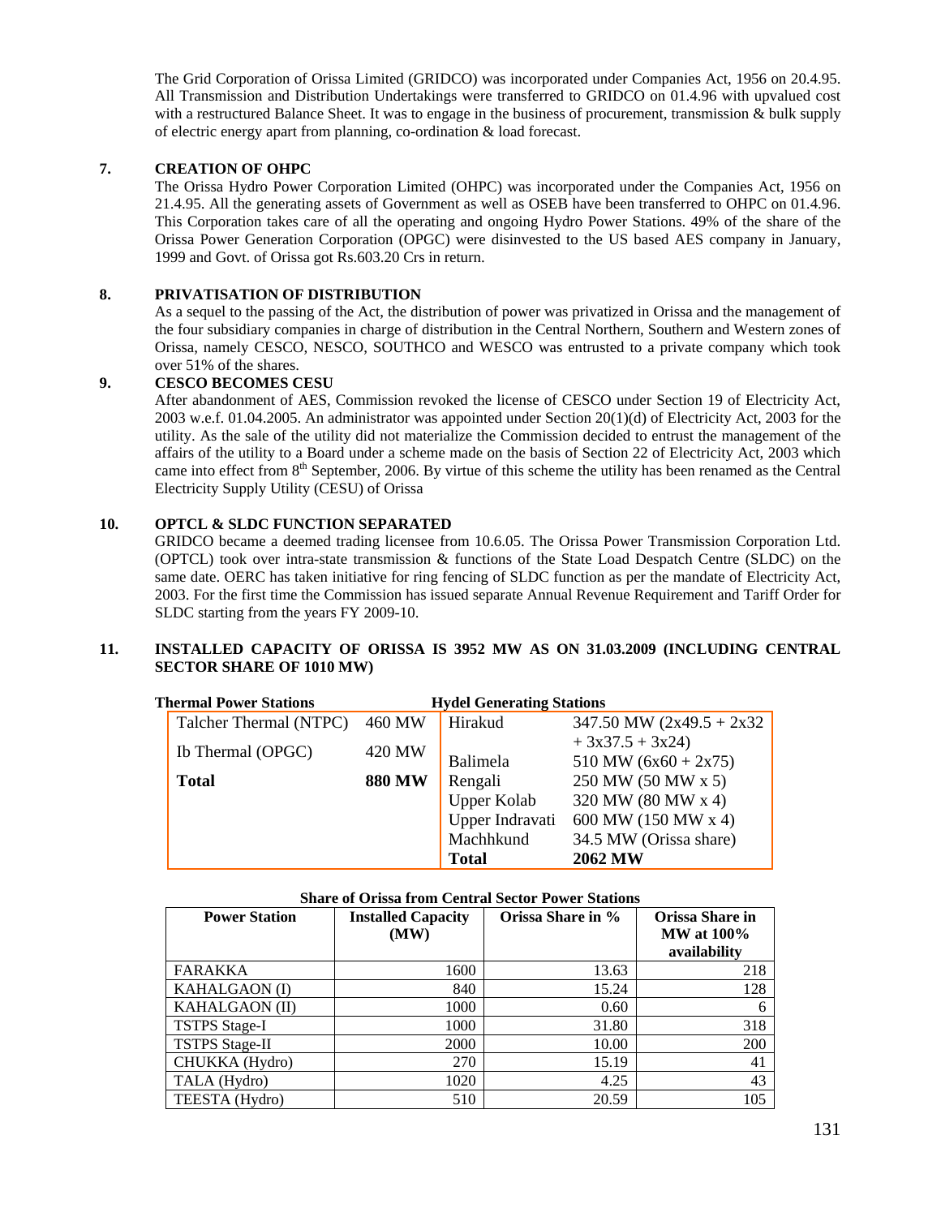The Grid Corporation of Orissa Limited (GRIDCO) was incorporated under Companies Act, 1956 on 20.4.95. All Transmission and Distribution Undertakings were transferred to GRIDCO on 01.4.96 with upvalued cost with a restructured Balance Sheet. It was to engage in the business of procurement, transmission & bulk supply of electric energy apart from planning, co-ordination & load forecast.

## 7. CREATION OF OHPC

The Orissa Hydro Power Corporation Limited (OHPC) was incorporated under the Companies Act, 1956 on 21.4.95. All the generating assets of Government as well as OSEB have been transferred to OHPC on 01.4.96. This Corporation takes care of all the operating and ongoing Hydro Power Stations. 49% of the share of the Orissa Power Generation Corporation (OPGC) were disinvested to the US based AES company in January, 1999 and Govt. of Orissa got Rs.603.20 Crs in return.

## 8. PRIVATISATION OF DISTRIBUTION

As a sequel to the passing of the Act, the distribution of power was privatized in Orissa and the management of the four subsidiary companies in charge of distribution in the Central Northern, Southern and Western zones of Orissa, namely CESCO, NESCO, SOUTHCO and WESCO was entrusted to a private company which took over 51% of the shares.

## 9. CESCO BECOMES CESU

After abandonment of AES, Commission revoked the license of CESCO under Section 19 of Electricity Act, 2003 w.e.f. 01.04.2005. An administrator was appointed under Section 20(1)(d) of Electricity Act, 2003 for the utility. As the sale of the utility did not materialize the Commission decided to entrust the management of the affairs of the utility to a Board under a scheme made on the basis of Section 22 of Electricity Act, 2003 which came into effect from 8th September, 2006. By virtue of this scheme the utility has been renamed as the Central Electricity Supply Utility (CESU) of Orissa

## 10. OPTCL & SLDC FUNCTION SEPARATED

GRIDCO became a deemed trading licensee from 10.6.05. The Orissa Power Transmission Corporation Ltd. (OPTCL) took over intra-state transmission & functions of the State Load Despatch Centre (SLDC) on the same date. OERC has taken initiative for ring fencing of SLDC function as per the mandate of Electricity Act, 2003. For the first time the Commission has issued separate Annual Revenue Requirement and Tariff Order for SLDC starting from the years FY 2009-10.

## 11. INSTALLED CAPACITY OF ORISSA IS 3952 MW AS ON 31.03.2009 (INCLUDING CENTRAL SECTOR SHARE OF 1010 MW)

| Thermal Power Stations | | Hydel Generating Stations | |
|---|---|---|---|
| Talcher Thermal (NTPC) | 460 MW | Hirakud | 347.50 MW (2x49.5 + 2x32 + 3x37.5 + 3x24) |
| Ib Thermal (OPGC) | 420 MW | Balimela | 510 MW (6x60 + 2x75) |
| **Total** | **880 MW** | Rengali | 250 MW (50 MW x 5) |
| | | Upper Kolab | 320 MW (80 MW x 4) |
| | | Upper Indravati | 600 MW (150 MW x 4) |
| | | Machhkund | 34.5 MW (Orissa share) |
| | | **Total** | **2062 MW** |

**Share of Orissa from Central Sector Power Stations**

| Power Station | Installed Capacity (MW) | Orissa Share in % | Orissa Share in MW at 100% availability |
|---|---|---|---|
| FARAKKA | 1600 | 13.63 | 218 |
| KAHALGAON (I) | 840 | 15.24 | 128 |
| KAHALGAON (II) | 1000 | 0.60 | 6 |
| TSTPS Stage-I | 1000 | 31.80 | 318 |
| TSTPS Stage-II | 2000 | 10.00 | 200 |
| CHUKKA (Hydro) | 270 | 15.19 | 41 |
| TALA (Hydro) | 1020 | 4.25 | 43 |
| TEESTA (Hydro) | 510 | 20.59 | 105 |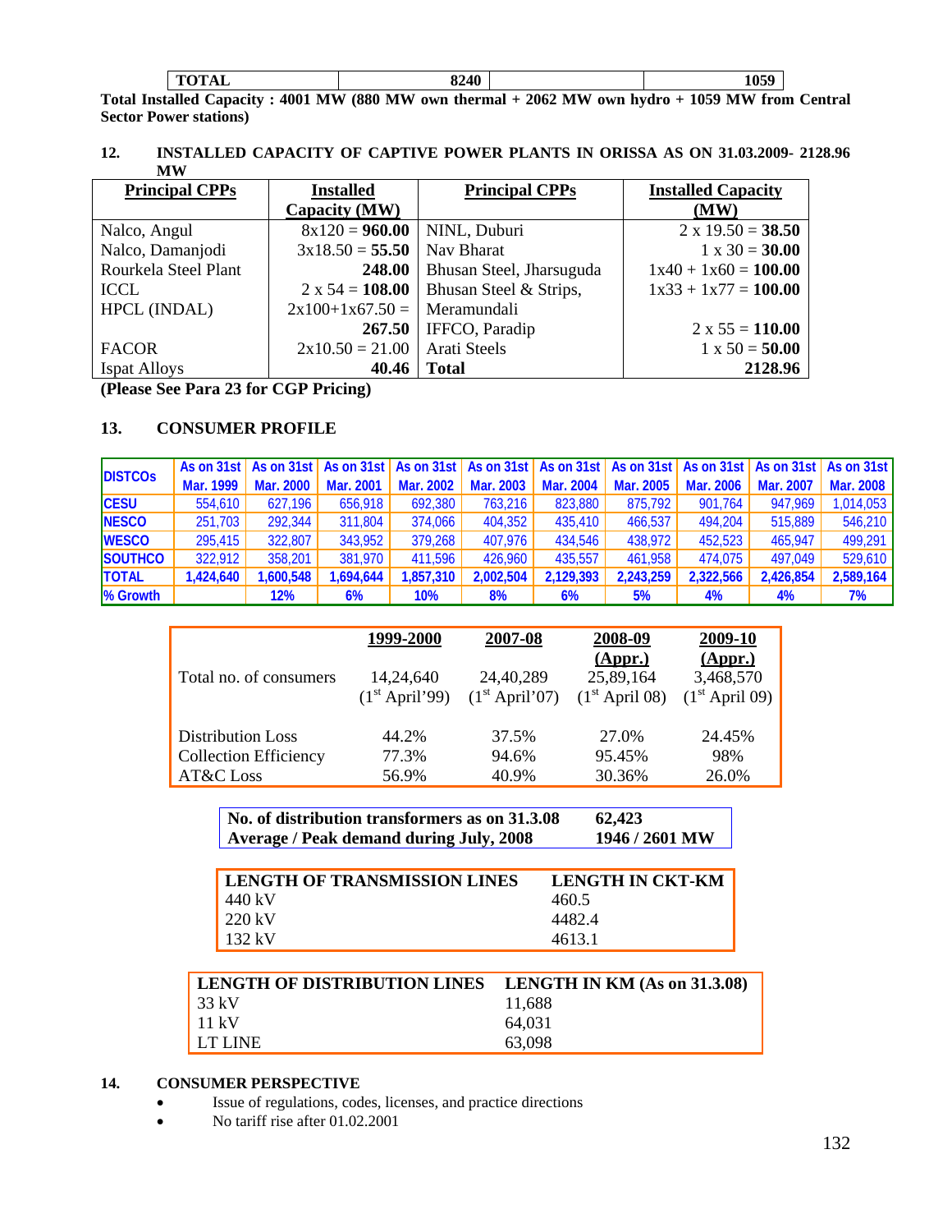| TOTAL | 8240 | | 1059 |
|---|---|---|---|

**Total Installed Capacity : 4001 MW (880 MW own thermal + 2062 MW own hydro + 1059 MW from Central Sector Power stations)**

## 12. INSTALLED CAPACITY OF CAPTIVE POWER PLANTS IN ORISSA AS ON 31.03.2009- 2128.96 MW

| Principal CPPs | Installed Capacity (MW) | Principal CPPs | Installed Capacity (MW) |
|---|---|---|---|
| Nalco, Angul | 8x120 = **960.00** | NINL, Duburi | 2 x 19.50 = **38.50** |
| Nalco, Damanjodi | 3x18.50 = **55.50** | Nav Bharat | 1 x 30 = **30.00** |
| Rourkela Steel Plant | **248.00** | Bhusan Steel, Jharsuguda | 1x40 + 1x60 = **100.00** |
| ICCL | 2 x 54 = **108.00** | Bhusan Steel & Strips, Meramundali | 1x33 + 1x77 = **100.00** |
| HPCL (INDAL) | 2x100+1x67.50 = **267.50** | IFFCO, Paradip | 2 x 55 = **110.00** |
| FACOR | 2x10.50 = 21.00 | Arati Steels | 1 x 50 = **50.00** |
| Ispat Alloys | **40.46** | **Total** | **2128.96** |

**(Please See Para 23 for CGP Pricing)**

## 13. CONSUMER PROFILE

| DISTCOs | As on 31st Mar. 1999 | As on 31st Mar. 2000 | As on 31st Mar. 2001 | As on 31st Mar. 2002 | As on 31st Mar. 2003 | As on 31st Mar. 2004 | As on 31st Mar. 2005 | As on 31st Mar. 2006 | As on 31st Mar. 2007 | As on 31st Mar. 2008 |
|---|---|---|---|---|---|---|---|---|---|---|
| CESU | 554,610 | 627,196 | 656,918 | 692,380 | 763,216 | 823,880 | 875,792 | 901,764 | 947,969 | 1,014,053 |
| NESCO | 251,703 | 292,344 | 311,804 | 374,066 | 404,352 | 435,410 | 466,537 | 494,204 | 515,889 | 546,210 |
| WESCO | 295,415 | 322,807 | 343,952 | 379,268 | 407,976 | 434,546 | 438,972 | 452,523 | 465,947 | 499,291 |
| SOUTHCO | 322,912 | 358,201 | 381,970 | 411,596 | 426,960 | 435,557 | 461,958 | 474,075 | 497,049 | 529,610 |
| **TOTAL** | **1,424,640** | **1,600,548** | **1,694,644** | **1,857,310** | **2,002,504** | **2,129,393** | **2,243,259** | **2,322,566** | **2,426,854** | **2,589,164** |
| **% Growth** | | **12%** | **6%** | **10%** | **8%** | **6%** | **5%** | **4%** | **4%** | **7%** |

| | 1999-2000 | 2007-08 | 2008-09 (Appr.) | 2009-10 (Appr.) |
|---|---|---|---|---|
| Total no. of consumers | 14,24,640 (1st April'99) | 24,40,289 (1st April'07) | 25,89,164 (1st April 08) | 3,468,570 (1st April 09) |
| Distribution Loss | 44.2% | 37.5% | 27.0% | 24.45% |
| Collection Efficiency | 77.3% | 94.6% | 95.45% | 98% |
| AT&C Loss | 56.9% | 40.9% | 30.36% | 26.0% |

| | |
|---|---|
| **No. of distribution transformers as on 31.3.08** | **62,423** |
| **Average / Peak demand during July, 2008** | **1946 / 2601 MW** |

| LENGTH OF TRANSMISSION LINES | LENGTH IN CKT-KM |
|---|---|
| 440 kV | 460.5 |
| 220 kV | 4482.4 |
| 132 kV | 4613.1 |

| LENGTH OF DISTRIBUTION LINES | LENGTH IN KM (As on 31.3.08) |
|---|---|
| 33 kV | 11,688 |
| 11 kV | 64,031 |
| LT LINE | 63,098 |

## 14. CONSUMER PERSPECTIVE

- Issue of regulations, codes, licenses, and practice directions
- No tariff rise after 01.02.2001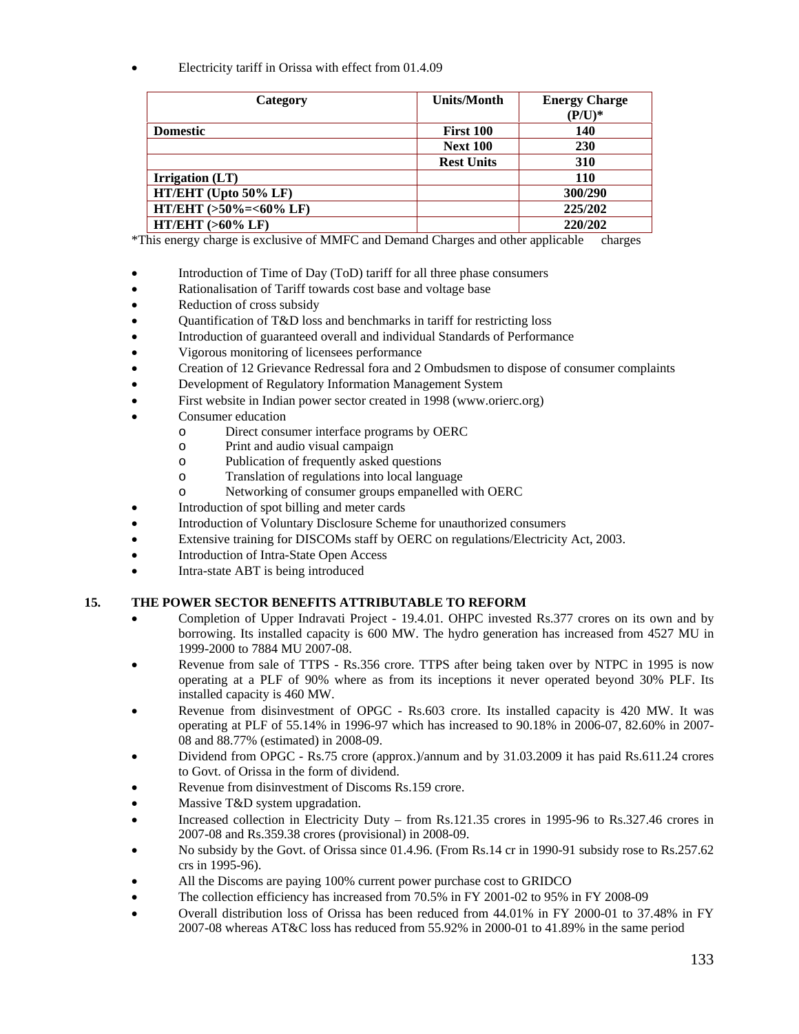- Electricity tariff in Orissa with effect from 01.4.09

| Category | Units/Month | Energy Charge (P/U)* |
|---|---|---|
| **Domestic** | **First 100** | **140** |
| | **Next 100** | **230** |
| | **Rest Units** | **310** |
| **Irrigation (LT)** | | **110** |
| **HT/EHT (Upto 50% LF)** | | **300/290** |
| **HT/EHT (>50%=<60% LF)** | | **225/202** |
| **HT/EHT (>60% LF)** | | **220/202** |

*This energy charge is exclusive of MMFC and Demand Charges and other applicable charges

- Introduction of Time of Day (ToD) tariff for all three phase consumers
- Rationalisation of Tariff towards cost base and voltage base
- Reduction of cross subsidy
- Quantification of T&D loss and benchmarks in tariff for restricting loss
- Introduction of guaranteed overall and individual Standards of Performance
- Vigorous monitoring of licensees performance
- Creation of 12 Grievance Redressal fora and 2 Ombudsmen to dispose of consumer complaints
- Development of Regulatory Information Management System
- First website in Indian power sector created in 1998 (www.orierc.org)
- Consumer education
    - Direct consumer interface programs by OERC
    - Print and audio visual campaign
    - Publication of frequently asked questions
    - Translation of regulations into local language
    - Networking of consumer groups empanelled with OERC
- Introduction of spot billing and meter cards
- Introduction of Voluntary Disclosure Scheme for unauthorized consumers
- Extensive training for DISCOMs staff by OERC on regulations/Electricity Act, 2003.
- Introduction of Intra-State Open Access
- Intra-state ABT is being introduced

## 15. THE POWER SECTOR BENEFITS ATTRIBUTABLE TO REFORM

- Completion of Upper Indravati Project - 19.4.01. OHPC invested Rs.377 crores on its own and by borrowing. Its installed capacity is 600 MW. The hydro generation has increased from 4527 MU in 1999-2000 to 7884 MU 2007-08.
- Revenue from sale of TTPS - Rs.356 crore. TTPS after being taken over by NTPC in 1995 is now operating at a PLF of 90% where as from its inceptions it never operated beyond 30% PLF. Its installed capacity is 460 MW.
- Revenue from disinvestment of OPGC - Rs.603 crore. Its installed capacity is 420 MW. It was operating at PLF of 55.14% in 1996-97 which has increased to 90.18% in 2006-07, 82.60% in 2007-08 and 88.77% (estimated) in 2008-09.
- Dividend from OPGC - Rs.75 crore (approx.)/annum and by 31.03.2009 it has paid Rs.611.24 crores to Govt. of Orissa in the form of dividend.
- Revenue from disinvestment of Discoms Rs.159 crore.
- Massive T&D system upgradation.
- Increased collection in Electricity Duty – from Rs.121.35 crores in 1995-96 to Rs.327.46 crores in 2007-08 and Rs.359.38 crores (provisional) in 2008-09.
- No subsidy by the Govt. of Orissa since 01.4.96. (From Rs.14 cr in 1990-91 subsidy rose to Rs.257.62 crs in 1995-96).
- All the Discoms are paying 100% current power purchase cost to GRIDCO
- The collection efficiency has increased from 70.5% in FY 2001-02 to 95% in FY 2008-09
- Overall distribution loss of Orissa has been reduced from 44.01% in FY 2000-01 to 37.48% in FY 2007-08 whereas AT&C loss has reduced from 55.92% in 2000-01 to 41.89% in the same period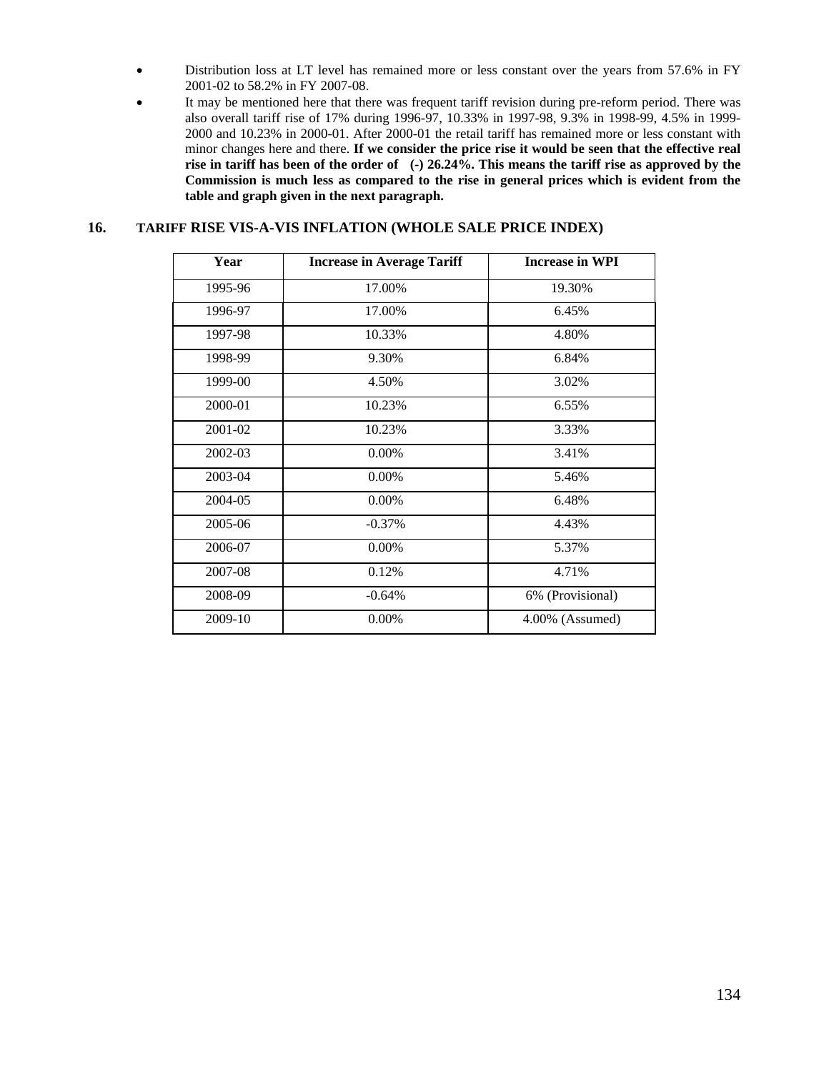- Distribution loss at LT level has remained more or less constant over the years from 57.6% in FY 2001-02 to 58.2% in FY 2007-08.
- It may be mentioned here that there was frequent tariff revision during pre-reform period. There was also overall tariff rise of 17% during 1996-97, 10.33% in 1997-98, 9.3% in 1998-99, 4.5% in 1999-2000 and 10.23% in 2000-01. After 2000-01 the retail tariff has remained more or less constant with minor changes here and there. **If we consider the price rise it would be seen that the effective real rise in tariff has been of the order of (-) 26.24%. This means the tariff rise as approved by the Commission is much less as compared to the rise in general prices which is evident from the table and graph given in the next paragraph.**

## 16. TARIFF RISE VIS-A-VIS INFLATION (WHOLE SALE PRICE INDEX)

| Year | Increase in Average Tariff | Increase in WPI |
|---|---|---|
| 1995-96 | 17.00% | 19.30% |
| 1996-97 | 17.00% | 6.45% |
| 1997-98 | 10.33% | 4.80% |
| 1998-99 | 9.30% | 6.84% |
| 1999-00 | 4.50% | 3.02% |
| 2000-01 | 10.23% | 6.55% |
| 2001-02 | 10.23% | 3.33% |
| 2002-03 | 0.00% | 3.41% |
| 2003-04 | 0.00% | 5.46% |
| 2004-05 | 0.00% | 6.48% |
| 2005-06 | -0.37% | 4.43% |
| 2006-07 | 0.00% | 5.37% |
| 2007-08 | 0.12% | 4.71% |
| 2008-09 | -0.64% | 6% (Provisional) |
| 2009-10 | 0.00% | 4.00% (Assumed) |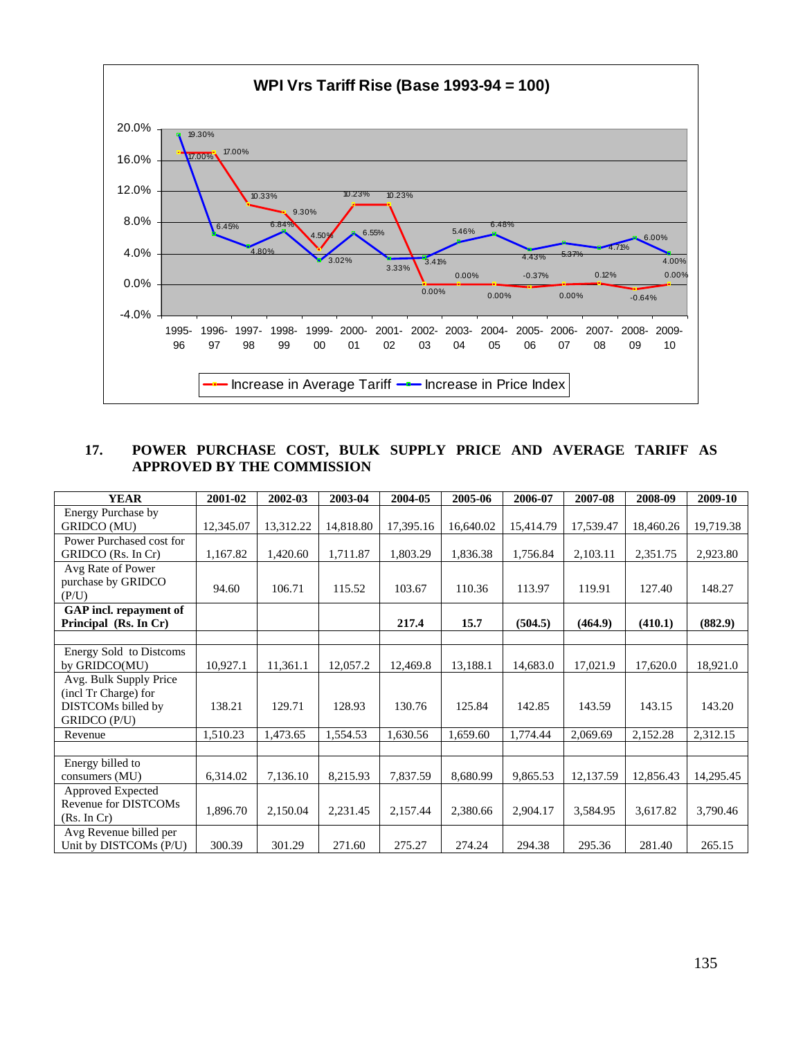**WPI Vrs Tariff Rise (Base 1993-94 = 100)**

| Year | Increase in Average Tariff | Increase in Price Index |
|---|---|---|
| 1995-96 | 17.00% | 19.30% |
| 1996-97 | 17.00% | 6.45% |
| 1997-98 | 10.33% | 4.80% |
| 1998-99 | 9.30% | 6.84% |
| 1999-00 | 4.50% | 3.02% |
| 2000-01 | 10.23% | 6.55% |
| 2001-02 | 10.23% | 3.33% |
| 2002-03 | 0.00% | 3.41% |
| 2003-04 | 0.00% | 5.46% |
| 2004-05 | 0.00% | 6.48% |
| 2005-06 | -0.37% | 4.43% |
| 2006-07 | 0.00% | 5.37% |
| 2007-08 | 0.12% | 4.71% |
| 2008-09 | -0.64% | 6.00% |
| 2009-10 | 0.00% | 4.00% |

## 17. POWER PURCHASE COST, BULK SUPPLY PRICE AND AVERAGE TARIFF AS APPROVED BY THE COMMISSION

| YEAR | 2001-02 | 2002-03 | 2003-04 | 2004-05 | 2005-06 | 2006-07 | 2007-08 | 2008-09 | 2009-10 |
|---|---|---|---|---|---|---|---|---|---|
| Energy Purchase by GRIDCO (MU) | 12,345.07 | 13,312.22 | 14,818.80 | 17,395.16 | 16,640.02 | 15,414.79 | 17,539.47 | 18,460.26 | 19,719.38 |
| Power Purchased cost for GRIDCO (Rs. In Cr) | 1,167.82 | 1,420.60 | 1,711.87 | 1,803.29 | 1,836.38 | 1,756.84 | 2,103.11 | 2,351.75 | 2,923.80 |
| Avg Rate of Power purchase by GRIDCO (P/U) | 94.60 | 106.71 | 115.52 | 103.67 | 110.36 | 113.97 | 119.91 | 127.40 | 148.27 |
| **GAP incl. repayment of Principal (Rs. In Cr)** | | | | **217.4** | **15.7** | **(504.5)** | **(464.9)** | **(410.1)** | **(882.9)** |
| | | | | | | | | | |
| Energy Sold to Distcoms by GRIDCO(MU) | 10,927.1 | 11,361.1 | 12,057.2 | 12,469.8 | 13,188.1 | 14,683.0 | 17,021.9 | 17,620.0 | 18,921.0 |
| Avg. Bulk Supply Price (incl Tr Charge) for DISTCOMs billed by GRIDCO (P/U) | 138.21 | 129.71 | 128.93 | 130.76 | 125.84 | 142.85 | 143.59 | 143.15 | 143.20 |
| Revenue | 1,510.23 | 1,473.65 | 1,554.53 | 1,630.56 | 1,659.60 | 1,774.44 | 2,069.69 | 2,152.28 | 2,312.15 |
| | | | | | | | | | |
| Energy billed to consumers (MU) | 6,314.02 | 7,136.10 | 8,215.93 | 7,837.59 | 8,680.99 | 9,865.53 | 12,137.59 | 12,856.43 | 14,295.45 |
| Approved Expected Revenue for DISTCOMs (Rs. In Cr) | 1,896.70 | 2,150.04 | 2,231.45 | 2,157.44 | 2,380.66 | 2,904.17 | 3,584.95 | 3,617.82 | 3,790.46 |
| Avg Revenue billed per Unit by DISTCOMs (P/U) | 300.39 | 301.29 | 271.60 | 275.27 | 274.24 | 294.38 | 295.36 | 281.40 | 265.15 |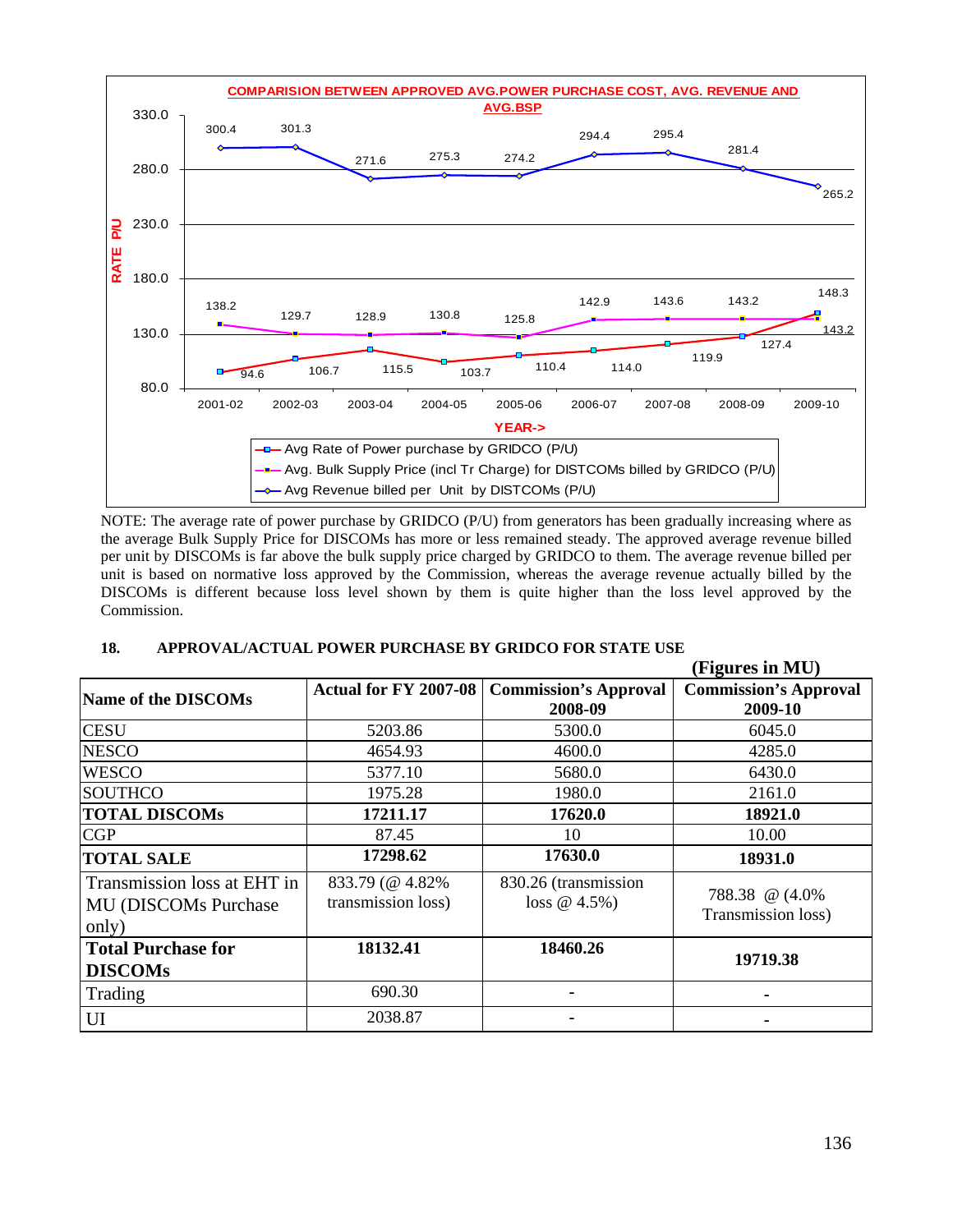**COMPARISION BETWEEN APPROVED AVG.POWER PURCHASE COST, AVG. REVENUE AND AVG.BSP**

| YEAR | Avg Rate of Power purchase by GRIDCO (P/U) | Avg. Bulk Supply Price (incl Tr Charge) for DISTCOMs billed by GRIDCO (P/U) | Avg Revenue billed per Unit by DISTCOMs (P/U) |
|---|---|---|---|
| 2001-02 | 94.6 | 138.2 | 300.4 |
| 2002-03 | 106.7 | 129.7 | 301.3 |
| 2003-04 | 115.5 | 128.9 | 271.6 |
| 2004-05 | 103.7 | 130.8 | 275.3 |
| 2005-06 | 110.4 | 125.8 | 274.2 |
| 2006-07 | 114.0 | 142.9 | 294.4 |
| 2007-08 | 119.9 | 143.6 | 295.4 |
| 2008-09 | 127.4 | 143.2 | 281.4 |
| 2009-10 | 148.3 | 143.2 | 265.2 |

NOTE: The average rate of power purchase by GRIDCO (P/U) from generators has been gradually increasing where as the average Bulk Supply Price for DISCOMs has more or less remained steady. The approved average revenue billed per unit by DISCOMs is far above the bulk supply price charged by GRIDCO to them. The average revenue billed per unit is based on normative loss approved by the Commission, whereas the average revenue actually billed by the DISCOMs is different because loss level shown by them is quite higher than the loss level approved by the Commission.

## 18. APPROVAL/ACTUAL POWER PURCHASE BY GRIDCO FOR STATE USE

**(Figures in MU)**

| Name of the DISCOMs | Actual for FY 2007-08 | Commission's Approval 2008-09 | Commission's Approval 2009-10 |
|---|---|---|---|
| CESU | 5203.86 | 5300.0 | 6045.0 |
| NESCO | 4654.93 | 4600.0 | 4285.0 |
| WESCO | 5377.10 | 5680.0 | 6430.0 |
| SOUTHCO | 1975.28 | 1980.0 | 2161.0 |
| **TOTAL DISCOMs** | **17211.17** | **17620.0** | **18921.0** |
| CGP | 87.45 | 10 | 10.00 |
| **TOTAL SALE** | **17298.62** | **17630.0** | **18931.0** |
| Transmission loss at EHT in MU (DISCOMs Purchase only) | 833.79 (@ 4.82% transmission loss) | 830.26 (transmission loss @ 4.5%) | 788.38 @ (4.0% Transmission loss) |
| **Total Purchase for DISCOMs** | **18132.41** | **18460.26** | **19719.38** |
| Trading | 690.30 | - | - |
| UI | 2038.87 | - | - |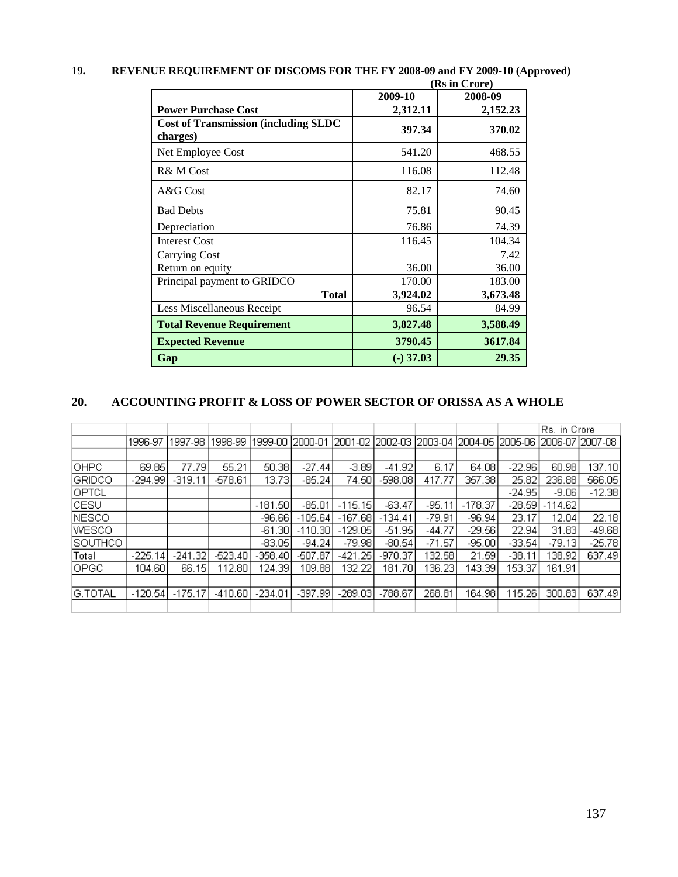## 19. REVENUE REQUIREMENT OF DISCOMS FOR THE FY 2008-09 and FY 2009-10 (Approved)

**(Rs in Crore)**

| | 2009-10 | 2008-09 |
|---|---|---|
| **Power Purchase Cost** | **2,312.11** | **2,152.23** |
| **Cost of Transmission (including SLDC charges)** | **397.34** | **370.02** |
| Net Employee Cost | 541.20 | 468.55 |
| R& M Cost | 116.08 | 112.48 |
| A&G Cost | 82.17 | 74.60 |
| Bad Debts | 75.81 | 90.45 |
| Depreciation | 76.86 | 74.39 |
| Interest Cost | 116.45 | 104.34 |
| Carrying Cost | | 7.42 |
| Return on equity | 36.00 | 36.00 |
| Principal payment to GRIDCO | 170.00 | 183.00 |
| **Total** | **3,924.02** | **3,673.48** |
| Less Miscellaneous Receipt | 96.54 | 84.99 |
| **Total Revenue Requirement** | **3,827.48** | **3,588.49** |
| **Expected Revenue** | **3790.45** | **3617.84** |
| **Gap** | **(-) 37.03** | **29.35** |

## 20. ACCOUNTING PROFIT & LOSS OF POWER SECTOR OF ORISSA AS A WHOLE

Rs. in Crore

| | 1996-97 | 1997-98 | 1998-99 | 1999-00 | 2000-01 | 2001-02 | 2002-03 | 2003-04 | 2004-05 | 2005-06 | 2006-07 | 2007-08 |
|---|---|---|---|---|---|---|---|---|---|---|---|---|
| OHPC | 69.85 | 77.79 | 55.21 | 50.38 | -27.44 | -3.89 | -41.92 | 6.17 | 64.08 | -22.96 | 60.98 | 137.10 |
| GRIDCO | -294.99 | -319.11 | -578.61 | 13.73 | -85.24 | 74.50 | -598.08 | 417.77 | 357.38 | 25.82 | 236.88 | 566.05 |
| OPTCL | | | | | | | | | | -24.95 | -9.06 | -12.38 |
| CESU | | | | -181.50 | -85.01 | -115.15 | -63.47 | -95.11 | -178.37 | -28.59 | -114.62 | |
| NESCO | | | | -96.66 | -105.64 | -167.68 | -134.41 | -79.91 | -96.94 | 23.17 | 12.04 | 22.18 |
| WESCO | | | | -61.30 | -110.30 | -129.05 | -51.95 | -44.77 | -29.56 | 22.94 | 31.83 | -49.68 |
| SOUTHCO | | | | -83.05 | -94.24 | -79.98 | -80.54 | -71.57 | -95.00 | -33.54 | -79.13 | -25.78 |
| Total | -225.14 | -241.32 | -523.40 | -358.40 | -507.87 | -421.25 | -970.37 | 132.58 | 21.59 | -38.11 | 138.92 | 637.49 |
| OPGC | 104.60 | 66.15 | 112.80 | 124.39 | 109.88 | 132.22 | 181.70 | 136.23 | 143.39 | 153.37 | 161.91 | |
| G.TOTAL | -120.54 | -175.17 | -410.60 | -234.01 | -397.99 | -289.03 | -788.67 | 268.81 | 164.98 | 115.26 | 300.83 | 637.49 |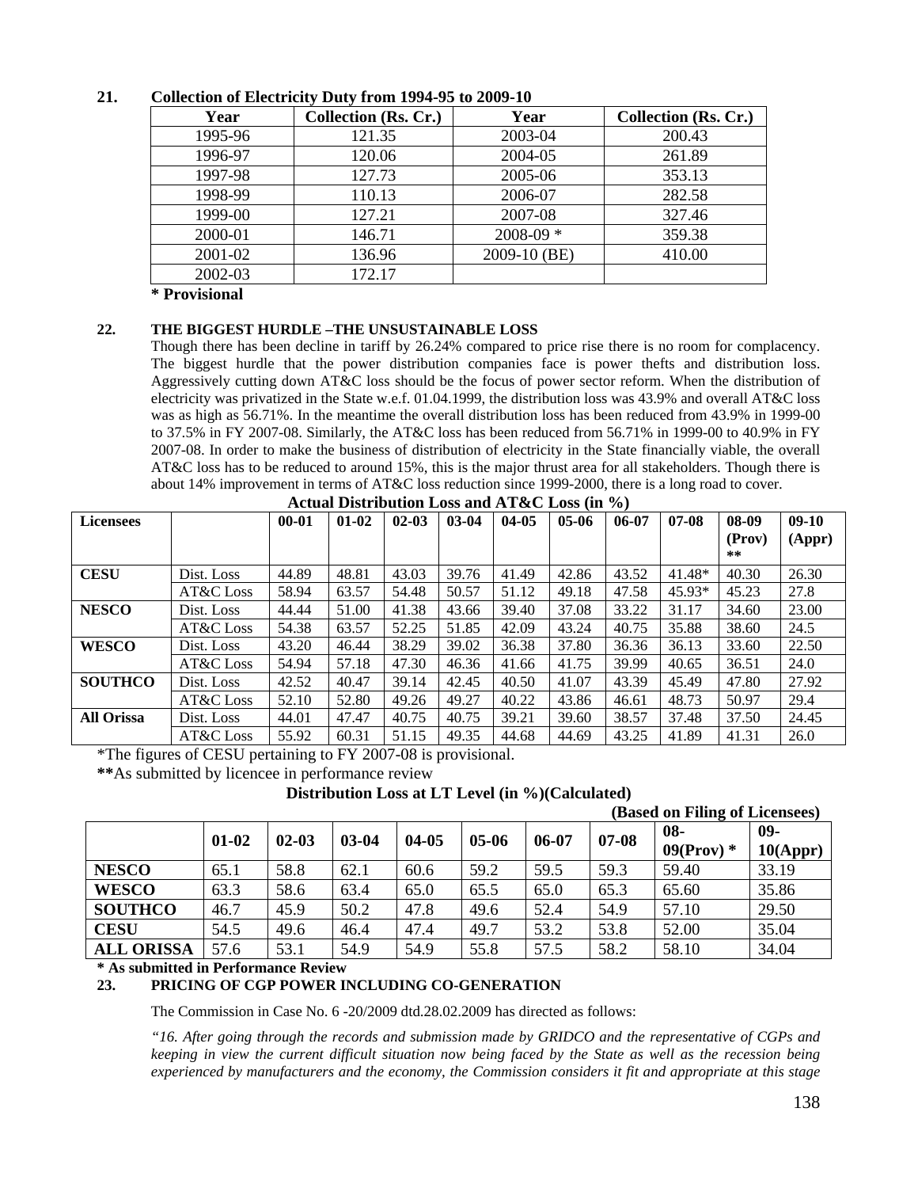**21. Collection of Electricity Duty from 1994-95 to 2009-10**

| Year | Collection (Rs. Cr.) | Year | Collection (Rs. Cr.) |
|---|---|---|---|
| 1995-96 | 121.35 | 2003-04 | 200.43 |
| 1996-97 | 120.06 | 2004-05 | 261.89 |
| 1997-98 | 127.73 | 2005-06 | 353.13 |
| 1998-99 | 110.13 | 2006-07 | 282.58 |
| 1999-00 | 127.21 | 2007-08 | 327.46 |
| 2000-01 | 146.71 | 2008-09 * | 359.38 |
| 2001-02 | 136.96 | 2009-10 (BE) | 410.00 |
| 2002-03 | 172.17 | | |

**\* Provisional**

**22. THE BIGGEST HURDLE –THE UNSUSTAINABLE LOSS**

Though there has been decline in tariff by 26.24% compared to price rise there is no room for complacency. The biggest hurdle that the power distribution companies face is power thefts and distribution loss. Aggressively cutting down AT&C loss should be the focus of power sector reform. When the distribution of electricity was privatized in the State w.e.f. 01.04.1999, the distribution loss was 43.9% and overall AT&C loss was as high as 56.71%. In the meantime the overall distribution loss has been reduced from 43.9% in 1999-00 to 37.5% in FY 2007-08. Similarly, the AT&C loss has been reduced from 56.71% in 1999-00 to 40.9% in FY 2007-08. In order to make the business of distribution of electricity in the State financially viable, the overall AT&C loss has to be reduced to around 15%, this is the major thrust area for all stakeholders. Though there is about 14% improvement in terms of AT&C loss reduction since 1999-2000, there is a long road to cover.

**Actual Distribution Loss and AT&C Loss (in %)**

| Licensees | | 00-01 | 01-02 | 02-03 | 03-04 | 04-05 | 05-06 | 06-07 | 07-08 | 08-09 (Prov) ** | 09-10 (Appr) |
|---|---|---|---|---|---|---|---|---|---|---|---|
| **CESU** | Dist. Loss | 44.89 | 48.81 | 43.03 | 39.76 | 41.49 | 42.86 | 43.52 | 41.48* | 40.30 | 26.30 |
| | AT&C Loss | 58.94 | 63.57 | 54.48 | 50.57 | 51.12 | 49.18 | 47.58 | 45.93* | 45.23 | 27.8 |
| **NESCO** | Dist. Loss | 44.44 | 51.00 | 41.38 | 43.66 | 39.40 | 37.08 | 33.22 | 31.17 | 34.60 | 23.00 |
| | AT&C Loss | 54.38 | 63.57 | 52.25 | 51.85 | 42.09 | 43.24 | 40.75 | 35.88 | 38.60 | 24.5 |
| **WESCO** | Dist. Loss | 43.20 | 46.44 | 38.29 | 39.02 | 36.38 | 37.80 | 36.36 | 36.13 | 33.60 | 22.50 |
| | AT&C Loss | 54.94 | 57.18 | 47.30 | 46.36 | 41.66 | 41.75 | 39.99 | 40.65 | 36.51 | 24.0 |
| **SOUTHCO** | Dist. Loss | 42.52 | 40.47 | 39.14 | 42.45 | 40.50 | 41.07 | 43.39 | 45.49 | 47.80 | 27.92 |
| | AT&C Loss | 52.10 | 52.80 | 49.26 | 49.27 | 40.22 | 43.86 | 46.61 | 48.73 | 50.97 | 29.4 |
| **All Orissa** | Dist. Loss | 44.01 | 47.47 | 40.75 | 40.75 | 39.21 | 39.60 | 38.57 | 37.48 | 37.50 | 24.45 |
| | AT&C Loss | 55.92 | 60.31 | 51.15 | 49.35 | 44.68 | 44.69 | 43.25 | 41.89 | 41.31 | 26.0 |

\*The figures of CESU pertaining to FY 2007-08 is provisional.

**\*\***As submitted by licencee in performance review

**Distribution Loss at LT Level (in %)(Calculated)**

**(Based on Filing of Licensees)**

| | 01-02 | 02-03 | 03-04 | 04-05 | 05-06 | 06-07 | 07-08 | 08-09(Prov) * | 09-10(Appr) |
|---|---|---|---|---|---|---|---|---|---|
| **NESCO** | 65.1 | 58.8 | 62.1 | 60.6 | 59.2 | 59.5 | 59.3 | 59.40 | 33.19 |
| **WESCO** | 63.3 | 58.6 | 63.4 | 65.0 | 65.5 | 65.0 | 65.3 | 65.60 | 35.86 |
| **SOUTHCO** | 46.7 | 45.9 | 50.2 | 47.8 | 49.6 | 52.4 | 54.9 | 57.10 | 29.50 |
| **CESU** | 54.5 | 49.6 | 46.4 | 47.4 | 49.7 | 53.2 | 53.8 | 52.00 | 35.04 |
| **ALL ORISSA** | 57.6 | 53.1 | 54.9 | 54.9 | 55.8 | 57.5 | 58.2 | 58.10 | 34.04 |

**\* As submitted in Performance Review**

**23. PRICING OF CGP POWER INCLUDING CO-GENERATION**

The Commission in Case No. 6 -20/2009 dtd.28.02.2009 has directed as follows:

*"16. After going through the records and submission made by GRIDCO and the representative of CGPs and keeping in view the current difficult situation now being faced by the State as well as the recession being experienced by manufacturers and the economy, the Commission considers it fit and appropriate at this stage*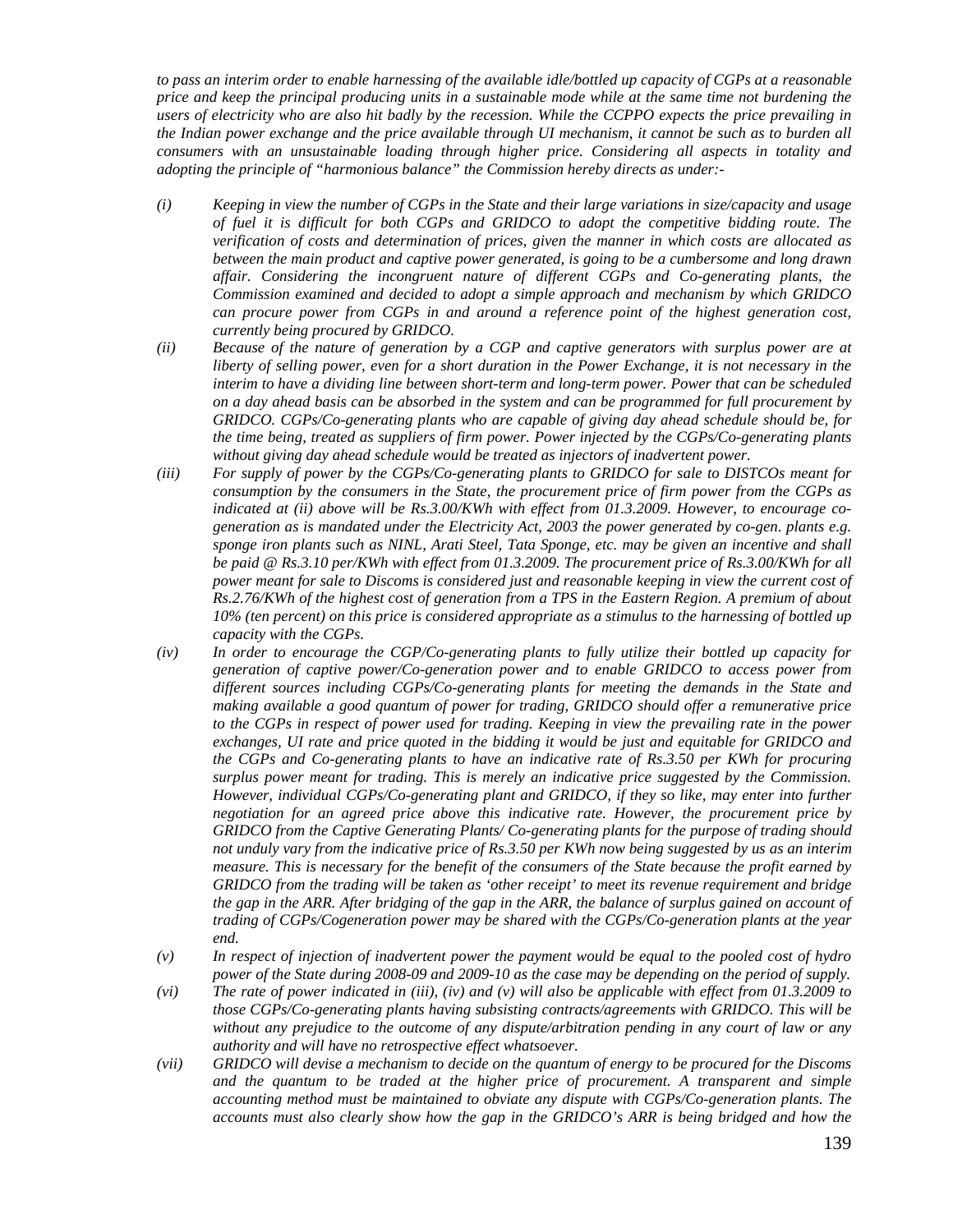*to pass an interim order to enable harnessing of the available idle/bottled up capacity of CGPs at a reasonable price and keep the principal producing units in a sustainable mode while at the same time not burdening the users of electricity who are also hit badly by the recession. While the CCPPO expects the price prevailing in the Indian power exchange and the price available through UI mechanism, it cannot be such as to burden all consumers with an unsustainable loading through higher price. Considering all aspects in totality and adopting the principle of "harmonious balance" the Commission hereby directs as under:-*

*(i)* *Keeping in view the number of CGPs in the State and their large variations in size/capacity and usage of fuel it is difficult for both CGPs and GRIDCO to adopt the competitive bidding route. The verification of costs and determination of prices, given the manner in which costs are allocated as between the main product and captive power generated, is going to be a cumbersome and long drawn affair. Considering the incongruent nature of different CGPs and Co-generating plants, the Commission examined and decided to adopt a simple approach and mechanism by which GRIDCO can procure power from CGPs in and around a reference point of the highest generation cost, currently being procured by GRIDCO.*

*(ii)* *Because of the nature of generation by a CGP and captive generators with surplus power are at liberty of selling power, even for a short duration in the Power Exchange, it is not necessary in the interim to have a dividing line between short-term and long-term power. Power that can be scheduled on a day ahead basis can be absorbed in the system and can be programmed for full procurement by GRIDCO. CGPs/Co-generating plants who are capable of giving day ahead schedule should be, for the time being, treated as suppliers of firm power. Power injected by the CGPs/Co-generating plants without giving day ahead schedule would be treated as injectors of inadvertent power.*

*(iii)* *For supply of power by the CGPs/Co-generating plants to GRIDCO for sale to DISTCOs meant for consumption by the consumers in the State, the procurement price of firm power from the CGPs as indicated at (ii) above will be Rs.3.00/KWh with effect from 01.3.2009. However, to encourage co-generation as is mandated under the Electricity Act, 2003 the power generated by co-gen. plants e.g. sponge iron plants such as NINL, Arati Steel, Tata Sponge, etc. may be given an incentive and shall be paid @ Rs.3.10 per/KWh with effect from 01.3.2009. The procurement price of Rs.3.00/KWh for all power meant for sale to Discoms is considered just and reasonable keeping in view the current cost of Rs.2.76/KWh of the highest cost of generation from a TPS in the Eastern Region. A premium of about 10% (ten percent) on this price is considered appropriate as a stimulus to the harnessing of bottled up capacity with the CGPs.*

*(iv)* *In order to encourage the CGP/Co-generating plants to fully utilize their bottled up capacity for generation of captive power/Co-generation power and to enable GRIDCO to access power from different sources including CGPs/Co-generating plants for meeting the demands in the State and making available a good quantum of power for trading, GRIDCO should offer a remunerative price to the CGPs in respect of power used for trading. Keeping in view the prevailing rate in the power exchanges, UI rate and price quoted in the bidding it would be just and equitable for GRIDCO and the CGPs and Co-generating plants to have an indicative rate of Rs.3.50 per KWh for procuring surplus power meant for trading. This is merely an indicative price suggested by the Commission. However, individual CGPs/Co-generating plant and GRIDCO, if they so like, may enter into further negotiation for an agreed price above this indicative rate. However, the procurement price by GRIDCO from the Captive Generating Plants/ Co-generating plants for the purpose of trading should not unduly vary from the indicative price of Rs.3.50 per KWh now being suggested by us as an interim measure. This is necessary for the benefit of the consumers of the State because the profit earned by GRIDCO from the trading will be taken as 'other receipt' to meet its revenue requirement and bridge the gap in the ARR. After bridging of the gap in the ARR, the balance of surplus gained on account of trading of CGPs/Cogeneration power may be shared with the CGPs/Co-generation plants at the year end.*

*(v)* *In respect of injection of inadvertent power the payment would be equal to the pooled cost of hydro power of the State during 2008-09 and 2009-10 as the case may be depending on the period of supply.*

*(vi)* *The rate of power indicated in (iii), (iv) and (v) will also be applicable with effect from 01.3.2009 to those CGPs/Co-generating plants having subsisting contracts/agreements with GRIDCO. This will be without any prejudice to the outcome of any dispute/arbitration pending in any court of law or any authority and will have no retrospective effect whatsoever.*

*(vii)* *GRIDCO will devise a mechanism to decide on the quantum of energy to be procured for the Discoms and the quantum to be traded at the higher price of procurement. A transparent and simple accounting method must be maintained to obviate any dispute with CGPs/Co-generation plants. The accounts must also clearly show how the gap in the GRIDCO's ARR is being bridged and how the*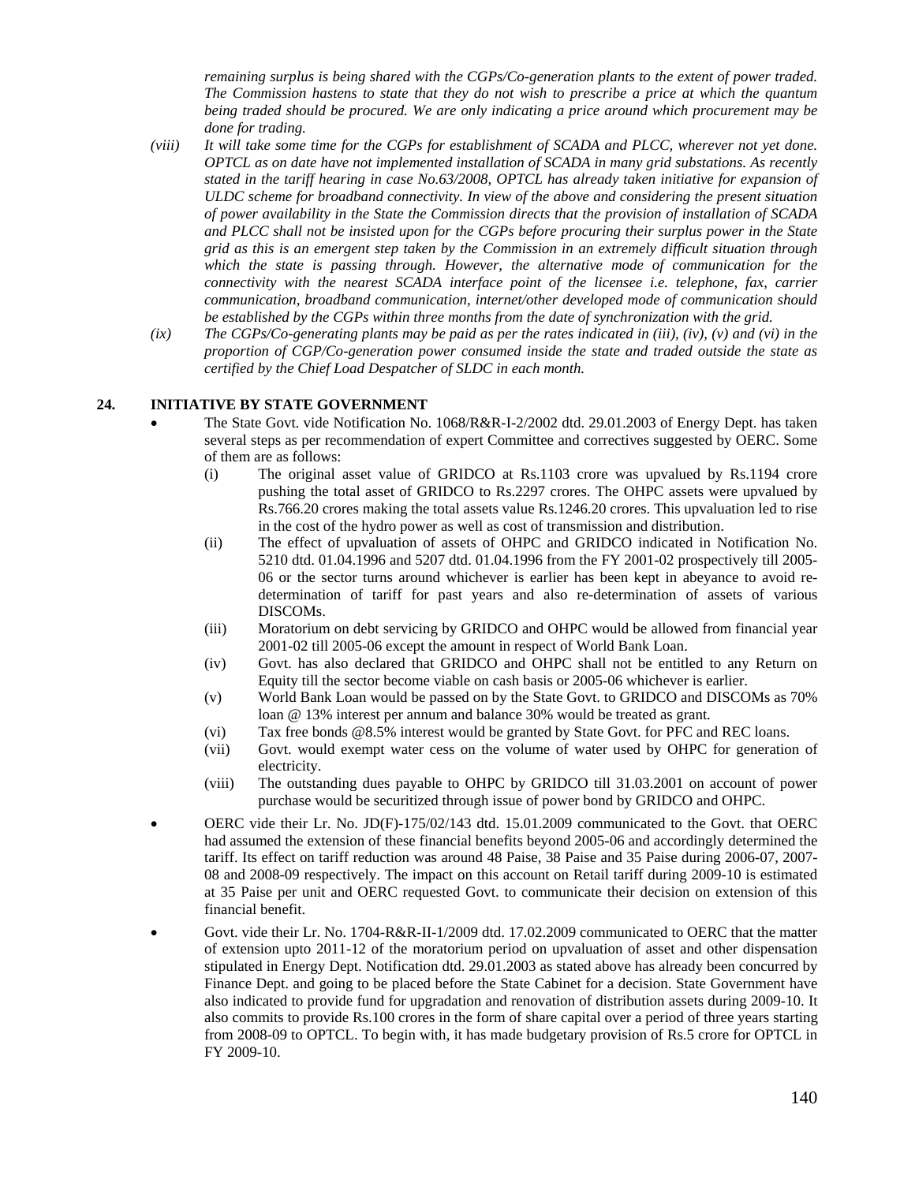*remaining surplus is being shared with the CGPs/Co-generation plants to the extent of power traded. The Commission hastens to state that they do not wish to prescribe a price at which the quantum being traded should be procured. We are only indicating a price around which procurement may be done for trading.*

*(viii) It will take some time for the CGPs for establishment of SCADA and PLCC, wherever not yet done. OPTCL as on date have not implemented installation of SCADA in many grid substations. As recently stated in the tariff hearing in case No.63/2008, OPTCL has already taken initiative for expansion of ULDC scheme for broadband connectivity. In view of the above and considering the present situation of power availability in the State the Commission directs that the provision of installation of SCADA and PLCC shall not be insisted upon for the CGPs before procuring their surplus power in the State grid as this is an emergent step taken by the Commission in an extremely difficult situation through which the state is passing through. However, the alternative mode of communication for the connectivity with the nearest SCADA interface point of the licensee i.e. telephone, fax, carrier communication, broadband communication, internet/other developed mode of communication should be established by the CGPs within three months from the date of synchronization with the grid.*

*(ix) The CGPs/Co-generating plants may be paid as per the rates indicated in (iii), (iv), (v) and (vi) in the proportion of CGP/Co-generation power consumed inside the state and traded outside the state as certified by the Chief Load Despatcher of SLDC in each month.*

## 24. INITIATIVE BY STATE GOVERNMENT

- The State Govt. vide Notification No. 1068/R&R-I-2/2002 dtd. 29.01.2003 of Energy Dept. has taken several steps as per recommendation of expert Committee and correctives suggested by OERC. Some of them are as follows:
  - (i) The original asset value of GRIDCO at Rs.1103 crore was upvalued by Rs.1194 crore pushing the total asset of GRIDCO to Rs.2297 crores. The OHPC assets were upvalued by Rs.766.20 crores making the total assets value Rs.1246.20 crores. This upvaluation led to rise in the cost of the hydro power as well as cost of transmission and distribution.
  - (ii) The effect of upvaluation of assets of OHPC and GRIDCO indicated in Notification No. 5210 dtd. 01.04.1996 and 5207 dtd. 01.04.1996 from the FY 2001-02 prospectively till 2005-06 or the sector turns around whichever is earlier has been kept in abeyance to avoid re-determination of tariff for past years and also re-determination of assets of various DISCOMs.
  - (iii) Moratorium on debt servicing by GRIDCO and OHPC would be allowed from financial year 2001-02 till 2005-06 except the amount in respect of World Bank Loan.
  - (iv) Govt. has also declared that GRIDCO and OHPC shall not be entitled to any Return on Equity till the sector become viable on cash basis or 2005-06 whichever is earlier.
  - (v) World Bank Loan would be passed on by the State Govt. to GRIDCO and DISCOMs as 70% loan @ 13% interest per annum and balance 30% would be treated as grant.
  - (vi) Tax free bonds @8.5% interest would be granted by State Govt. for PFC and REC loans.
  - (vii) Govt. would exempt water cess on the volume of water used by OHPC for generation of electricity.
  - (viii) The outstanding dues payable to OHPC by GRIDCO till 31.03.2001 on account of power purchase would be securitized through issue of power bond by GRIDCO and OHPC.
- OERC vide their Lr. No. JD(F)-175/02/143 dtd. 15.01.2009 communicated to the Govt. that OERC had assumed the extension of these financial benefits beyond 2005-06 and accordingly determined the tariff. Its effect on tariff reduction was around 48 Paise, 38 Paise and 35 Paise during 2006-07, 2007-08 and 2008-09 respectively. The impact on this account on Retail tariff during 2009-10 is estimated at 35 Paise per unit and OERC requested Govt. to communicate their decision on extension of this financial benefit.
- Govt. vide their Lr. No. 1704-R&R-II-1/2009 dtd. 17.02.2009 communicated to OERC that the matter of extension upto 2011-12 of the moratorium period on upvaluation of asset and other dispensation stipulated in Energy Dept. Notification dtd. 29.01.2003 as stated above has already been concurred by Finance Dept. and going to be placed before the State Cabinet for a decision. State Government have also indicated to provide fund for upgradation and renovation of distribution assets during 2009-10. It also commits to provide Rs.100 crores in the form of share capital over a period of three years starting from 2008-09 to OPTCL. To begin with, it has made budgetary provision of Rs.5 crore for OPTCL in FY 2009-10.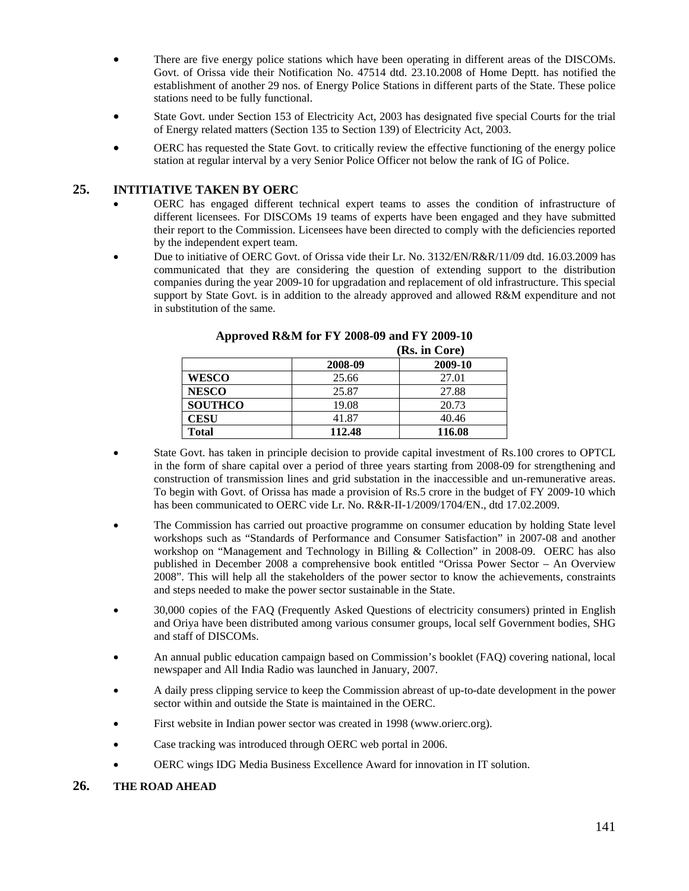- There are five energy police stations which have been operating in different areas of the DISCOMs. Govt. of Orissa vide their Notification No. 47514 dtd. 23.10.2008 of Home Deptt. has notified the establishment of another 29 nos. of Energy Police Stations in different parts of the State. These police stations need to be fully functional.
- State Govt. under Section 153 of Electricity Act, 2003 has designated five special Courts for the trial of Energy related matters (Section 135 to Section 139) of Electricity Act, 2003.
- OERC has requested the State Govt. to critically review the effective functioning of the energy police station at regular interval by a very Senior Police Officer not below the rank of IG of Police.

## 25. INTITIATIVE TAKEN BY OERC

- OERC has engaged different technical expert teams to asses the condition of infrastructure of different licensees. For DISCOMs 19 teams of experts have been engaged and they have submitted their report to the Commission. Licensees have been directed to comply with the deficiencies reported by the independent expert team.
- Due to initiative of OERC Govt. of Orissa vide their Lr. No. 3132/EN/R&R/11/09 dtd. 16.03.2009 has communicated that they are considering the question of extending support to the distribution companies during the year 2009-10 for upgradation and replacement of old infrastructure. This special support by State Govt. is in addition to the already approved and allowed R&M expenditure and not in substitution of the same.

**Approved R&M for FY 2008-09 and FY 2009-10**

**(Rs. in Core)**

| | 2008-09 | 2009-10 |
|---|---|---|
| **WESCO** | 25.66 | 27.01 |
| **NESCO** | 25.87 | 27.88 |
| **SOUTHCO** | 19.08 | 20.73 |
| **CESU** | 41.87 | 40.46 |
| **Total** | **112.48** | **116.08** |

- State Govt. has taken in principle decision to provide capital investment of Rs.100 crores to OPTCL in the form of share capital over a period of three years starting from 2008-09 for strengthening and construction of transmission lines and grid substation in the inaccessible and un-remunerative areas. To begin with Govt. of Orissa has made a provision of Rs.5 crore in the budget of FY 2009-10 which has been communicated to OERC vide Lr. No. R&R-II-1/2009/1704/EN., dtd 17.02.2009.
- The Commission has carried out proactive programme on consumer education by holding State level workshops such as "Standards of Performance and Consumer Satisfaction" in 2007-08 and another workshop on "Management and Technology in Billing & Collection" in 2008-09. OERC has also published in December 2008 a comprehensive book entitled "Orissa Power Sector – An Overview 2008". This will help all the stakeholders of the power sector to know the achievements, constraints and steps needed to make the power sector sustainable in the State.
- 30,000 copies of the FAQ (Frequently Asked Questions of electricity consumers) printed in English and Oriya have been distributed among various consumer groups, local self Government bodies, SHG and staff of DISCOMs.
- An annual public education campaign based on Commission's booklet (FAQ) covering national, local newspaper and All India Radio was launched in January, 2007.
- A daily press clipping service to keep the Commission abreast of up-to-date development in the power sector within and outside the State is maintained in the OERC.
- First website in Indian power sector was created in 1998 (www.orierc.org).
- Case tracking was introduced through OERC web portal in 2006.
- OERC wings IDG Media Business Excellence Award for innovation in IT solution.

## 26. THE ROAD AHEAD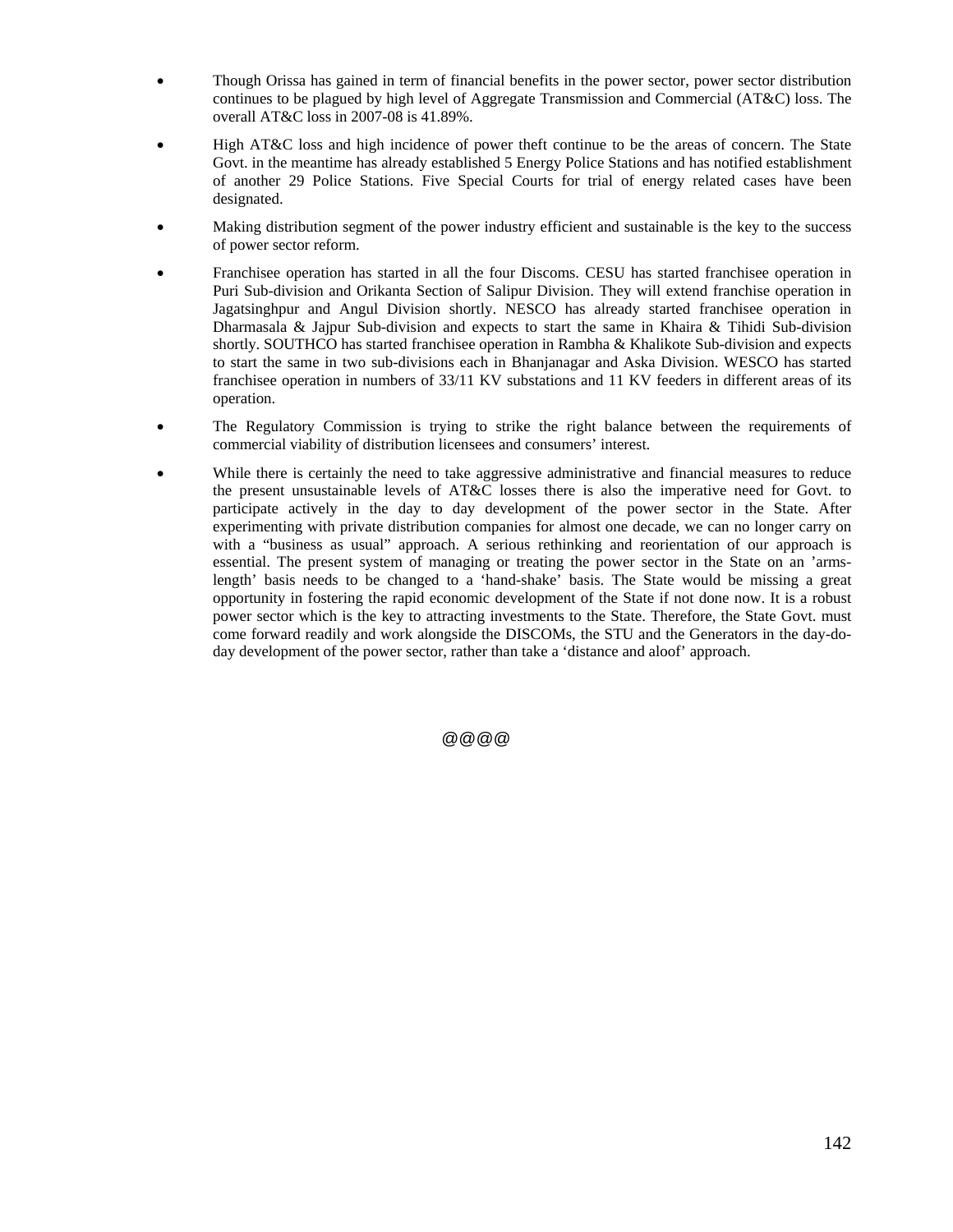- Though Orissa has gained in term of financial benefits in the power sector, power sector distribution continues to be plagued by high level of Aggregate Transmission and Commercial (AT&C) loss. The overall AT&C loss in 2007-08 is 41.89%.
- High AT&C loss and high incidence of power theft continue to be the areas of concern. The State Govt. in the meantime has already established 5 Energy Police Stations and has notified establishment of another 29 Police Stations. Five Special Courts for trial of energy related cases have been designated.
- Making distribution segment of the power industry efficient and sustainable is the key to the success of power sector reform.
- Franchisee operation has started in all the four Discoms. CESU has started franchisee operation in Puri Sub-division and Orikanta Section of Salipur Division. They will extend franchise operation in Jagatsinghpur and Angul Division shortly. NESCO has already started franchisee operation in Dharmasala & Jajpur Sub-division and expects to start the same in Khaira & Tihidi Sub-division shortly. SOUTHCO has started franchisee operation in Rambha & Khalikote Sub-division and expects to start the same in two sub-divisions each in Bhanjanagar and Aska Division. WESCO has started franchisee operation in numbers of 33/11 KV substations and 11 KV feeders in different areas of its operation.
- The Regulatory Commission is trying to strike the right balance between the requirements of commercial viability of distribution licensees and consumers' interest.
- While there is certainly the need to take aggressive administrative and financial measures to reduce the present unsustainable levels of AT&C losses there is also the imperative need for Govt. to participate actively in the day to day development of the power sector in the State. After experimenting with private distribution companies for almost one decade, we can no longer carry on with a "business as usual" approach. A serious rethinking and reorientation of our approach is essential. The present system of managing or treating the power sector in the State on an 'arms-length' basis needs to be changed to a 'hand-shake' basis. The State would be missing a great opportunity in fostering the rapid economic development of the State if not done now. It is a robust power sector which is the key to attracting investments to the State. Therefore, the State Govt. must come forward readily and work alongside the DISCOMs, the STU and the Generators in the day-do-day development of the power sector, rather than take a 'distance and aloof' approach.

@@@@